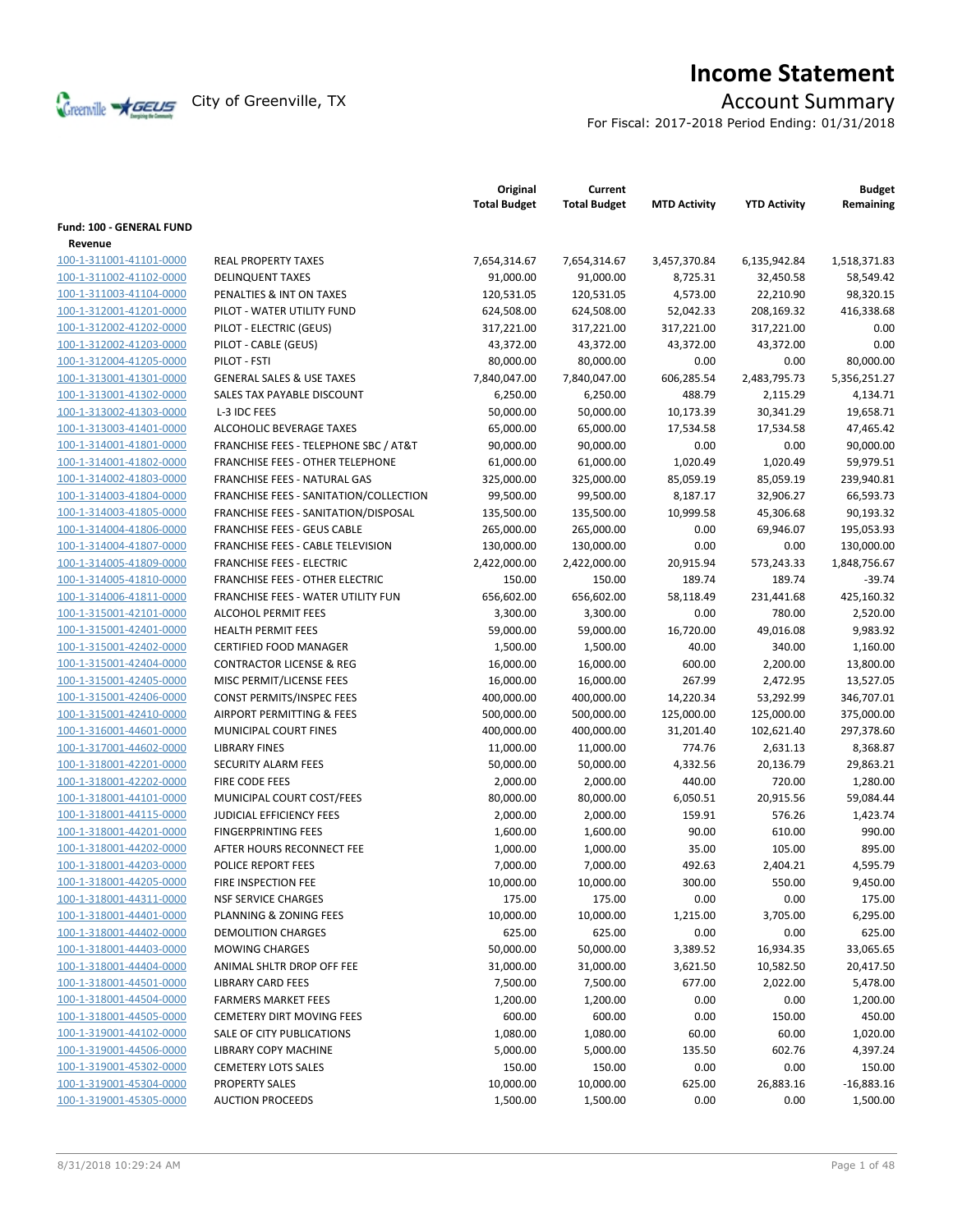# Income Statement

City of Greenville, TX

## Account Summary

For Fiscal: 2017-2018 Period Ending: 01/31/2018

| | | Original Total Budget | Current Total Budget | MTD Activity | YTD Activity | Budget Remaining |
|---|---|---|---|---|---|---|
| **Fund: 100 - GENERAL FUND** | | | | | | |
| **Revenue** | | | | | | |
| 100-1-311001-41101-0000 | REAL PROPERTY TAXES | 7,654,314.67 | 7,654,314.67 | 3,457,370.84 | 6,135,942.84 | 1,518,371.83 |
| 100-1-311002-41102-0000 | DELINQUENT TAXES | 91,000.00 | 91,000.00 | 8,725.31 | 32,450.58 | 58,549.42 |
| 100-1-311003-41104-0000 | PENALTIES & INT ON TAXES | 120,531.05 | 120,531.05 | 4,573.00 | 22,210.90 | 98,320.15 |
| 100-1-312001-41201-0000 | PILOT - WATER UTILITY FUND | 624,508.00 | 624,508.00 | 52,042.33 | 208,169.32 | 416,338.68 |
| 100-1-312002-41202-0000 | PILOT - ELECTRIC (GEUS) | 317,221.00 | 317,221.00 | 317,221.00 | 317,221.00 | 0.00 |
| 100-1-312002-41203-0000 | PILOT - CABLE (GEUS) | 43,372.00 | 43,372.00 | 43,372.00 | 43,372.00 | 0.00 |
| 100-1-312004-41205-0000 | PILOT - FSTI | 80,000.00 | 80,000.00 | 0.00 | 0.00 | 80,000.00 |
| 100-1-313001-41301-0000 | GENERAL SALES & USE TAXES | 7,840,047.00 | 7,840,047.00 | 606,285.54 | 2,483,795.73 | 5,356,251.27 |
| 100-1-313001-41302-0000 | SALES TAX PAYABLE DISCOUNT | 6,250.00 | 6,250.00 | 488.79 | 2,115.29 | 4,134.71 |
| 100-1-313002-41303-0000 | L-3 IDC FEES | 50,000.00 | 50,000.00 | 10,173.39 | 30,341.29 | 19,658.71 |
| 100-1-313003-41401-0000 | ALCOHOLIC BEVERAGE TAXES | 65,000.00 | 65,000.00 | 17,534.58 | 17,534.58 | 47,465.42 |
| 100-1-314001-41801-0000 | FRANCHISE FEES - TELEPHONE SBC / AT&T | 90,000.00 | 90,000.00 | 0.00 | 0.00 | 90,000.00 |
| 100-1-314001-41802-0000 | FRANCHISE FEES - OTHER TELEPHONE | 61,000.00 | 61,000.00 | 1,020.49 | 1,020.49 | 59,979.51 |
| 100-1-314002-41803-0000 | FRANCHISE FEES - NATURAL GAS | 325,000.00 | 325,000.00 | 85,059.19 | 85,059.19 | 239,940.81 |
| 100-1-314003-41804-0000 | FRANCHISE FEES - SANITATION/COLLECTION | 99,500.00 | 99,500.00 | 8,187.17 | 32,906.27 | 66,593.73 |
| 100-1-314003-41805-0000 | FRANCHISE FEES - SANITATION/DISPOSAL | 135,500.00 | 135,500.00 | 10,999.58 | 45,306.68 | 90,193.32 |
| 100-1-314004-41806-0000 | FRANCHISE FEES - GEUS CABLE | 265,000.00 | 265,000.00 | 0.00 | 69,946.07 | 195,053.93 |
| 100-1-314004-41807-0000 | FRANCHISE FEES - CABLE TELEVISION | 130,000.00 | 130,000.00 | 0.00 | 0.00 | 130,000.00 |
| 100-1-314005-41809-0000 | FRANCHISE FEES - ELECTRIC | 2,422,000.00 | 2,422,000.00 | 20,915.94 | 573,243.33 | 1,848,756.67 |
| 100-1-314005-41810-0000 | FRANCHISE FEES - OTHER ELECTRIC | 150.00 | 150.00 | 189.74 | 189.74 | -39.74 |
| 100-1-314006-41811-0000 | FRANCHISE FEES - WATER UTILITY FUN | 656,602.00 | 656,602.00 | 58,118.49 | 231,441.68 | 425,160.32 |
| 100-1-315001-42101-0000 | ALCOHOL PERMIT FEES | 3,300.00 | 3,300.00 | 0.00 | 780.00 | 2,520.00 |
| 100-1-315001-42401-0000 | HEALTH PERMIT FEES | 59,000.00 | 59,000.00 | 16,720.00 | 49,016.08 | 9,983.92 |
| 100-1-315001-42402-0000 | CERTIFIED FOOD MANAGER | 1,500.00 | 1,500.00 | 40.00 | 340.00 | 1,160.00 |
| 100-1-315001-42404-0000 | CONTRACTOR LICENSE & REG | 16,000.00 | 16,000.00 | 600.00 | 2,200.00 | 13,800.00 |
| 100-1-315001-42405-0000 | MISC PERMIT/LICENSE FEES | 16,000.00 | 16,000.00 | 267.99 | 2,472.95 | 13,527.05 |
| 100-1-315001-42406-0000 | CONST PERMITS/INSPEC FEES | 400,000.00 | 400,000.00 | 14,220.34 | 53,292.99 | 346,707.01 |
| 100-1-315001-42410-0000 | AIRPORT PERMITTING & FEES | 500,000.00 | 500,000.00 | 125,000.00 | 125,000.00 | 375,000.00 |
| 100-1-316001-44601-0000 | MUNICIPAL COURT FINES | 400,000.00 | 400,000.00 | 31,201.40 | 102,621.40 | 297,378.60 |
| 100-1-317001-44602-0000 | LIBRARY FINES | 11,000.00 | 11,000.00 | 774.76 | 2,631.13 | 8,368.87 |
| 100-1-318001-42201-0000 | SECURITY ALARM FEES | 50,000.00 | 50,000.00 | 4,332.56 | 20,136.79 | 29,863.21 |
| 100-1-318001-42202-0000 | FIRE CODE FEES | 2,000.00 | 2,000.00 | 440.00 | 720.00 | 1,280.00 |
| 100-1-318001-44101-0000 | MUNICIPAL COURT COST/FEES | 80,000.00 | 80,000.00 | 6,050.51 | 20,915.56 | 59,084.44 |
| 100-1-318001-44115-0000 | JUDICIAL EFFICIENCY FEES | 2,000.00 | 2,000.00 | 159.91 | 576.26 | 1,423.74 |
| 100-1-318001-44201-0000 | FINGERPRINTING FEES | 1,600.00 | 1,600.00 | 90.00 | 610.00 | 990.00 |
| 100-1-318001-44202-0000 | AFTER HOURS RECONNECT FEE | 1,000.00 | 1,000.00 | 35.00 | 105.00 | 895.00 |
| 100-1-318001-44203-0000 | POLICE REPORT FEES | 7,000.00 | 7,000.00 | 492.63 | 2,404.21 | 4,595.79 |
| 100-1-318001-44205-0000 | FIRE INSPECTION FEE | 10,000.00 | 10,000.00 | 300.00 | 550.00 | 9,450.00 |
| 100-1-318001-44311-0000 | NSF SERVICE CHARGES | 175.00 | 175.00 | 0.00 | 0.00 | 175.00 |
| 100-1-318001-44401-0000 | PLANNING & ZONING FEES | 10,000.00 | 10,000.00 | 1,215.00 | 3,705.00 | 6,295.00 |
| 100-1-318001-44402-0000 | DEMOLITION CHARGES | 625.00 | 625.00 | 0.00 | 0.00 | 625.00 |
| 100-1-318001-44403-0000 | MOWING CHARGES | 50,000.00 | 50,000.00 | 3,389.52 | 16,934.35 | 33,065.65 |
| 100-1-318001-44404-0000 | ANIMAL SHLTR DROP OFF FEE | 31,000.00 | 31,000.00 | 3,621.50 | 10,582.50 | 20,417.50 |
| 100-1-318001-44501-0000 | LIBRARY CARD FEES | 7,500.00 | 7,500.00 | 677.00 | 2,022.00 | 5,478.00 |
| 100-1-318001-44504-0000 | FARMERS MARKET FEES | 1,200.00 | 1,200.00 | 0.00 | 0.00 | 1,200.00 |
| 100-1-318001-44505-0000 | CEMETERY DIRT MOVING FEES | 600.00 | 600.00 | 0.00 | 150.00 | 450.00 |
| 100-1-319001-44102-0000 | SALE OF CITY PUBLICATIONS | 1,080.00 | 1,080.00 | 60.00 | 60.00 | 1,020.00 |
| 100-1-319001-44506-0000 | LIBRARY COPY MACHINE | 5,000.00 | 5,000.00 | 135.50 | 602.76 | 4,397.24 |
| 100-1-319001-45302-0000 | CEMETERY LOTS SALES | 150.00 | 150.00 | 0.00 | 0.00 | 150.00 |
| 100-1-319001-45304-0000 | PROPERTY SALES | 10,000.00 | 10,000.00 | 625.00 | 26,883.16 | -16,883.16 |
| 100-1-319001-45305-0000 | AUCTION PROCEEDS | 1,500.00 | 1,500.00 | 0.00 | 0.00 | 1,500.00 |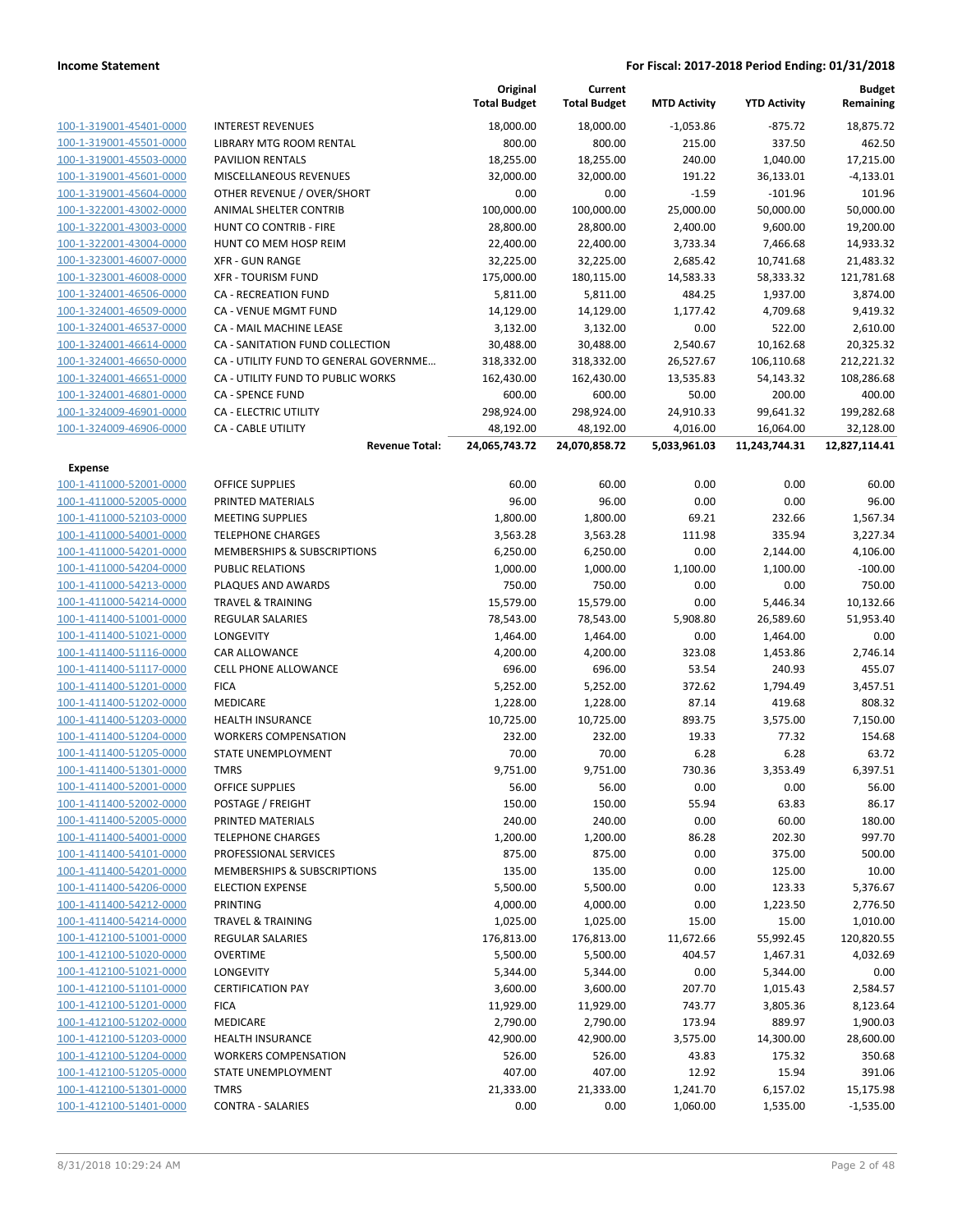| | | Original Total Budget | Current Total Budget | MTD Activity | YTD Activity | Budget Remaining |
|---|---|---|---|---|---|---|
| 100-1-319001-45401-0000 | INTEREST REVENUES | 18,000.00 | 18,000.00 | -1,053.86 | -875.72 | 18,875.72 |
| 100-1-319001-45501-0000 | LIBRARY MTG ROOM RENTAL | 800.00 | 800.00 | 215.00 | 337.50 | 462.50 |
| 100-1-319001-45503-0000 | PAVILION RENTALS | 18,255.00 | 18,255.00 | 240.00 | 1,040.00 | 17,215.00 |
| 100-1-319001-45601-0000 | MISCELLANEOUS REVENUES | 32,000.00 | 32,000.00 | 191.22 | 36,133.01 | -4,133.01 |
| 100-1-319001-45604-0000 | OTHER REVENUE / OVER/SHORT | 0.00 | 0.00 | -1.59 | -101.96 | 101.96 |
| 100-1-322001-43002-0000 | ANIMAL SHELTER CONTRIB | 100,000.00 | 100,000.00 | 25,000.00 | 50,000.00 | 50,000.00 |
| 100-1-322001-43003-0000 | HUNT CO CONTRIB - FIRE | 28,800.00 | 28,800.00 | 2,400.00 | 9,600.00 | 19,200.00 |
| 100-1-322001-43004-0000 | HUNT CO MEM HOSP REIM | 22,400.00 | 22,400.00 | 3,733.34 | 7,466.68 | 14,933.32 |
| 100-1-323001-46007-0000 | XFR - GUN RANGE | 32,225.00 | 32,225.00 | 2,685.42 | 10,741.68 | 21,483.32 |
| 100-1-323001-46008-0000 | XFR - TOURISM FUND | 175,000.00 | 180,115.00 | 14,583.33 | 58,333.32 | 121,781.68 |
| 100-1-324001-46506-0000 | CA - RECREATION FUND | 5,811.00 | 5,811.00 | 484.25 | 1,937.00 | 3,874.00 |
| 100-1-324001-46509-0000 | CA - VENUE MGMT FUND | 14,129.00 | 14,129.00 | 1,177.42 | 4,709.68 | 9,419.32 |
| 100-1-324001-46537-0000 | CA - MAIL MACHINE LEASE | 3,132.00 | 3,132.00 | 0.00 | 522.00 | 2,610.00 |
| 100-1-324001-46614-0000 | CA - SANITATION FUND COLLECTION | 30,488.00 | 30,488.00 | 2,540.67 | 10,162.68 | 20,325.32 |
| 100-1-324001-46650-0000 | CA - UTILITY FUND TO GENERAL GOVERNME… | 318,332.00 | 318,332.00 | 26,527.67 | 106,110.68 | 212,221.32 |
| 100-1-324001-46651-0000 | CA - UTILITY FUND TO PUBLIC WORKS | 162,430.00 | 162,430.00 | 13,535.83 | 54,143.32 | 108,286.68 |
| 100-1-324001-46801-0000 | CA - SPENCE FUND | 600.00 | 600.00 | 50.00 | 200.00 | 400.00 |
| 100-1-324009-46901-0000 | CA - ELECTRIC UTILITY | 298,924.00 | 298,924.00 | 24,910.33 | 99,641.32 | 199,282.68 |
| 100-1-324009-46906-0000 | CA - CABLE UTILITY | 48,192.00 | 48,192.00 | 4,016.00 | 16,064.00 | 32,128.00 |
| | **Revenue Total:** | **24,065,743.72** | **24,070,858.72** | **5,033,961.03** | **11,243,744.31** | **12,827,114.41** |
| **Expense** | | | | | | |
| 100-1-411000-52001-0000 | OFFICE SUPPLIES | 60.00 | 60.00 | 0.00 | 0.00 | 60.00 |
| 100-1-411000-52005-0000 | PRINTED MATERIALS | 96.00 | 96.00 | 0.00 | 0.00 | 96.00 |
| 100-1-411000-52103-0000 | MEETING SUPPLIES | 1,800.00 | 1,800.00 | 69.21 | 232.66 | 1,567.34 |
| 100-1-411000-54001-0000 | TELEPHONE CHARGES | 3,563.28 | 3,563.28 | 111.98 | 335.94 | 3,227.34 |
| 100-1-411000-54201-0000 | MEMBERSHIPS & SUBSCRIPTIONS | 6,250.00 | 6,250.00 | 0.00 | 2,144.00 | 4,106.00 |
| 100-1-411000-54204-0000 | PUBLIC RELATIONS | 1,000.00 | 1,000.00 | 1,100.00 | 1,100.00 | -100.00 |
| 100-1-411000-54213-0000 | PLAQUES AND AWARDS | 750.00 | 750.00 | 0.00 | 0.00 | 750.00 |
| 100-1-411000-54214-0000 | TRAVEL & TRAINING | 15,579.00 | 15,579.00 | 0.00 | 5,446.34 | 10,132.66 |
| 100-1-411400-51001-0000 | REGULAR SALARIES | 78,543.00 | 78,543.00 | 5,908.80 | 26,589.60 | 51,953.40 |
| 100-1-411400-51021-0000 | LONGEVITY | 1,464.00 | 1,464.00 | 0.00 | 1,464.00 | 0.00 |
| 100-1-411400-51116-0000 | CAR ALLOWANCE | 4,200.00 | 4,200.00 | 323.08 | 1,453.86 | 2,746.14 |
| 100-1-411400-51117-0000 | CELL PHONE ALLOWANCE | 696.00 | 696.00 | 53.54 | 240.93 | 455.07 |
| 100-1-411400-51201-0000 | FICA | 5,252.00 | 5,252.00 | 372.62 | 1,794.49 | 3,457.51 |
| 100-1-411400-51202-0000 | MEDICARE | 1,228.00 | 1,228.00 | 87.14 | 419.68 | 808.32 |
| 100-1-411400-51203-0000 | HEALTH INSURANCE | 10,725.00 | 10,725.00 | 893.75 | 3,575.00 | 7,150.00 |
| 100-1-411400-51204-0000 | WORKERS COMPENSATION | 232.00 | 232.00 | 19.33 | 77.32 | 154.68 |
| 100-1-411400-51205-0000 | STATE UNEMPLOYMENT | 70.00 | 70.00 | 6.28 | 6.28 | 63.72 |
| 100-1-411400-51301-0000 | TMRS | 9,751.00 | 9,751.00 | 730.36 | 3,353.49 | 6,397.51 |
| 100-1-411400-52001-0000 | OFFICE SUPPLIES | 56.00 | 56.00 | 0.00 | 0.00 | 56.00 |
| 100-1-411400-52002-0000 | POSTAGE / FREIGHT | 150.00 | 150.00 | 55.94 | 63.83 | 86.17 |
| 100-1-411400-52005-0000 | PRINTED MATERIALS | 240.00 | 240.00 | 0.00 | 60.00 | 180.00 |
| 100-1-411400-54001-0000 | TELEPHONE CHARGES | 1,200.00 | 1,200.00 | 86.28 | 202.30 | 997.70 |
| 100-1-411400-54101-0000 | PROFESSIONAL SERVICES | 875.00 | 875.00 | 0.00 | 375.00 | 500.00 |
| 100-1-411400-54201-0000 | MEMBERSHIPS & SUBSCRIPTIONS | 135.00 | 135.00 | 0.00 | 125.00 | 10.00 |
| 100-1-411400-54206-0000 | ELECTION EXPENSE | 5,500.00 | 5,500.00 | 0.00 | 123.33 | 5,376.67 |
| 100-1-411400-54212-0000 | PRINTING | 4,000.00 | 4,000.00 | 0.00 | 1,223.50 | 2,776.50 |
| 100-1-411400-54214-0000 | TRAVEL & TRAINING | 1,025.00 | 1,025.00 | 15.00 | 15.00 | 1,010.00 |
| 100-1-412100-51001-0000 | REGULAR SALARIES | 176,813.00 | 176,813.00 | 11,672.66 | 55,992.45 | 120,820.55 |
| 100-1-412100-51020-0000 | OVERTIME | 5,500.00 | 5,500.00 | 404.57 | 1,467.31 | 4,032.69 |
| 100-1-412100-51021-0000 | LONGEVITY | 5,344.00 | 5,344.00 | 0.00 | 5,344.00 | 0.00 |
| 100-1-412100-51101-0000 | CERTIFICATION PAY | 3,600.00 | 3,600.00 | 207.70 | 1,015.43 | 2,584.57 |
| 100-1-412100-51201-0000 | FICA | 11,929.00 | 11,929.00 | 743.77 | 3,805.36 | 8,123.64 |
| 100-1-412100-51202-0000 | MEDICARE | 2,790.00 | 2,790.00 | 173.94 | 889.97 | 1,900.03 |
| 100-1-412100-51203-0000 | HEALTH INSURANCE | 42,900.00 | 42,900.00 | 3,575.00 | 14,300.00 | 28,600.00 |
| 100-1-412100-51204-0000 | WORKERS COMPENSATION | 526.00 | 526.00 | 43.83 | 175.32 | 350.68 |
| 100-1-412100-51205-0000 | STATE UNEMPLOYMENT | 407.00 | 407.00 | 12.92 | 15.94 | 391.06 |
| 100-1-412100-51301-0000 | TMRS | 21,333.00 | 21,333.00 | 1,241.70 | 6,157.02 | 15,175.98 |
| 100-1-412100-51401-0000 | CONTRA - SALARIES | 0.00 | 0.00 | 1,060.00 | 1,535.00 | -1,535.00 |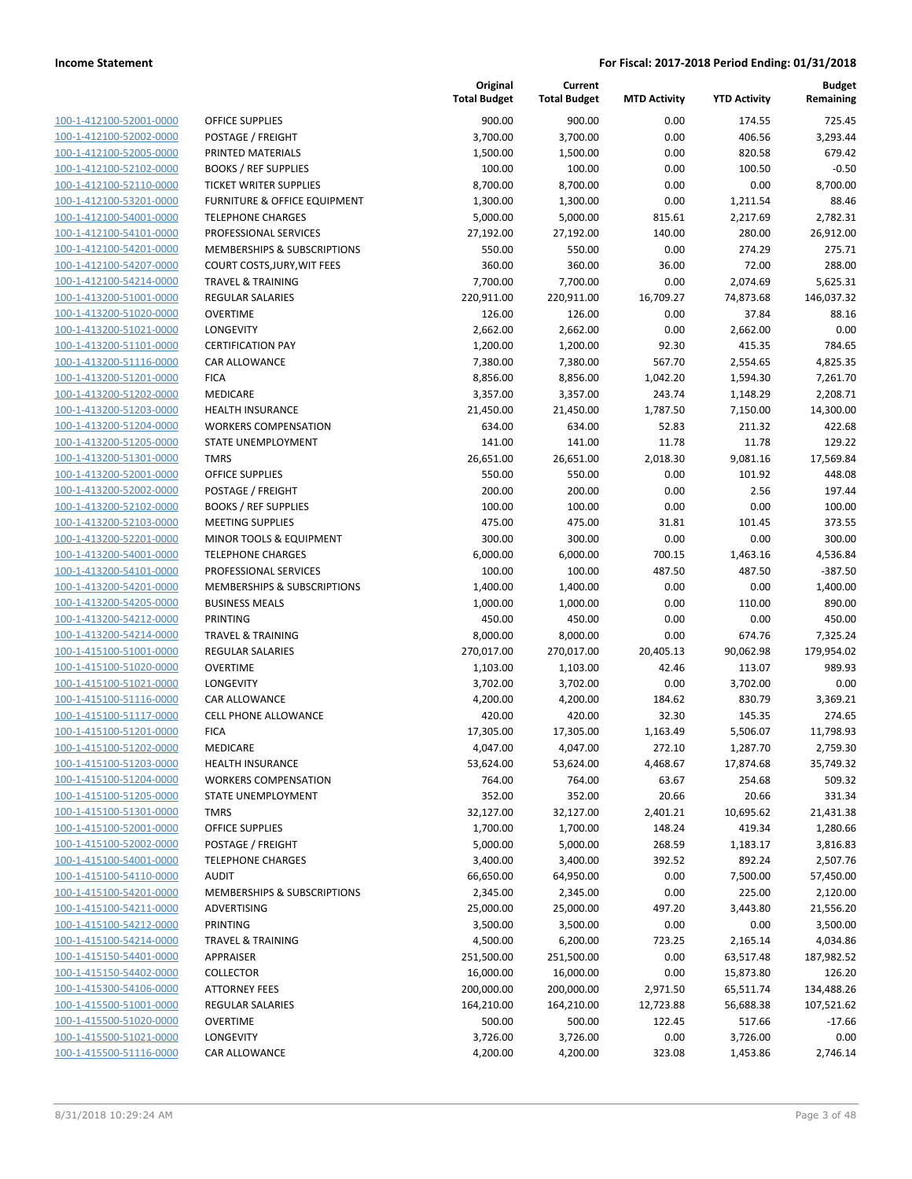| | | Original Total Budget | Current Total Budget | MTD Activity | YTD Activity | Budget Remaining |
|---|---|---|---|---|---|---|
| 100-1-412100-52001-0000 | OFFICE SUPPLIES | 900.00 | 900.00 | 0.00 | 174.55 | 725.45 |
| 100-1-412100-52002-0000 | POSTAGE / FREIGHT | 3,700.00 | 3,700.00 | 0.00 | 406.56 | 3,293.44 |
| 100-1-412100-52005-0000 | PRINTED MATERIALS | 1,500.00 | 1,500.00 | 0.00 | 820.58 | 679.42 |
| 100-1-412100-52102-0000 | BOOKS / REF SUPPLIES | 100.00 | 100.00 | 0.00 | 100.50 | -0.50 |
| 100-1-412100-52110-0000 | TICKET WRITER SUPPLIES | 8,700.00 | 8,700.00 | 0.00 | 0.00 | 8,700.00 |
| 100-1-412100-53201-0000 | FURNITURE & OFFICE EQUIPMENT | 1,300.00 | 1,300.00 | 0.00 | 1,211.54 | 88.46 |
| 100-1-412100-54001-0000 | TELEPHONE CHARGES | 5,000.00 | 5,000.00 | 815.61 | 2,217.69 | 2,782.31 |
| 100-1-412100-54101-0000 | PROFESSIONAL SERVICES | 27,192.00 | 27,192.00 | 140.00 | 280.00 | 26,912.00 |
| 100-1-412100-54201-0000 | MEMBERSHIPS & SUBSCRIPTIONS | 550.00 | 550.00 | 0.00 | 274.29 | 275.71 |
| 100-1-412100-54207-0000 | COURT COSTS,JURY,WIT FEES | 360.00 | 360.00 | 36.00 | 72.00 | 288.00 |
| 100-1-412100-54214-0000 | TRAVEL & TRAINING | 7,700.00 | 7,700.00 | 0.00 | 2,074.69 | 5,625.31 |
| 100-1-413200-51001-0000 | REGULAR SALARIES | 220,911.00 | 220,911.00 | 16,709.27 | 74,873.68 | 146,037.32 |
| 100-1-413200-51020-0000 | OVERTIME | 126.00 | 126.00 | 0.00 | 37.84 | 88.16 |
| 100-1-413200-51021-0000 | LONGEVITY | 2,662.00 | 2,662.00 | 0.00 | 2,662.00 | 0.00 |
| 100-1-413200-51101-0000 | CERTIFICATION PAY | 1,200.00 | 1,200.00 | 92.30 | 415.35 | 784.65 |
| 100-1-413200-51116-0000 | CAR ALLOWANCE | 7,380.00 | 7,380.00 | 567.70 | 2,554.65 | 4,825.35 |
| 100-1-413200-51201-0000 | FICA | 8,856.00 | 8,856.00 | 1,042.20 | 1,594.30 | 7,261.70 |
| 100-1-413200-51202-0000 | MEDICARE | 3,357.00 | 3,357.00 | 243.74 | 1,148.29 | 2,208.71 |
| 100-1-413200-51203-0000 | HEALTH INSURANCE | 21,450.00 | 21,450.00 | 1,787.50 | 7,150.00 | 14,300.00 |
| 100-1-413200-51204-0000 | WORKERS COMPENSATION | 634.00 | 634.00 | 52.83 | 211.32 | 422.68 |
| 100-1-413200-51205-0000 | STATE UNEMPLOYMENT | 141.00 | 141.00 | 11.78 | 11.78 | 129.22 |
| 100-1-413200-51301-0000 | TMRS | 26,651.00 | 26,651.00 | 2,018.30 | 9,081.16 | 17,569.84 |
| 100-1-413200-52001-0000 | OFFICE SUPPLIES | 550.00 | 550.00 | 0.00 | 101.92 | 448.08 |
| 100-1-413200-52002-0000 | POSTAGE / FREIGHT | 200.00 | 200.00 | 0.00 | 2.56 | 197.44 |
| 100-1-413200-52102-0000 | BOOKS / REF SUPPLIES | 100.00 | 100.00 | 0.00 | 0.00 | 100.00 |
| 100-1-413200-52103-0000 | MEETING SUPPLIES | 475.00 | 475.00 | 31.81 | 101.45 | 373.55 |
| 100-1-413200-52201-0000 | MINOR TOOLS & EQUIPMENT | 300.00 | 300.00 | 0.00 | 0.00 | 300.00 |
| 100-1-413200-54001-0000 | TELEPHONE CHARGES | 6,000.00 | 6,000.00 | 700.15 | 1,463.16 | 4,536.84 |
| 100-1-413200-54101-0000 | PROFESSIONAL SERVICES | 100.00 | 100.00 | 487.50 | 487.50 | -387.50 |
| 100-1-413200-54201-0000 | MEMBERSHIPS & SUBSCRIPTIONS | 1,400.00 | 1,400.00 | 0.00 | 0.00 | 1,400.00 |
| 100-1-413200-54205-0000 | BUSINESS MEALS | 1,000.00 | 1,000.00 | 0.00 | 110.00 | 890.00 |
| 100-1-413200-54212-0000 | PRINTING | 450.00 | 450.00 | 0.00 | 0.00 | 450.00 |
| 100-1-413200-54214-0000 | TRAVEL & TRAINING | 8,000.00 | 8,000.00 | 0.00 | 674.76 | 7,325.24 |
| 100-1-415100-51001-0000 | REGULAR SALARIES | 270,017.00 | 270,017.00 | 20,405.13 | 90,062.98 | 179,954.02 |
| 100-1-415100-51020-0000 | OVERTIME | 1,103.00 | 1,103.00 | 42.46 | 113.07 | 989.93 |
| 100-1-415100-51021-0000 | LONGEVITY | 3,702.00 | 3,702.00 | 0.00 | 3,702.00 | 0.00 |
| 100-1-415100-51116-0000 | CAR ALLOWANCE | 4,200.00 | 4,200.00 | 184.62 | 830.79 | 3,369.21 |
| 100-1-415100-51117-0000 | CELL PHONE ALLOWANCE | 420.00 | 420.00 | 32.30 | 145.35 | 274.65 |
| 100-1-415100-51201-0000 | FICA | 17,305.00 | 17,305.00 | 1,163.49 | 5,506.07 | 11,798.93 |
| 100-1-415100-51202-0000 | MEDICARE | 4,047.00 | 4,047.00 | 272.10 | 1,287.70 | 2,759.30 |
| 100-1-415100-51203-0000 | HEALTH INSURANCE | 53,624.00 | 53,624.00 | 4,468.67 | 17,874.68 | 35,749.32 |
| 100-1-415100-51204-0000 | WORKERS COMPENSATION | 764.00 | 764.00 | 63.67 | 254.68 | 509.32 |
| 100-1-415100-51205-0000 | STATE UNEMPLOYMENT | 352.00 | 352.00 | 20.66 | 20.66 | 331.34 |
| 100-1-415100-51301-0000 | TMRS | 32,127.00 | 32,127.00 | 2,401.21 | 10,695.62 | 21,431.38 |
| 100-1-415100-52001-0000 | OFFICE SUPPLIES | 1,700.00 | 1,700.00 | 148.24 | 419.34 | 1,280.66 |
| 100-1-415100-52002-0000 | POSTAGE / FREIGHT | 5,000.00 | 5,000.00 | 268.59 | 1,183.17 | 3,816.83 |
| 100-1-415100-54001-0000 | TELEPHONE CHARGES | 3,400.00 | 3,400.00 | 392.52 | 892.24 | 2,507.76 |
| 100-1-415100-54110-0000 | AUDIT | 66,650.00 | 64,950.00 | 0.00 | 7,500.00 | 57,450.00 |
| 100-1-415100-54201-0000 | MEMBERSHIPS & SUBSCRIPTIONS | 2,345.00 | 2,345.00 | 0.00 | 225.00 | 2,120.00 |
| 100-1-415100-54211-0000 | ADVERTISING | 25,000.00 | 25,000.00 | 497.20 | 3,443.80 | 21,556.20 |
| 100-1-415100-54212-0000 | PRINTING | 3,500.00 | 3,500.00 | 0.00 | 0.00 | 3,500.00 |
| 100-1-415100-54214-0000 | TRAVEL & TRAINING | 4,500.00 | 6,200.00 | 723.25 | 2,165.14 | 4,034.86 |
| 100-1-415150-54401-0000 | APPRAISER | 251,500.00 | 251,500.00 | 0.00 | 63,517.48 | 187,982.52 |
| 100-1-415150-54402-0000 | COLLECTOR | 16,000.00 | 16,000.00 | 0.00 | 15,873.80 | 126.20 |
| 100-1-415300-54106-0000 | ATTORNEY FEES | 200,000.00 | 200,000.00 | 2,971.50 | 65,511.74 | 134,488.26 |
| 100-1-415500-51001-0000 | REGULAR SALARIES | 164,210.00 | 164,210.00 | 12,723.88 | 56,688.38 | 107,521.62 |
| 100-1-415500-51020-0000 | OVERTIME | 500.00 | 500.00 | 122.45 | 517.66 | -17.66 |
| 100-1-415500-51021-0000 | LONGEVITY | 3,726.00 | 3,726.00 | 0.00 | 3,726.00 | 0.00 |
| 100-1-415500-51116-0000 | CAR ALLOWANCE | 4,200.00 | 4,200.00 | 323.08 | 1,453.86 | 2,746.14 |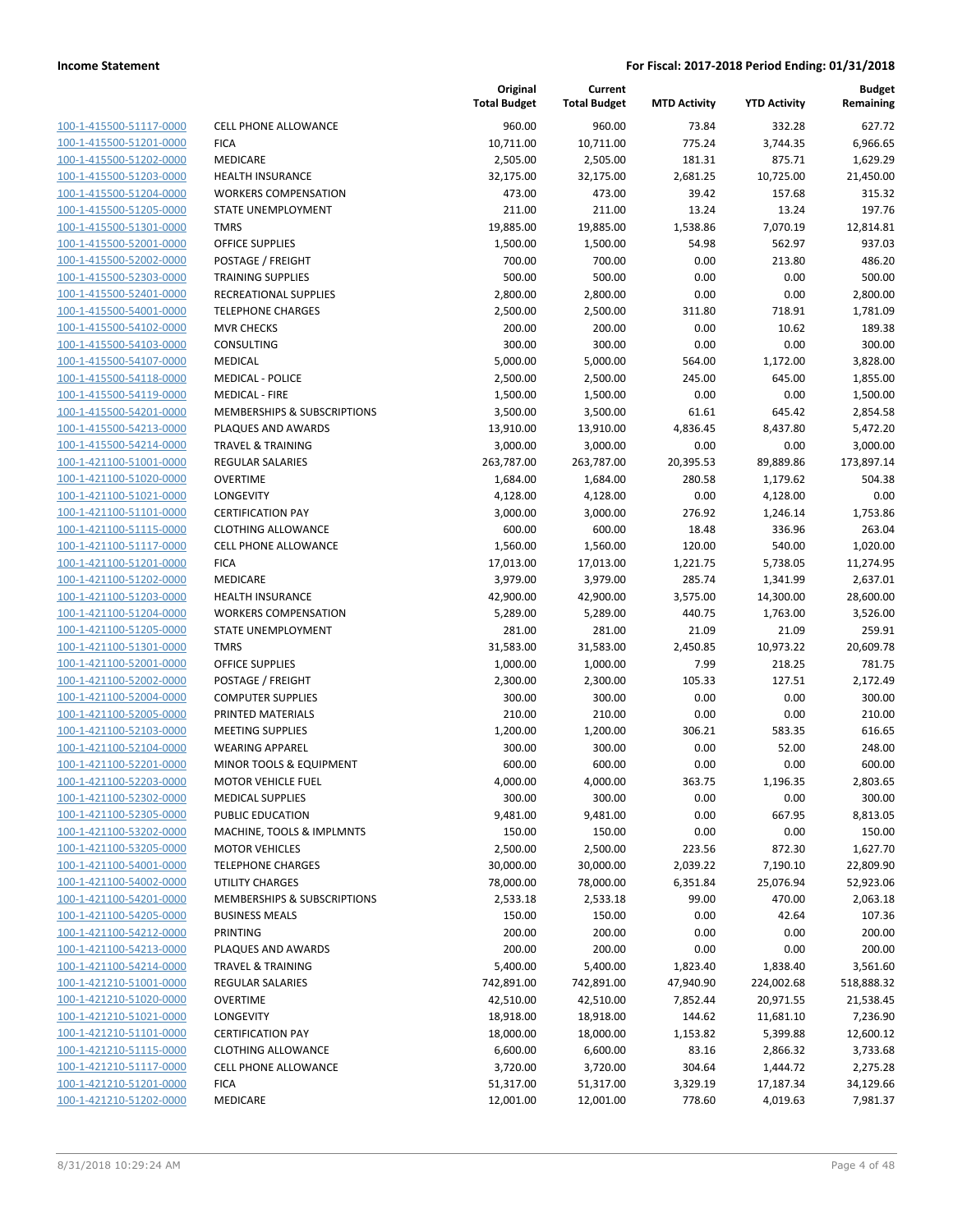**Income Statement** | **For Fiscal: 2017-2018 Period Ending: 01/31/2018**

| | | Original Total Budget | Current Total Budget | MTD Activity | YTD Activity | Budget Remaining |
|---|---|---|---|---|---|---|
| 100-1-415500-51117-0000 | CELL PHONE ALLOWANCE | 960.00 | 960.00 | 73.84 | 332.28 | 627.72 |
| 100-1-415500-51201-0000 | FICA | 10,711.00 | 10,711.00 | 775.24 | 3,744.35 | 6,966.65 |
| 100-1-415500-51202-0000 | MEDICARE | 2,505.00 | 2,505.00 | 181.31 | 875.71 | 1,629.29 |
| 100-1-415500-51203-0000 | HEALTH INSURANCE | 32,175.00 | 32,175.00 | 2,681.25 | 10,725.00 | 21,450.00 |
| 100-1-415500-51204-0000 | WORKERS COMPENSATION | 473.00 | 473.00 | 39.42 | 157.68 | 315.32 |
| 100-1-415500-51205-0000 | STATE UNEMPLOYMENT | 211.00 | 211.00 | 13.24 | 13.24 | 197.76 |
| 100-1-415500-51301-0000 | TMRS | 19,885.00 | 19,885.00 | 1,538.86 | 7,070.19 | 12,814.81 |
| 100-1-415500-52001-0000 | OFFICE SUPPLIES | 1,500.00 | 1,500.00 | 54.98 | 562.97 | 937.03 |
| 100-1-415500-52002-0000 | POSTAGE / FREIGHT | 700.00 | 700.00 | 0.00 | 213.80 | 486.20 |
| 100-1-415500-52303-0000 | TRAINING SUPPLIES | 500.00 | 500.00 | 0.00 | 0.00 | 500.00 |
| 100-1-415500-52401-0000 | RECREATIONAL SUPPLIES | 2,800.00 | 2,800.00 | 0.00 | 0.00 | 2,800.00 |
| 100-1-415500-54001-0000 | TELEPHONE CHARGES | 2,500.00 | 2,500.00 | 311.80 | 718.91 | 1,781.09 |
| 100-1-415500-54102-0000 | MVR CHECKS | 200.00 | 200.00 | 0.00 | 10.62 | 189.38 |
| 100-1-415500-54103-0000 | CONSULTING | 300.00 | 300.00 | 0.00 | 0.00 | 300.00 |
| 100-1-415500-54107-0000 | MEDICAL | 5,000.00 | 5,000.00 | 564.00 | 1,172.00 | 3,828.00 |
| 100-1-415500-54118-0000 | MEDICAL - POLICE | 2,500.00 | 2,500.00 | 245.00 | 645.00 | 1,855.00 |
| 100-1-415500-54119-0000 | MEDICAL - FIRE | 1,500.00 | 1,500.00 | 0.00 | 0.00 | 1,500.00 |
| 100-1-415500-54201-0000 | MEMBERSHIPS & SUBSCRIPTIONS | 3,500.00 | 3,500.00 | 61.61 | 645.42 | 2,854.58 |
| 100-1-415500-54213-0000 | PLAQUES AND AWARDS | 13,910.00 | 13,910.00 | 4,836.45 | 8,437.80 | 5,472.20 |
| 100-1-415500-54214-0000 | TRAVEL & TRAINING | 3,000.00 | 3,000.00 | 0.00 | 0.00 | 3,000.00 |
| 100-1-421100-51001-0000 | REGULAR SALARIES | 263,787.00 | 263,787.00 | 20,395.53 | 89,889.86 | 173,897.14 |
| 100-1-421100-51020-0000 | OVERTIME | 1,684.00 | 1,684.00 | 280.58 | 1,179.62 | 504.38 |
| 100-1-421100-51021-0000 | LONGEVITY | 4,128.00 | 4,128.00 | 0.00 | 4,128.00 | 0.00 |
| 100-1-421100-51101-0000 | CERTIFICATION PAY | 3,000.00 | 3,000.00 | 276.92 | 1,246.14 | 1,753.86 |
| 100-1-421100-51115-0000 | CLOTHING ALLOWANCE | 600.00 | 600.00 | 18.48 | 336.96 | 263.04 |
| 100-1-421100-51117-0000 | CELL PHONE ALLOWANCE | 1,560.00 | 1,560.00 | 120.00 | 540.00 | 1,020.00 |
| 100-1-421100-51201-0000 | FICA | 17,013.00 | 17,013.00 | 1,221.75 | 5,738.05 | 11,274.95 |
| 100-1-421100-51202-0000 | MEDICARE | 3,979.00 | 3,979.00 | 285.74 | 1,341.99 | 2,637.01 |
| 100-1-421100-51203-0000 | HEALTH INSURANCE | 42,900.00 | 42,900.00 | 3,575.00 | 14,300.00 | 28,600.00 |
| 100-1-421100-51204-0000 | WORKERS COMPENSATION | 5,289.00 | 5,289.00 | 440.75 | 1,763.00 | 3,526.00 |
| 100-1-421100-51205-0000 | STATE UNEMPLOYMENT | 281.00 | 281.00 | 21.09 | 21.09 | 259.91 |
| 100-1-421100-51301-0000 | TMRS | 31,583.00 | 31,583.00 | 2,450.85 | 10,973.22 | 20,609.78 |
| 100-1-421100-52001-0000 | OFFICE SUPPLIES | 1,000.00 | 1,000.00 | 7.99 | 218.25 | 781.75 |
| 100-1-421100-52002-0000 | POSTAGE / FREIGHT | 2,300.00 | 2,300.00 | 105.33 | 127.51 | 2,172.49 |
| 100-1-421100-52004-0000 | COMPUTER SUPPLIES | 300.00 | 300.00 | 0.00 | 0.00 | 300.00 |
| 100-1-421100-52005-0000 | PRINTED MATERIALS | 210.00 | 210.00 | 0.00 | 0.00 | 210.00 |
| 100-1-421100-52103-0000 | MEETING SUPPLIES | 1,200.00 | 1,200.00 | 306.21 | 583.35 | 616.65 |
| 100-1-421100-52104-0000 | WEARING APPAREL | 300.00 | 300.00 | 0.00 | 52.00 | 248.00 |
| 100-1-421100-52201-0000 | MINOR TOOLS & EQUIPMENT | 600.00 | 600.00 | 0.00 | 0.00 | 600.00 |
| 100-1-421100-52203-0000 | MOTOR VEHICLE FUEL | 4,000.00 | 4,000.00 | 363.75 | 1,196.35 | 2,803.65 |
| 100-1-421100-52302-0000 | MEDICAL SUPPLIES | 300.00 | 300.00 | 0.00 | 0.00 | 300.00 |
| 100-1-421100-52305-0000 | PUBLIC EDUCATION | 9,481.00 | 9,481.00 | 0.00 | 667.95 | 8,813.05 |
| 100-1-421100-53202-0000 | MACHINE, TOOLS & IMPLMNTS | 150.00 | 150.00 | 0.00 | 0.00 | 150.00 |
| 100-1-421100-53205-0000 | MOTOR VEHICLES | 2,500.00 | 2,500.00 | 223.56 | 872.30 | 1,627.70 |
| 100-1-421100-54001-0000 | TELEPHONE CHARGES | 30,000.00 | 30,000.00 | 2,039.22 | 7,190.10 | 22,809.90 |
| 100-1-421100-54002-0000 | UTILITY CHARGES | 78,000.00 | 78,000.00 | 6,351.84 | 25,076.94 | 52,923.06 |
| 100-1-421100-54201-0000 | MEMBERSHIPS & SUBSCRIPTIONS | 2,533.18 | 2,533.18 | 99.00 | 470.00 | 2,063.18 |
| 100-1-421100-54205-0000 | BUSINESS MEALS | 150.00 | 150.00 | 0.00 | 42.64 | 107.36 |
| 100-1-421100-54212-0000 | PRINTING | 200.00 | 200.00 | 0.00 | 0.00 | 200.00 |
| 100-1-421100-54213-0000 | PLAQUES AND AWARDS | 200.00 | 200.00 | 0.00 | 0.00 | 200.00 |
| 100-1-421100-54214-0000 | TRAVEL & TRAINING | 5,400.00 | 5,400.00 | 1,823.40 | 1,838.40 | 3,561.60 |
| 100-1-421210-51001-0000 | REGULAR SALARIES | 742,891.00 | 742,891.00 | 47,940.90 | 224,002.68 | 518,888.32 |
| 100-1-421210-51020-0000 | OVERTIME | 42,510.00 | 42,510.00 | 7,852.44 | 20,971.55 | 21,538.45 |
| 100-1-421210-51021-0000 | LONGEVITY | 18,918.00 | 18,918.00 | 144.62 | 11,681.10 | 7,236.90 |
| 100-1-421210-51101-0000 | CERTIFICATION PAY | 18,000.00 | 18,000.00 | 1,153.82 | 5,399.88 | 12,600.12 |
| 100-1-421210-51115-0000 | CLOTHING ALLOWANCE | 6,600.00 | 6,600.00 | 83.16 | 2,866.32 | 3,733.68 |
| 100-1-421210-51117-0000 | CELL PHONE ALLOWANCE | 3,720.00 | 3,720.00 | 304.64 | 1,444.72 | 2,275.28 |
| 100-1-421210-51201-0000 | FICA | 51,317.00 | 51,317.00 | 3,329.19 | 17,187.34 | 34,129.66 |
| 100-1-421210-51202-0000 | MEDICARE | 12,001.00 | 12,001.00 | 778.60 | 4,019.63 | 7,981.37 |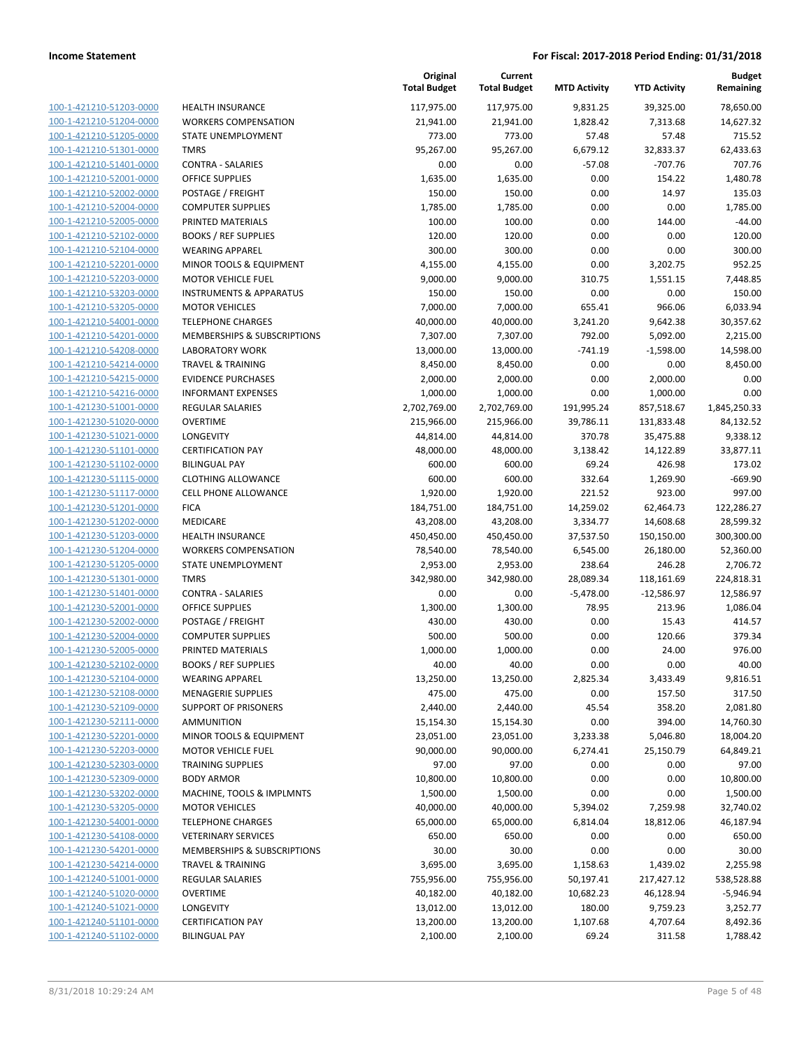**Income Statement** — **For Fiscal: 2017-2018 Period Ending: 01/31/2018**

| | | Original Total Budget | Current Total Budget | MTD Activity | YTD Activity | Budget Remaining |
|---|---|---|---|---|---|---|
| 100-1-421210-51203-0000 | HEALTH INSURANCE | 117,975.00 | 117,975.00 | 9,831.25 | 39,325.00 | 78,650.00 |
| 100-1-421210-51204-0000 | WORKERS COMPENSATION | 21,941.00 | 21,941.00 | 1,828.42 | 7,313.68 | 14,627.32 |
| 100-1-421210-51205-0000 | STATE UNEMPLOYMENT | 773.00 | 773.00 | 57.48 | 57.48 | 715.52 |
| 100-1-421210-51301-0000 | TMRS | 95,267.00 | 95,267.00 | 6,679.12 | 32,833.37 | 62,433.63 |
| 100-1-421210-51401-0000 | CONTRA - SALARIES | 0.00 | 0.00 | -57.08 | -707.76 | 707.76 |
| 100-1-421210-52001-0000 | OFFICE SUPPLIES | 1,635.00 | 1,635.00 | 0.00 | 154.22 | 1,480.78 |
| 100-1-421210-52002-0000 | POSTAGE / FREIGHT | 150.00 | 150.00 | 0.00 | 14.97 | 135.03 |
| 100-1-421210-52004-0000 | COMPUTER SUPPLIES | 1,785.00 | 1,785.00 | 0.00 | 0.00 | 1,785.00 |
| 100-1-421210-52005-0000 | PRINTED MATERIALS | 100.00 | 100.00 | 0.00 | 144.00 | -44.00 |
| 100-1-421210-52102-0000 | BOOKS / REF SUPPLIES | 120.00 | 120.00 | 0.00 | 0.00 | 120.00 |
| 100-1-421210-52104-0000 | WEARING APPAREL | 300.00 | 300.00 | 0.00 | 0.00 | 300.00 |
| 100-1-421210-52201-0000 | MINOR TOOLS & EQUIPMENT | 4,155.00 | 4,155.00 | 0.00 | 3,202.75 | 952.25 |
| 100-1-421210-52203-0000 | MOTOR VEHICLE FUEL | 9,000.00 | 9,000.00 | 310.75 | 1,551.15 | 7,448.85 |
| 100-1-421210-53203-0000 | INSTRUMENTS & APPARATUS | 150.00 | 150.00 | 0.00 | 0.00 | 150.00 |
| 100-1-421210-53205-0000 | MOTOR VEHICLES | 7,000.00 | 7,000.00 | 655.41 | 966.06 | 6,033.94 |
| 100-1-421210-54001-0000 | TELEPHONE CHARGES | 40,000.00 | 40,000.00 | 3,241.20 | 9,642.38 | 30,357.62 |
| 100-1-421210-54201-0000 | MEMBERSHIPS & SUBSCRIPTIONS | 7,307.00 | 7,307.00 | 792.00 | 5,092.00 | 2,215.00 |
| 100-1-421210-54208-0000 | LABORATORY WORK | 13,000.00 | 13,000.00 | -741.19 | -1,598.00 | 14,598.00 |
| 100-1-421210-54214-0000 | TRAVEL & TRAINING | 8,450.00 | 8,450.00 | 0.00 | 0.00 | 8,450.00 |
| 100-1-421210-54215-0000 | EVIDENCE PURCHASES | 2,000.00 | 2,000.00 | 0.00 | 2,000.00 | 0.00 |
| 100-1-421210-54216-0000 | INFORMANT EXPENSES | 1,000.00 | 1,000.00 | 0.00 | 1,000.00 | 0.00 |
| 100-1-421230-51001-0000 | REGULAR SALARIES | 2,702,769.00 | 2,702,769.00 | 191,995.24 | 857,518.67 | 1,845,250.33 |
| 100-1-421230-51020-0000 | OVERTIME | 215,966.00 | 215,966.00 | 39,786.11 | 131,833.48 | 84,132.52 |
| 100-1-421230-51021-0000 | LONGEVITY | 44,814.00 | 44,814.00 | 370.78 | 35,475.88 | 9,338.12 |
| 100-1-421230-51101-0000 | CERTIFICATION PAY | 48,000.00 | 48,000.00 | 3,138.42 | 14,122.89 | 33,877.11 |
| 100-1-421230-51102-0000 | BILINGUAL PAY | 600.00 | 600.00 | 69.24 | 426.98 | 173.02 |
| 100-1-421230-51115-0000 | CLOTHING ALLOWANCE | 600.00 | 600.00 | 332.64 | 1,269.90 | -669.90 |
| 100-1-421230-51117-0000 | CELL PHONE ALLOWANCE | 1,920.00 | 1,920.00 | 221.52 | 923.00 | 997.00 |
| 100-1-421230-51201-0000 | FICA | 184,751.00 | 184,751.00 | 14,259.02 | 62,464.73 | 122,286.27 |
| 100-1-421230-51202-0000 | MEDICARE | 43,208.00 | 43,208.00 | 3,334.77 | 14,608.68 | 28,599.32 |
| 100-1-421230-51203-0000 | HEALTH INSURANCE | 450,450.00 | 450,450.00 | 37,537.50 | 150,150.00 | 300,300.00 |
| 100-1-421230-51204-0000 | WORKERS COMPENSATION | 78,540.00 | 78,540.00 | 6,545.00 | 26,180.00 | 52,360.00 |
| 100-1-421230-51205-0000 | STATE UNEMPLOYMENT | 2,953.00 | 2,953.00 | 238.64 | 246.28 | 2,706.72 |
| 100-1-421230-51301-0000 | TMRS | 342,980.00 | 342,980.00 | 28,089.34 | 118,161.69 | 224,818.31 |
| 100-1-421230-51401-0000 | CONTRA - SALARIES | 0.00 | 0.00 | -5,478.00 | -12,586.97 | 12,586.97 |
| 100-1-421230-52001-0000 | OFFICE SUPPLIES | 1,300.00 | 1,300.00 | 78.95 | 213.96 | 1,086.04 |
| 100-1-421230-52002-0000 | POSTAGE / FREIGHT | 430.00 | 430.00 | 0.00 | 15.43 | 414.57 |
| 100-1-421230-52004-0000 | COMPUTER SUPPLIES | 500.00 | 500.00 | 0.00 | 120.66 | 379.34 |
| 100-1-421230-52005-0000 | PRINTED MATERIALS | 1,000.00 | 1,000.00 | 0.00 | 24.00 | 976.00 |
| 100-1-421230-52102-0000 | BOOKS / REF SUPPLIES | 40.00 | 40.00 | 0.00 | 0.00 | 40.00 |
| 100-1-421230-52104-0000 | WEARING APPAREL | 13,250.00 | 13,250.00 | 2,825.34 | 3,433.49 | 9,816.51 |
| 100-1-421230-52108-0000 | MENAGERIE SUPPLIES | 475.00 | 475.00 | 0.00 | 157.50 | 317.50 |
| 100-1-421230-52109-0000 | SUPPORT OF PRISONERS | 2,440.00 | 2,440.00 | 45.54 | 358.20 | 2,081.80 |
| 100-1-421230-52111-0000 | AMMUNITION | 15,154.30 | 15,154.30 | 0.00 | 394.00 | 14,760.30 |
| 100-1-421230-52201-0000 | MINOR TOOLS & EQUIPMENT | 23,051.00 | 23,051.00 | 3,233.38 | 5,046.80 | 18,004.20 |
| 100-1-421230-52203-0000 | MOTOR VEHICLE FUEL | 90,000.00 | 90,000.00 | 6,274.41 | 25,150.79 | 64,849.21 |
| 100-1-421230-52303-0000 | TRAINING SUPPLIES | 97.00 | 97.00 | 0.00 | 0.00 | 97.00 |
| 100-1-421230-52309-0000 | BODY ARMOR | 10,800.00 | 10,800.00 | 0.00 | 0.00 | 10,800.00 |
| 100-1-421230-53202-0000 | MACHINE, TOOLS & IMPLMNTS | 1,500.00 | 1,500.00 | 0.00 | 0.00 | 1,500.00 |
| 100-1-421230-53205-0000 | MOTOR VEHICLES | 40,000.00 | 40,000.00 | 5,394.02 | 7,259.98 | 32,740.02 |
| 100-1-421230-54001-0000 | TELEPHONE CHARGES | 65,000.00 | 65,000.00 | 6,814.04 | 18,812.06 | 46,187.94 |
| 100-1-421230-54108-0000 | VETERINARY SERVICES | 650.00 | 650.00 | 0.00 | 0.00 | 650.00 |
| 100-1-421230-54201-0000 | MEMBERSHIPS & SUBSCRIPTIONS | 30.00 | 30.00 | 0.00 | 0.00 | 30.00 |
| 100-1-421230-54214-0000 | TRAVEL & TRAINING | 3,695.00 | 3,695.00 | 1,158.63 | 1,439.02 | 2,255.98 |
| 100-1-421240-51001-0000 | REGULAR SALARIES | 755,956.00 | 755,956.00 | 50,197.41 | 217,427.12 | 538,528.88 |
| 100-1-421240-51020-0000 | OVERTIME | 40,182.00 | 40,182.00 | 10,682.23 | 46,128.94 | -5,946.94 |
| 100-1-421240-51021-0000 | LONGEVITY | 13,012.00 | 13,012.00 | 180.00 | 9,759.23 | 3,252.77 |
| 100-1-421240-51101-0000 | CERTIFICATION PAY | 13,200.00 | 13,200.00 | 1,107.68 | 4,707.64 | 8,492.36 |
| 100-1-421240-51102-0000 | BILINGUAL PAY | 2,100.00 | 2,100.00 | 69.24 | 311.58 | 1,788.42 |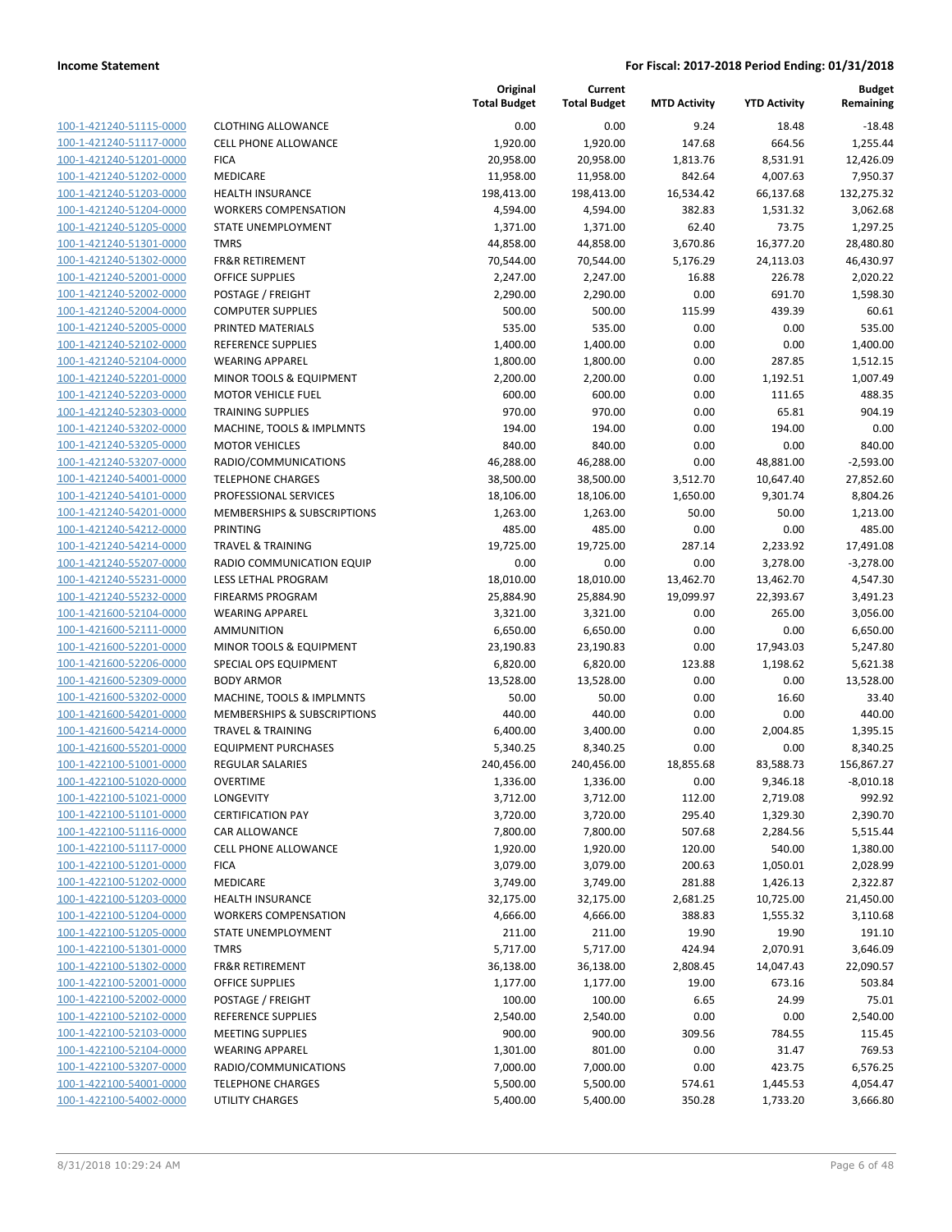**Income Statement** | **For Fiscal: 2017-2018 Period Ending: 01/31/2018**

| | | Original Total Budget | Current Total Budget | MTD Activity | YTD Activity | Budget Remaining |
|---|---|---|---|---|---|---|
| 100-1-421240-51115-0000 | CLOTHING ALLOWANCE | 0.00 | 0.00 | 9.24 | 18.48 | -18.48 |
| 100-1-421240-51117-0000 | CELL PHONE ALLOWANCE | 1,920.00 | 1,920.00 | 147.68 | 664.56 | 1,255.44 |
| 100-1-421240-51201-0000 | FICA | 20,958.00 | 20,958.00 | 1,813.76 | 8,531.91 | 12,426.09 |
| 100-1-421240-51202-0000 | MEDICARE | 11,958.00 | 11,958.00 | 842.64 | 4,007.63 | 7,950.37 |
| 100-1-421240-51203-0000 | HEALTH INSURANCE | 198,413.00 | 198,413.00 | 16,534.42 | 66,137.68 | 132,275.32 |
| 100-1-421240-51204-0000 | WORKERS COMPENSATION | 4,594.00 | 4,594.00 | 382.83 | 1,531.32 | 3,062.68 |
| 100-1-421240-51205-0000 | STATE UNEMPLOYMENT | 1,371.00 | 1,371.00 | 62.40 | 73.75 | 1,297.25 |
| 100-1-421240-51301-0000 | TMRS | 44,858.00 | 44,858.00 | 3,670.86 | 16,377.20 | 28,480.80 |
| 100-1-421240-51302-0000 | FR&R RETIREMENT | 70,544.00 | 70,544.00 | 5,176.29 | 24,113.03 | 46,430.97 |
| 100-1-421240-52001-0000 | OFFICE SUPPLIES | 2,247.00 | 2,247.00 | 16.88 | 226.78 | 2,020.22 |
| 100-1-421240-52002-0000 | POSTAGE / FREIGHT | 2,290.00 | 2,290.00 | 0.00 | 691.70 | 1,598.30 |
| 100-1-421240-52004-0000 | COMPUTER SUPPLIES | 500.00 | 500.00 | 115.99 | 439.39 | 60.61 |
| 100-1-421240-52005-0000 | PRINTED MATERIALS | 535.00 | 535.00 | 0.00 | 0.00 | 535.00 |
| 100-1-421240-52102-0000 | REFERENCE SUPPLIES | 1,400.00 | 1,400.00 | 0.00 | 0.00 | 1,400.00 |
| 100-1-421240-52104-0000 | WEARING APPAREL | 1,800.00 | 1,800.00 | 0.00 | 287.85 | 1,512.15 |
| 100-1-421240-52201-0000 | MINOR TOOLS & EQUIPMENT | 2,200.00 | 2,200.00 | 0.00 | 1,192.51 | 1,007.49 |
| 100-1-421240-52203-0000 | MOTOR VEHICLE FUEL | 600.00 | 600.00 | 0.00 | 111.65 | 488.35 |
| 100-1-421240-52303-0000 | TRAINING SUPPLIES | 970.00 | 970.00 | 0.00 | 65.81 | 904.19 |
| 100-1-421240-53202-0000 | MACHINE, TOOLS & IMPLMNTS | 194.00 | 194.00 | 0.00 | 194.00 | 0.00 |
| 100-1-421240-53205-0000 | MOTOR VEHICLES | 840.00 | 840.00 | 0.00 | 0.00 | 840.00 |
| 100-1-421240-53207-0000 | RADIO/COMMUNICATIONS | 46,288.00 | 46,288.00 | 0.00 | 48,881.00 | -2,593.00 |
| 100-1-421240-54001-0000 | TELEPHONE CHARGES | 38,500.00 | 38,500.00 | 3,512.70 | 10,647.40 | 27,852.60 |
| 100-1-421240-54101-0000 | PROFESSIONAL SERVICES | 18,106.00 | 18,106.00 | 1,650.00 | 9,301.74 | 8,804.26 |
| 100-1-421240-54201-0000 | MEMBERSHIPS & SUBSCRIPTIONS | 1,263.00 | 1,263.00 | 50.00 | 50.00 | 1,213.00 |
| 100-1-421240-54212-0000 | PRINTING | 485.00 | 485.00 | 0.00 | 0.00 | 485.00 |
| 100-1-421240-54214-0000 | TRAVEL & TRAINING | 19,725.00 | 19,725.00 | 287.14 | 2,233.92 | 17,491.08 |
| 100-1-421240-55207-0000 | RADIO COMMUNICATION EQUIP | 0.00 | 0.00 | 0.00 | 3,278.00 | -3,278.00 |
| 100-1-421240-55231-0000 | LESS LETHAL PROGRAM | 18,010.00 | 18,010.00 | 13,462.70 | 13,462.70 | 4,547.30 |
| 100-1-421240-55232-0000 | FIREARMS PROGRAM | 25,884.90 | 25,884.90 | 19,099.97 | 22,393.67 | 3,491.23 |
| 100-1-421600-52104-0000 | WEARING APPAREL | 3,321.00 | 3,321.00 | 0.00 | 265.00 | 3,056.00 |
| 100-1-421600-52111-0000 | AMMUNITION | 6,650.00 | 6,650.00 | 0.00 | 0.00 | 6,650.00 |
| 100-1-421600-52201-0000 | MINOR TOOLS & EQUIPMENT | 23,190.83 | 23,190.83 | 0.00 | 17,943.03 | 5,247.80 |
| 100-1-421600-52206-0000 | SPECIAL OPS EQUIPMENT | 6,820.00 | 6,820.00 | 123.88 | 1,198.62 | 5,621.38 |
| 100-1-421600-52309-0000 | BODY ARMOR | 13,528.00 | 13,528.00 | 0.00 | 0.00 | 13,528.00 |
| 100-1-421600-53202-0000 | MACHINE, TOOLS & IMPLMNTS | 50.00 | 50.00 | 0.00 | 16.60 | 33.40 |
| 100-1-421600-54201-0000 | MEMBERSHIPS & SUBSCRIPTIONS | 440.00 | 440.00 | 0.00 | 0.00 | 440.00 |
| 100-1-421600-54214-0000 | TRAVEL & TRAINING | 6,400.00 | 3,400.00 | 0.00 | 2,004.85 | 1,395.15 |
| 100-1-421600-55201-0000 | EQUIPMENT PURCHASES | 5,340.25 | 8,340.25 | 0.00 | 0.00 | 8,340.25 |
| 100-1-422100-51001-0000 | REGULAR SALARIES | 240,456.00 | 240,456.00 | 18,855.68 | 83,588.73 | 156,867.27 |
| 100-1-422100-51020-0000 | OVERTIME | 1,336.00 | 1,336.00 | 0.00 | 9,346.18 | -8,010.18 |
| 100-1-422100-51021-0000 | LONGEVITY | 3,712.00 | 3,712.00 | 112.00 | 2,719.08 | 992.92 |
| 100-1-422100-51101-0000 | CERTIFICATION PAY | 3,720.00 | 3,720.00 | 295.40 | 1,329.30 | 2,390.70 |
| 100-1-422100-51116-0000 | CAR ALLOWANCE | 7,800.00 | 7,800.00 | 507.68 | 2,284.56 | 5,515.44 |
| 100-1-422100-51117-0000 | CELL PHONE ALLOWANCE | 1,920.00 | 1,920.00 | 120.00 | 540.00 | 1,380.00 |
| 100-1-422100-51201-0000 | FICA | 3,079.00 | 3,079.00 | 200.63 | 1,050.01 | 2,028.99 |
| 100-1-422100-51202-0000 | MEDICARE | 3,749.00 | 3,749.00 | 281.88 | 1,426.13 | 2,322.87 |
| 100-1-422100-51203-0000 | HEALTH INSURANCE | 32,175.00 | 32,175.00 | 2,681.25 | 10,725.00 | 21,450.00 |
| 100-1-422100-51204-0000 | WORKERS COMPENSATION | 4,666.00 | 4,666.00 | 388.83 | 1,555.32 | 3,110.68 |
| 100-1-422100-51205-0000 | STATE UNEMPLOYMENT | 211.00 | 211.00 | 19.90 | 19.90 | 191.10 |
| 100-1-422100-51301-0000 | TMRS | 5,717.00 | 5,717.00 | 424.94 | 2,070.91 | 3,646.09 |
| 100-1-422100-51302-0000 | FR&R RETIREMENT | 36,138.00 | 36,138.00 | 2,808.45 | 14,047.43 | 22,090.57 |
| 100-1-422100-52001-0000 | OFFICE SUPPLIES | 1,177.00 | 1,177.00 | 19.00 | 673.16 | 503.84 |
| 100-1-422100-52002-0000 | POSTAGE / FREIGHT | 100.00 | 100.00 | 6.65 | 24.99 | 75.01 |
| 100-1-422100-52102-0000 | REFERENCE SUPPLIES | 2,540.00 | 2,540.00 | 0.00 | 0.00 | 2,540.00 |
| 100-1-422100-52103-0000 | MEETING SUPPLIES | 900.00 | 900.00 | 309.56 | 784.55 | 115.45 |
| 100-1-422100-52104-0000 | WEARING APPAREL | 1,301.00 | 801.00 | 0.00 | 31.47 | 769.53 |
| 100-1-422100-53207-0000 | RADIO/COMMUNICATIONS | 7,000.00 | 7,000.00 | 0.00 | 423.75 | 6,576.25 |
| 100-1-422100-54001-0000 | TELEPHONE CHARGES | 5,500.00 | 5,500.00 | 574.61 | 1,445.53 | 4,054.47 |
| 100-1-422100-54002-0000 | UTILITY CHARGES | 5,400.00 | 5,400.00 | 350.28 | 1,733.20 | 3,666.80 |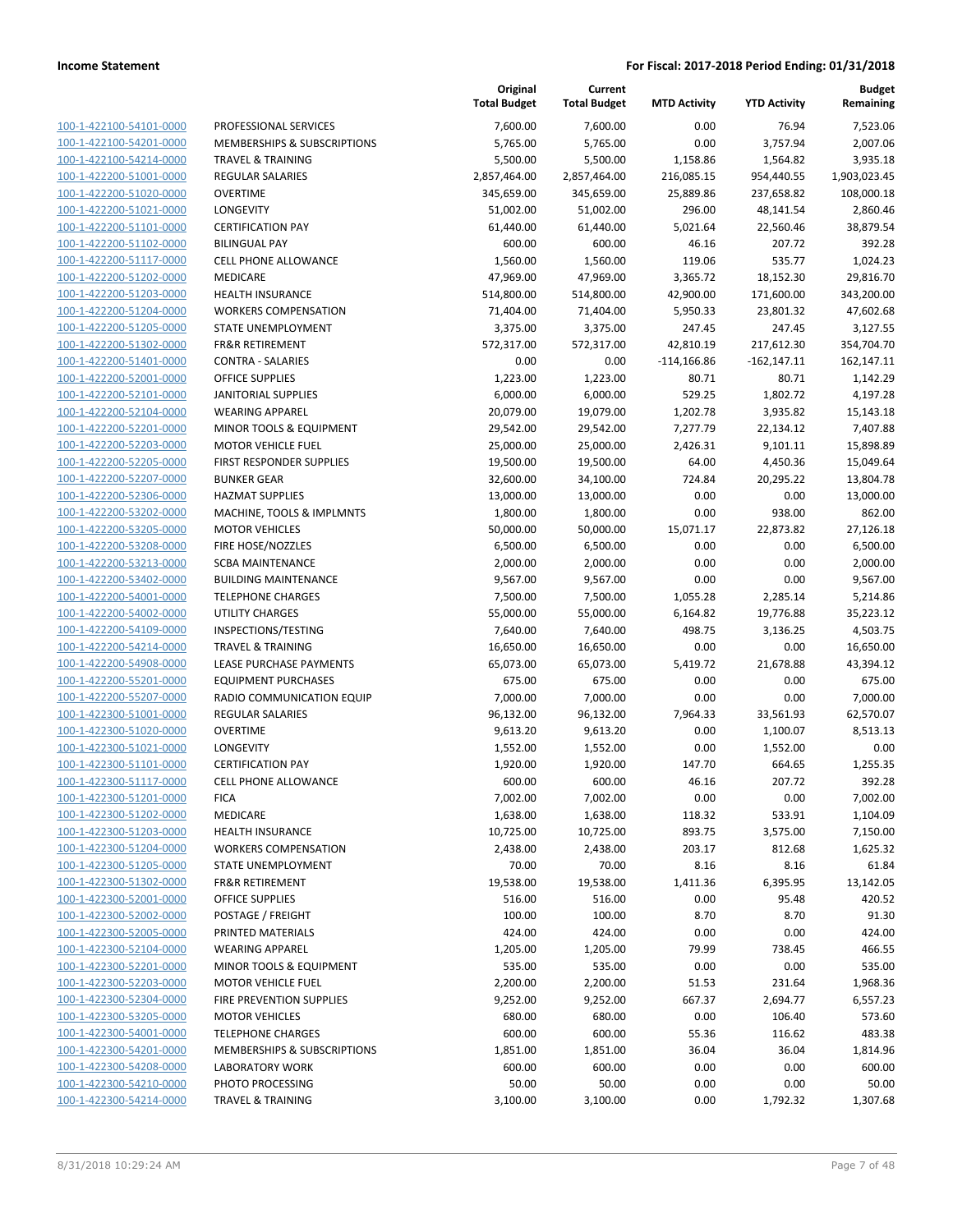**Income Statement** | **For Fiscal: 2017-2018 Period Ending: 01/31/2018**

| | | Original Total Budget | Current Total Budget | MTD Activity | YTD Activity | Budget Remaining |
|---|---|---|---|---|---|---|
| 100-1-422100-54101-0000 | PROFESSIONAL SERVICES | 7,600.00 | 7,600.00 | 0.00 | 76.94 | 7,523.06 |
| 100-1-422100-54201-0000 | MEMBERSHIPS & SUBSCRIPTIONS | 5,765.00 | 5,765.00 | 0.00 | 3,757.94 | 2,007.06 |
| 100-1-422100-54214-0000 | TRAVEL & TRAINING | 5,500.00 | 5,500.00 | 1,158.86 | 1,564.82 | 3,935.18 |
| 100-1-422200-51001-0000 | REGULAR SALARIES | 2,857,464.00 | 2,857,464.00 | 216,085.15 | 954,440.55 | 1,903,023.45 |
| 100-1-422200-51020-0000 | OVERTIME | 345,659.00 | 345,659.00 | 25,889.86 | 237,658.82 | 108,000.18 |
| 100-1-422200-51021-0000 | LONGEVITY | 51,002.00 | 51,002.00 | 296.00 | 48,141.54 | 2,860.46 |
| 100-1-422200-51101-0000 | CERTIFICATION PAY | 61,440.00 | 61,440.00 | 5,021.64 | 22,560.46 | 38,879.54 |
| 100-1-422200-51102-0000 | BILINGUAL PAY | 600.00 | 600.00 | 46.16 | 207.72 | 392.28 |
| 100-1-422200-51117-0000 | CELL PHONE ALLOWANCE | 1,560.00 | 1,560.00 | 119.06 | 535.77 | 1,024.23 |
| 100-1-422200-51202-0000 | MEDICARE | 47,969.00 | 47,969.00 | 3,365.72 | 18,152.30 | 29,816.70 |
| 100-1-422200-51203-0000 | HEALTH INSURANCE | 514,800.00 | 514,800.00 | 42,900.00 | 171,600.00 | 343,200.00 |
| 100-1-422200-51204-0000 | WORKERS COMPENSATION | 71,404.00 | 71,404.00 | 5,950.33 | 23,801.32 | 47,602.68 |
| 100-1-422200-51205-0000 | STATE UNEMPLOYMENT | 3,375.00 | 3,375.00 | 247.45 | 247.45 | 3,127.55 |
| 100-1-422200-51302-0000 | FR&R RETIREMENT | 572,317.00 | 572,317.00 | 42,810.19 | 217,612.30 | 354,704.70 |
| 100-1-422200-51401-0000 | CONTRA - SALARIES | 0.00 | 0.00 | -114,166.86 | -162,147.11 | 162,147.11 |
| 100-1-422200-52001-0000 | OFFICE SUPPLIES | 1,223.00 | 1,223.00 | 80.71 | 80.71 | 1,142.29 |
| 100-1-422200-52101-0000 | JANITORIAL SUPPLIES | 6,000.00 | 6,000.00 | 529.25 | 1,802.72 | 4,197.28 |
| 100-1-422200-52104-0000 | WEARING APPAREL | 20,079.00 | 19,079.00 | 1,202.78 | 3,935.82 | 15,143.18 |
| 100-1-422200-52201-0000 | MINOR TOOLS & EQUIPMENT | 29,542.00 | 29,542.00 | 7,277.79 | 22,134.12 | 7,407.88 |
| 100-1-422200-52203-0000 | MOTOR VEHICLE FUEL | 25,000.00 | 25,000.00 | 2,426.31 | 9,101.11 | 15,898.89 |
| 100-1-422200-52205-0000 | FIRST RESPONDER SUPPLIES | 19,500.00 | 19,500.00 | 64.00 | 4,450.36 | 15,049.64 |
| 100-1-422200-52207-0000 | BUNKER GEAR | 32,600.00 | 34,100.00 | 724.84 | 20,295.22 | 13,804.78 |
| 100-1-422200-52306-0000 | HAZMAT SUPPLIES | 13,000.00 | 13,000.00 | 0.00 | 0.00 | 13,000.00 |
| 100-1-422200-53202-0000 | MACHINE, TOOLS & IMPLMNTS | 1,800.00 | 1,800.00 | 0.00 | 938.00 | 862.00 |
| 100-1-422200-53205-0000 | MOTOR VEHICLES | 50,000.00 | 50,000.00 | 15,071.17 | 22,873.82 | 27,126.18 |
| 100-1-422200-53208-0000 | FIRE HOSE/NOZZLES | 6,500.00 | 6,500.00 | 0.00 | 0.00 | 6,500.00 |
| 100-1-422200-53213-0000 | SCBA MAINTENANCE | 2,000.00 | 2,000.00 | 0.00 | 0.00 | 2,000.00 |
| 100-1-422200-53402-0000 | BUILDING MAINTENANCE | 9,567.00 | 9,567.00 | 0.00 | 0.00 | 9,567.00 |
| 100-1-422200-54001-0000 | TELEPHONE CHARGES | 7,500.00 | 7,500.00 | 1,055.28 | 2,285.14 | 5,214.86 |
| 100-1-422200-54002-0000 | UTILITY CHARGES | 55,000.00 | 55,000.00 | 6,164.82 | 19,776.88 | 35,223.12 |
| 100-1-422200-54109-0000 | INSPECTIONS/TESTING | 7,640.00 | 7,640.00 | 498.75 | 3,136.25 | 4,503.75 |
| 100-1-422200-54214-0000 | TRAVEL & TRAINING | 16,650.00 | 16,650.00 | 0.00 | 0.00 | 16,650.00 |
| 100-1-422200-54908-0000 | LEASE PURCHASE PAYMENTS | 65,073.00 | 65,073.00 | 5,419.72 | 21,678.88 | 43,394.12 |
| 100-1-422200-55201-0000 | EQUIPMENT PURCHASES | 675.00 | 675.00 | 0.00 | 0.00 | 675.00 |
| 100-1-422200-55207-0000 | RADIO COMMUNICATION EQUIP | 7,000.00 | 7,000.00 | 0.00 | 0.00 | 7,000.00 |
| 100-1-422300-51001-0000 | REGULAR SALARIES | 96,132.00 | 96,132.00 | 7,964.33 | 33,561.93 | 62,570.07 |
| 100-1-422300-51020-0000 | OVERTIME | 9,613.20 | 9,613.20 | 0.00 | 1,100.07 | 8,513.13 |
| 100-1-422300-51021-0000 | LONGEVITY | 1,552.00 | 1,552.00 | 0.00 | 1,552.00 | 0.00 |
| 100-1-422300-51101-0000 | CERTIFICATION PAY | 1,920.00 | 1,920.00 | 147.70 | 664.65 | 1,255.35 |
| 100-1-422300-51117-0000 | CELL PHONE ALLOWANCE | 600.00 | 600.00 | 46.16 | 207.72 | 392.28 |
| 100-1-422300-51201-0000 | FICA | 7,002.00 | 7,002.00 | 0.00 | 0.00 | 7,002.00 |
| 100-1-422300-51202-0000 | MEDICARE | 1,638.00 | 1,638.00 | 118.32 | 533.91 | 1,104.09 |
| 100-1-422300-51203-0000 | HEALTH INSURANCE | 10,725.00 | 10,725.00 | 893.75 | 3,575.00 | 7,150.00 |
| 100-1-422300-51204-0000 | WORKERS COMPENSATION | 2,438.00 | 2,438.00 | 203.17 | 812.68 | 1,625.32 |
| 100-1-422300-51205-0000 | STATE UNEMPLOYMENT | 70.00 | 70.00 | 8.16 | 8.16 | 61.84 |
| 100-1-422300-51302-0000 | FR&R RETIREMENT | 19,538.00 | 19,538.00 | 1,411.36 | 6,395.95 | 13,142.05 |
| 100-1-422300-52001-0000 | OFFICE SUPPLIES | 516.00 | 516.00 | 0.00 | 95.48 | 420.52 |
| 100-1-422300-52002-0000 | POSTAGE / FREIGHT | 100.00 | 100.00 | 8.70 | 8.70 | 91.30 |
| 100-1-422300-52005-0000 | PRINTED MATERIALS | 424.00 | 424.00 | 0.00 | 0.00 | 424.00 |
| 100-1-422300-52104-0000 | WEARING APPAREL | 1,205.00 | 1,205.00 | 79.99 | 738.45 | 466.55 |
| 100-1-422300-52201-0000 | MINOR TOOLS & EQUIPMENT | 535.00 | 535.00 | 0.00 | 0.00 | 535.00 |
| 100-1-422300-52203-0000 | MOTOR VEHICLE FUEL | 2,200.00 | 2,200.00 | 51.53 | 231.64 | 1,968.36 |
| 100-1-422300-52304-0000 | FIRE PREVENTION SUPPLIES | 9,252.00 | 9,252.00 | 667.37 | 2,694.77 | 6,557.23 |
| 100-1-422300-53205-0000 | MOTOR VEHICLES | 680.00 | 680.00 | 0.00 | 106.40 | 573.60 |
| 100-1-422300-54001-0000 | TELEPHONE CHARGES | 600.00 | 600.00 | 55.36 | 116.62 | 483.38 |
| 100-1-422300-54201-0000 | MEMBERSHIPS & SUBSCRIPTIONS | 1,851.00 | 1,851.00 | 36.04 | 36.04 | 1,814.96 |
| 100-1-422300-54208-0000 | LABORATORY WORK | 600.00 | 600.00 | 0.00 | 0.00 | 600.00 |
| 100-1-422300-54210-0000 | PHOTO PROCESSING | 50.00 | 50.00 | 0.00 | 0.00 | 50.00 |
| 100-1-422300-54214-0000 | TRAVEL & TRAINING | 3,100.00 | 3,100.00 | 0.00 | 1,792.32 | 1,307.68 |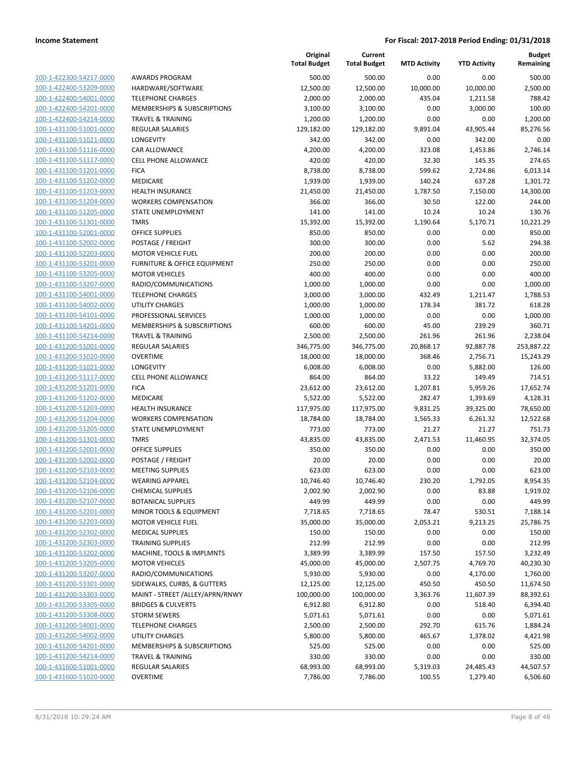**Income Statement** — For Fiscal: 2017-2018 Period Ending: 01/31/2018

| | | Original Total Budget | Current Total Budget | MTD Activity | YTD Activity | Budget Remaining |
|---|---|---|---|---|---|---|
| 100-1-422300-54217-0000 | AWARDS PROGRAM | 500.00 | 500.00 | 0.00 | 0.00 | 500.00 |
| 100-1-422400-53209-0000 | HARDWARE/SOFTWARE | 12,500.00 | 12,500.00 | 10,000.00 | 10,000.00 | 2,500.00 |
| 100-1-422400-54001-0000 | TELEPHONE CHARGES | 2,000.00 | 2,000.00 | 435.04 | 1,211.58 | 788.42 |
| 100-1-422400-54201-0000 | MEMBERSHIPS & SUBSCRIPTIONS | 3,100.00 | 3,100.00 | 0.00 | 3,000.00 | 100.00 |
| 100-1-422400-54214-0000 | TRAVEL & TRAINING | 1,200.00 | 1,200.00 | 0.00 | 0.00 | 1,200.00 |
| 100-1-431100-51001-0000 | REGULAR SALARIES | 129,182.00 | 129,182.00 | 9,891.04 | 43,905.44 | 85,276.56 |
| 100-1-431100-51021-0000 | LONGEVITY | 342.00 | 342.00 | 0.00 | 342.00 | 0.00 |
| 100-1-431100-51116-0000 | CAR ALLOWANCE | 4,200.00 | 4,200.00 | 323.08 | 1,453.86 | 2,746.14 |
| 100-1-431100-51117-0000 | CELL PHONE ALLOWANCE | 420.00 | 420.00 | 32.30 | 145.35 | 274.65 |
| 100-1-431100-51201-0000 | FICA | 8,738.00 | 8,738.00 | 599.62 | 2,724.86 | 6,013.14 |
| 100-1-431100-51202-0000 | MEDICARE | 1,939.00 | 1,939.00 | 140.24 | 637.28 | 1,301.72 |
| 100-1-431100-51203-0000 | HEALTH INSURANCE | 21,450.00 | 21,450.00 | 1,787.50 | 7,150.00 | 14,300.00 |
| 100-1-431100-51204-0000 | WORKERS COMPENSATION | 366.00 | 366.00 | 30.50 | 122.00 | 244.00 |
| 100-1-431100-51205-0000 | STATE UNEMPLOYMENT | 141.00 | 141.00 | 10.24 | 10.24 | 130.76 |
| 100-1-431100-51301-0000 | TMRS | 15,392.00 | 15,392.00 | 1,190.64 | 5,170.71 | 10,221.29 |
| 100-1-431100-52001-0000 | OFFICE SUPPLIES | 850.00 | 850.00 | 0.00 | 0.00 | 850.00 |
| 100-1-431100-52002-0000 | POSTAGE / FREIGHT | 300.00 | 300.00 | 0.00 | 5.62 | 294.38 |
| 100-1-431100-52203-0000 | MOTOR VEHICLE FUEL | 200.00 | 200.00 | 0.00 | 0.00 | 200.00 |
| 100-1-431100-53201-0000 | FURNITURE & OFFICE EQUIPMENT | 250.00 | 250.00 | 0.00 | 0.00 | 250.00 |
| 100-1-431100-53205-0000 | MOTOR VEHICLES | 400.00 | 400.00 | 0.00 | 0.00 | 400.00 |
| 100-1-431100-53207-0000 | RADIO/COMMUNICATIONS | 1,000.00 | 1,000.00 | 0.00 | 0.00 | 1,000.00 |
| 100-1-431100-54001-0000 | TELEPHONE CHARGES | 3,000.00 | 3,000.00 | 432.49 | 1,211.47 | 1,788.53 |
| 100-1-431100-54002-0000 | UTILITY CHARGES | 1,000.00 | 1,000.00 | 178.34 | 381.72 | 618.28 |
| 100-1-431100-54101-0000 | PROFESSIONAL SERVICES | 1,000.00 | 1,000.00 | 0.00 | 0.00 | 1,000.00 |
| 100-1-431100-54201-0000 | MEMBERSHIPS & SUBSCRIPTIONS | 600.00 | 600.00 | 45.00 | 239.29 | 360.71 |
| 100-1-431100-54214-0000 | TRAVEL & TRAINING | 2,500.00 | 2,500.00 | 261.96 | 261.96 | 2,238.04 |
| 100-1-431200-51001-0000 | REGULAR SALARIES | 346,775.00 | 346,775.00 | 20,868.17 | 92,887.78 | 253,887.22 |
| 100-1-431200-51020-0000 | OVERTIME | 18,000.00 | 18,000.00 | 368.46 | 2,756.71 | 15,243.29 |
| 100-1-431200-51021-0000 | LONGEVITY | 6,008.00 | 6,008.00 | 0.00 | 5,882.00 | 126.00 |
| 100-1-431200-51117-0000 | CELL PHONE ALLOWANCE | 864.00 | 864.00 | 33.22 | 149.49 | 714.51 |
| 100-1-431200-51201-0000 | FICA | 23,612.00 | 23,612.00 | 1,207.81 | 5,959.26 | 17,652.74 |
| 100-1-431200-51202-0000 | MEDICARE | 5,522.00 | 5,522.00 | 282.47 | 1,393.69 | 4,128.31 |
| 100-1-431200-51203-0000 | HEALTH INSURANCE | 117,975.00 | 117,975.00 | 9,831.25 | 39,325.00 | 78,650.00 |
| 100-1-431200-51204-0000 | WORKERS COMPENSATION | 18,784.00 | 18,784.00 | 1,565.33 | 6,261.32 | 12,522.68 |
| 100-1-431200-51205-0000 | STATE UNEMPLOYMENT | 773.00 | 773.00 | 21.27 | 21.27 | 751.73 |
| 100-1-431200-51301-0000 | TMRS | 43,835.00 | 43,835.00 | 2,471.53 | 11,460.95 | 32,374.05 |
| 100-1-431200-52001-0000 | OFFICE SUPPLIES | 350.00 | 350.00 | 0.00 | 0.00 | 350.00 |
| 100-1-431200-52002-0000 | POSTAGE / FREIGHT | 20.00 | 20.00 | 0.00 | 0.00 | 20.00 |
| 100-1-431200-52103-0000 | MEETING SUPPLIES | 623.00 | 623.00 | 0.00 | 0.00 | 623.00 |
| 100-1-431200-52104-0000 | WEARING APPAREL | 10,746.40 | 10,746.40 | 230.20 | 1,792.05 | 8,954.35 |
| 100-1-431200-52106-0000 | CHEMICAL SUPPLIES | 2,002.90 | 2,002.90 | 0.00 | 83.88 | 1,919.02 |
| 100-1-431200-52107-0000 | BOTANICAL SUPPLIES | 449.99 | 449.99 | 0.00 | 0.00 | 449.99 |
| 100-1-431200-52201-0000 | MINOR TOOLS & EQUIPMENT | 7,718.65 | 7,718.65 | 78.47 | 530.51 | 7,188.14 |
| 100-1-431200-52203-0000 | MOTOR VEHICLE FUEL | 35,000.00 | 35,000.00 | 2,053.21 | 9,213.25 | 25,786.75 |
| 100-1-431200-52302-0000 | MEDICAL SUPPLIES | 150.00 | 150.00 | 0.00 | 0.00 | 150.00 |
| 100-1-431200-52303-0000 | TRAINING SUPPLIES | 212.99 | 212.99 | 0.00 | 0.00 | 212.99 |
| 100-1-431200-53202-0000 | MACHINE, TOOLS & IMPLMNTS | 3,389.99 | 3,389.99 | 157.50 | 157.50 | 3,232.49 |
| 100-1-431200-53205-0000 | MOTOR VEHICLES | 45,000.00 | 45,000.00 | 2,507.75 | 4,769.70 | 40,230.30 |
| 100-1-431200-53207-0000 | RADIO/COMMUNICATIONS | 5,930.00 | 5,930.00 | 0.00 | 4,170.00 | 1,760.00 |
| 100-1-431200-53301-0000 | SIDEWALKS, CURBS, & GUTTERS | 12,125.00 | 12,125.00 | 450.50 | 450.50 | 11,674.50 |
| 100-1-431200-53303-0000 | MAINT - STREET /ALLEY/APRN/RNWY | 100,000.00 | 100,000.00 | 3,363.76 | 11,607.39 | 88,392.61 |
| 100-1-431200-53305-0000 | BRIDGES & CULVERTS | 6,912.80 | 6,912.80 | 0.00 | 518.40 | 6,394.40 |
| 100-1-431200-53308-0000 | STORM SEWERS | 5,071.61 | 5,071.61 | 0.00 | 0.00 | 5,071.61 |
| 100-1-431200-54001-0000 | TELEPHONE CHARGES | 2,500.00 | 2,500.00 | 292.70 | 615.76 | 1,884.24 |
| 100-1-431200-54002-0000 | UTILITY CHARGES | 5,800.00 | 5,800.00 | 465.67 | 1,378.02 | 4,421.98 |
| 100-1-431200-54201-0000 | MEMBERSHIPS & SUBSCRIPTIONS | 525.00 | 525.00 | 0.00 | 0.00 | 525.00 |
| 100-1-431200-54214-0000 | TRAVEL & TRAINING | 330.00 | 330.00 | 0.00 | 0.00 | 330.00 |
| 100-1-431600-51001-0000 | REGULAR SALARIES | 68,993.00 | 68,993.00 | 5,319.03 | 24,485.43 | 44,507.57 |
| 100-1-431600-51020-0000 | OVERTIME | 7,786.00 | 7,786.00 | 100.55 | 1,279.40 | 6,506.60 |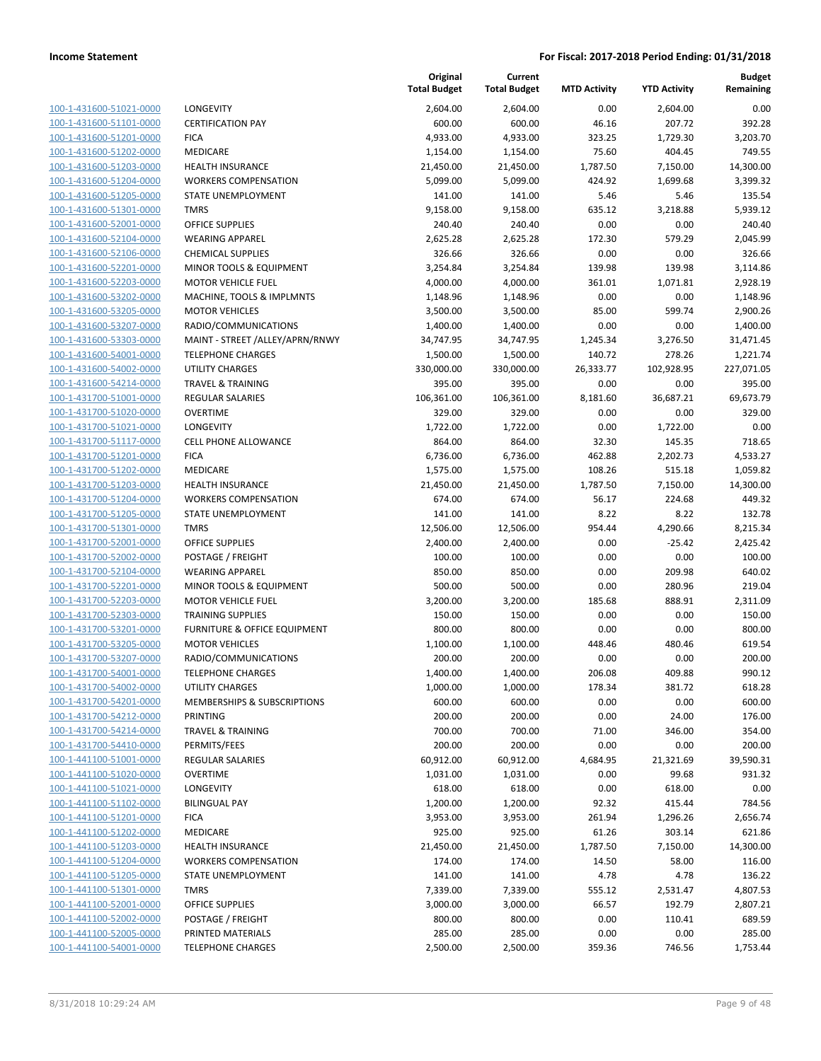| | | Original Total Budget | Current Total Budget | MTD Activity | YTD Activity | Budget Remaining |
|---|---|---|---|---|---|---|
| 100-1-431600-51021-0000 | LONGEVITY | 2,604.00 | 2,604.00 | 0.00 | 2,604.00 | 0.00 |
| 100-1-431600-51101-0000 | CERTIFICATION PAY | 600.00 | 600.00 | 46.16 | 207.72 | 392.28 |
| 100-1-431600-51201-0000 | FICA | 4,933.00 | 4,933.00 | 323.25 | 1,729.30 | 3,203.70 |
| 100-1-431600-51202-0000 | MEDICARE | 1,154.00 | 1,154.00 | 75.60 | 404.45 | 749.55 |
| 100-1-431600-51203-0000 | HEALTH INSURANCE | 21,450.00 | 21,450.00 | 1,787.50 | 7,150.00 | 14,300.00 |
| 100-1-431600-51204-0000 | WORKERS COMPENSATION | 5,099.00 | 5,099.00 | 424.92 | 1,699.68 | 3,399.32 |
| 100-1-431600-51205-0000 | STATE UNEMPLOYMENT | 141.00 | 141.00 | 5.46 | 5.46 | 135.54 |
| 100-1-431600-51301-0000 | TMRS | 9,158.00 | 9,158.00 | 635.12 | 3,218.88 | 5,939.12 |
| 100-1-431600-52001-0000 | OFFICE SUPPLIES | 240.40 | 240.40 | 0.00 | 0.00 | 240.40 |
| 100-1-431600-52104-0000 | WEARING APPAREL | 2,625.28 | 2,625.28 | 172.30 | 579.29 | 2,045.99 |
| 100-1-431600-52106-0000 | CHEMICAL SUPPLIES | 326.66 | 326.66 | 0.00 | 0.00 | 326.66 |
| 100-1-431600-52201-0000 | MINOR TOOLS & EQUIPMENT | 3,254.84 | 3,254.84 | 139.98 | 139.98 | 3,114.86 |
| 100-1-431600-52203-0000 | MOTOR VEHICLE FUEL | 4,000.00 | 4,000.00 | 361.01 | 1,071.81 | 2,928.19 |
| 100-1-431600-53202-0000 | MACHINE, TOOLS & IMPLMNTS | 1,148.96 | 1,148.96 | 0.00 | 0.00 | 1,148.96 |
| 100-1-431600-53205-0000 | MOTOR VEHICLES | 3,500.00 | 3,500.00 | 85.00 | 599.74 | 2,900.26 |
| 100-1-431600-53207-0000 | RADIO/COMMUNICATIONS | 1,400.00 | 1,400.00 | 0.00 | 0.00 | 1,400.00 |
| 100-1-431600-53303-0000 | MAINT - STREET /ALLEY/APRN/RNWY | 34,747.95 | 34,747.95 | 1,245.34 | 3,276.50 | 31,471.45 |
| 100-1-431600-54001-0000 | TELEPHONE CHARGES | 1,500.00 | 1,500.00 | 140.72 | 278.26 | 1,221.74 |
| 100-1-431600-54002-0000 | UTILITY CHARGES | 330,000.00 | 330,000.00 | 26,333.77 | 102,928.95 | 227,071.05 |
| 100-1-431600-54214-0000 | TRAVEL & TRAINING | 395.00 | 395.00 | 0.00 | 0.00 | 395.00 |
| 100-1-431700-51001-0000 | REGULAR SALARIES | 106,361.00 | 106,361.00 | 8,181.60 | 36,687.21 | 69,673.79 |
| 100-1-431700-51020-0000 | OVERTIME | 329.00 | 329.00 | 0.00 | 0.00 | 329.00 |
| 100-1-431700-51021-0000 | LONGEVITY | 1,722.00 | 1,722.00 | 0.00 | 1,722.00 | 0.00 |
| 100-1-431700-51117-0000 | CELL PHONE ALLOWANCE | 864.00 | 864.00 | 32.30 | 145.35 | 718.65 |
| 100-1-431700-51201-0000 | FICA | 6,736.00 | 6,736.00 | 462.88 | 2,202.73 | 4,533.27 |
| 100-1-431700-51202-0000 | MEDICARE | 1,575.00 | 1,575.00 | 108.26 | 515.18 | 1,059.82 |
| 100-1-431700-51203-0000 | HEALTH INSURANCE | 21,450.00 | 21,450.00 | 1,787.50 | 7,150.00 | 14,300.00 |
| 100-1-431700-51204-0000 | WORKERS COMPENSATION | 674.00 | 674.00 | 56.17 | 224.68 | 449.32 |
| 100-1-431700-51205-0000 | STATE UNEMPLOYMENT | 141.00 | 141.00 | 8.22 | 8.22 | 132.78 |
| 100-1-431700-51301-0000 | TMRS | 12,506.00 | 12,506.00 | 954.44 | 4,290.66 | 8,215.34 |
| 100-1-431700-52001-0000 | OFFICE SUPPLIES | 2,400.00 | 2,400.00 | 0.00 | -25.42 | 2,425.42 |
| 100-1-431700-52002-0000 | POSTAGE / FREIGHT | 100.00 | 100.00 | 0.00 | 0.00 | 100.00 |
| 100-1-431700-52104-0000 | WEARING APPAREL | 850.00 | 850.00 | 0.00 | 209.98 | 640.02 |
| 100-1-431700-52201-0000 | MINOR TOOLS & EQUIPMENT | 500.00 | 500.00 | 0.00 | 280.96 | 219.04 |
| 100-1-431700-52203-0000 | MOTOR VEHICLE FUEL | 3,200.00 | 3,200.00 | 185.68 | 888.91 | 2,311.09 |
| 100-1-431700-52303-0000 | TRAINING SUPPLIES | 150.00 | 150.00 | 0.00 | 0.00 | 150.00 |
| 100-1-431700-53201-0000 | FURNITURE & OFFICE EQUIPMENT | 800.00 | 800.00 | 0.00 | 0.00 | 800.00 |
| 100-1-431700-53205-0000 | MOTOR VEHICLES | 1,100.00 | 1,100.00 | 448.46 | 480.46 | 619.54 |
| 100-1-431700-53207-0000 | RADIO/COMMUNICATIONS | 200.00 | 200.00 | 0.00 | 0.00 | 200.00 |
| 100-1-431700-54001-0000 | TELEPHONE CHARGES | 1,400.00 | 1,400.00 | 206.08 | 409.88 | 990.12 |
| 100-1-431700-54002-0000 | UTILITY CHARGES | 1,000.00 | 1,000.00 | 178.34 | 381.72 | 618.28 |
| 100-1-431700-54201-0000 | MEMBERSHIPS & SUBSCRIPTIONS | 600.00 | 600.00 | 0.00 | 0.00 | 600.00 |
| 100-1-431700-54212-0000 | PRINTING | 200.00 | 200.00 | 0.00 | 24.00 | 176.00 |
| 100-1-431700-54214-0000 | TRAVEL & TRAINING | 700.00 | 700.00 | 71.00 | 346.00 | 354.00 |
| 100-1-431700-54410-0000 | PERMITS/FEES | 200.00 | 200.00 | 0.00 | 0.00 | 200.00 |
| 100-1-441100-51001-0000 | REGULAR SALARIES | 60,912.00 | 60,912.00 | 4,684.95 | 21,321.69 | 39,590.31 |
| 100-1-441100-51020-0000 | OVERTIME | 1,031.00 | 1,031.00 | 0.00 | 99.68 | 931.32 |
| 100-1-441100-51021-0000 | LONGEVITY | 618.00 | 618.00 | 0.00 | 618.00 | 0.00 |
| 100-1-441100-51102-0000 | BILINGUAL PAY | 1,200.00 | 1,200.00 | 92.32 | 415.44 | 784.56 |
| 100-1-441100-51201-0000 | FICA | 3,953.00 | 3,953.00 | 261.94 | 1,296.26 | 2,656.74 |
| 100-1-441100-51202-0000 | MEDICARE | 925.00 | 925.00 | 61.26 | 303.14 | 621.86 |
| 100-1-441100-51203-0000 | HEALTH INSURANCE | 21,450.00 | 21,450.00 | 1,787.50 | 7,150.00 | 14,300.00 |
| 100-1-441100-51204-0000 | WORKERS COMPENSATION | 174.00 | 174.00 | 14.50 | 58.00 | 116.00 |
| 100-1-441100-51205-0000 | STATE UNEMPLOYMENT | 141.00 | 141.00 | 4.78 | 4.78 | 136.22 |
| 100-1-441100-51301-0000 | TMRS | 7,339.00 | 7,339.00 | 555.12 | 2,531.47 | 4,807.53 |
| 100-1-441100-52001-0000 | OFFICE SUPPLIES | 3,000.00 | 3,000.00 | 66.57 | 192.79 | 2,807.21 |
| 100-1-441100-52002-0000 | POSTAGE / FREIGHT | 800.00 | 800.00 | 0.00 | 110.41 | 689.59 |
| 100-1-441100-52005-0000 | PRINTED MATERIALS | 285.00 | 285.00 | 0.00 | 0.00 | 285.00 |
| 100-1-441100-54001-0000 | TELEPHONE CHARGES | 2,500.00 | 2,500.00 | 359.36 | 746.56 | 1,753.44 |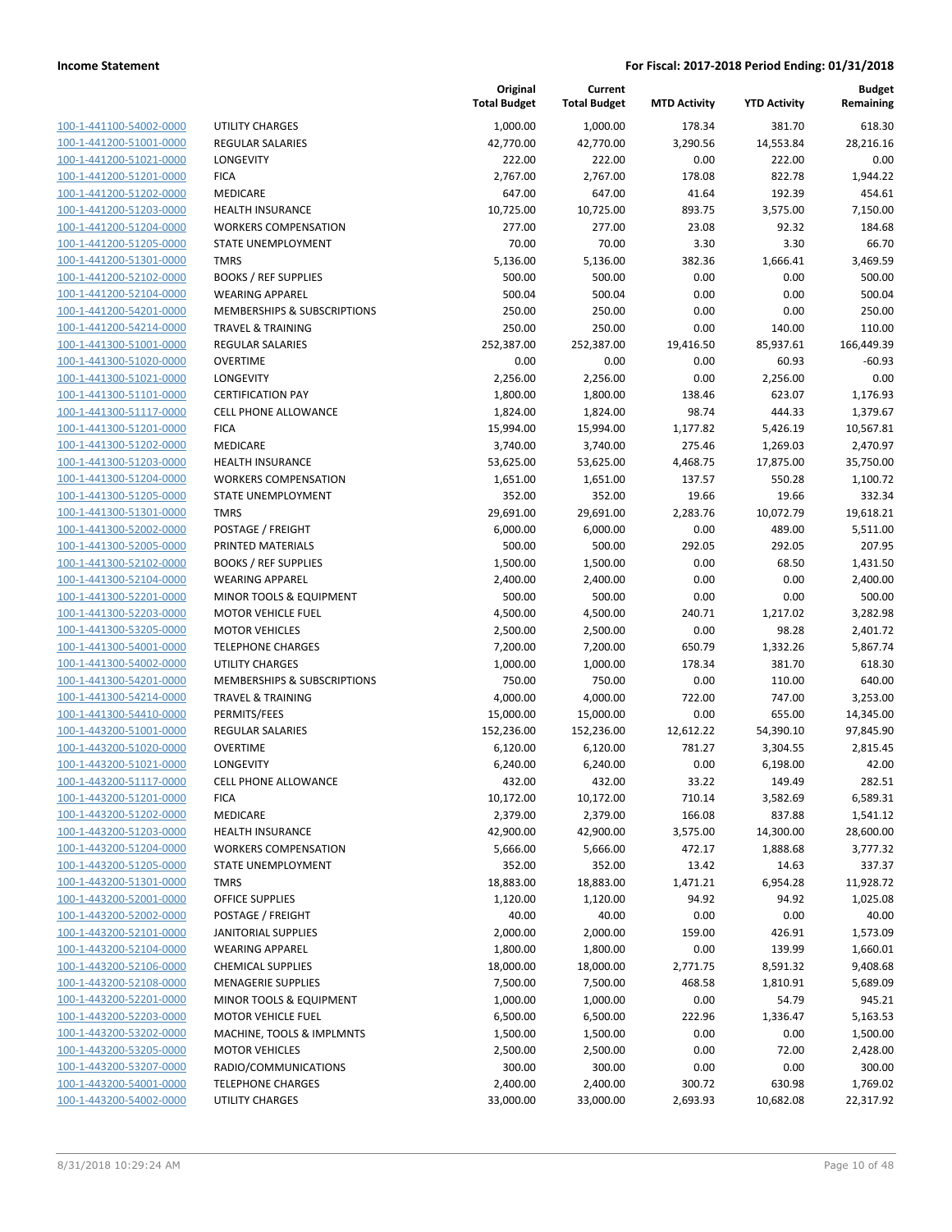**Income Statement** | **For Fiscal: 2017-2018 Period Ending: 01/31/2018**

| | | Original Total Budget | Current Total Budget | MTD Activity | YTD Activity | Budget Remaining |
|---|---|---|---|---|---|---|
| 100-1-441100-54002-0000 | UTILITY CHARGES | 1,000.00 | 1,000.00 | 178.34 | 381.70 | 618.30 |
| 100-1-441200-51001-0000 | REGULAR SALARIES | 42,770.00 | 42,770.00 | 3,290.56 | 14,553.84 | 28,216.16 |
| 100-1-441200-51021-0000 | LONGEVITY | 222.00 | 222.00 | 0.00 | 222.00 | 0.00 |
| 100-1-441200-51201-0000 | FICA | 2,767.00 | 2,767.00 | 178.08 | 822.78 | 1,944.22 |
| 100-1-441200-51202-0000 | MEDICARE | 647.00 | 647.00 | 41.64 | 192.39 | 454.61 |
| 100-1-441200-51203-0000 | HEALTH INSURANCE | 10,725.00 | 10,725.00 | 893.75 | 3,575.00 | 7,150.00 |
| 100-1-441200-51204-0000 | WORKERS COMPENSATION | 277.00 | 277.00 | 23.08 | 92.32 | 184.68 |
| 100-1-441200-51205-0000 | STATE UNEMPLOYMENT | 70.00 | 70.00 | 3.30 | 3.30 | 66.70 |
| 100-1-441200-51301-0000 | TMRS | 5,136.00 | 5,136.00 | 382.36 | 1,666.41 | 3,469.59 |
| 100-1-441200-52102-0000 | BOOKS / REF SUPPLIES | 500.00 | 500.00 | 0.00 | 0.00 | 500.00 |
| 100-1-441200-52104-0000 | WEARING APPAREL | 500.04 | 500.04 | 0.00 | 0.00 | 500.04 |
| 100-1-441200-54201-0000 | MEMBERSHIPS & SUBSCRIPTIONS | 250.00 | 250.00 | 0.00 | 0.00 | 250.00 |
| 100-1-441200-54214-0000 | TRAVEL & TRAINING | 250.00 | 250.00 | 0.00 | 140.00 | 110.00 |
| 100-1-441300-51001-0000 | REGULAR SALARIES | 252,387.00 | 252,387.00 | 19,416.50 | 85,937.61 | 166,449.39 |
| 100-1-441300-51020-0000 | OVERTIME | 0.00 | 0.00 | 0.00 | 60.93 | -60.93 |
| 100-1-441300-51021-0000 | LONGEVITY | 2,256.00 | 2,256.00 | 0.00 | 2,256.00 | 0.00 |
| 100-1-441300-51101-0000 | CERTIFICATION PAY | 1,800.00 | 1,800.00 | 138.46 | 623.07 | 1,176.93 |
| 100-1-441300-51117-0000 | CELL PHONE ALLOWANCE | 1,824.00 | 1,824.00 | 98.74 | 444.33 | 1,379.67 |
| 100-1-441300-51201-0000 | FICA | 15,994.00 | 15,994.00 | 1,177.82 | 5,426.19 | 10,567.81 |
| 100-1-441300-51202-0000 | MEDICARE | 3,740.00 | 3,740.00 | 275.46 | 1,269.03 | 2,470.97 |
| 100-1-441300-51203-0000 | HEALTH INSURANCE | 53,625.00 | 53,625.00 | 4,468.75 | 17,875.00 | 35,750.00 |
| 100-1-441300-51204-0000 | WORKERS COMPENSATION | 1,651.00 | 1,651.00 | 137.57 | 550.28 | 1,100.72 |
| 100-1-441300-51205-0000 | STATE UNEMPLOYMENT | 352.00 | 352.00 | 19.66 | 19.66 | 332.34 |
| 100-1-441300-51301-0000 | TMRS | 29,691.00 | 29,691.00 | 2,283.76 | 10,072.79 | 19,618.21 |
| 100-1-441300-52002-0000 | POSTAGE / FREIGHT | 6,000.00 | 6,000.00 | 0.00 | 489.00 | 5,511.00 |
| 100-1-441300-52005-0000 | PRINTED MATERIALS | 500.00 | 500.00 | 292.05 | 292.05 | 207.95 |
| 100-1-441300-52102-0000 | BOOKS / REF SUPPLIES | 1,500.00 | 1,500.00 | 0.00 | 68.50 | 1,431.50 |
| 100-1-441300-52104-0000 | WEARING APPAREL | 2,400.00 | 2,400.00 | 0.00 | 0.00 | 2,400.00 |
| 100-1-441300-52201-0000 | MINOR TOOLS & EQUIPMENT | 500.00 | 500.00 | 0.00 | 0.00 | 500.00 |
| 100-1-441300-52203-0000 | MOTOR VEHICLE FUEL | 4,500.00 | 4,500.00 | 240.71 | 1,217.02 | 3,282.98 |
| 100-1-441300-53205-0000 | MOTOR VEHICLES | 2,500.00 | 2,500.00 | 0.00 | 98.28 | 2,401.72 |
| 100-1-441300-54001-0000 | TELEPHONE CHARGES | 7,200.00 | 7,200.00 | 650.79 | 1,332.26 | 5,867.74 |
| 100-1-441300-54002-0000 | UTILITY CHARGES | 1,000.00 | 1,000.00 | 178.34 | 381.70 | 618.30 |
| 100-1-441300-54201-0000 | MEMBERSHIPS & SUBSCRIPTIONS | 750.00 | 750.00 | 0.00 | 110.00 | 640.00 |
| 100-1-441300-54214-0000 | TRAVEL & TRAINING | 4,000.00 | 4,000.00 | 722.00 | 747.00 | 3,253.00 |
| 100-1-441300-54410-0000 | PERMITS/FEES | 15,000.00 | 15,000.00 | 0.00 | 655.00 | 14,345.00 |
| 100-1-443200-51001-0000 | REGULAR SALARIES | 152,236.00 | 152,236.00 | 12,612.22 | 54,390.10 | 97,845.90 |
| 100-1-443200-51020-0000 | OVERTIME | 6,120.00 | 6,120.00 | 781.27 | 3,304.55 | 2,815.45 |
| 100-1-443200-51021-0000 | LONGEVITY | 6,240.00 | 6,240.00 | 0.00 | 6,198.00 | 42.00 |
| 100-1-443200-51117-0000 | CELL PHONE ALLOWANCE | 432.00 | 432.00 | 33.22 | 149.49 | 282.51 |
| 100-1-443200-51201-0000 | FICA | 10,172.00 | 10,172.00 | 710.14 | 3,582.69 | 6,589.31 |
| 100-1-443200-51202-0000 | MEDICARE | 2,379.00 | 2,379.00 | 166.08 | 837.88 | 1,541.12 |
| 100-1-443200-51203-0000 | HEALTH INSURANCE | 42,900.00 | 42,900.00 | 3,575.00 | 14,300.00 | 28,600.00 |
| 100-1-443200-51204-0000 | WORKERS COMPENSATION | 5,666.00 | 5,666.00 | 472.17 | 1,888.68 | 3,777.32 |
| 100-1-443200-51205-0000 | STATE UNEMPLOYMENT | 352.00 | 352.00 | 13.42 | 14.63 | 337.37 |
| 100-1-443200-51301-0000 | TMRS | 18,883.00 | 18,883.00 | 1,471.21 | 6,954.28 | 11,928.72 |
| 100-1-443200-52001-0000 | OFFICE SUPPLIES | 1,120.00 | 1,120.00 | 94.92 | 94.92 | 1,025.08 |
| 100-1-443200-52002-0000 | POSTAGE / FREIGHT | 40.00 | 40.00 | 0.00 | 0.00 | 40.00 |
| 100-1-443200-52101-0000 | JANITORIAL SUPPLIES | 2,000.00 | 2,000.00 | 159.00 | 426.91 | 1,573.09 |
| 100-1-443200-52104-0000 | WEARING APPAREL | 1,800.00 | 1,800.00 | 0.00 | 139.99 | 1,660.01 |
| 100-1-443200-52106-0000 | CHEMICAL SUPPLIES | 18,000.00 | 18,000.00 | 2,771.75 | 8,591.32 | 9,408.68 |
| 100-1-443200-52108-0000 | MENAGERIE SUPPLIES | 7,500.00 | 7,500.00 | 468.58 | 1,810.91 | 5,689.09 |
| 100-1-443200-52201-0000 | MINOR TOOLS & EQUIPMENT | 1,000.00 | 1,000.00 | 0.00 | 54.79 | 945.21 |
| 100-1-443200-52203-0000 | MOTOR VEHICLE FUEL | 6,500.00 | 6,500.00 | 222.96 | 1,336.47 | 5,163.53 |
| 100-1-443200-53202-0000 | MACHINE, TOOLS & IMPLMNTS | 1,500.00 | 1,500.00 | 0.00 | 0.00 | 1,500.00 |
| 100-1-443200-53205-0000 | MOTOR VEHICLES | 2,500.00 | 2,500.00 | 0.00 | 72.00 | 2,428.00 |
| 100-1-443200-53207-0000 | RADIO/COMMUNICATIONS | 300.00 | 300.00 | 0.00 | 0.00 | 300.00 |
| 100-1-443200-54001-0000 | TELEPHONE CHARGES | 2,400.00 | 2,400.00 | 300.72 | 630.98 | 1,769.02 |
| 100-1-443200-54002-0000 | UTILITY CHARGES | 33,000.00 | 33,000.00 | 2,693.93 | 10,682.08 | 22,317.92 |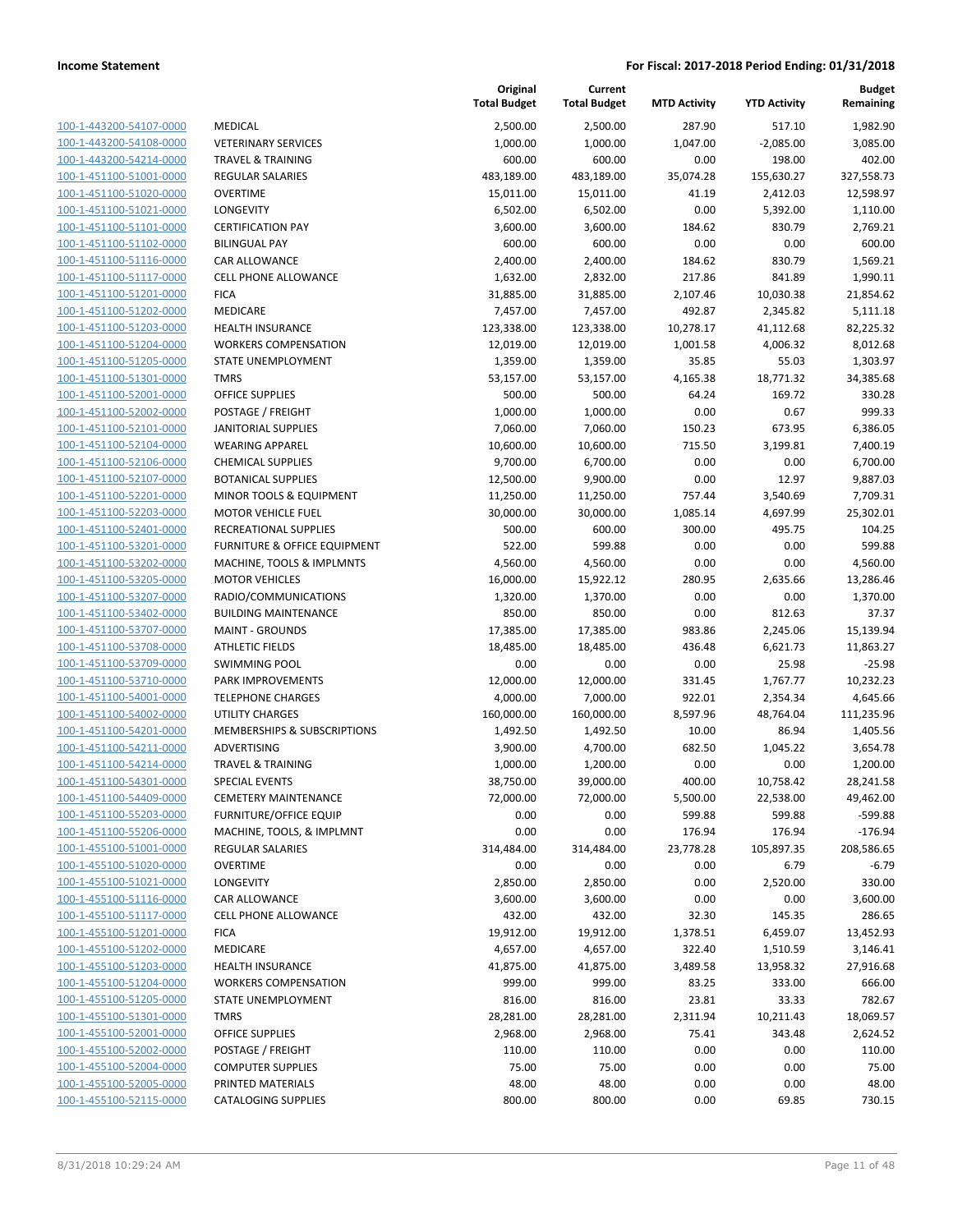## Income Statement

**For Fiscal: 2017-2018 Period Ending: 01/31/2018**

| | | Original Total Budget | Current Total Budget | MTD Activity | YTD Activity | Budget Remaining |
|---|---|---|---|---|---|---|
| 100-1-443200-54107-0000 | MEDICAL | 2,500.00 | 2,500.00 | 287.90 | 517.10 | 1,982.90 |
| 100-1-443200-54108-0000 | VETERINARY SERVICES | 1,000.00 | 1,000.00 | 1,047.00 | -2,085.00 | 3,085.00 |
| 100-1-443200-54214-0000 | TRAVEL & TRAINING | 600.00 | 600.00 | 0.00 | 198.00 | 402.00 |
| 100-1-451100-51001-0000 | REGULAR SALARIES | 483,189.00 | 483,189.00 | 35,074.28 | 155,630.27 | 327,558.73 |
| 100-1-451100-51020-0000 | OVERTIME | 15,011.00 | 15,011.00 | 41.19 | 2,412.03 | 12,598.97 |
| 100-1-451100-51021-0000 | LONGEVITY | 6,502.00 | 6,502.00 | 0.00 | 5,392.00 | 1,110.00 |
| 100-1-451100-51101-0000 | CERTIFICATION PAY | 3,600.00 | 3,600.00 | 184.62 | 830.79 | 2,769.21 |
| 100-1-451100-51102-0000 | BILINGUAL PAY | 600.00 | 600.00 | 0.00 | 0.00 | 600.00 |
| 100-1-451100-51116-0000 | CAR ALLOWANCE | 2,400.00 | 2,400.00 | 184.62 | 830.79 | 1,569.21 |
| 100-1-451100-51117-0000 | CELL PHONE ALLOWANCE | 1,632.00 | 2,832.00 | 217.86 | 841.89 | 1,990.11 |
| 100-1-451100-51201-0000 | FICA | 31,885.00 | 31,885.00 | 2,107.46 | 10,030.38 | 21,854.62 |
| 100-1-451100-51202-0000 | MEDICARE | 7,457.00 | 7,457.00 | 492.87 | 2,345.82 | 5,111.18 |
| 100-1-451100-51203-0000 | HEALTH INSURANCE | 123,338.00 | 123,338.00 | 10,278.17 | 41,112.68 | 82,225.32 |
| 100-1-451100-51204-0000 | WORKERS COMPENSATION | 12,019.00 | 12,019.00 | 1,001.58 | 4,006.32 | 8,012.68 |
| 100-1-451100-51205-0000 | STATE UNEMPLOYMENT | 1,359.00 | 1,359.00 | 35.85 | 55.03 | 1,303.97 |
| 100-1-451100-51301-0000 | TMRS | 53,157.00 | 53,157.00 | 4,165.38 | 18,771.32 | 34,385.68 |
| 100-1-451100-52001-0000 | OFFICE SUPPLIES | 500.00 | 500.00 | 64.24 | 169.72 | 330.28 |
| 100-1-451100-52002-0000 | POSTAGE / FREIGHT | 1,000.00 | 1,000.00 | 0.00 | 0.67 | 999.33 |
| 100-1-451100-52101-0000 | JANITORIAL SUPPLIES | 7,060.00 | 7,060.00 | 150.23 | 673.95 | 6,386.05 |
| 100-1-451100-52104-0000 | WEARING APPAREL | 10,600.00 | 10,600.00 | 715.50 | 3,199.81 | 7,400.19 |
| 100-1-451100-52106-0000 | CHEMICAL SUPPLIES | 9,700.00 | 6,700.00 | 0.00 | 0.00 | 6,700.00 |
| 100-1-451100-52107-0000 | BOTANICAL SUPPLIES | 12,500.00 | 9,900.00 | 0.00 | 12.97 | 9,887.03 |
| 100-1-451100-52201-0000 | MINOR TOOLS & EQUIPMENT | 11,250.00 | 11,250.00 | 757.44 | 3,540.69 | 7,709.31 |
| 100-1-451100-52203-0000 | MOTOR VEHICLE FUEL | 30,000.00 | 30,000.00 | 1,085.14 | 4,697.99 | 25,302.01 |
| 100-1-451100-52401-0000 | RECREATIONAL SUPPLIES | 500.00 | 600.00 | 300.00 | 495.75 | 104.25 |
| 100-1-451100-53201-0000 | FURNITURE & OFFICE EQUIPMENT | 522.00 | 599.88 | 0.00 | 0.00 | 599.88 |
| 100-1-451100-53202-0000 | MACHINE, TOOLS & IMPLMNTS | 4,560.00 | 4,560.00 | 0.00 | 0.00 | 4,560.00 |
| 100-1-451100-53205-0000 | MOTOR VEHICLES | 16,000.00 | 15,922.12 | 280.95 | 2,635.66 | 13,286.46 |
| 100-1-451100-53207-0000 | RADIO/COMMUNICATIONS | 1,320.00 | 1,370.00 | 0.00 | 0.00 | 1,370.00 |
| 100-1-451100-53402-0000 | BUILDING MAINTENANCE | 850.00 | 850.00 | 0.00 | 812.63 | 37.37 |
| 100-1-451100-53707-0000 | MAINT - GROUNDS | 17,385.00 | 17,385.00 | 983.86 | 2,245.06 | 15,139.94 |
| 100-1-451100-53708-0000 | ATHLETIC FIELDS | 18,485.00 | 18,485.00 | 436.48 | 6,621.73 | 11,863.27 |
| 100-1-451100-53709-0000 | SWIMMING POOL | 0.00 | 0.00 | 0.00 | 25.98 | -25.98 |
| 100-1-451100-53710-0000 | PARK IMPROVEMENTS | 12,000.00 | 12,000.00 | 331.45 | 1,767.77 | 10,232.23 |
| 100-1-451100-54001-0000 | TELEPHONE CHARGES | 4,000.00 | 7,000.00 | 922.01 | 2,354.34 | 4,645.66 |
| 100-1-451100-54002-0000 | UTILITY CHARGES | 160,000.00 | 160,000.00 | 8,597.96 | 48,764.04 | 111,235.96 |
| 100-1-451100-54201-0000 | MEMBERSHIPS & SUBSCRIPTIONS | 1,492.50 | 1,492.50 | 10.00 | 86.94 | 1,405.56 |
| 100-1-451100-54211-0000 | ADVERTISING | 3,900.00 | 4,700.00 | 682.50 | 1,045.22 | 3,654.78 |
| 100-1-451100-54214-0000 | TRAVEL & TRAINING | 1,000.00 | 1,200.00 | 0.00 | 0.00 | 1,200.00 |
| 100-1-451100-54301-0000 | SPECIAL EVENTS | 38,750.00 | 39,000.00 | 400.00 | 10,758.42 | 28,241.58 |
| 100-1-451100-54409-0000 | CEMETERY MAINTENANCE | 72,000.00 | 72,000.00 | 5,500.00 | 22,538.00 | 49,462.00 |
| 100-1-451100-55203-0000 | FURNITURE/OFFICE EQUIP | 0.00 | 0.00 | 599.88 | 599.88 | -599.88 |
| 100-1-451100-55206-0000 | MACHINE, TOOLS, & IMPLMNT | 0.00 | 0.00 | 176.94 | 176.94 | -176.94 |
| 100-1-455100-51001-0000 | REGULAR SALARIES | 314,484.00 | 314,484.00 | 23,778.28 | 105,897.35 | 208,586.65 |
| 100-1-455100-51020-0000 | OVERTIME | 0.00 | 0.00 | 0.00 | 6.79 | -6.79 |
| 100-1-455100-51021-0000 | LONGEVITY | 2,850.00 | 2,850.00 | 0.00 | 2,520.00 | 330.00 |
| 100-1-455100-51116-0000 | CAR ALLOWANCE | 3,600.00 | 3,600.00 | 0.00 | 0.00 | 3,600.00 |
| 100-1-455100-51117-0000 | CELL PHONE ALLOWANCE | 432.00 | 432.00 | 32.30 | 145.35 | 286.65 |
| 100-1-455100-51201-0000 | FICA | 19,912.00 | 19,912.00 | 1,378.51 | 6,459.07 | 13,452.93 |
| 100-1-455100-51202-0000 | MEDICARE | 4,657.00 | 4,657.00 | 322.40 | 1,510.59 | 3,146.41 |
| 100-1-455100-51203-0000 | HEALTH INSURANCE | 41,875.00 | 41,875.00 | 3,489.58 | 13,958.32 | 27,916.68 |
| 100-1-455100-51204-0000 | WORKERS COMPENSATION | 999.00 | 999.00 | 83.25 | 333.00 | 666.00 |
| 100-1-455100-51205-0000 | STATE UNEMPLOYMENT | 816.00 | 816.00 | 23.81 | 33.33 | 782.67 |
| 100-1-455100-51301-0000 | TMRS | 28,281.00 | 28,281.00 | 2,311.94 | 10,211.43 | 18,069.57 |
| 100-1-455100-52001-0000 | OFFICE SUPPLIES | 2,968.00 | 2,968.00 | 75.41 | 343.48 | 2,624.52 |
| 100-1-455100-52002-0000 | POSTAGE / FREIGHT | 110.00 | 110.00 | 0.00 | 0.00 | 110.00 |
| 100-1-455100-52004-0000 | COMPUTER SUPPLIES | 75.00 | 75.00 | 0.00 | 0.00 | 75.00 |
| 100-1-455100-52005-0000 | PRINTED MATERIALS | 48.00 | 48.00 | 0.00 | 0.00 | 48.00 |
| 100-1-455100-52115-0000 | CATALOGING SUPPLIES | 800.00 | 800.00 | 0.00 | 69.85 | 730.15 |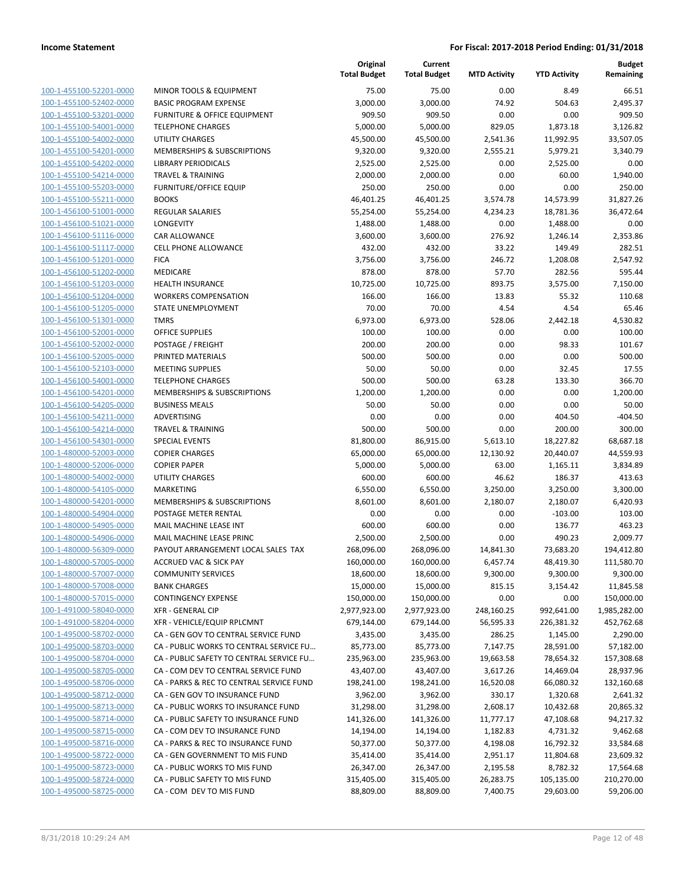**Income Statement** — For Fiscal: 2017-2018 Period Ending: 01/31/2018

| | | Original Total Budget | Current Total Budget | MTD Activity | YTD Activity | Budget Remaining |
|---|---|---|---|---|---|---|
| 100-1-455100-52201-0000 | MINOR TOOLS & EQUIPMENT | 75.00 | 75.00 | 0.00 | 8.49 | 66.51 |
| 100-1-455100-52402-0000 | BASIC PROGRAM EXPENSE | 3,000.00 | 3,000.00 | 74.92 | 504.63 | 2,495.37 |
| 100-1-455100-53201-0000 | FURNITURE & OFFICE EQUIPMENT | 909.50 | 909.50 | 0.00 | 0.00 | 909.50 |
| 100-1-455100-54001-0000 | TELEPHONE CHARGES | 5,000.00 | 5,000.00 | 829.05 | 1,873.18 | 3,126.82 |
| 100-1-455100-54002-0000 | UTILITY CHARGES | 45,500.00 | 45,500.00 | 2,541.36 | 11,992.95 | 33,507.05 |
| 100-1-455100-54201-0000 | MEMBERSHIPS & SUBSCRIPTIONS | 9,320.00 | 9,320.00 | 2,555.21 | 5,979.21 | 3,340.79 |
| 100-1-455100-54202-0000 | LIBRARY PERIODICALS | 2,525.00 | 2,525.00 | 0.00 | 2,525.00 | 0.00 |
| 100-1-455100-54214-0000 | TRAVEL & TRAINING | 2,000.00 | 2,000.00 | 0.00 | 60.00 | 1,940.00 |
| 100-1-455100-55203-0000 | FURNITURE/OFFICE EQUIP | 250.00 | 250.00 | 0.00 | 0.00 | 250.00 |
| 100-1-455100-55211-0000 | BOOKS | 46,401.25 | 46,401.25 | 3,574.78 | 14,573.99 | 31,827.26 |
| 100-1-456100-51001-0000 | REGULAR SALARIES | 55,254.00 | 55,254.00 | 4,234.23 | 18,781.36 | 36,472.64 |
| 100-1-456100-51021-0000 | LONGEVITY | 1,488.00 | 1,488.00 | 0.00 | 1,488.00 | 0.00 |
| 100-1-456100-51116-0000 | CAR ALLOWANCE | 3,600.00 | 3,600.00 | 276.92 | 1,246.14 | 2,353.86 |
| 100-1-456100-51117-0000 | CELL PHONE ALLOWANCE | 432.00 | 432.00 | 33.22 | 149.49 | 282.51 |
| 100-1-456100-51201-0000 | FICA | 3,756.00 | 3,756.00 | 246.72 | 1,208.08 | 2,547.92 |
| 100-1-456100-51202-0000 | MEDICARE | 878.00 | 878.00 | 57.70 | 282.56 | 595.44 |
| 100-1-456100-51203-0000 | HEALTH INSURANCE | 10,725.00 | 10,725.00 | 893.75 | 3,575.00 | 7,150.00 |
| 100-1-456100-51204-0000 | WORKERS COMPENSATION | 166.00 | 166.00 | 13.83 | 55.32 | 110.68 |
| 100-1-456100-51205-0000 | STATE UNEMPLOYMENT | 70.00 | 70.00 | 4.54 | 4.54 | 65.46 |
| 100-1-456100-51301-0000 | TMRS | 6,973.00 | 6,973.00 | 528.06 | 2,442.18 | 4,530.82 |
| 100-1-456100-52001-0000 | OFFICE SUPPLIES | 100.00 | 100.00 | 0.00 | 0.00 | 100.00 |
| 100-1-456100-52002-0000 | POSTAGE / FREIGHT | 200.00 | 200.00 | 0.00 | 98.33 | 101.67 |
| 100-1-456100-52005-0000 | PRINTED MATERIALS | 500.00 | 500.00 | 0.00 | 0.00 | 500.00 |
| 100-1-456100-52103-0000 | MEETING SUPPLIES | 50.00 | 50.00 | 0.00 | 32.45 | 17.55 |
| 100-1-456100-54001-0000 | TELEPHONE CHARGES | 500.00 | 500.00 | 63.28 | 133.30 | 366.70 |
| 100-1-456100-54201-0000 | MEMBERSHIPS & SUBSCRIPTIONS | 1,200.00 | 1,200.00 | 0.00 | 0.00 | 1,200.00 |
| 100-1-456100-54205-0000 | BUSINESS MEALS | 50.00 | 50.00 | 0.00 | 0.00 | 50.00 |
| 100-1-456100-54211-0000 | ADVERTISING | 0.00 | 0.00 | 0.00 | 404.50 | -404.50 |
| 100-1-456100-54214-0000 | TRAVEL & TRAINING | 500.00 | 500.00 | 0.00 | 200.00 | 300.00 |
| 100-1-456100-54301-0000 | SPECIAL EVENTS | 81,800.00 | 86,915.00 | 5,613.10 | 18,227.82 | 68,687.18 |
| 100-1-480000-52003-0000 | COPIER CHARGES | 65,000.00 | 65,000.00 | 12,130.92 | 20,440.07 | 44,559.93 |
| 100-1-480000-52006-0000 | COPIER PAPER | 5,000.00 | 5,000.00 | 63.00 | 1,165.11 | 3,834.89 |
| 100-1-480000-54002-0000 | UTILITY CHARGES | 600.00 | 600.00 | 46.62 | 186.37 | 413.63 |
| 100-1-480000-54105-0000 | MARKETING | 6,550.00 | 6,550.00 | 3,250.00 | 3,250.00 | 3,300.00 |
| 100-1-480000-54201-0000 | MEMBERSHIPS & SUBSCRIPTIONS | 8,601.00 | 8,601.00 | 2,180.07 | 2,180.07 | 6,420.93 |
| 100-1-480000-54904-0000 | POSTAGE METER RENTAL | 0.00 | 0.00 | 0.00 | -103.00 | 103.00 |
| 100-1-480000-54905-0000 | MAIL MACHINE LEASE INT | 600.00 | 600.00 | 0.00 | 136.77 | 463.23 |
| 100-1-480000-54906-0000 | MAIL MACHINE LEASE PRINC | 2,500.00 | 2,500.00 | 0.00 | 490.23 | 2,009.77 |
| 100-1-480000-56309-0000 | PAYOUT ARRANGEMENT LOCAL SALES TAX | 268,096.00 | 268,096.00 | 14,841.30 | 73,683.20 | 194,412.80 |
| 100-1-480000-57005-0000 | ACCRUED VAC & SICK PAY | 160,000.00 | 160,000.00 | 6,457.74 | 48,419.30 | 111,580.70 |
| 100-1-480000-57007-0000 | COMMUNITY SERVICES | 18,600.00 | 18,600.00 | 9,300.00 | 9,300.00 | 9,300.00 |
| 100-1-480000-57008-0000 | BANK CHARGES | 15,000.00 | 15,000.00 | 815.15 | 3,154.42 | 11,845.58 |
| 100-1-480000-57015-0000 | CONTINGENCY EXPENSE | 150,000.00 | 150,000.00 | 0.00 | 0.00 | 150,000.00 |
| 100-1-491000-58040-0000 | XFR - GENERAL CIP | 2,977,923.00 | 2,977,923.00 | 248,160.25 | 992,641.00 | 1,985,282.00 |
| 100-1-491000-58204-0000 | XFR - VEHICLE/EQUIP RPLCMNT | 679,144.00 | 679,144.00 | 56,595.33 | 226,381.32 | 452,762.68 |
| 100-1-495000-58702-0000 | CA - GEN GOV TO CENTRAL SERVICE FUND | 3,435.00 | 3,435.00 | 286.25 | 1,145.00 | 2,290.00 |
| 100-1-495000-58703-0000 | CA - PUBLIC WORKS TO CENTRAL SERVICE FU… | 85,773.00 | 85,773.00 | 7,147.75 | 28,591.00 | 57,182.00 |
| 100-1-495000-58704-0000 | CA - PUBLIC SAFETY TO CENTRAL SERVICE FU… | 235,963.00 | 235,963.00 | 19,663.58 | 78,654.32 | 157,308.68 |
| 100-1-495000-58705-0000 | CA - COM DEV TO CENTRAL SERVICE FUND | 43,407.00 | 43,407.00 | 3,617.26 | 14,469.04 | 28,937.96 |
| 100-1-495000-58706-0000 | CA - PARKS & REC TO CENTRAL SERVICE FUND | 198,241.00 | 198,241.00 | 16,520.08 | 66,080.32 | 132,160.68 |
| 100-1-495000-58712-0000 | CA - GEN GOV TO INSURANCE FUND | 3,962.00 | 3,962.00 | 330.17 | 1,320.68 | 2,641.32 |
| 100-1-495000-58713-0000 | CA - PUBLIC WORKS TO INSURANCE FUND | 31,298.00 | 31,298.00 | 2,608.17 | 10,432.68 | 20,865.32 |
| 100-1-495000-58714-0000 | CA - PUBLIC SAFETY TO INSURANCE FUND | 141,326.00 | 141,326.00 | 11,777.17 | 47,108.68 | 94,217.32 |
| 100-1-495000-58715-0000 | CA - COM DEV TO INSURANCE FUND | 14,194.00 | 14,194.00 | 1,182.83 | 4,731.32 | 9,462.68 |
| 100-1-495000-58716-0000 | CA - PARKS & REC TO INSURANCE FUND | 50,377.00 | 50,377.00 | 4,198.08 | 16,792.32 | 33,584.68 |
| 100-1-495000-58722-0000 | CA - GEN GOVERNMENT TO MIS FUND | 35,414.00 | 35,414.00 | 2,951.17 | 11,804.68 | 23,609.32 |
| 100-1-495000-58723-0000 | CA - PUBLIC WORKS TO MIS FUND | 26,347.00 | 26,347.00 | 2,195.58 | 8,782.32 | 17,564.68 |
| 100-1-495000-58724-0000 | CA - PUBLIC SAFETY TO MIS FUND | 315,405.00 | 315,405.00 | 26,283.75 | 105,135.00 | 210,270.00 |
| 100-1-495000-58725-0000 | CA - COM DEV TO MIS FUND | 88,809.00 | 88,809.00 | 7,400.75 | 29,603.00 | 59,206.00 |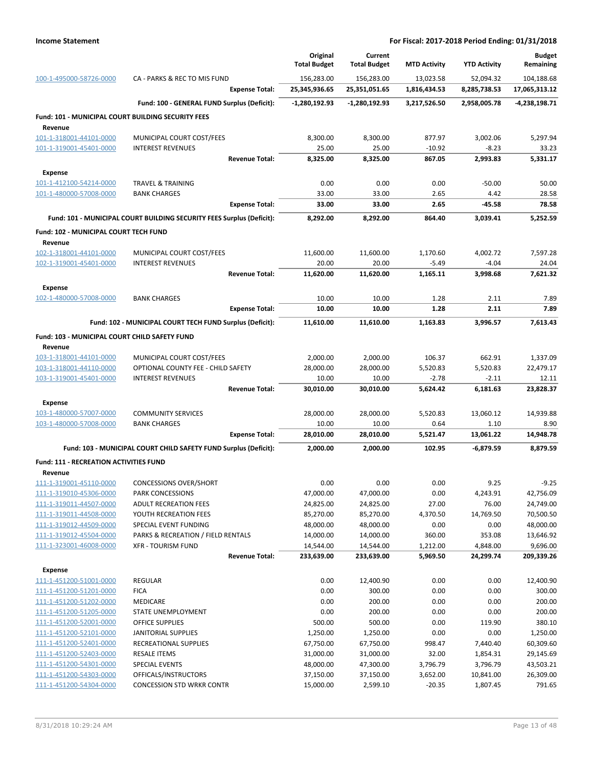| | | Original Total Budget | Current Total Budget | MTD Activity | YTD Activity | Budget Remaining |
|---|---|---|---|---|---|---|
| 100-1-495000-58726-0000 | CA - PARKS & REC TO MIS FUND | 156,283.00 | 156,283.00 | 13,023.58 | 52,094.32 | 104,188.68 |
| | **Expense Total:** | **25,345,936.65** | **25,351,051.65** | **1,816,434.53** | **8,285,738.53** | **17,065,313.12** |
| | **Fund: 100 - GENERAL FUND Surplus (Deficit):** | **-1,280,192.93** | **-1,280,192.93** | **3,217,526.50** | **2,958,005.78** | **-4,238,198.71** |

**Fund: 101 - MUNICIPAL COURT BUILDING SECURITY FEES**

| | | Original Total Budget | Current Total Budget | MTD Activity | YTD Activity | Budget Remaining |
|---|---|---|---|---|---|---|
| **Revenue** | | | | | | |
| 101-1-318001-44101-0000 | MUNICIPAL COURT COST/FEES | 8,300.00 | 8,300.00 | 877.97 | 3,002.06 | 5,297.94 |
| 101-1-319001-45401-0000 | INTEREST REVENUES | 25.00 | 25.00 | -10.92 | -8.23 | 33.23 |
| | **Revenue Total:** | **8,325.00** | **8,325.00** | **867.05** | **2,993.83** | **5,331.17** |
| **Expense** | | | | | | |
| 101-1-412100-54214-0000 | TRAVEL & TRAINING | 0.00 | 0.00 | 0.00 | -50.00 | 50.00 |
| 101-1-480000-57008-0000 | BANK CHARGES | 33.00 | 33.00 | 2.65 | 4.42 | 28.58 |
| | **Expense Total:** | **33.00** | **33.00** | **2.65** | **-45.58** | **78.58** |
| | **Fund: 101 - MUNICIPAL COURT BUILDING SECURITY FEES Surplus (Deficit):** | **8,292.00** | **8,292.00** | **864.40** | **3,039.41** | **5,252.59** |

**Fund: 102 - MUNICIPAL COURT TECH FUND**

| | | Original Total Budget | Current Total Budget | MTD Activity | YTD Activity | Budget Remaining |
|---|---|---|---|---|---|---|
| **Revenue** | | | | | | |
| 102-1-318001-44101-0000 | MUNICIPAL COURT COST/FEES | 11,600.00 | 11,600.00 | 1,170.60 | 4,002.72 | 7,597.28 |
| 102-1-319001-45401-0000 | INTEREST REVENUES | 20.00 | 20.00 | -5.49 | -4.04 | 24.04 |
| | **Revenue Total:** | **11,620.00** | **11,620.00** | **1,165.11** | **3,998.68** | **7,621.32** |
| **Expense** | | | | | | |
| 102-1-480000-57008-0000 | BANK CHARGES | 10.00 | 10.00 | 1.28 | 2.11 | 7.89 |
| | **Expense Total:** | **10.00** | **10.00** | **1.28** | **2.11** | **7.89** |
| | **Fund: 102 - MUNICIPAL COURT TECH FUND Surplus (Deficit):** | **11,610.00** | **11,610.00** | **1,163.83** | **3,996.57** | **7,613.43** |

**Fund: 103 - MUNICIPAL COURT CHILD SAFETY FUND**

| | | Original Total Budget | Current Total Budget | MTD Activity | YTD Activity | Budget Remaining |
|---|---|---|---|---|---|---|
| **Revenue** | | | | | | |
| 103-1-318001-44101-0000 | MUNICIPAL COURT COST/FEES | 2,000.00 | 2,000.00 | 106.37 | 662.91 | 1,337.09 |
| 103-1-318001-44110-0000 | OPTIONAL COUNTY FEE - CHILD SAFETY | 28,000.00 | 28,000.00 | 5,520.83 | 5,520.83 | 22,479.17 |
| 103-1-319001-45401-0000 | INTEREST REVENUES | 10.00 | 10.00 | -2.78 | -2.11 | 12.11 |
| | **Revenue Total:** | **30,010.00** | **30,010.00** | **5,624.42** | **6,181.63** | **23,828.37** |
| **Expense** | | | | | | |
| 103-1-480000-57007-0000 | COMMUNITY SERVICES | 28,000.00 | 28,000.00 | 5,520.83 | 13,060.12 | 14,939.88 |
| 103-1-480000-57008-0000 | BANK CHARGES | 10.00 | 10.00 | 0.64 | 1.10 | 8.90 |
| | **Expense Total:** | **28,010.00** | **28,010.00** | **5,521.47** | **13,061.22** | **14,948.78** |
| | **Fund: 103 - MUNICIPAL COURT CHILD SAFETY FUND Surplus (Deficit):** | **2,000.00** | **2,000.00** | **102.95** | **-6,879.59** | **8,879.59** |

**Fund: 111 - RECREATION ACTIVITIES FUND**

| | | Original Total Budget | Current Total Budget | MTD Activity | YTD Activity | Budget Remaining |
|---|---|---|---|---|---|---|
| **Revenue** | | | | | | |
| 111-1-319001-45110-0000 | CONCESSIONS OVER/SHORT | 0.00 | 0.00 | 0.00 | 9.25 | -9.25 |
| 111-1-319010-45306-0000 | PARK CONCESSIONS | 47,000.00 | 47,000.00 | 0.00 | 4,243.91 | 42,756.09 |
| 111-1-319011-44507-0000 | ADULT RECREATION FEES | 24,825.00 | 24,825.00 | 27.00 | 76.00 | 24,749.00 |
| 111-1-319011-44508-0000 | YOUTH RECREATION FEES | 85,270.00 | 85,270.00 | 4,370.50 | 14,769.50 | 70,500.50 |
| 111-1-319012-44509-0000 | SPECIAL EVENT FUNDING | 48,000.00 | 48,000.00 | 0.00 | 0.00 | 48,000.00 |
| 111-1-319012-45504-0000 | PARKS & RECREATION / FIELD RENTALS | 14,000.00 | 14,000.00 | 360.00 | 353.08 | 13,646.92 |
| 111-1-323001-46008-0000 | XFR - TOURISM FUND | 14,544.00 | 14,544.00 | 1,212.00 | 4,848.00 | 9,696.00 |
| | **Revenue Total:** | **233,639.00** | **233,639.00** | **5,969.50** | **24,299.74** | **209,339.26** |
| **Expense** | | | | | | |
| 111-1-451200-51001-0000 | REGULAR | 0.00 | 12,400.90 | 0.00 | 0.00 | 12,400.90 |
| 111-1-451200-51201-0000 | FICA | 0.00 | 300.00 | 0.00 | 0.00 | 300.00 |
| 111-1-451200-51202-0000 | MEDICARE | 0.00 | 200.00 | 0.00 | 0.00 | 200.00 |
| 111-1-451200-51205-0000 | STATE UNEMPLOYMENT | 0.00 | 200.00 | 0.00 | 0.00 | 200.00 |
| 111-1-451200-52001-0000 | OFFICE SUPPLIES | 500.00 | 500.00 | 0.00 | 119.90 | 380.10 |
| 111-1-451200-52101-0000 | JANITORIAL SUPPLIES | 1,250.00 | 1,250.00 | 0.00 | 0.00 | 1,250.00 |
| 111-1-451200-52401-0000 | RECREATIONAL SUPPLIES | 67,750.00 | 67,750.00 | 998.47 | 7,440.40 | 60,309.60 |
| 111-1-451200-52403-0000 | RESALE ITEMS | 31,000.00 | 31,000.00 | 32.00 | 1,854.31 | 29,145.69 |
| 111-1-451200-54301-0000 | SPECIAL EVENTS | 48,000.00 | 47,300.00 | 3,796.79 | 3,796.79 | 43,503.21 |
| 111-1-451200-54303-0000 | OFFICALS/INSTRUCTORS | 37,150.00 | 37,150.00 | 3,652.00 | 10,841.00 | 26,309.00 |
| 111-1-451200-54304-0000 | CONCESSION STD WRKR CONTR | 15,000.00 | 2,599.10 | -20.35 | 1,807.45 | 791.65 |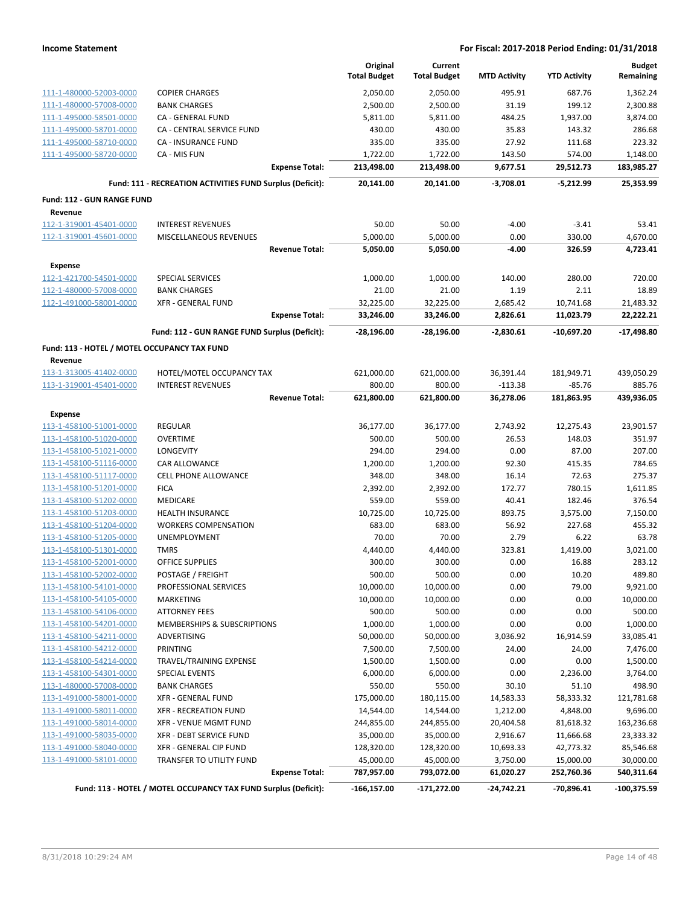| | | Original Total Budget | Current Total Budget | MTD Activity | YTD Activity | Budget Remaining |
|---|---|---|---|---|---|---|
| 111-1-480000-52003-0000 | COPIER CHARGES | 2,050.00 | 2,050.00 | 495.91 | 687.76 | 1,362.24 |
| 111-1-480000-57008-0000 | BANK CHARGES | 2,500.00 | 2,500.00 | 31.19 | 199.12 | 2,300.88 |
| 111-1-495000-58501-0000 | CA - GENERAL FUND | 5,811.00 | 5,811.00 | 484.25 | 1,937.00 | 3,874.00 |
| 111-1-495000-58701-0000 | CA - CENTRAL SERVICE FUND | 430.00 | 430.00 | 35.83 | 143.32 | 286.68 |
| 111-1-495000-58710-0000 | CA - INSURANCE FUND | 335.00 | 335.00 | 27.92 | 111.68 | 223.32 |
| 111-1-495000-58720-0000 | CA - MIS FUN | 1,722.00 | 1,722.00 | 143.50 | 574.00 | 1,148.00 |
| | **Expense Total:** | **213,498.00** | **213,498.00** | **9,677.51** | **29,512.73** | **183,985.27** |
| | **Fund: 111 - RECREATION ACTIVITIES FUND Surplus (Deficit):** | **20,141.00** | **20,141.00** | **-3,708.01** | **-5,212.99** | **25,353.99** |
| **Fund: 112 - GUN RANGE FUND** | | | | | | |
| **Revenue** | | | | | | |
| 112-1-319001-45401-0000 | INTEREST REVENUES | 50.00 | 50.00 | -4.00 | -3.41 | 53.41 |
| 112-1-319001-45601-0000 | MISCELLANEOUS REVENUES | 5,000.00 | 5,000.00 | 0.00 | 330.00 | 4,670.00 |
| | **Revenue Total:** | **5,050.00** | **5,050.00** | **-4.00** | **326.59** | **4,723.41** |
| **Expense** | | | | | | |
| 112-1-421700-54501-0000 | SPECIAL SERVICES | 1,000.00 | 1,000.00 | 140.00 | 280.00 | 720.00 |
| 112-1-480000-57008-0000 | BANK CHARGES | 21.00 | 21.00 | 1.19 | 2.11 | 18.89 |
| 112-1-491000-58001-0000 | XFR - GENERAL FUND | 32,225.00 | 32,225.00 | 2,685.42 | 10,741.68 | 21,483.32 |
| | **Expense Total:** | **33,246.00** | **33,246.00** | **2,826.61** | **11,023.79** | **22,222.21** |
| | **Fund: 112 - GUN RANGE FUND Surplus (Deficit):** | **-28,196.00** | **-28,196.00** | **-2,830.61** | **-10,697.20** | **-17,498.80** |
| **Fund: 113 - HOTEL / MOTEL OCCUPANCY TAX FUND** | | | | | | |
| **Revenue** | | | | | | |
| 113-1-313005-41402-0000 | HOTEL/MOTEL OCCUPANCY TAX | 621,000.00 | 621,000.00 | 36,391.44 | 181,949.71 | 439,050.29 |
| 113-1-319001-45401-0000 | INTEREST REVENUES | 800.00 | 800.00 | -113.38 | -85.76 | 885.76 |
| | **Revenue Total:** | **621,800.00** | **621,800.00** | **36,278.06** | **181,863.95** | **439,936.05** |
| **Expense** | | | | | | |
| 113-1-458100-51001-0000 | REGULAR | 36,177.00 | 36,177.00 | 2,743.92 | 12,275.43 | 23,901.57 |
| 113-1-458100-51020-0000 | OVERTIME | 500.00 | 500.00 | 26.53 | 148.03 | 351.97 |
| 113-1-458100-51021-0000 | LONGEVITY | 294.00 | 294.00 | 0.00 | 87.00 | 207.00 |
| 113-1-458100-51116-0000 | CAR ALLOWANCE | 1,200.00 | 1,200.00 | 92.30 | 415.35 | 784.65 |
| 113-1-458100-51117-0000 | CELL PHONE ALLOWANCE | 348.00 | 348.00 | 16.14 | 72.63 | 275.37 |
| 113-1-458100-51201-0000 | FICA | 2,392.00 | 2,392.00 | 172.77 | 780.15 | 1,611.85 |
| 113-1-458100-51202-0000 | MEDICARE | 559.00 | 559.00 | 40.41 | 182.46 | 376.54 |
| 113-1-458100-51203-0000 | HEALTH INSURANCE | 10,725.00 | 10,725.00 | 893.75 | 3,575.00 | 7,150.00 |
| 113-1-458100-51204-0000 | WORKERS COMPENSATION | 683.00 | 683.00 | 56.92 | 227.68 | 455.32 |
| 113-1-458100-51205-0000 | UNEMPLOYMENT | 70.00 | 70.00 | 2.79 | 6.22 | 63.78 |
| 113-1-458100-51301-0000 | TMRS | 4,440.00 | 4,440.00 | 323.81 | 1,419.00 | 3,021.00 |
| 113-1-458100-52001-0000 | OFFICE SUPPLIES | 300.00 | 300.00 | 0.00 | 16.88 | 283.12 |
| 113-1-458100-52002-0000 | POSTAGE / FREIGHT | 500.00 | 500.00 | 0.00 | 10.20 | 489.80 |
| 113-1-458100-54101-0000 | PROFESSIONAL SERVICES | 10,000.00 | 10,000.00 | 0.00 | 79.00 | 9,921.00 |
| 113-1-458100-54105-0000 | MARKETING | 10,000.00 | 10,000.00 | 0.00 | 0.00 | 10,000.00 |
| 113-1-458100-54106-0000 | ATTORNEY FEES | 500.00 | 500.00 | 0.00 | 0.00 | 500.00 |
| 113-1-458100-54201-0000 | MEMBERSHIPS & SUBSCRIPTIONS | 1,000.00 | 1,000.00 | 0.00 | 0.00 | 1,000.00 |
| 113-1-458100-54211-0000 | ADVERTISING | 50,000.00 | 50,000.00 | 3,036.92 | 16,914.59 | 33,085.41 |
| 113-1-458100-54212-0000 | PRINTING | 7,500.00 | 7,500.00 | 24.00 | 24.00 | 7,476.00 |
| 113-1-458100-54214-0000 | TRAVEL/TRAINING EXPENSE | 1,500.00 | 1,500.00 | 0.00 | 0.00 | 1,500.00 |
| 113-1-458100-54301-0000 | SPECIAL EVENTS | 6,000.00 | 6,000.00 | 0.00 | 2,236.00 | 3,764.00 |
| 113-1-480000-57008-0000 | BANK CHARGES | 550.00 | 550.00 | 30.10 | 51.10 | 498.90 |
| 113-1-491000-58001-0000 | XFR - GENERAL FUND | 175,000.00 | 180,115.00 | 14,583.33 | 58,333.32 | 121,781.68 |
| 113-1-491000-58011-0000 | XFR - RECREATION FUND | 14,544.00 | 14,544.00 | 1,212.00 | 4,848.00 | 9,696.00 |
| 113-1-491000-58014-0000 | XFR - VENUE MGMT FUND | 244,855.00 | 244,855.00 | 20,404.58 | 81,618.32 | 163,236.68 |
| 113-1-491000-58035-0000 | XFR - DEBT SERVICE FUND | 35,000.00 | 35,000.00 | 2,916.67 | 11,666.68 | 23,333.32 |
| 113-1-491000-58040-0000 | XFR - GENERAL CIP FUND | 128,320.00 | 128,320.00 | 10,693.33 | 42,773.32 | 85,546.68 |
| 113-1-491000-58101-0000 | TRANSFER TO UTILITY FUND | 45,000.00 | 45,000.00 | 3,750.00 | 15,000.00 | 30,000.00 |
| | **Expense Total:** | **787,957.00** | **793,072.00** | **61,020.27** | **252,760.36** | **540,311.64** |
| | **Fund: 113 - HOTEL / MOTEL OCCUPANCY TAX FUND Surplus (Deficit):** | **-166,157.00** | **-171,272.00** | **-24,742.21** | **-70,896.41** | **-100,375.59** |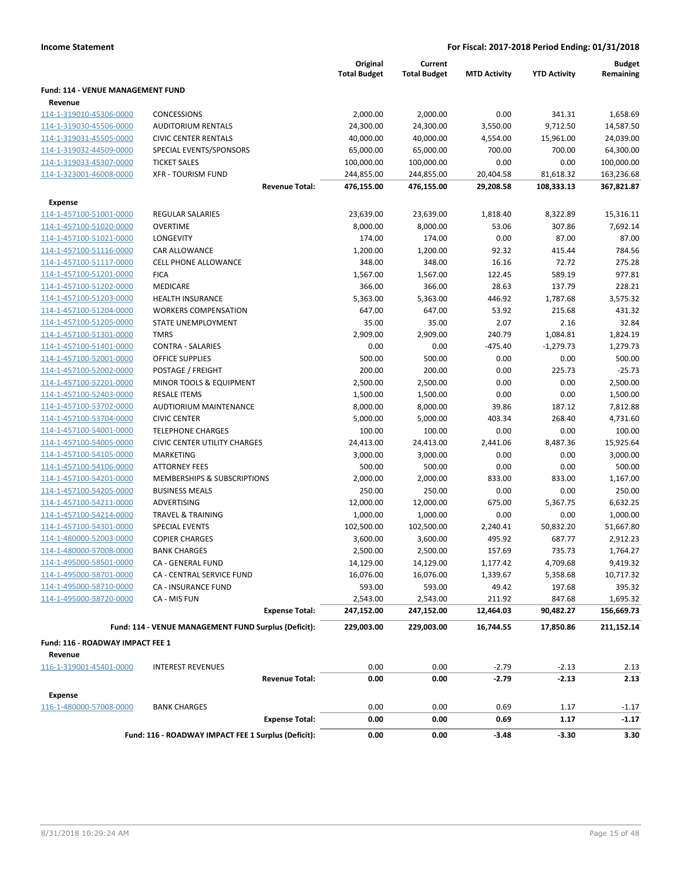**Income Statement** — **For Fiscal: 2017-2018 Period Ending: 01/31/2018**

| | | Original Total Budget | Current Total Budget | MTD Activity | YTD Activity | Budget Remaining |
|---|---|---|---|---|---|---|
| **Fund: 114 - VENUE MANAGEMENT FUND** | | | | | | |
| **Revenue** | | | | | | |
| 114-1-319010-45306-0000 | CONCESSIONS | 2,000.00 | 2,000.00 | 0.00 | 341.31 | 1,658.69 |
| 114-1-319030-45506-0000 | AUDITORIUM RENTALS | 24,300.00 | 24,300.00 | 3,550.00 | 9,712.50 | 14,587.50 |
| 114-1-319031-45505-0000 | CIVIC CENTER RENTALS | 40,000.00 | 40,000.00 | 4,554.00 | 15,961.00 | 24,039.00 |
| 114-1-319032-44509-0000 | SPECIAL EVENTS/SPONSORS | 65,000.00 | 65,000.00 | 700.00 | 700.00 | 64,300.00 |
| 114-1-319033-45307-0000 | TICKET SALES | 100,000.00 | 100,000.00 | 0.00 | 0.00 | 100,000.00 |
| 114-1-323001-46008-0000 | XFR - TOURISM FUND | 244,855.00 | 244,855.00 | 20,404.58 | 81,618.32 | 163,236.68 |
| | **Revenue Total:** | **476,155.00** | **476,155.00** | **29,208.58** | **108,333.13** | **367,821.87** |
| **Expense** | | | | | | |
| 114-1-457100-51001-0000 | REGULAR SALARIES | 23,639.00 | 23,639.00 | 1,818.40 | 8,322.89 | 15,316.11 |
| 114-1-457100-51020-0000 | OVERTIME | 8,000.00 | 8,000.00 | 53.06 | 307.86 | 7,692.14 |
| 114-1-457100-51021-0000 | LONGEVITY | 174.00 | 174.00 | 0.00 | 87.00 | 87.00 |
| 114-1-457100-51116-0000 | CAR ALLOWANCE | 1,200.00 | 1,200.00 | 92.32 | 415.44 | 784.56 |
| 114-1-457100-51117-0000 | CELL PHONE ALLOWANCE | 348.00 | 348.00 | 16.16 | 72.72 | 275.28 |
| 114-1-457100-51201-0000 | FICA | 1,567.00 | 1,567.00 | 122.45 | 589.19 | 977.81 |
| 114-1-457100-51202-0000 | MEDICARE | 366.00 | 366.00 | 28.63 | 137.79 | 228.21 |
| 114-1-457100-51203-0000 | HEALTH INSURANCE | 5,363.00 | 5,363.00 | 446.92 | 1,787.68 | 3,575.32 |
| 114-1-457100-51204-0000 | WORKERS COMPENSATION | 647.00 | 647.00 | 53.92 | 215.68 | 431.32 |
| 114-1-457100-51205-0000 | STATE UNEMPLOYMENT | 35.00 | 35.00 | 2.07 | 2.16 | 32.84 |
| 114-1-457100-51301-0000 | TMRS | 2,909.00 | 2,909.00 | 240.79 | 1,084.81 | 1,824.19 |
| 114-1-457100-51401-0000 | CONTRA - SALARIES | 0.00 | 0.00 | -475.40 | -1,279.73 | 1,279.73 |
| 114-1-457100-52001-0000 | OFFICE SUPPLIES | 500.00 | 500.00 | 0.00 | 0.00 | 500.00 |
| 114-1-457100-52002-0000 | POSTAGE / FREIGHT | 200.00 | 200.00 | 0.00 | 225.73 | -25.73 |
| 114-1-457100-52201-0000 | MINOR TOOLS & EQUIPMENT | 2,500.00 | 2,500.00 | 0.00 | 0.00 | 2,500.00 |
| 114-1-457100-52403-0000 | RESALE ITEMS | 1,500.00 | 1,500.00 | 0.00 | 0.00 | 1,500.00 |
| 114-1-457100-53702-0000 | AUDTIORIUM MAINTENANCE | 8,000.00 | 8,000.00 | 39.86 | 187.12 | 7,812.88 |
| 114-1-457100-53704-0000 | CIVIC CENTER | 5,000.00 | 5,000.00 | 403.34 | 268.40 | 4,731.60 |
| 114-1-457100-54001-0000 | TELEPHONE CHARGES | 100.00 | 100.00 | 0.00 | 0.00 | 100.00 |
| 114-1-457100-54005-0000 | CIVIC CENTER UTILITY CHARGES | 24,413.00 | 24,413.00 | 2,441.06 | 8,487.36 | 15,925.64 |
| 114-1-457100-54105-0000 | MARKETING | 3,000.00 | 3,000.00 | 0.00 | 0.00 | 3,000.00 |
| 114-1-457100-54106-0000 | ATTORNEY FEES | 500.00 | 500.00 | 0.00 | 0.00 | 500.00 |
| 114-1-457100-54201-0000 | MEMBERSHIPS & SUBSCRIPTIONS | 2,000.00 | 2,000.00 | 833.00 | 833.00 | 1,167.00 |
| 114-1-457100-54205-0000 | BUSINESS MEALS | 250.00 | 250.00 | 0.00 | 0.00 | 250.00 |
| 114-1-457100-54211-0000 | ADVERTISING | 12,000.00 | 12,000.00 | 675.00 | 5,367.75 | 6,632.25 |
| 114-1-457100-54214-0000 | TRAVEL & TRAINING | 1,000.00 | 1,000.00 | 0.00 | 0.00 | 1,000.00 |
| 114-1-457100-54301-0000 | SPECIAL EVENTS | 102,500.00 | 102,500.00 | 2,240.41 | 50,832.20 | 51,667.80 |
| 114-1-480000-52003-0000 | COPIER CHARGES | 3,600.00 | 3,600.00 | 495.92 | 687.77 | 2,912.23 |
| 114-1-480000-57008-0000 | BANK CHARGES | 2,500.00 | 2,500.00 | 157.69 | 735.73 | 1,764.27 |
| 114-1-495000-58501-0000 | CA - GENERAL FUND | 14,129.00 | 14,129.00 | 1,177.42 | 4,709.68 | 9,419.32 |
| 114-1-495000-58701-0000 | CA - CENTRAL SERVICE FUND | 16,076.00 | 16,076.00 | 1,339.67 | 5,358.68 | 10,717.32 |
| 114-1-495000-58710-0000 | CA - INSURANCE FUND | 593.00 | 593.00 | 49.42 | 197.68 | 395.32 |
| 114-1-495000-58720-0000 | CA - MIS FUN | 2,543.00 | 2,543.00 | 211.92 | 847.68 | 1,695.32 |
| | **Expense Total:** | **247,152.00** | **247,152.00** | **12,464.03** | **90,482.27** | **156,669.73** |
| | **Fund: 114 - VENUE MANAGEMENT FUND Surplus (Deficit):** | **229,003.00** | **229,003.00** | **16,744.55** | **17,850.86** | **211,152.14** |
| **Fund: 116 - ROADWAY IMPACT FEE 1** | | | | | | |
| **Revenue** | | | | | | |
| 116-1-319001-45401-0000 | INTEREST REVENUES | 0.00 | 0.00 | -2.79 | -2.13 | 2.13 |
| | **Revenue Total:** | **0.00** | **0.00** | **-2.79** | **-2.13** | **2.13** |
| **Expense** | | | | | | |
| 116-1-480000-57008-0000 | BANK CHARGES | 0.00 | 0.00 | 0.69 | 1.17 | -1.17 |
| | **Expense Total:** | **0.00** | **0.00** | **0.69** | **1.17** | **-1.17** |
| | **Fund: 116 - ROADWAY IMPACT FEE 1 Surplus (Deficit):** | **0.00** | **0.00** | **-3.48** | **-3.30** | **3.30** |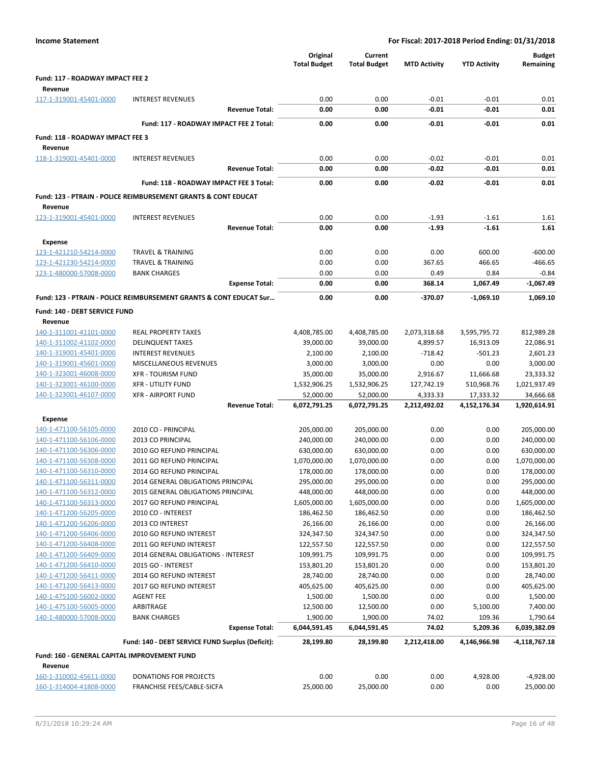**Income Statement** — **For Fiscal: 2017-2018 Period Ending: 01/31/2018**

| | | Original Total Budget | Current Total Budget | MTD Activity | YTD Activity | Budget Remaining |
|---|---|---|---|---|---|---|
| **Fund: 117 - ROADWAY IMPACT FEE 2** | | | | | | |
| **Revenue** | | | | | | |
| 117-1-319001-45401-0000 | INTEREST REVENUES | 0.00 | 0.00 | -0.01 | -0.01 | 0.01 |
| | **Revenue Total:** | **0.00** | **0.00** | **-0.01** | **-0.01** | **0.01** |
| | **Fund: 117 - ROADWAY IMPACT FEE 2 Total:** | **0.00** | **0.00** | **-0.01** | **-0.01** | **0.01** |
| **Fund: 118 - ROADWAY IMPACT FEE 3** | | | | | | |
| **Revenue** | | | | | | |
| 118-1-319001-45401-0000 | INTEREST REVENUES | 0.00 | 0.00 | -0.02 | -0.01 | 0.01 |
| | **Revenue Total:** | **0.00** | **0.00** | **-0.02** | **-0.01** | **0.01** |
| | **Fund: 118 - ROADWAY IMPACT FEE 3 Total:** | **0.00** | **0.00** | **-0.02** | **-0.01** | **0.01** |
| **Fund: 123 - PTRAIN - POLICE REIMBURSEMENT GRANTS & CONT EDUCAT** | | | | | | |
| **Revenue** | | | | | | |
| 123-1-319001-45401-0000 | INTEREST REVENUES | 0.00 | 0.00 | -1.93 | -1.61 | 1.61 |
| | **Revenue Total:** | **0.00** | **0.00** | **-1.93** | **-1.61** | **1.61** |
| **Expense** | | | | | | |
| 123-1-421210-54214-0000 | TRAVEL & TRAINING | 0.00 | 0.00 | 0.00 | 600.00 | -600.00 |
| 123-1-421230-54214-0000 | TRAVEL & TRAINING | 0.00 | 0.00 | 367.65 | 466.65 | -466.65 |
| 123-1-480000-57008-0000 | BANK CHARGES | 0.00 | 0.00 | 0.49 | 0.84 | -0.84 |
| | **Expense Total:** | **0.00** | **0.00** | **368.14** | **1,067.49** | **-1,067.49** |
| **Fund: 123 - PTRAIN - POLICE REIMBURSEMENT GRANTS & CONT EDUCAT Sur...** | | **0.00** | **0.00** | **-370.07** | **-1,069.10** | **1,069.10** |
| **Fund: 140 - DEBT SERVICE FUND** | | | | | | |
| **Revenue** | | | | | | |
| 140-1-311001-41101-0000 | REAL PROPERTY TAXES | 4,408,785.00 | 4,408,785.00 | 2,073,318.68 | 3,595,795.72 | 812,989.28 |
| 140-1-311002-41102-0000 | DELINQUENT TAXES | 39,000.00 | 39,000.00 | 4,899.57 | 16,913.09 | 22,086.91 |
| 140-1-319001-45401-0000 | INTEREST REVENUES | 2,100.00 | 2,100.00 | -718.42 | -501.23 | 2,601.23 |
| 140-1-319001-45601-0000 | MISCELLANEOUS REVENUES | 3,000.00 | 3,000.00 | 0.00 | 0.00 | 3,000.00 |
| 140-1-323001-46008-0000 | XFR - TOURISM FUND | 35,000.00 | 35,000.00 | 2,916.67 | 11,666.68 | 23,333.32 |
| 140-1-323001-46100-0000 | XFR - UTILITY FUND | 1,532,906.25 | 1,532,906.25 | 127,742.19 | 510,968.76 | 1,021,937.49 |
| 140-1-323001-46107-0000 | XFR - AIRPORT FUND | 52,000.00 | 52,000.00 | 4,333.33 | 17,333.32 | 34,666.68 |
| | **Revenue Total:** | **6,072,791.25** | **6,072,791.25** | **2,212,492.02** | **4,152,176.34** | **1,920,614.91** |
| **Expense** | | | | | | |
| 140-1-471100-56105-0000 | 2010 CO - PRINCIPAL | 205,000.00 | 205,000.00 | 0.00 | 0.00 | 205,000.00 |
| 140-1-471100-56106-0000 | 2013 CO PRINCIPAL | 240,000.00 | 240,000.00 | 0.00 | 0.00 | 240,000.00 |
| 140-1-471100-56306-0000 | 2010 GO REFUND PRINCIPAL | 630,000.00 | 630,000.00 | 0.00 | 0.00 | 630,000.00 |
| 140-1-471100-56308-0000 | 2011 GO REFUND PRINCIPAL | 1,070,000.00 | 1,070,000.00 | 0.00 | 0.00 | 1,070,000.00 |
| 140-1-471100-56310-0000 | 2014 GO REFUND PRINCIPAL | 178,000.00 | 178,000.00 | 0.00 | 0.00 | 178,000.00 |
| 140-1-471100-56311-0000 | 2014 GENERAL OBLIGATIONS PRINCIPAL | 295,000.00 | 295,000.00 | 0.00 | 0.00 | 295,000.00 |
| 140-1-471100-56312-0000 | 2015 GENERAL OBLIGATIONS PRINCIPAL | 448,000.00 | 448,000.00 | 0.00 | 0.00 | 448,000.00 |
| 140-1-471100-56313-0000 | 2017 GO REFUND PRINCIPAL | 1,605,000.00 | 1,605,000.00 | 0.00 | 0.00 | 1,605,000.00 |
| 140-1-471200-56205-0000 | 2010 CO - INTEREST | 186,462.50 | 186,462.50 | 0.00 | 0.00 | 186,462.50 |
| 140-1-471200-56206-0000 | 2013 CO INTEREST | 26,166.00 | 26,166.00 | 0.00 | 0.00 | 26,166.00 |
| 140-1-471200-56406-0000 | 2010 GO REFUND INTEREST | 324,347.50 | 324,347.50 | 0.00 | 0.00 | 324,347.50 |
| 140-1-471200-56408-0000 | 2011 GO REFUND INTEREST | 122,557.50 | 122,557.50 | 0.00 | 0.00 | 122,557.50 |
| 140-1-471200-56409-0000 | 2014 GENERAL OBLIGATIONS - INTEREST | 109,991.75 | 109,991.75 | 0.00 | 0.00 | 109,991.75 |
| 140-1-471200-56410-0000 | 2015 GO - INTEREST | 153,801.20 | 153,801.20 | 0.00 | 0.00 | 153,801.20 |
| 140-1-471200-56411-0000 | 2014 GO REFUND INTEREST | 28,740.00 | 28,740.00 | 0.00 | 0.00 | 28,740.00 |
| 140-1-471200-56413-0000 | 2017 GO REFUND INTEREST | 405,625.00 | 405,625.00 | 0.00 | 0.00 | 405,625.00 |
| 140-1-475100-56002-0000 | AGENT FEE | 1,500.00 | 1,500.00 | 0.00 | 0.00 | 1,500.00 |
| 140-1-475100-56005-0000 | ARBITRAGE | 12,500.00 | 12,500.00 | 0.00 | 5,100.00 | 7,400.00 |
| 140-1-480000-57008-0000 | BANK CHARGES | 1,900.00 | 1,900.00 | 74.02 | 109.36 | 1,790.64 |
| | **Expense Total:** | **6,044,591.45** | **6,044,591.45** | **74.02** | **5,209.36** | **6,039,382.09** |
| | **Fund: 140 - DEBT SERVICE FUND Surplus (Deficit):** | **28,199.80** | **28,199.80** | **2,212,418.00** | **4,146,966.98** | **-4,118,767.18** |
| **Fund: 160 - GENERAL CAPITAL IMPROVEMENT FUND** | | | | | | |
| **Revenue** | | | | | | |
| 160-1-310002-45611-0000 | DONATIONS FOR PROJECTS | 0.00 | 0.00 | 0.00 | 4,928.00 | -4,928.00 |
| 160-1-314004-41808-0000 | FRANCHISE FEES/CABLE-SICFA | 25,000.00 | 25,000.00 | 0.00 | 0.00 | 25,000.00 |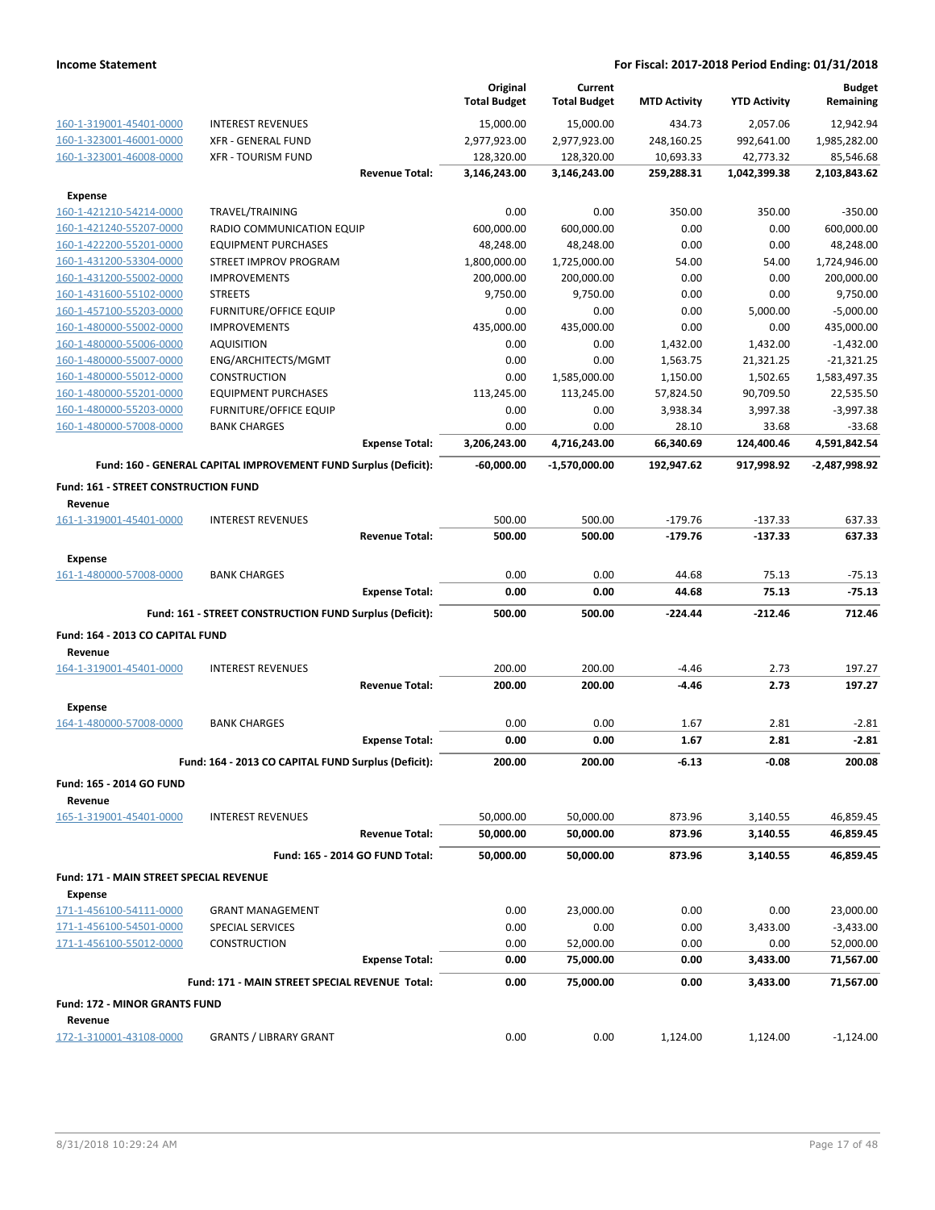| | | Original Total Budget | Current Total Budget | MTD Activity | YTD Activity | Budget Remaining |
|---|---|---|---|---|---|---|
| 160-1-319001-45401-0000 | INTEREST REVENUES | 15,000.00 | 15,000.00 | 434.73 | 2,057.06 | 12,942.94 |
| 160-1-323001-46001-0000 | XFR - GENERAL FUND | 2,977,923.00 | 2,977,923.00 | 248,160.25 | 992,641.00 | 1,985,282.00 |
| 160-1-323001-46008-0000 | XFR - TOURISM FUND | 128,320.00 | 128,320.00 | 10,693.33 | 42,773.32 | 85,546.68 |
| | **Revenue Total:** | **3,146,243.00** | **3,146,243.00** | **259,288.31** | **1,042,399.38** | **2,103,843.62** |
| **Expense** | | | | | | |
| 160-1-421210-54214-0000 | TRAVEL/TRAINING | 0.00 | 0.00 | 350.00 | 350.00 | -350.00 |
| 160-1-421240-55207-0000 | RADIO COMMUNICATION EQUIP | 600,000.00 | 600,000.00 | 0.00 | 0.00 | 600,000.00 |
| 160-1-422200-55201-0000 | EQUIPMENT PURCHASES | 48,248.00 | 48,248.00 | 0.00 | 0.00 | 48,248.00 |
| 160-1-431200-53304-0000 | STREET IMPROV PROGRAM | 1,800,000.00 | 1,725,000.00 | 54.00 | 54.00 | 1,724,946.00 |
| 160-1-431200-55002-0000 | IMPROVEMENTS | 200,000.00 | 200,000.00 | 0.00 | 0.00 | 200,000.00 |
| 160-1-431600-55102-0000 | STREETS | 9,750.00 | 9,750.00 | 0.00 | 0.00 | 9,750.00 |
| 160-1-457100-55203-0000 | FURNITURE/OFFICE EQUIP | 0.00 | 0.00 | 0.00 | 5,000.00 | -5,000.00 |
| 160-1-480000-55002-0000 | IMPROVEMENTS | 435,000.00 | 435,000.00 | 0.00 | 0.00 | 435,000.00 |
| 160-1-480000-55006-0000 | AQUISITION | 0.00 | 0.00 | 1,432.00 | 1,432.00 | -1,432.00 |
| 160-1-480000-55007-0000 | ENG/ARCHITECTS/MGMT | 0.00 | 0.00 | 1,563.75 | 21,321.25 | -21,321.25 |
| 160-1-480000-55012-0000 | CONSTRUCTION | 0.00 | 1,585,000.00 | 1,150.00 | 1,502.65 | 1,583,497.35 |
| 160-1-480000-55201-0000 | EQUIPMENT PURCHASES | 113,245.00 | 113,245.00 | 57,824.50 | 90,709.50 | 22,535.50 |
| 160-1-480000-55203-0000 | FURNITURE/OFFICE EQUIP | 0.00 | 0.00 | 3,938.34 | 3,997.38 | -3,997.38 |
| 160-1-480000-57008-0000 | BANK CHARGES | 0.00 | 0.00 | 28.10 | 33.68 | -33.68 |
| | **Expense Total:** | **3,206,243.00** | **4,716,243.00** | **66,340.69** | **124,400.46** | **4,591,842.54** |
| | **Fund: 160 - GENERAL CAPITAL IMPROVEMENT FUND Surplus (Deficit):** | **-60,000.00** | **-1,570,000.00** | **192,947.62** | **917,998.92** | **-2,487,998.92** |
| **Fund: 161 - STREET CONSTRUCTION FUND** | | | | | | |
| **Revenue** | | | | | | |
| 161-1-319001-45401-0000 | INTEREST REVENUES | 500.00 | 500.00 | -179.76 | -137.33 | 637.33 |
| | **Revenue Total:** | **500.00** | **500.00** | **-179.76** | **-137.33** | **637.33** |
| **Expense** | | | | | | |
| 161-1-480000-57008-0000 | BANK CHARGES | 0.00 | 0.00 | 44.68 | 75.13 | -75.13 |
| | **Expense Total:** | **0.00** | **0.00** | **44.68** | **75.13** | **-75.13** |
| | **Fund: 161 - STREET CONSTRUCTION FUND Surplus (Deficit):** | **500.00** | **500.00** | **-224.44** | **-212.46** | **712.46** |
| **Fund: 164 - 2013 CO CAPITAL FUND** | | | | | | |
| **Revenue** | | | | | | |
| 164-1-319001-45401-0000 | INTEREST REVENUES | 200.00 | 200.00 | -4.46 | 2.73 | 197.27 |
| | **Revenue Total:** | **200.00** | **200.00** | **-4.46** | **2.73** | **197.27** |
| **Expense** | | | | | | |
| 164-1-480000-57008-0000 | BANK CHARGES | 0.00 | 0.00 | 1.67 | 2.81 | -2.81 |
| | **Expense Total:** | **0.00** | **0.00** | **1.67** | **2.81** | **-2.81** |
| | **Fund: 164 - 2013 CO CAPITAL FUND Surplus (Deficit):** | **200.00** | **200.00** | **-6.13** | **-0.08** | **200.08** |
| **Fund: 165 - 2014 GO FUND** | | | | | | |
| **Revenue** | | | | | | |
| 165-1-319001-45401-0000 | INTEREST REVENUES | 50,000.00 | 50,000.00 | 873.96 | 3,140.55 | 46,859.45 |
| | **Revenue Total:** | **50,000.00** | **50,000.00** | **873.96** | **3,140.55** | **46,859.45** |
| | **Fund: 165 - 2014 GO FUND Total:** | **50,000.00** | **50,000.00** | **873.96** | **3,140.55** | **46,859.45** |
| **Fund: 171 - MAIN STREET SPECIAL REVENUE** | | | | | | |
| **Expense** | | | | | | |
| 171-1-456100-54111-0000 | GRANT MANAGEMENT | 0.00 | 23,000.00 | 0.00 | 0.00 | 23,000.00 |
| 171-1-456100-54501-0000 | SPECIAL SERVICES | 0.00 | 0.00 | 0.00 | 3,433.00 | -3,433.00 |
| 171-1-456100-55012-0000 | CONSTRUCTION | 0.00 | 52,000.00 | 0.00 | 0.00 | 52,000.00 |
| | **Expense Total:** | **0.00** | **75,000.00** | **0.00** | **3,433.00** | **71,567.00** |
| | **Fund: 171 - MAIN STREET SPECIAL REVENUE Total:** | **0.00** | **75,000.00** | **0.00** | **3,433.00** | **71,567.00** |
| **Fund: 172 - MINOR GRANTS FUND** | | | | | | |
| **Revenue** | | | | | | |
| 172-1-310001-43108-0000 | GRANTS / LIBRARY GRANT | 0.00 | 0.00 | 1,124.00 | 1,124.00 | -1,124.00 |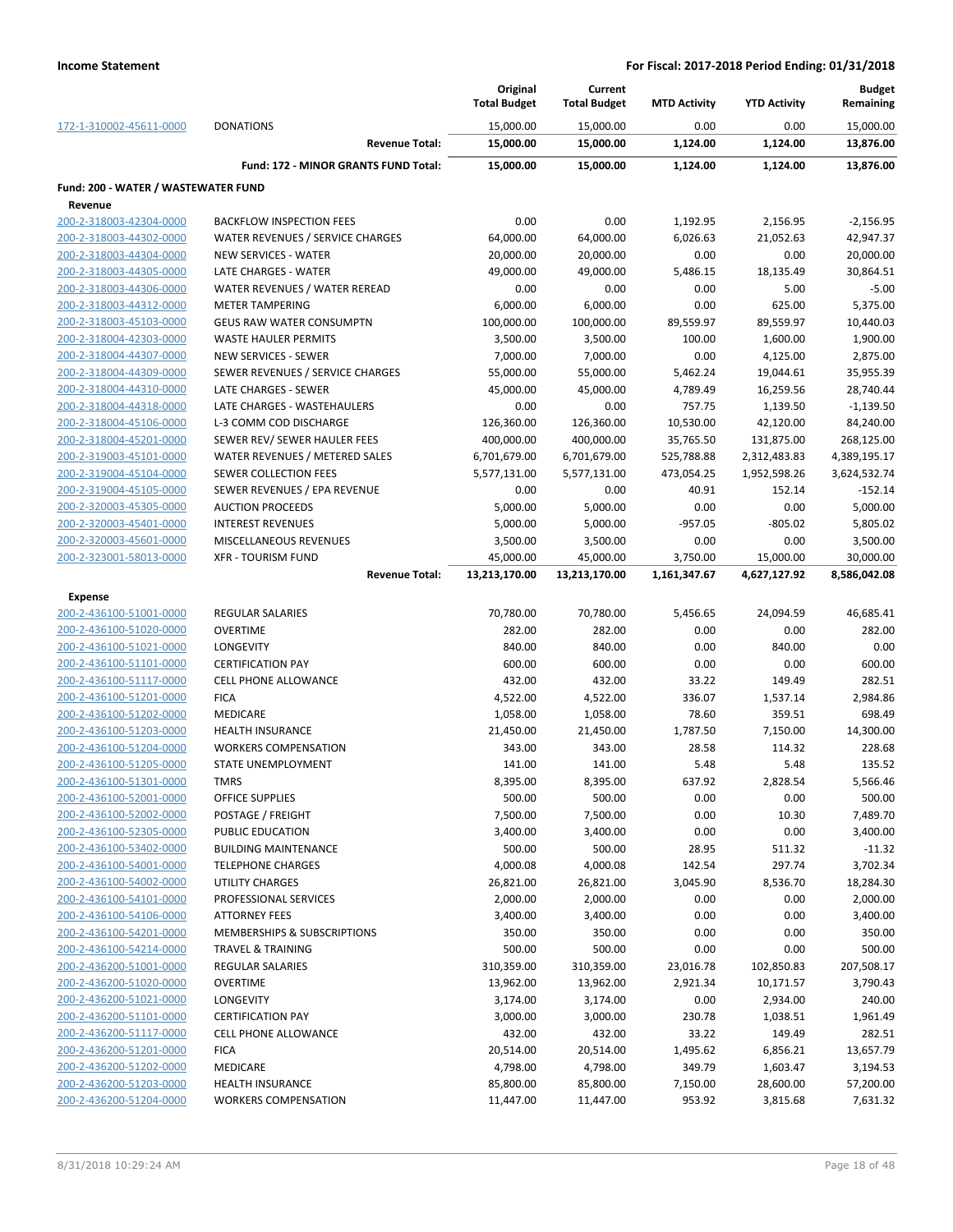| | | Original Total Budget | Current Total Budget | MTD Activity | YTD Activity | Budget Remaining |
|---|---|---|---|---|---|---|
| 172-1-310002-45611-0000 | DONATIONS | 15,000.00 | 15,000.00 | 0.00 | 0.00 | 15,000.00 |
| | **Revenue Total:** | **15,000.00** | **15,000.00** | **1,124.00** | **1,124.00** | **13,876.00** |
| | **Fund: 172 - MINOR GRANTS FUND Total:** | **15,000.00** | **15,000.00** | **1,124.00** | **1,124.00** | **13,876.00** |
| **Fund: 200 - WATER / WASTEWATER FUND** | | | | | | |
| **Revenue** | | | | | | |
| 200-2-318003-42304-0000 | BACKFLOW INSPECTION FEES | 0.00 | 0.00 | 1,192.95 | 2,156.95 | -2,156.95 |
| 200-2-318003-44302-0000 | WATER REVENUES / SERVICE CHARGES | 64,000.00 | 64,000.00 | 6,026.63 | 21,052.63 | 42,947.37 |
| 200-2-318003-44304-0000 | NEW SERVICES - WATER | 20,000.00 | 20,000.00 | 0.00 | 0.00 | 20,000.00 |
| 200-2-318003-44305-0000 | LATE CHARGES - WATER | 49,000.00 | 49,000.00 | 5,486.15 | 18,135.49 | 30,864.51 |
| 200-2-318003-44306-0000 | WATER REVENUES / WATER REREAD | 0.00 | 0.00 | 0.00 | 5.00 | -5.00 |
| 200-2-318003-44312-0000 | METER TAMPERING | 6,000.00 | 6,000.00 | 0.00 | 625.00 | 5,375.00 |
| 200-2-318003-45103-0000 | GEUS RAW WATER CONSUMPTN | 100,000.00 | 100,000.00 | 89,559.97 | 89,559.97 | 10,440.03 |
| 200-2-318004-42303-0000 | WASTE HAULER PERMITS | 3,500.00 | 3,500.00 | 100.00 | 1,600.00 | 1,900.00 |
| 200-2-318004-44307-0000 | NEW SERVICES - SEWER | 7,000.00 | 7,000.00 | 0.00 | 4,125.00 | 2,875.00 |
| 200-2-318004-44309-0000 | SEWER REVENUES / SERVICE CHARGES | 55,000.00 | 55,000.00 | 5,462.24 | 19,044.61 | 35,955.39 |
| 200-2-318004-44310-0000 | LATE CHARGES - SEWER | 45,000.00 | 45,000.00 | 4,789.49 | 16,259.56 | 28,740.44 |
| 200-2-318004-44318-0000 | LATE CHARGES - WASTEHAULERS | 0.00 | 0.00 | 757.75 | 1,139.50 | -1,139.50 |
| 200-2-318004-45106-0000 | L-3 COMM COD DISCHARGE | 126,360.00 | 126,360.00 | 10,530.00 | 42,120.00 | 84,240.00 |
| 200-2-318004-45201-0000 | SEWER REV/ SEWER HAULER FEES | 400,000.00 | 400,000.00 | 35,765.50 | 131,875.00 | 268,125.00 |
| 200-2-319003-45101-0000 | WATER REVENUES / METERED SALES | 6,701,679.00 | 6,701,679.00 | 525,788.88 | 2,312,483.83 | 4,389,195.17 |
| 200-2-319004-45104-0000 | SEWER COLLECTION FEES | 5,577,131.00 | 5,577,131.00 | 473,054.25 | 1,952,598.26 | 3,624,532.74 |
| 200-2-319004-45105-0000 | SEWER REVENUES / EPA REVENUE | 0.00 | 0.00 | 40.91 | 152.14 | -152.14 |
| 200-2-320003-45305-0000 | AUCTION PROCEEDS | 5,000.00 | 5,000.00 | 0.00 | 0.00 | 5,000.00 |
| 200-2-320003-45401-0000 | INTEREST REVENUES | 5,000.00 | 5,000.00 | -957.05 | -805.02 | 5,805.02 |
| 200-2-320003-45601-0000 | MISCELLANEOUS REVENUES | 3,500.00 | 3,500.00 | 0.00 | 0.00 | 3,500.00 |
| 200-2-323001-58013-0000 | XFR - TOURISM FUND | 45,000.00 | 45,000.00 | 3,750.00 | 15,000.00 | 30,000.00 |
| | **Revenue Total:** | **13,213,170.00** | **13,213,170.00** | **1,161,347.67** | **4,627,127.92** | **8,586,042.08** |
| **Expense** | | | | | | |
| 200-2-436100-51001-0000 | REGULAR SALARIES | 70,780.00 | 70,780.00 | 5,456.65 | 24,094.59 | 46,685.41 |
| 200-2-436100-51020-0000 | OVERTIME | 282.00 | 282.00 | 0.00 | 0.00 | 282.00 |
| 200-2-436100-51021-0000 | LONGEVITY | 840.00 | 840.00 | 0.00 | 840.00 | 0.00 |
| 200-2-436100-51101-0000 | CERTIFICATION PAY | 600.00 | 600.00 | 0.00 | 0.00 | 600.00 |
| 200-2-436100-51117-0000 | CELL PHONE ALLOWANCE | 432.00 | 432.00 | 33.22 | 149.49 | 282.51 |
| 200-2-436100-51201-0000 | FICA | 4,522.00 | 4,522.00 | 336.07 | 1,537.14 | 2,984.86 |
| 200-2-436100-51202-0000 | MEDICARE | 1,058.00 | 1,058.00 | 78.60 | 359.51 | 698.49 |
| 200-2-436100-51203-0000 | HEALTH INSURANCE | 21,450.00 | 21,450.00 | 1,787.50 | 7,150.00 | 14,300.00 |
| 200-2-436100-51204-0000 | WORKERS COMPENSATION | 343.00 | 343.00 | 28.58 | 114.32 | 228.68 |
| 200-2-436100-51205-0000 | STATE UNEMPLOYMENT | 141.00 | 141.00 | 5.48 | 5.48 | 135.52 |
| 200-2-436100-51301-0000 | TMRS | 8,395.00 | 8,395.00 | 637.92 | 2,828.54 | 5,566.46 |
| 200-2-436100-52001-0000 | OFFICE SUPPLIES | 500.00 | 500.00 | 0.00 | 0.00 | 500.00 |
| 200-2-436100-52002-0000 | POSTAGE / FREIGHT | 7,500.00 | 7,500.00 | 0.00 | 10.30 | 7,489.70 |
| 200-2-436100-52305-0000 | PUBLIC EDUCATION | 3,400.00 | 3,400.00 | 0.00 | 0.00 | 3,400.00 |
| 200-2-436100-53402-0000 | BUILDING MAINTENANCE | 500.00 | 500.00 | 28.95 | 511.32 | -11.32 |
| 200-2-436100-54001-0000 | TELEPHONE CHARGES | 4,000.08 | 4,000.08 | 142.54 | 297.74 | 3,702.34 |
| 200-2-436100-54002-0000 | UTILITY CHARGES | 26,821.00 | 26,821.00 | 3,045.90 | 8,536.70 | 18,284.30 |
| 200-2-436100-54101-0000 | PROFESSIONAL SERVICES | 2,000.00 | 2,000.00 | 0.00 | 0.00 | 2,000.00 |
| 200-2-436100-54106-0000 | ATTORNEY FEES | 3,400.00 | 3,400.00 | 0.00 | 0.00 | 3,400.00 |
| 200-2-436100-54201-0000 | MEMBERSHIPS & SUBSCRIPTIONS | 350.00 | 350.00 | 0.00 | 0.00 | 350.00 |
| 200-2-436100-54214-0000 | TRAVEL & TRAINING | 500.00 | 500.00 | 0.00 | 0.00 | 500.00 |
| 200-2-436200-51001-0000 | REGULAR SALARIES | 310,359.00 | 310,359.00 | 23,016.78 | 102,850.83 | 207,508.17 |
| 200-2-436200-51020-0000 | OVERTIME | 13,962.00 | 13,962.00 | 2,921.34 | 10,171.57 | 3,790.43 |
| 200-2-436200-51021-0000 | LONGEVITY | 3,174.00 | 3,174.00 | 0.00 | 2,934.00 | 240.00 |
| 200-2-436200-51101-0000 | CERTIFICATION PAY | 3,000.00 | 3,000.00 | 230.78 | 1,038.51 | 1,961.49 |
| 200-2-436200-51117-0000 | CELL PHONE ALLOWANCE | 432.00 | 432.00 | 33.22 | 149.49 | 282.51 |
| 200-2-436200-51201-0000 | FICA | 20,514.00 | 20,514.00 | 1,495.62 | 6,856.21 | 13,657.79 |
| 200-2-436200-51202-0000 | MEDICARE | 4,798.00 | 4,798.00 | 349.79 | 1,603.47 | 3,194.53 |
| 200-2-436200-51203-0000 | HEALTH INSURANCE | 85,800.00 | 85,800.00 | 7,150.00 | 28,600.00 | 57,200.00 |
| 200-2-436200-51204-0000 | WORKERS COMPENSATION | 11,447.00 | 11,447.00 | 953.92 | 3,815.68 | 7,631.32 |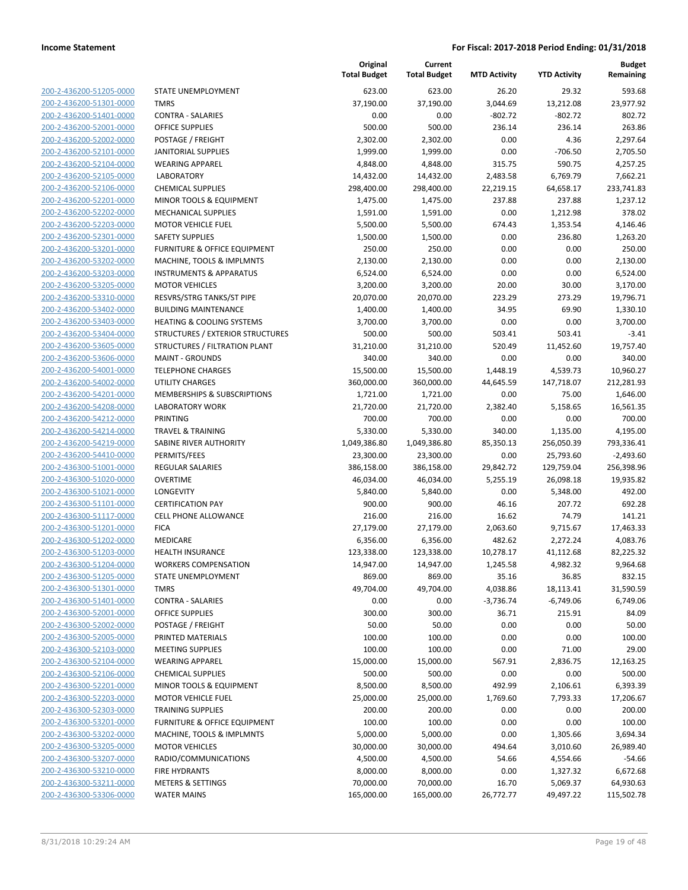**Income Statement** **For Fiscal: 2017-2018 Period Ending: 01/31/2018**

| | | Original Total Budget | Current Total Budget | MTD Activity | YTD Activity | Budget Remaining |
|---|---|---|---|---|---|---|
| 200-2-436200-51205-0000 | STATE UNEMPLOYMENT | 623.00 | 623.00 | 26.20 | 29.32 | 593.68 |
| 200-2-436200-51301-0000 | TMRS | 37,190.00 | 37,190.00 | 3,044.69 | 13,212.08 | 23,977.92 |
| 200-2-436200-51401-0000 | CONTRA - SALARIES | 0.00 | 0.00 | -802.72 | -802.72 | 802.72 |
| 200-2-436200-52001-0000 | OFFICE SUPPLIES | 500.00 | 500.00 | 236.14 | 236.14 | 263.86 |
| 200-2-436200-52002-0000 | POSTAGE / FREIGHT | 2,302.00 | 2,302.00 | 0.00 | 4.36 | 2,297.64 |
| 200-2-436200-52101-0000 | JANITORIAL SUPPLIES | 1,999.00 | 1,999.00 | 0.00 | -706.50 | 2,705.50 |
| 200-2-436200-52104-0000 | WEARING APPAREL | 4,848.00 | 4,848.00 | 315.75 | 590.75 | 4,257.25 |
| 200-2-436200-52105-0000 | LABORATORY | 14,432.00 | 14,432.00 | 2,483.58 | 6,769.79 | 7,662.21 |
| 200-2-436200-52106-0000 | CHEMICAL SUPPLIES | 298,400.00 | 298,400.00 | 22,219.15 | 64,658.17 | 233,741.83 |
| 200-2-436200-52201-0000 | MINOR TOOLS & EQUIPMENT | 1,475.00 | 1,475.00 | 237.88 | 237.88 | 1,237.12 |
| 200-2-436200-52202-0000 | MECHANICAL SUPPLIES | 1,591.00 | 1,591.00 | 0.00 | 1,212.98 | 378.02 |
| 200-2-436200-52203-0000 | MOTOR VEHICLE FUEL | 5,500.00 | 5,500.00 | 674.43 | 1,353.54 | 4,146.46 |
| 200-2-436200-52301-0000 | SAFETY SUPPLIES | 1,500.00 | 1,500.00 | 0.00 | 236.80 | 1,263.20 |
| 200-2-436200-53201-0000 | FURNITURE & OFFICE EQUIPMENT | 250.00 | 250.00 | 0.00 | 0.00 | 250.00 |
| 200-2-436200-53202-0000 | MACHINE, TOOLS & IMPLMNTS | 2,130.00 | 2,130.00 | 0.00 | 0.00 | 2,130.00 |
| 200-2-436200-53203-0000 | INSTRUMENTS & APPARATUS | 6,524.00 | 6,524.00 | 0.00 | 0.00 | 6,524.00 |
| 200-2-436200-53205-0000 | MOTOR VEHICLES | 3,200.00 | 3,200.00 | 20.00 | 30.00 | 3,170.00 |
| 200-2-436200-53310-0000 | RESVRS/STRG TANKS/ST PIPE | 20,070.00 | 20,070.00 | 223.29 | 273.29 | 19,796.71 |
| 200-2-436200-53402-0000 | BUILDING MAINTENANCE | 1,400.00 | 1,400.00 | 34.95 | 69.90 | 1,330.10 |
| 200-2-436200-53403-0000 | HEATING & COOLING SYSTEMS | 3,700.00 | 3,700.00 | 0.00 | 0.00 | 3,700.00 |
| 200-2-436200-53404-0000 | STRUCTURES / EXTERIOR STRUCTURES | 500.00 | 500.00 | 503.41 | 503.41 | -3.41 |
| 200-2-436200-53605-0000 | STRUCTURES / FILTRATION PLANT | 31,210.00 | 31,210.00 | 520.49 | 11,452.60 | 19,757.40 |
| 200-2-436200-53606-0000 | MAINT - GROUNDS | 340.00 | 340.00 | 0.00 | 0.00 | 340.00 |
| 200-2-436200-54001-0000 | TELEPHONE CHARGES | 15,500.00 | 15,500.00 | 1,448.19 | 4,539.73 | 10,960.27 |
| 200-2-436200-54002-0000 | UTILITY CHARGES | 360,000.00 | 360,000.00 | 44,645.59 | 147,718.07 | 212,281.93 |
| 200-2-436200-54201-0000 | MEMBERSHIPS & SUBSCRIPTIONS | 1,721.00 | 1,721.00 | 0.00 | 75.00 | 1,646.00 |
| 200-2-436200-54208-0000 | LABORATORY WORK | 21,720.00 | 21,720.00 | 2,382.40 | 5,158.65 | 16,561.35 |
| 200-2-436200-54212-0000 | PRINTING | 700.00 | 700.00 | 0.00 | 0.00 | 700.00 |
| 200-2-436200-54214-0000 | TRAVEL & TRAINING | 5,330.00 | 5,330.00 | 340.00 | 1,135.00 | 4,195.00 |
| 200-2-436200-54219-0000 | SABINE RIVER AUTHORITY | 1,049,386.80 | 1,049,386.80 | 85,350.13 | 256,050.39 | 793,336.41 |
| 200-2-436200-54410-0000 | PERMITS/FEES | 23,300.00 | 23,300.00 | 0.00 | 25,793.60 | -2,493.60 |
| 200-2-436300-51001-0000 | REGULAR SALARIES | 386,158.00 | 386,158.00 | 29,842.72 | 129,759.04 | 256,398.96 |
| 200-2-436300-51020-0000 | OVERTIME | 46,034.00 | 46,034.00 | 5,255.19 | 26,098.18 | 19,935.82 |
| 200-2-436300-51021-0000 | LONGEVITY | 5,840.00 | 5,840.00 | 0.00 | 5,348.00 | 492.00 |
| 200-2-436300-51101-0000 | CERTIFICATION PAY | 900.00 | 900.00 | 46.16 | 207.72 | 692.28 |
| 200-2-436300-51117-0000 | CELL PHONE ALLOWANCE | 216.00 | 216.00 | 16.62 | 74.79 | 141.21 |
| 200-2-436300-51201-0000 | FICA | 27,179.00 | 27,179.00 | 2,063.60 | 9,715.67 | 17,463.33 |
| 200-2-436300-51202-0000 | MEDICARE | 6,356.00 | 6,356.00 | 482.62 | 2,272.24 | 4,083.76 |
| 200-2-436300-51203-0000 | HEALTH INSURANCE | 123,338.00 | 123,338.00 | 10,278.17 | 41,112.68 | 82,225.32 |
| 200-2-436300-51204-0000 | WORKERS COMPENSATION | 14,947.00 | 14,947.00 | 1,245.58 | 4,982.32 | 9,964.68 |
| 200-2-436300-51205-0000 | STATE UNEMPLOYMENT | 869.00 | 869.00 | 35.16 | 36.85 | 832.15 |
| 200-2-436300-51301-0000 | TMRS | 49,704.00 | 49,704.00 | 4,038.86 | 18,113.41 | 31,590.59 |
| 200-2-436300-51401-0000 | CONTRA - SALARIES | 0.00 | 0.00 | -3,736.74 | -6,749.06 | 6,749.06 |
| 200-2-436300-52001-0000 | OFFICE SUPPLIES | 300.00 | 300.00 | 36.71 | 215.91 | 84.09 |
| 200-2-436300-52002-0000 | POSTAGE / FREIGHT | 50.00 | 50.00 | 0.00 | 0.00 | 50.00 |
| 200-2-436300-52005-0000 | PRINTED MATERIALS | 100.00 | 100.00 | 0.00 | 0.00 | 100.00 |
| 200-2-436300-52103-0000 | MEETING SUPPLIES | 100.00 | 100.00 | 0.00 | 71.00 | 29.00 |
| 200-2-436300-52104-0000 | WEARING APPAREL | 15,000.00 | 15,000.00 | 567.91 | 2,836.75 | 12,163.25 |
| 200-2-436300-52106-0000 | CHEMICAL SUPPLIES | 500.00 | 500.00 | 0.00 | 0.00 | 500.00 |
| 200-2-436300-52201-0000 | MINOR TOOLS & EQUIPMENT | 8,500.00 | 8,500.00 | 492.99 | 2,106.61 | 6,393.39 |
| 200-2-436300-52203-0000 | MOTOR VEHICLE FUEL | 25,000.00 | 25,000.00 | 1,769.60 | 7,793.33 | 17,206.67 |
| 200-2-436300-52303-0000 | TRAINING SUPPLIES | 200.00 | 200.00 | 0.00 | 0.00 | 200.00 |
| 200-2-436300-53201-0000 | FURNITURE & OFFICE EQUIPMENT | 100.00 | 100.00 | 0.00 | 0.00 | 100.00 |
| 200-2-436300-53202-0000 | MACHINE, TOOLS & IMPLMNTS | 5,000.00 | 5,000.00 | 0.00 | 1,305.66 | 3,694.34 |
| 200-2-436300-53205-0000 | MOTOR VEHICLES | 30,000.00 | 30,000.00 | 494.64 | 3,010.60 | 26,989.40 |
| 200-2-436300-53207-0000 | RADIO/COMMUNICATIONS | 4,500.00 | 4,500.00 | 54.66 | 4,554.66 | -54.66 |
| 200-2-436300-53210-0000 | FIRE HYDRANTS | 8,000.00 | 8,000.00 | 0.00 | 1,327.32 | 6,672.68 |
| 200-2-436300-53211-0000 | METERS & SETTINGS | 70,000.00 | 70,000.00 | 16.70 | 5,069.37 | 64,930.63 |
| 200-2-436300-53306-0000 | WATER MAINS | 165,000.00 | 165,000.00 | 26,772.77 | 49,497.22 | 115,502.78 |

8/31/2018 10:29:24 AM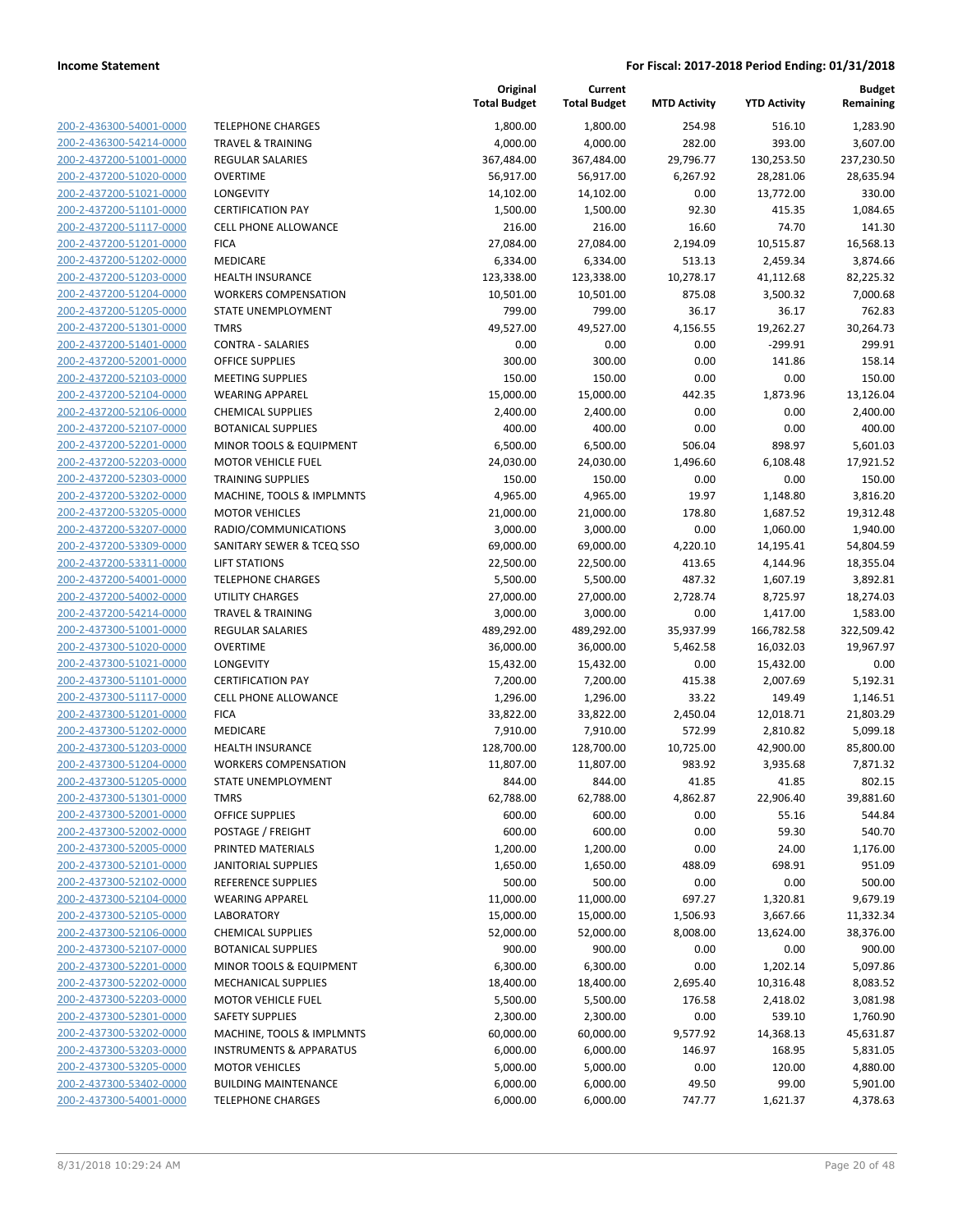| | | Original Total Budget | Current Total Budget | MTD Activity | YTD Activity | Budget Remaining |
|---|---|---|---|---|---|---|
| 200-2-436300-54001-0000 | TELEPHONE CHARGES | 1,800.00 | 1,800.00 | 254.98 | 516.10 | 1,283.90 |
| 200-2-436300-54214-0000 | TRAVEL & TRAINING | 4,000.00 | 4,000.00 | 282.00 | 393.00 | 3,607.00 |
| 200-2-437200-51001-0000 | REGULAR SALARIES | 367,484.00 | 367,484.00 | 29,796.77 | 130,253.50 | 237,230.50 |
| 200-2-437200-51020-0000 | OVERTIME | 56,917.00 | 56,917.00 | 6,267.92 | 28,281.06 | 28,635.94 |
| 200-2-437200-51021-0000 | LONGEVITY | 14,102.00 | 14,102.00 | 0.00 | 13,772.00 | 330.00 |
| 200-2-437200-51101-0000 | CERTIFICATION PAY | 1,500.00 | 1,500.00 | 92.30 | 415.35 | 1,084.65 |
| 200-2-437200-51117-0000 | CELL PHONE ALLOWANCE | 216.00 | 216.00 | 16.60 | 74.70 | 141.30 |
| 200-2-437200-51201-0000 | FICA | 27,084.00 | 27,084.00 | 2,194.09 | 10,515.87 | 16,568.13 |
| 200-2-437200-51202-0000 | MEDICARE | 6,334.00 | 6,334.00 | 513.13 | 2,459.34 | 3,874.66 |
| 200-2-437200-51203-0000 | HEALTH INSURANCE | 123,338.00 | 123,338.00 | 10,278.17 | 41,112.68 | 82,225.32 |
| 200-2-437200-51204-0000 | WORKERS COMPENSATION | 10,501.00 | 10,501.00 | 875.08 | 3,500.32 | 7,000.68 |
| 200-2-437200-51205-0000 | STATE UNEMPLOYMENT | 799.00 | 799.00 | 36.17 | 36.17 | 762.83 |
| 200-2-437200-51301-0000 | TMRS | 49,527.00 | 49,527.00 | 4,156.55 | 19,262.27 | 30,264.73 |
| 200-2-437200-51401-0000 | CONTRA - SALARIES | 0.00 | 0.00 | 0.00 | -299.91 | 299.91 |
| 200-2-437200-52001-0000 | OFFICE SUPPLIES | 300.00 | 300.00 | 0.00 | 141.86 | 158.14 |
| 200-2-437200-52103-0000 | MEETING SUPPLIES | 150.00 | 150.00 | 0.00 | 0.00 | 150.00 |
| 200-2-437200-52104-0000 | WEARING APPAREL | 15,000.00 | 15,000.00 | 442.35 | 1,873.96 | 13,126.04 |
| 200-2-437200-52106-0000 | CHEMICAL SUPPLIES | 2,400.00 | 2,400.00 | 0.00 | 0.00 | 2,400.00 |
| 200-2-437200-52107-0000 | BOTANICAL SUPPLIES | 400.00 | 400.00 | 0.00 | 0.00 | 400.00 |
| 200-2-437200-52201-0000 | MINOR TOOLS & EQUIPMENT | 6,500.00 | 6,500.00 | 506.04 | 898.97 | 5,601.03 |
| 200-2-437200-52203-0000 | MOTOR VEHICLE FUEL | 24,030.00 | 24,030.00 | 1,496.60 | 6,108.48 | 17,921.52 |
| 200-2-437200-52303-0000 | TRAINING SUPPLIES | 150.00 | 150.00 | 0.00 | 0.00 | 150.00 |
| 200-2-437200-53202-0000 | MACHINE, TOOLS & IMPLMNTS | 4,965.00 | 4,965.00 | 19.97 | 1,148.80 | 3,816.20 |
| 200-2-437200-53205-0000 | MOTOR VEHICLES | 21,000.00 | 21,000.00 | 178.80 | 1,687.52 | 19,312.48 |
| 200-2-437200-53207-0000 | RADIO/COMMUNICATIONS | 3,000.00 | 3,000.00 | 0.00 | 1,060.00 | 1,940.00 |
| 200-2-437200-53309-0000 | SANITARY SEWER & TCEQ SSO | 69,000.00 | 69,000.00 | 4,220.10 | 14,195.41 | 54,804.59 |
| 200-2-437200-53311-0000 | LIFT STATIONS | 22,500.00 | 22,500.00 | 413.65 | 4,144.96 | 18,355.04 |
| 200-2-437200-54001-0000 | TELEPHONE CHARGES | 5,500.00 | 5,500.00 | 487.32 | 1,607.19 | 3,892.81 |
| 200-2-437200-54002-0000 | UTILITY CHARGES | 27,000.00 | 27,000.00 | 2,728.74 | 8,725.97 | 18,274.03 |
| 200-2-437200-54214-0000 | TRAVEL & TRAINING | 3,000.00 | 3,000.00 | 0.00 | 1,417.00 | 1,583.00 |
| 200-2-437300-51001-0000 | REGULAR SALARIES | 489,292.00 | 489,292.00 | 35,937.99 | 166,782.58 | 322,509.42 |
| 200-2-437300-51020-0000 | OVERTIME | 36,000.00 | 36,000.00 | 5,462.58 | 16,032.03 | 19,967.97 |
| 200-2-437300-51021-0000 | LONGEVITY | 15,432.00 | 15,432.00 | 0.00 | 15,432.00 | 0.00 |
| 200-2-437300-51101-0000 | CERTIFICATION PAY | 7,200.00 | 7,200.00 | 415.38 | 2,007.69 | 5,192.31 |
| 200-2-437300-51117-0000 | CELL PHONE ALLOWANCE | 1,296.00 | 1,296.00 | 33.22 | 149.49 | 1,146.51 |
| 200-2-437300-51201-0000 | FICA | 33,822.00 | 33,822.00 | 2,450.04 | 12,018.71 | 21,803.29 |
| 200-2-437300-51202-0000 | MEDICARE | 7,910.00 | 7,910.00 | 572.99 | 2,810.82 | 5,099.18 |
| 200-2-437300-51203-0000 | HEALTH INSURANCE | 128,700.00 | 128,700.00 | 10,725.00 | 42,900.00 | 85,800.00 |
| 200-2-437300-51204-0000 | WORKERS COMPENSATION | 11,807.00 | 11,807.00 | 983.92 | 3,935.68 | 7,871.32 |
| 200-2-437300-51205-0000 | STATE UNEMPLOYMENT | 844.00 | 844.00 | 41.85 | 41.85 | 802.15 |
| 200-2-437300-51301-0000 | TMRS | 62,788.00 | 62,788.00 | 4,862.87 | 22,906.40 | 39,881.60 |
| 200-2-437300-52001-0000 | OFFICE SUPPLIES | 600.00 | 600.00 | 0.00 | 55.16 | 544.84 |
| 200-2-437300-52002-0000 | POSTAGE / FREIGHT | 600.00 | 600.00 | 0.00 | 59.30 | 540.70 |
| 200-2-437300-52005-0000 | PRINTED MATERIALS | 1,200.00 | 1,200.00 | 0.00 | 24.00 | 1,176.00 |
| 200-2-437300-52101-0000 | JANITORIAL SUPPLIES | 1,650.00 | 1,650.00 | 488.09 | 698.91 | 951.09 |
| 200-2-437300-52102-0000 | REFERENCE SUPPLIES | 500.00 | 500.00 | 0.00 | 0.00 | 500.00 |
| 200-2-437300-52104-0000 | WEARING APPAREL | 11,000.00 | 11,000.00 | 697.27 | 1,320.81 | 9,679.19 |
| 200-2-437300-52105-0000 | LABORATORY | 15,000.00 | 15,000.00 | 1,506.93 | 3,667.66 | 11,332.34 |
| 200-2-437300-52106-0000 | CHEMICAL SUPPLIES | 52,000.00 | 52,000.00 | 8,008.00 | 13,624.00 | 38,376.00 |
| 200-2-437300-52107-0000 | BOTANICAL SUPPLIES | 900.00 | 900.00 | 0.00 | 0.00 | 900.00 |
| 200-2-437300-52201-0000 | MINOR TOOLS & EQUIPMENT | 6,300.00 | 6,300.00 | 0.00 | 1,202.14 | 5,097.86 |
| 200-2-437300-52202-0000 | MECHANICAL SUPPLIES | 18,400.00 | 18,400.00 | 2,695.40 | 10,316.48 | 8,083.52 |
| 200-2-437300-52203-0000 | MOTOR VEHICLE FUEL | 5,500.00 | 5,500.00 | 176.58 | 2,418.02 | 3,081.98 |
| 200-2-437300-52301-0000 | SAFETY SUPPLIES | 2,300.00 | 2,300.00 | 0.00 | 539.10 | 1,760.90 |
| 200-2-437300-53202-0000 | MACHINE, TOOLS & IMPLMNTS | 60,000.00 | 60,000.00 | 9,577.92 | 14,368.13 | 45,631.87 |
| 200-2-437300-53203-0000 | INSTRUMENTS & APPARATUS | 6,000.00 | 6,000.00 | 146.97 | 168.95 | 5,831.05 |
| 200-2-437300-53205-0000 | MOTOR VEHICLES | 5,000.00 | 5,000.00 | 0.00 | 120.00 | 4,880.00 |
| 200-2-437300-53402-0000 | BUILDING MAINTENANCE | 6,000.00 | 6,000.00 | 49.50 | 99.00 | 5,901.00 |
| 200-2-437300-54001-0000 | TELEPHONE CHARGES | 6,000.00 | 6,000.00 | 747.77 | 1,621.37 | 4,378.63 |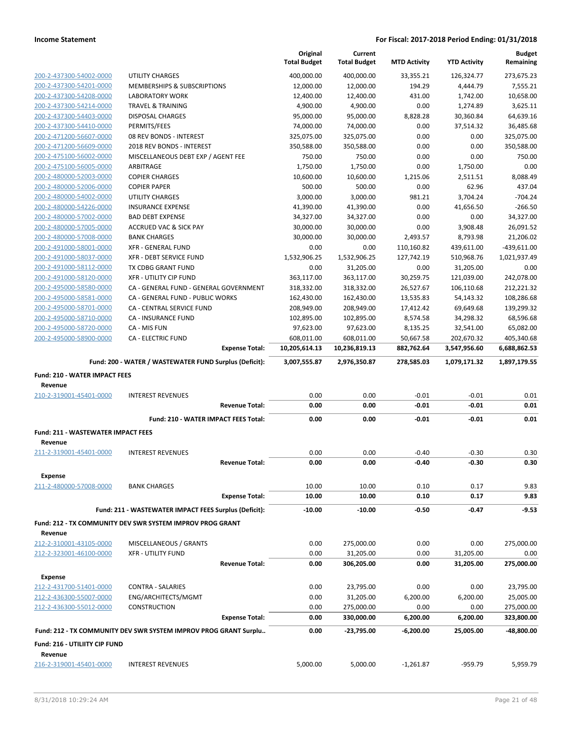**Income Statement** — **For Fiscal: 2017-2018 Period Ending: 01/31/2018**

| | | Original Total Budget | Current Total Budget | MTD Activity | YTD Activity | Budget Remaining |
|---|---|---|---|---|---|---|
| 200-2-437300-54002-0000 | UTILITY CHARGES | 400,000.00 | 400,000.00 | 33,355.21 | 126,324.77 | 273,675.23 |
| 200-2-437300-54201-0000 | MEMBERSHIPS & SUBSCRIPTIONS | 12,000.00 | 12,000.00 | 194.29 | 4,444.79 | 7,555.21 |
| 200-2-437300-54208-0000 | LABORATORY WORK | 12,400.00 | 12,400.00 | 431.00 | 1,742.00 | 10,658.00 |
| 200-2-437300-54214-0000 | TRAVEL & TRAINING | 4,900.00 | 4,900.00 | 0.00 | 1,274.89 | 3,625.11 |
| 200-2-437300-54403-0000 | DISPOSAL CHARGES | 95,000.00 | 95,000.00 | 8,828.28 | 30,360.84 | 64,639.16 |
| 200-2-437300-54410-0000 | PERMITS/FEES | 74,000.00 | 74,000.00 | 0.00 | 37,514.32 | 36,485.68 |
| 200-2-471200-56607-0000 | 08 REV BONDS - INTEREST | 325,075.00 | 325,075.00 | 0.00 | 0.00 | 325,075.00 |
| 200-2-471200-56609-0000 | 2018 REV BONDS - INTEREST | 350,588.00 | 350,588.00 | 0.00 | 0.00 | 350,588.00 |
| 200-2-475100-56002-0000 | MISCELLANEOUS DEBT EXP / AGENT FEE | 750.00 | 750.00 | 0.00 | 0.00 | 750.00 |
| 200-2-475100-56005-0000 | ARBITRAGE | 1,750.00 | 1,750.00 | 0.00 | 1,750.00 | 0.00 |
| 200-2-480000-52003-0000 | COPIER CHARGES | 10,600.00 | 10,600.00 | 1,215.06 | 2,511.51 | 8,088.49 |
| 200-2-480000-52006-0000 | COPIER PAPER | 500.00 | 500.00 | 0.00 | 62.96 | 437.04 |
| 200-2-480000-54002-0000 | UTILITY CHARGES | 3,000.00 | 3,000.00 | 981.21 | 3,704.24 | -704.24 |
| 200-2-480000-54226-0000 | INSURANCE EXPENSE | 41,390.00 | 41,390.00 | 0.00 | 41,656.50 | -266.50 |
| 200-2-480000-57002-0000 | BAD DEBT EXPENSE | 34,327.00 | 34,327.00 | 0.00 | 0.00 | 34,327.00 |
| 200-2-480000-57005-0000 | ACCRUED VAC & SICK PAY | 30,000.00 | 30,000.00 | 0.00 | 3,908.48 | 26,091.52 |
| 200-2-480000-57008-0000 | BANK CHARGES | 30,000.00 | 30,000.00 | 2,493.57 | 8,793.98 | 21,206.02 |
| 200-2-491000-58001-0000 | XFR - GENERAL FUND | 0.00 | 0.00 | 110,160.82 | 439,611.00 | -439,611.00 |
| 200-2-491000-58037-0000 | XFR - DEBT SERVICE FUND | 1,532,906.25 | 1,532,906.25 | 127,742.19 | 510,968.76 | 1,021,937.49 |
| 200-2-491000-58112-0000 | TX CDBG GRANT FUND | 0.00 | 31,205.00 | 0.00 | 31,205.00 | 0.00 |
| 200-2-491000-58120-0000 | XFR - UTILITY CIP FUND | 363,117.00 | 363,117.00 | 30,259.75 | 121,039.00 | 242,078.00 |
| 200-2-495000-58580-0000 | CA - GENERAL FUND - GENERAL GOVERNMENT | 318,332.00 | 318,332.00 | 26,527.67 | 106,110.68 | 212,221.32 |
| 200-2-495000-58581-0000 | CA - GENERAL FUND - PUBLIC WORKS | 162,430.00 | 162,430.00 | 13,535.83 | 54,143.32 | 108,286.68 |
| 200-2-495000-58701-0000 | CA - CENTRAL SERVICE FUND | 208,949.00 | 208,949.00 | 17,412.42 | 69,649.68 | 139,299.32 |
| 200-2-495000-58710-0000 | CA - INSURANCE FUND | 102,895.00 | 102,895.00 | 8,574.58 | 34,298.32 | 68,596.68 |
| 200-2-495000-58720-0000 | CA - MIS FUN | 97,623.00 | 97,623.00 | 8,135.25 | 32,541.00 | 65,082.00 |
| 200-2-495000-58900-0000 | CA - ELECTRIC FUND | 608,011.00 | 608,011.00 | 50,667.58 | 202,670.32 | 405,340.68 |
| | **Expense Total:** | **10,205,614.13** | **10,236,819.13** | **882,762.64** | **3,547,956.60** | **6,688,862.53** |
| | **Fund: 200 - WATER / WASTEWATER FUND Surplus (Deficit):** | **3,007,555.87** | **2,976,350.87** | **278,585.03** | **1,079,171.32** | **1,897,179.55** |
| **Fund: 210 - WATER IMPACT FEES** | | | | | | |
| **Revenue** | | | | | | |
| 210-2-319001-45401-0000 | INTEREST REVENUES | 0.00 | 0.00 | -0.01 | -0.01 | 0.01 |
| | **Revenue Total:** | **0.00** | **0.00** | **-0.01** | **-0.01** | **0.01** |
| | **Fund: 210 - WATER IMPACT FEES Total:** | **0.00** | **0.00** | **-0.01** | **-0.01** | **0.01** |
| **Fund: 211 - WASTEWATER IMPACT FEES** | | | | | | |
| **Revenue** | | | | | | |
| 211-2-319001-45401-0000 | INTEREST REVENUES | 0.00 | 0.00 | -0.40 | -0.30 | 0.30 |
| | **Revenue Total:** | **0.00** | **0.00** | **-0.40** | **-0.30** | **0.30** |
| **Expense** | | | | | | |
| 211-2-480000-57008-0000 | BANK CHARGES | 10.00 | 10.00 | 0.10 | 0.17 | 9.83 |
| | **Expense Total:** | **10.00** | **10.00** | **0.10** | **0.17** | **9.83** |
| | **Fund: 211 - WASTEWATER IMPACT FEES Surplus (Deficit):** | **-10.00** | **-10.00** | **-0.50** | **-0.47** | **-9.53** |
| **Fund: 212 - TX COMMUNITY DEV SWR SYSTEM IMPROV PROG GRANT** | | | | | | |
| **Revenue** | | | | | | |
| 212-2-310001-43105-0000 | MISCELLANEOUS / GRANTS | 0.00 | 275,000.00 | 0.00 | 0.00 | 275,000.00 |
| 212-2-323001-46100-0000 | XFR - UTILITY FUND | 0.00 | 31,205.00 | 0.00 | 31,205.00 | 0.00 |
| | **Revenue Total:** | **0.00** | **306,205.00** | **0.00** | **31,205.00** | **275,000.00** |
| **Expense** | | | | | | |
| 212-2-431700-51401-0000 | CONTRA - SALARIES | 0.00 | 23,795.00 | 0.00 | 0.00 | 23,795.00 |
| 212-2-436300-55007-0000 | ENG/ARCHITECTS/MGMT | 0.00 | 31,205.00 | 6,200.00 | 6,200.00 | 25,005.00 |
| 212-2-436300-55012-0000 | CONSTRUCTION | 0.00 | 275,000.00 | 0.00 | 0.00 | 275,000.00 |
| | **Expense Total:** | **0.00** | **330,000.00** | **6,200.00** | **6,200.00** | **323,800.00** |
| | **Fund: 212 - TX COMMUNITY DEV SWR SYSTEM IMPROV PROG GRANT Surplu..** | **0.00** | **-23,795.00** | **-6,200.00** | **25,005.00** | **-48,800.00** |
| **Fund: 216 - UTILIITY CIP FUND** | | | | | | |
| **Revenue** | | | | | | |
| 216-2-319001-45401-0000 | INTEREST REVENUES | 5,000.00 | 5,000.00 | -1,261.87 | -959.79 | 5,959.79 |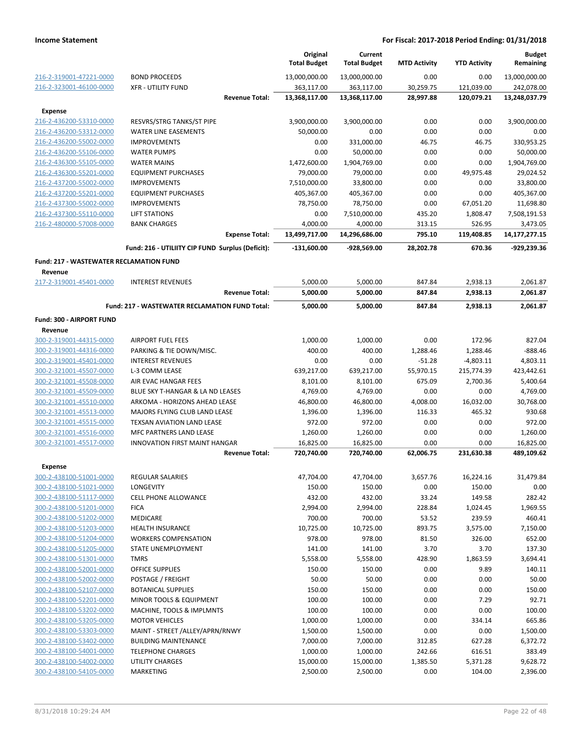| | | Original Total Budget | Current Total Budget | MTD Activity | YTD Activity | Budget Remaining |
|---|---|---|---|---|---|---|
| 216-2-319001-47221-0000 | BOND PROCEEDS | 13,000,000.00 | 13,000,000.00 | 0.00 | 0.00 | 13,000,000.00 |
| 216-2-323001-46100-0000 | XFR - UTILITY FUND | 363,117.00 | 363,117.00 | 30,259.75 | 121,039.00 | 242,078.00 |
| | **Revenue Total:** | **13,368,117.00** | **13,368,117.00** | **28,997.88** | **120,079.21** | **13,248,037.79** |
| **Expense** | | | | | | |
| 216-2-436200-53310-0000 | RESVRS/STRG TANKS/ST PIPE | 3,900,000.00 | 3,900,000.00 | 0.00 | 0.00 | 3,900,000.00 |
| 216-2-436200-53312-0000 | WATER LINE EASEMENTS | 50,000.00 | 0.00 | 0.00 | 0.00 | 0.00 |
| 216-2-436200-55002-0000 | IMPROVEMENTS | 0.00 | 331,000.00 | 46.75 | 46.75 | 330,953.25 |
| 216-2-436200-55106-0000 | WATER PUMPS | 0.00 | 50,000.00 | 0.00 | 0.00 | 50,000.00 |
| 216-2-436300-55105-0000 | WATER MAINS | 1,472,600.00 | 1,904,769.00 | 0.00 | 0.00 | 1,904,769.00 |
| 216-2-436300-55201-0000 | EQUIPMENT PURCHASES | 79,000.00 | 79,000.00 | 0.00 | 49,975.48 | 29,024.52 |
| 216-2-437200-55002-0000 | IMPROVEMENTS | 7,510,000.00 | 33,800.00 | 0.00 | 0.00 | 33,800.00 |
| 216-2-437200-55201-0000 | EQUIPMENT PURCHASES | 405,367.00 | 405,367.00 | 0.00 | 0.00 | 405,367.00 |
| 216-2-437300-55002-0000 | IMPROVEMENTS | 78,750.00 | 78,750.00 | 0.00 | 67,051.20 | 11,698.80 |
| 216-2-437300-55110-0000 | LIFT STATIONS | 0.00 | 7,510,000.00 | 435.20 | 1,808.47 | 7,508,191.53 |
| 216-2-480000-57008-0000 | BANK CHARGES | 4,000.00 | 4,000.00 | 313.15 | 526.95 | 3,473.05 |
| | **Expense Total:** | **13,499,717.00** | **14,296,686.00** | **795.10** | **119,408.85** | **14,177,277.15** |
| | **Fund: 216 - UTILIITY CIP FUND Surplus (Deficit):** | **-131,600.00** | **-928,569.00** | **28,202.78** | **670.36** | **-929,239.36** |
| **Fund: 217 - WASTEWATER RECLAMATION FUND** | | | | | | |
| **Revenue** | | | | | | |
| 217-2-319001-45401-0000 | INTEREST REVENUES | 5,000.00 | 5,000.00 | 847.84 | 2,938.13 | 2,061.87 |
| | **Revenue Total:** | **5,000.00** | **5,000.00** | **847.84** | **2,938.13** | **2,061.87** |
| | **Fund: 217 - WASTEWATER RECLAMATION FUND Total:** | **5,000.00** | **5,000.00** | **847.84** | **2,938.13** | **2,061.87** |
| **Fund: 300 - AIRPORT FUND** | | | | | | |
| **Revenue** | | | | | | |
| 300-2-319001-44315-0000 | AIRPORT FUEL FEES | 1,000.00 | 1,000.00 | 0.00 | 172.96 | 827.04 |
| 300-2-319001-44316-0000 | PARKING & TIE DOWN/MISC. | 400.00 | 400.00 | 1,288.46 | 1,288.46 | -888.46 |
| 300-2-319001-45401-0000 | INTEREST REVENUES | 0.00 | 0.00 | -51.28 | -4,803.11 | 4,803.11 |
| 300-2-321001-45507-0000 | L-3 COMM LEASE | 639,217.00 | 639,217.00 | 55,970.15 | 215,774.39 | 423,442.61 |
| 300-2-321001-45508-0000 | AIR EVAC HANGAR FEES | 8,101.00 | 8,101.00 | 675.09 | 2,700.36 | 5,400.64 |
| 300-2-321001-45509-0000 | BLUE SKY T-HANGAR & LA ND LEASES | 4,769.00 | 4,769.00 | 0.00 | 0.00 | 4,769.00 |
| 300-2-321001-45510-0000 | ARKOMA - HORIZONS AHEAD LEASE | 46,800.00 | 46,800.00 | 4,008.00 | 16,032.00 | 30,768.00 |
| 300-2-321001-45513-0000 | MAJORS FLYING CLUB LAND LEASE | 1,396.00 | 1,396.00 | 116.33 | 465.32 | 930.68 |
| 300-2-321001-45515-0000 | TEXSAN AVIATION LAND LEASE | 972.00 | 972.00 | 0.00 | 0.00 | 972.00 |
| 300-2-321001-45516-0000 | MFC PARTNERS LAND LEASE | 1,260.00 | 1,260.00 | 0.00 | 0.00 | 1,260.00 |
| 300-2-321001-45517-0000 | INNOVATION FIRST MAINT HANGAR | 16,825.00 | 16,825.00 | 0.00 | 0.00 | 16,825.00 |
| | **Revenue Total:** | **720,740.00** | **720,740.00** | **62,006.75** | **231,630.38** | **489,109.62** |
| **Expense** | | | | | | |
| 300-2-438100-51001-0000 | REGULAR SALARIES | 47,704.00 | 47,704.00 | 3,657.76 | 16,224.16 | 31,479.84 |
| 300-2-438100-51021-0000 | LONGEVITY | 150.00 | 150.00 | 0.00 | 150.00 | 0.00 |
| 300-2-438100-51117-0000 | CELL PHONE ALLOWANCE | 432.00 | 432.00 | 33.24 | 149.58 | 282.42 |
| 300-2-438100-51201-0000 | FICA | 2,994.00 | 2,994.00 | 228.84 | 1,024.45 | 1,969.55 |
| 300-2-438100-51202-0000 | MEDICARE | 700.00 | 700.00 | 53.52 | 239.59 | 460.41 |
| 300-2-438100-51203-0000 | HEALTH INSURANCE | 10,725.00 | 10,725.00 | 893.75 | 3,575.00 | 7,150.00 |
| 300-2-438100-51204-0000 | WORKERS COMPENSATION | 978.00 | 978.00 | 81.50 | 326.00 | 652.00 |
| 300-2-438100-51205-0000 | STATE UNEMPLOYMENT | 141.00 | 141.00 | 3.70 | 3.70 | 137.30 |
| 300-2-438100-51301-0000 | TMRS | 5,558.00 | 5,558.00 | 428.90 | 1,863.59 | 3,694.41 |
| 300-2-438100-52001-0000 | OFFICE SUPPLIES | 150.00 | 150.00 | 0.00 | 9.89 | 140.11 |
| 300-2-438100-52002-0000 | POSTAGE / FREIGHT | 50.00 | 50.00 | 0.00 | 0.00 | 50.00 |
| 300-2-438100-52107-0000 | BOTANICAL SUPPLIES | 150.00 | 150.00 | 0.00 | 0.00 | 150.00 |
| 300-2-438100-52201-0000 | MINOR TOOLS & EQUIPMENT | 100.00 | 100.00 | 0.00 | 7.29 | 92.71 |
| 300-2-438100-53202-0000 | MACHINE, TOOLS & IMPLMNTS | 100.00 | 100.00 | 0.00 | 0.00 | 100.00 |
| 300-2-438100-53205-0000 | MOTOR VEHICLES | 1,000.00 | 1,000.00 | 0.00 | 334.14 | 665.86 |
| 300-2-438100-53303-0000 | MAINT - STREET /ALLEY/APRN/RNWY | 1,500.00 | 1,500.00 | 0.00 | 0.00 | 1,500.00 |
| 300-2-438100-53402-0000 | BUILDING MAINTENANCE | 7,000.00 | 7,000.00 | 312.85 | 627.28 | 6,372.72 |
| 300-2-438100-54001-0000 | TELEPHONE CHARGES | 1,000.00 | 1,000.00 | 242.66 | 616.51 | 383.49 |
| 300-2-438100-54002-0000 | UTILITY CHARGES | 15,000.00 | 15,000.00 | 1,385.50 | 5,371.28 | 9,628.72 |
| 300-2-438100-54105-0000 | MARKETING | 2,500.00 | 2,500.00 | 0.00 | 104.00 | 2,396.00 |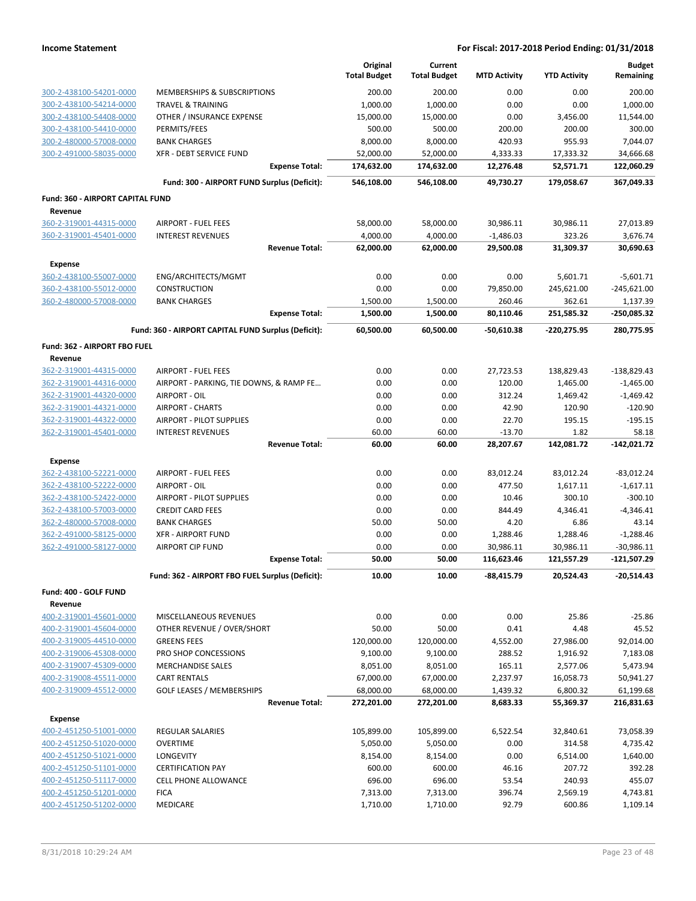**Income Statement** | **For Fiscal: 2017-2018 Period Ending: 01/31/2018**

| | | Original Total Budget | Current Total Budget | MTD Activity | YTD Activity | Budget Remaining |
|---|---|---|---|---|---|---|
| 300-2-438100-54201-0000 | MEMBERSHIPS & SUBSCRIPTIONS | 200.00 | 200.00 | 0.00 | 0.00 | 200.00 |
| 300-2-438100-54214-0000 | TRAVEL & TRAINING | 1,000.00 | 1,000.00 | 0.00 | 0.00 | 1,000.00 |
| 300-2-438100-54408-0000 | OTHER / INSURANCE EXPENSE | 15,000.00 | 15,000.00 | 0.00 | 3,456.00 | 11,544.00 |
| 300-2-438100-54410-0000 | PERMITS/FEES | 500.00 | 500.00 | 200.00 | 200.00 | 300.00 |
| 300-2-480000-57008-0000 | BANK CHARGES | 8,000.00 | 8,000.00 | 420.93 | 955.93 | 7,044.07 |
| 300-2-491000-58035-0000 | XFR - DEBT SERVICE FUND | 52,000.00 | 52,000.00 | 4,333.33 | 17,333.32 | 34,666.68 |
| | **Expense Total:** | **174,632.00** | **174,632.00** | **12,276.48** | **52,571.71** | **122,060.29** |
| | **Fund: 300 - AIRPORT FUND Surplus (Deficit):** | **546,108.00** | **546,108.00** | **49,730.27** | **179,058.67** | **367,049.33** |
| **Fund: 360 - AIRPORT CAPITAL FUND** | | | | | | |
| **Revenue** | | | | | | |
| 360-2-319001-44315-0000 | AIRPORT - FUEL FEES | 58,000.00 | 58,000.00 | 30,986.11 | 30,986.11 | 27,013.89 |
| 360-2-319001-45401-0000 | INTEREST REVENUES | 4,000.00 | 4,000.00 | -1,486.03 | 323.26 | 3,676.74 |
| | **Revenue Total:** | **62,000.00** | **62,000.00** | **29,500.08** | **31,309.37** | **30,690.63** |
| **Expense** | | | | | | |
| 360-2-438100-55007-0000 | ENG/ARCHITECTS/MGMT | 0.00 | 0.00 | 0.00 | 5,601.71 | -5,601.71 |
| 360-2-438100-55012-0000 | CONSTRUCTION | 0.00 | 0.00 | 79,850.00 | 245,621.00 | -245,621.00 |
| 360-2-480000-57008-0000 | BANK CHARGES | 1,500.00 | 1,500.00 | 260.46 | 362.61 | 1,137.39 |
| | **Expense Total:** | **1,500.00** | **1,500.00** | **80,110.46** | **251,585.32** | **-250,085.32** |
| | **Fund: 360 - AIRPORT CAPITAL FUND Surplus (Deficit):** | **60,500.00** | **60,500.00** | **-50,610.38** | **-220,275.95** | **280,775.95** |
| **Fund: 362 - AIRPORT FBO FUEL** | | | | | | |
| **Revenue** | | | | | | |
| 362-2-319001-44315-0000 | AIRPORT - FUEL FEES | 0.00 | 0.00 | 27,723.53 | 138,829.43 | -138,829.43 |
| 362-2-319001-44316-0000 | AIRPORT - PARKING, TIE DOWNS, & RAMP FE... | 0.00 | 0.00 | 120.00 | 1,465.00 | -1,465.00 |
| 362-2-319001-44320-0000 | AIRPORT - OIL | 0.00 | 0.00 | 312.24 | 1,469.42 | -1,469.42 |
| 362-2-319001-44321-0000 | AIRPORT - CHARTS | 0.00 | 0.00 | 42.90 | 120.90 | -120.90 |
| 362-2-319001-44322-0000 | AIRPORT - PILOT SUPPLIES | 0.00 | 0.00 | 22.70 | 195.15 | -195.15 |
| 362-2-319001-45401-0000 | INTEREST REVENUES | 60.00 | 60.00 | -13.70 | 1.82 | 58.18 |
| | **Revenue Total:** | **60.00** | **60.00** | **28,207.67** | **142,081.72** | **-142,021.72** |
| **Expense** | | | | | | |
| 362-2-438100-52221-0000 | AIRPORT - FUEL FEES | 0.00 | 0.00 | 83,012.24 | 83,012.24 | -83,012.24 |
| 362-2-438100-52222-0000 | AIRPORT - OIL | 0.00 | 0.00 | 477.50 | 1,617.11 | -1,617.11 |
| 362-2-438100-52422-0000 | AIRPORT - PILOT SUPPLIES | 0.00 | 0.00 | 10.46 | 300.10 | -300.10 |
| 362-2-438100-57003-0000 | CREDIT CARD FEES | 0.00 | 0.00 | 844.49 | 4,346.41 | -4,346.41 |
| 362-2-480000-57008-0000 | BANK CHARGES | 50.00 | 50.00 | 4.20 | 6.86 | 43.14 |
| 362-2-491000-58125-0000 | XFR - AIRPORT FUND | 0.00 | 0.00 | 1,288.46 | 1,288.46 | -1,288.46 |
| 362-2-491000-58127-0000 | AIRPORT CIP FUND | 0.00 | 0.00 | 30,986.11 | 30,986.11 | -30,986.11 |
| | **Expense Total:** | **50.00** | **50.00** | **116,623.46** | **121,557.29** | **-121,507.29** |
| | **Fund: 362 - AIRPORT FBO FUEL Surplus (Deficit):** | **10.00** | **10.00** | **-88,415.79** | **20,524.43** | **-20,514.43** |
| **Fund: 400 - GOLF FUND** | | | | | | |
| **Revenue** | | | | | | |
| 400-2-319001-45601-0000 | MISCELLANEOUS REVENUES | 0.00 | 0.00 | 0.00 | 25.86 | -25.86 |
| 400-2-319001-45604-0000 | OTHER REVENUE / OVER/SHORT | 50.00 | 50.00 | 0.41 | 4.48 | 45.52 |
| 400-2-319005-44510-0000 | GREENS FEES | 120,000.00 | 120,000.00 | 4,552.00 | 27,986.00 | 92,014.00 |
| 400-2-319006-45308-0000 | PRO SHOP CONCESSIONS | 9,100.00 | 9,100.00 | 288.52 | 1,916.92 | 7,183.08 |
| 400-2-319007-45309-0000 | MERCHANDISE SALES | 8,051.00 | 8,051.00 | 165.11 | 2,577.06 | 5,473.94 |
| 400-2-319008-45511-0000 | CART RENTALS | 67,000.00 | 67,000.00 | 2,237.97 | 16,058.73 | 50,941.27 |
| 400-2-319009-45512-0000 | GOLF LEASES / MEMBERSHIPS | 68,000.00 | 68,000.00 | 1,439.32 | 6,800.32 | 61,199.68 |
| | **Revenue Total:** | **272,201.00** | **272,201.00** | **8,683.33** | **55,369.37** | **216,831.63** |
| **Expense** | | | | | | |
| 400-2-451250-51001-0000 | REGULAR SALARIES | 105,899.00 | 105,899.00 | 6,522.54 | 32,840.61 | 73,058.39 |
| 400-2-451250-51020-0000 | OVERTIME | 5,050.00 | 5,050.00 | 0.00 | 314.58 | 4,735.42 |
| 400-2-451250-51021-0000 | LONGEVITY | 8,154.00 | 8,154.00 | 0.00 | 6,514.00 | 1,640.00 |
| 400-2-451250-51101-0000 | CERTIFICATION PAY | 600.00 | 600.00 | 46.16 | 207.72 | 392.28 |
| 400-2-451250-51117-0000 | CELL PHONE ALLOWANCE | 696.00 | 696.00 | 53.54 | 240.93 | 455.07 |
| 400-2-451250-51201-0000 | FICA | 7,313.00 | 7,313.00 | 396.74 | 2,569.19 | 4,743.81 |
| 400-2-451250-51202-0000 | MEDICARE | 1,710.00 | 1,710.00 | 92.79 | 600.86 | 1,109.14 |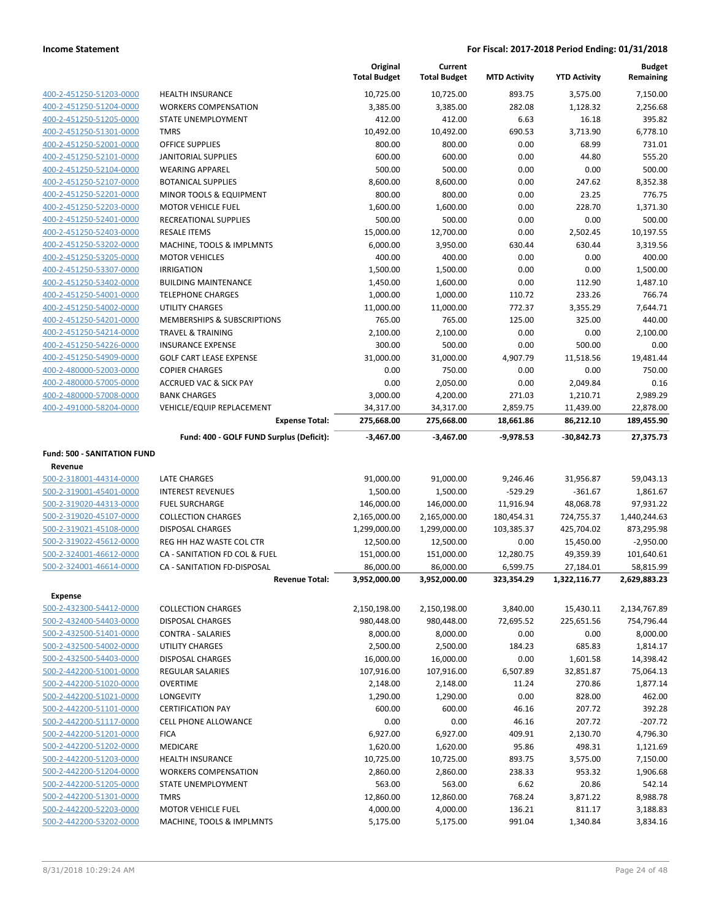**Income Statement** — **For Fiscal: 2017-2018 Period Ending: 01/31/2018**

| | | Original Total Budget | Current Total Budget | MTD Activity | YTD Activity | Budget Remaining |
|---|---|---|---|---|---|---|
| 400-2-451250-51203-0000 | HEALTH INSURANCE | 10,725.00 | 10,725.00 | 893.75 | 3,575.00 | 7,150.00 |
| 400-2-451250-51204-0000 | WORKERS COMPENSATION | 3,385.00 | 3,385.00 | 282.08 | 1,128.32 | 2,256.68 |
| 400-2-451250-51205-0000 | STATE UNEMPLOYMENT | 412.00 | 412.00 | 6.63 | 16.18 | 395.82 |
| 400-2-451250-51301-0000 | TMRS | 10,492.00 | 10,492.00 | 690.53 | 3,713.90 | 6,778.10 |
| 400-2-451250-52001-0000 | OFFICE SUPPLIES | 800.00 | 800.00 | 0.00 | 68.99 | 731.01 |
| 400-2-451250-52101-0000 | JANITORIAL SUPPLIES | 600.00 | 600.00 | 0.00 | 44.80 | 555.20 |
| 400-2-451250-52104-0000 | WEARING APPAREL | 500.00 | 500.00 | 0.00 | 0.00 | 500.00 |
| 400-2-451250-52107-0000 | BOTANICAL SUPPLIES | 8,600.00 | 8,600.00 | 0.00 | 247.62 | 8,352.38 |
| 400-2-451250-52201-0000 | MINOR TOOLS & EQUIPMENT | 800.00 | 800.00 | 0.00 | 23.25 | 776.75 |
| 400-2-451250-52203-0000 | MOTOR VEHICLE FUEL | 1,600.00 | 1,600.00 | 0.00 | 228.70 | 1,371.30 |
| 400-2-451250-52401-0000 | RECREATIONAL SUPPLIES | 500.00 | 500.00 | 0.00 | 0.00 | 500.00 |
| 400-2-451250-52403-0000 | RESALE ITEMS | 15,000.00 | 12,700.00 | 0.00 | 2,502.45 | 10,197.55 |
| 400-2-451250-53202-0000 | MACHINE, TOOLS & IMPLMNTS | 6,000.00 | 3,950.00 | 630.44 | 630.44 | 3,319.56 |
| 400-2-451250-53205-0000 | MOTOR VEHICLES | 400.00 | 400.00 | 0.00 | 0.00 | 400.00 |
| 400-2-451250-53307-0000 | IRRIGATION | 1,500.00 | 1,500.00 | 0.00 | 0.00 | 1,500.00 |
| 400-2-451250-53402-0000 | BUILDING MAINTENANCE | 1,450.00 | 1,600.00 | 0.00 | 112.90 | 1,487.10 |
| 400-2-451250-54001-0000 | TELEPHONE CHARGES | 1,000.00 | 1,000.00 | 110.72 | 233.26 | 766.74 |
| 400-2-451250-54002-0000 | UTILITY CHARGES | 11,000.00 | 11,000.00 | 772.37 | 3,355.29 | 7,644.71 |
| 400-2-451250-54201-0000 | MEMBERSHIPS & SUBSCRIPTIONS | 765.00 | 765.00 | 125.00 | 325.00 | 440.00 |
| 400-2-451250-54214-0000 | TRAVEL & TRAINING | 2,100.00 | 2,100.00 | 0.00 | 0.00 | 2,100.00 |
| 400-2-451250-54226-0000 | INSURANCE EXPENSE | 300.00 | 500.00 | 0.00 | 500.00 | 0.00 |
| 400-2-451250-54909-0000 | GOLF CART LEASE EXPENSE | 31,000.00 | 31,000.00 | 4,907.79 | 11,518.56 | 19,481.44 |
| 400-2-480000-52003-0000 | COPIER CHARGES | 0.00 | 750.00 | 0.00 | 0.00 | 750.00 |
| 400-2-480000-57005-0000 | ACCRUED VAC & SICK PAY | 0.00 | 2,050.00 | 0.00 | 2,049.84 | 0.16 |
| 400-2-480000-57008-0000 | BANK CHARGES | 3,000.00 | 4,200.00 | 271.03 | 1,210.71 | 2,989.29 |
| 400-2-491000-58204-0000 | VEHICLE/EQUIP REPLACEMENT | 34,317.00 | 34,317.00 | 2,859.75 | 11,439.00 | 22,878.00 |
| | **Expense Total:** | **275,668.00** | **275,668.00** | **18,661.86** | **86,212.10** | **189,455.90** |
| | **Fund: 400 - GOLF FUND Surplus (Deficit):** | **-3,467.00** | **-3,467.00** | **-9,978.53** | **-30,842.73** | **27,375.73** |

**Fund: 500 - SANITATION FUND**

**Revenue**

| | | Original Total Budget | Current Total Budget | MTD Activity | YTD Activity | Budget Remaining |
|---|---|---|---|---|---|---|
| 500-2-318001-44314-0000 | LATE CHARGES | 91,000.00 | 91,000.00 | 9,246.46 | 31,956.87 | 59,043.13 |
| 500-2-319001-45401-0000 | INTEREST REVENUES | 1,500.00 | 1,500.00 | -529.29 | -361.67 | 1,861.67 |
| 500-2-319020-44313-0000 | FUEL SURCHARGE | 146,000.00 | 146,000.00 | 11,916.94 | 48,068.78 | 97,931.22 |
| 500-2-319020-45107-0000 | COLLECTION CHARGES | 2,165,000.00 | 2,165,000.00 | 180,454.31 | 724,755.37 | 1,440,244.63 |
| 500-2-319021-45108-0000 | DISPOSAL CHARGES | 1,299,000.00 | 1,299,000.00 | 103,385.37 | 425,704.02 | 873,295.98 |
| 500-2-319022-45612-0000 | REG HH HAZ WASTE COL CTR | 12,500.00 | 12,500.00 | 0.00 | 15,450.00 | -2,950.00 |
| 500-2-324001-46612-0000 | CA - SANITATION FD COL & FUEL | 151,000.00 | 151,000.00 | 12,280.75 | 49,359.39 | 101,640.61 |
| 500-2-324001-46614-0000 | CA - SANITATION FD-DISPOSAL | 86,000.00 | 86,000.00 | 6,599.75 | 27,184.01 | 58,815.99 |
| | **Revenue Total:** | **3,952,000.00** | **3,952,000.00** | **323,354.29** | **1,322,116.77** | **2,629,883.23** |

**Expense**

| | | Original Total Budget | Current Total Budget | MTD Activity | YTD Activity | Budget Remaining |
|---|---|---|---|---|---|---|
| 500-2-432300-54412-0000 | COLLECTION CHARGES | 2,150,198.00 | 2,150,198.00 | 3,840.00 | 15,430.11 | 2,134,767.89 |
| 500-2-432400-54403-0000 | DISPOSAL CHARGES | 980,448.00 | 980,448.00 | 72,695.52 | 225,651.56 | 754,796.44 |
| 500-2-432500-51401-0000 | CONTRA - SALARIES | 8,000.00 | 8,000.00 | 0.00 | 0.00 | 8,000.00 |
| 500-2-432500-54002-0000 | UTILITY CHARGES | 2,500.00 | 2,500.00 | 184.23 | 685.83 | 1,814.17 |
| 500-2-432500-54403-0000 | DISPOSAL CHARGES | 16,000.00 | 16,000.00 | 0.00 | 1,601.58 | 14,398.42 |
| 500-2-442200-51001-0000 | REGULAR SALARIES | 107,916.00 | 107,916.00 | 6,507.89 | 32,851.87 | 75,064.13 |
| 500-2-442200-51020-0000 | OVERTIME | 2,148.00 | 2,148.00 | 11.24 | 270.86 | 1,877.14 |
| 500-2-442200-51021-0000 | LONGEVITY | 1,290.00 | 1,290.00 | 0.00 | 828.00 | 462.00 |
| 500-2-442200-51101-0000 | CERTIFICATION PAY | 600.00 | 600.00 | 46.16 | 207.72 | 392.28 |
| 500-2-442200-51117-0000 | CELL PHONE ALLOWANCE | 0.00 | 0.00 | 46.16 | 207.72 | -207.72 |
| 500-2-442200-51201-0000 | FICA | 6,927.00 | 6,927.00 | 409.91 | 2,130.70 | 4,796.30 |
| 500-2-442200-51202-0000 | MEDICARE | 1,620.00 | 1,620.00 | 95.86 | 498.31 | 1,121.69 |
| 500-2-442200-51203-0000 | HEALTH INSURANCE | 10,725.00 | 10,725.00 | 893.75 | 3,575.00 | 7,150.00 |
| 500-2-442200-51204-0000 | WORKERS COMPENSATION | 2,860.00 | 2,860.00 | 238.33 | 953.32 | 1,906.68 |
| 500-2-442200-51205-0000 | STATE UNEMPLOYMENT | 563.00 | 563.00 | 6.62 | 20.86 | 542.14 |
| 500-2-442200-51301-0000 | TMRS | 12,860.00 | 12,860.00 | 768.24 | 3,871.22 | 8,988.78 |
| 500-2-442200-52203-0000 | MOTOR VEHICLE FUEL | 4,000.00 | 4,000.00 | 136.21 | 811.17 | 3,188.83 |
| 500-2-442200-53202-0000 | MACHINE, TOOLS & IMPLMNTS | 5,175.00 | 5,175.00 | 991.04 | 1,340.84 | 3,834.16 |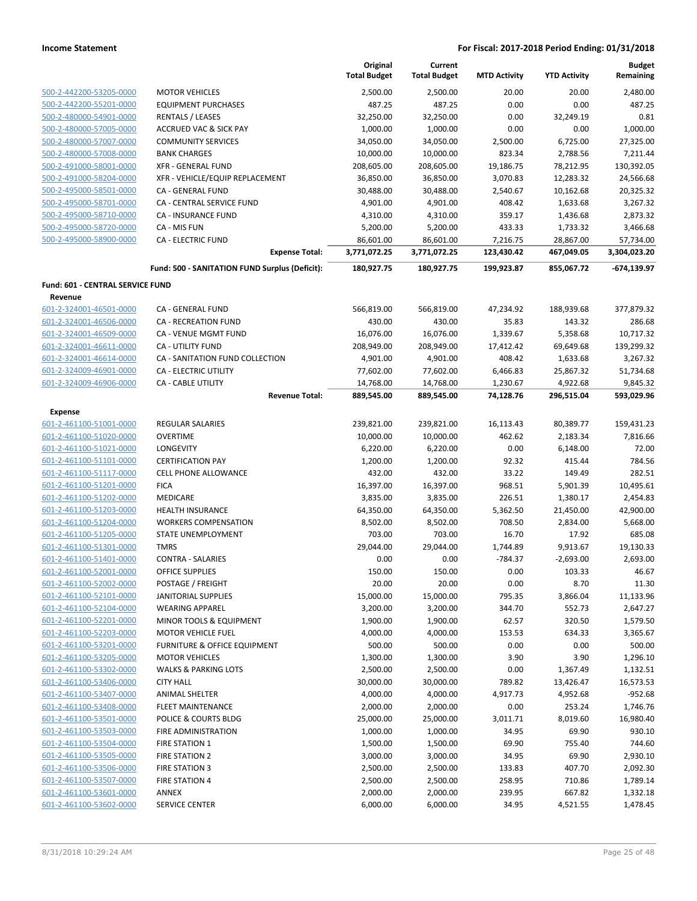**Income Statement** — **For Fiscal: 2017-2018 Period Ending: 01/31/2018**

| | | Original Total Budget | Current Total Budget | MTD Activity | YTD Activity | Budget Remaining |
|---|---|---|---|---|---|---|
| 500-2-442200-53205-0000 | MOTOR VEHICLES | 2,500.00 | 2,500.00 | 20.00 | 20.00 | 2,480.00 |
| 500-2-442200-55201-0000 | EQUIPMENT PURCHASES | 487.25 | 487.25 | 0.00 | 0.00 | 487.25 |
| 500-2-480000-54901-0000 | RENTALS / LEASES | 32,250.00 | 32,250.00 | 0.00 | 32,249.19 | 0.81 |
| 500-2-480000-57005-0000 | ACCRUED VAC & SICK PAY | 1,000.00 | 1,000.00 | 0.00 | 0.00 | 1,000.00 |
| 500-2-480000-57007-0000 | COMMUNITY SERVICES | 34,050.00 | 34,050.00 | 2,500.00 | 6,725.00 | 27,325.00 |
| 500-2-480000-57008-0000 | BANK CHARGES | 10,000.00 | 10,000.00 | 823.34 | 2,788.56 | 7,211.44 |
| 500-2-491000-58001-0000 | XFR - GENERAL FUND | 208,605.00 | 208,605.00 | 19,186.75 | 78,212.95 | 130,392.05 |
| 500-2-491000-58204-0000 | XFR - VEHICLE/EQUIP REPLACEMENT | 36,850.00 | 36,850.00 | 3,070.83 | 12,283.32 | 24,566.68 |
| 500-2-495000-58501-0000 | CA - GENERAL FUND | 30,488.00 | 30,488.00 | 2,540.67 | 10,162.68 | 20,325.32 |
| 500-2-495000-58701-0000 | CA - CENTRAL SERVICE FUND | 4,901.00 | 4,901.00 | 408.42 | 1,633.68 | 3,267.32 |
| 500-2-495000-58710-0000 | CA - INSURANCE FUND | 4,310.00 | 4,310.00 | 359.17 | 1,436.68 | 2,873.32 |
| 500-2-495000-58720-0000 | CA - MIS FUN | 5,200.00 | 5,200.00 | 433.33 | 1,733.32 | 3,466.68 |
| 500-2-495000-58900-0000 | CA - ELECTRIC FUND | 86,601.00 | 86,601.00 | 7,216.75 | 28,867.00 | 57,734.00 |
| | **Expense Total:** | **3,771,072.25** | **3,771,072.25** | **123,430.42** | **467,049.05** | **3,304,023.20** |
| | **Fund: 500 - SANITATION FUND Surplus (Deficit):** | **180,927.75** | **180,927.75** | **199,923.87** | **855,067.72** | **-674,139.97** |
| **Fund: 601 - CENTRAL SERVICE FUND** | | | | | | |
| **Revenue** | | | | | | |
| 601-2-324001-46501-0000 | CA - GENERAL FUND | 566,819.00 | 566,819.00 | 47,234.92 | 188,939.68 | 377,879.32 |
| 601-2-324001-46506-0000 | CA - RECREATION FUND | 430.00 | 430.00 | 35.83 | 143.32 | 286.68 |
| 601-2-324001-46509-0000 | CA - VENUE MGMT FUND | 16,076.00 | 16,076.00 | 1,339.67 | 5,358.68 | 10,717.32 |
| 601-2-324001-46611-0000 | CA - UTILITY FUND | 208,949.00 | 208,949.00 | 17,412.42 | 69,649.68 | 139,299.32 |
| 601-2-324001-46614-0000 | CA - SANITATION FUND COLLECTION | 4,901.00 | 4,901.00 | 408.42 | 1,633.68 | 3,267.32 |
| 601-2-324009-46901-0000 | CA - ELECTRIC UTILITY | 77,602.00 | 77,602.00 | 6,466.83 | 25,867.32 | 51,734.68 |
| 601-2-324009-46906-0000 | CA - CABLE UTILITY | 14,768.00 | 14,768.00 | 1,230.67 | 4,922.68 | 9,845.32 |
| | **Revenue Total:** | **889,545.00** | **889,545.00** | **74,128.76** | **296,515.04** | **593,029.96** |
| **Expense** | | | | | | |
| 601-2-461100-51001-0000 | REGULAR SALARIES | 239,821.00 | 239,821.00 | 16,113.43 | 80,389.77 | 159,431.23 |
| 601-2-461100-51020-0000 | OVERTIME | 10,000.00 | 10,000.00 | 462.62 | 2,183.34 | 7,816.66 |
| 601-2-461100-51021-0000 | LONGEVITY | 6,220.00 | 6,220.00 | 0.00 | 6,148.00 | 72.00 |
| 601-2-461100-51101-0000 | CERTIFICATION PAY | 1,200.00 | 1,200.00 | 92.32 | 415.44 | 784.56 |
| 601-2-461100-51117-0000 | CELL PHONE ALLOWANCE | 432.00 | 432.00 | 33.22 | 149.49 | 282.51 |
| 601-2-461100-51201-0000 | FICA | 16,397.00 | 16,397.00 | 968.51 | 5,901.39 | 10,495.61 |
| 601-2-461100-51202-0000 | MEDICARE | 3,835.00 | 3,835.00 | 226.51 | 1,380.17 | 2,454.83 |
| 601-2-461100-51203-0000 | HEALTH INSURANCE | 64,350.00 | 64,350.00 | 5,362.50 | 21,450.00 | 42,900.00 |
| 601-2-461100-51204-0000 | WORKERS COMPENSATION | 8,502.00 | 8,502.00 | 708.50 | 2,834.00 | 5,668.00 |
| 601-2-461100-51205-0000 | STATE UNEMPLOYMENT | 703.00 | 703.00 | 16.70 | 17.92 | 685.08 |
| 601-2-461100-51301-0000 | TMRS | 29,044.00 | 29,044.00 | 1,744.89 | 9,913.67 | 19,130.33 |
| 601-2-461100-51401-0000 | CONTRA - SALARIES | 0.00 | 0.00 | -784.37 | -2,693.00 | 2,693.00 |
| 601-2-461100-52001-0000 | OFFICE SUPPLIES | 150.00 | 150.00 | 0.00 | 103.33 | 46.67 |
| 601-2-461100-52002-0000 | POSTAGE / FREIGHT | 20.00 | 20.00 | 0.00 | 8.70 | 11.30 |
| 601-2-461100-52101-0000 | JANITORIAL SUPPLIES | 15,000.00 | 15,000.00 | 795.35 | 3,866.04 | 11,133.96 |
| 601-2-461100-52104-0000 | WEARING APPAREL | 3,200.00 | 3,200.00 | 344.70 | 552.73 | 2,647.27 |
| 601-2-461100-52201-0000 | MINOR TOOLS & EQUIPMENT | 1,900.00 | 1,900.00 | 62.57 | 320.50 | 1,579.50 |
| 601-2-461100-52203-0000 | MOTOR VEHICLE FUEL | 4,000.00 | 4,000.00 | 153.53 | 634.33 | 3,365.67 |
| 601-2-461100-53201-0000 | FURNITURE & OFFICE EQUIPMENT | 500.00 | 500.00 | 0.00 | 0.00 | 500.00 |
| 601-2-461100-53205-0000 | MOTOR VEHICLES | 1,300.00 | 1,300.00 | 3.90 | 3.90 | 1,296.10 |
| 601-2-461100-53302-0000 | WALKS & PARKING LOTS | 2,500.00 | 2,500.00 | 0.00 | 1,367.49 | 1,132.51 |
| 601-2-461100-53406-0000 | CITY HALL | 30,000.00 | 30,000.00 | 789.82 | 13,426.47 | 16,573.53 |
| 601-2-461100-53407-0000 | ANIMAL SHELTER | 4,000.00 | 4,000.00 | 4,917.73 | 4,952.68 | -952.68 |
| 601-2-461100-53408-0000 | FLEET MAINTENANCE | 2,000.00 | 2,000.00 | 0.00 | 253.24 | 1,746.76 |
| 601-2-461100-53501-0000 | POLICE & COURTS BLDG | 25,000.00 | 25,000.00 | 3,011.71 | 8,019.60 | 16,980.40 |
| 601-2-461100-53503-0000 | FIRE ADMINISTRATION | 1,000.00 | 1,000.00 | 34.95 | 69.90 | 930.10 |
| 601-2-461100-53504-0000 | FIRE STATION 1 | 1,500.00 | 1,500.00 | 69.90 | 755.40 | 744.60 |
| 601-2-461100-53505-0000 | FIRE STATION 2 | 3,000.00 | 3,000.00 | 34.95 | 69.90 | 2,930.10 |
| 601-2-461100-53506-0000 | FIRE STATION 3 | 2,500.00 | 2,500.00 | 133.83 | 407.70 | 2,092.30 |
| 601-2-461100-53507-0000 | FIRE STATION 4 | 2,500.00 | 2,500.00 | 258.95 | 710.86 | 1,789.14 |
| 601-2-461100-53601-0000 | ANNEX | 2,000.00 | 2,000.00 | 239.95 | 667.82 | 1,332.18 |
| 601-2-461100-53602-0000 | SERVICE CENTER | 6,000.00 | 6,000.00 | 34.95 | 4,521.55 | 1,478.45 |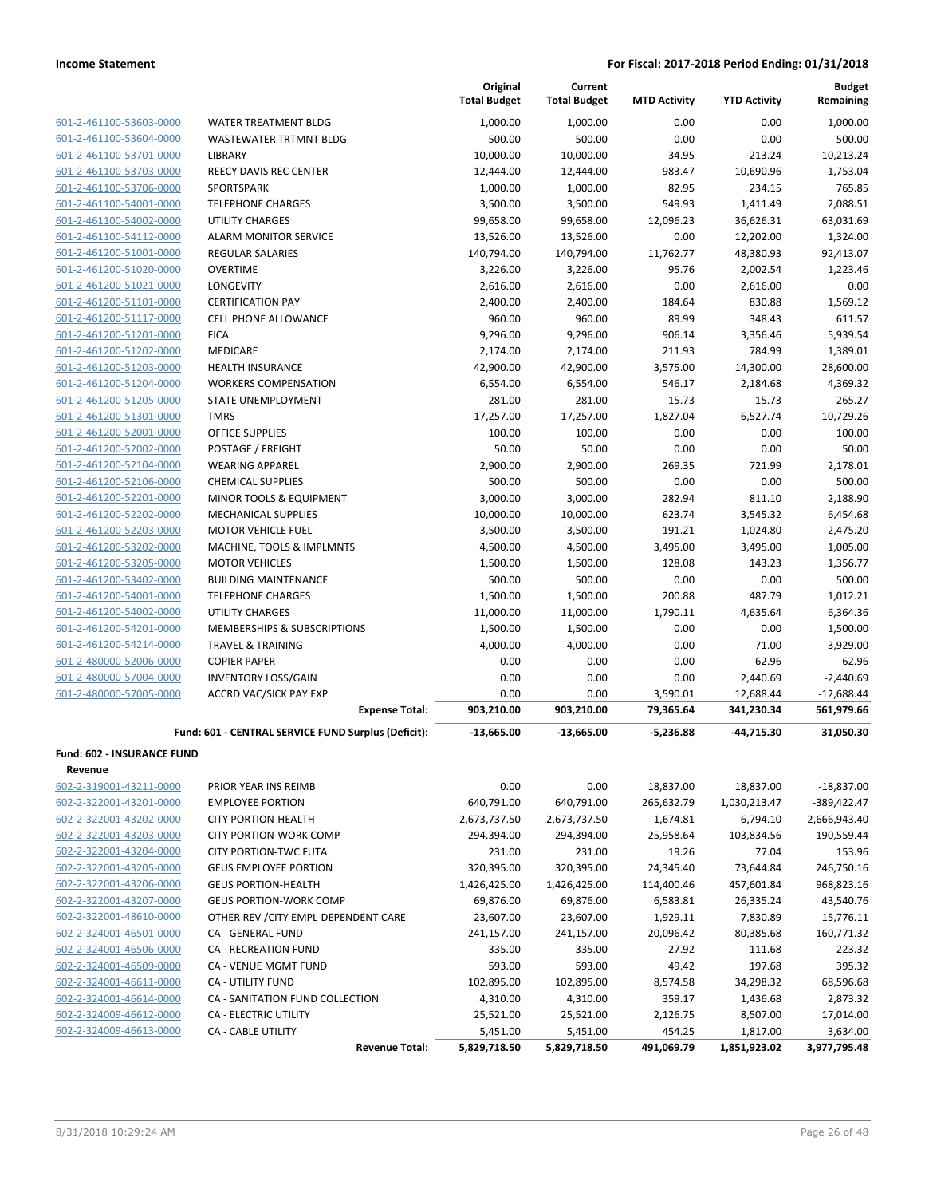| | | Original Total Budget | Current Total Budget | MTD Activity | YTD Activity | Budget Remaining |
|---|---|---|---|---|---|---|
| 601-2-461100-53603-0000 | WATER TREATMENT BLDG | 1,000.00 | 1,000.00 | 0.00 | 0.00 | 1,000.00 |
| 601-2-461100-53604-0000 | WASTEWATER TRTMNT BLDG | 500.00 | 500.00 | 0.00 | 0.00 | 500.00 |
| 601-2-461100-53701-0000 | LIBRARY | 10,000.00 | 10,000.00 | 34.95 | -213.24 | 10,213.24 |
| 601-2-461100-53703-0000 | REECY DAVIS REC CENTER | 12,444.00 | 12,444.00 | 983.47 | 10,690.96 | 1,753.04 |
| 601-2-461100-53706-0000 | SPORTSPARK | 1,000.00 | 1,000.00 | 82.95 | 234.15 | 765.85 |
| 601-2-461100-54001-0000 | TELEPHONE CHARGES | 3,500.00 | 3,500.00 | 549.93 | 1,411.49 | 2,088.51 |
| 601-2-461100-54002-0000 | UTILITY CHARGES | 99,658.00 | 99,658.00 | 12,096.23 | 36,626.31 | 63,031.69 |
| 601-2-461100-54112-0000 | ALARM MONITOR SERVICE | 13,526.00 | 13,526.00 | 0.00 | 12,202.00 | 1,324.00 |
| 601-2-461200-51001-0000 | REGULAR SALARIES | 140,794.00 | 140,794.00 | 11,762.77 | 48,380.93 | 92,413.07 |
| 601-2-461200-51020-0000 | OVERTIME | 3,226.00 | 3,226.00 | 95.76 | 2,002.54 | 1,223.46 |
| 601-2-461200-51021-0000 | LONGEVITY | 2,616.00 | 2,616.00 | 0.00 | 2,616.00 | 0.00 |
| 601-2-461200-51101-0000 | CERTIFICATION PAY | 2,400.00 | 2,400.00 | 184.64 | 830.88 | 1,569.12 |
| 601-2-461200-51117-0000 | CELL PHONE ALLOWANCE | 960.00 | 960.00 | 89.99 | 348.43 | 611.57 |
| 601-2-461200-51201-0000 | FICA | 9,296.00 | 9,296.00 | 906.14 | 3,356.46 | 5,939.54 |
| 601-2-461200-51202-0000 | MEDICARE | 2,174.00 | 2,174.00 | 211.93 | 784.99 | 1,389.01 |
| 601-2-461200-51203-0000 | HEALTH INSURANCE | 42,900.00 | 42,900.00 | 3,575.00 | 14,300.00 | 28,600.00 |
| 601-2-461200-51204-0000 | WORKERS COMPENSATION | 6,554.00 | 6,554.00 | 546.17 | 2,184.68 | 4,369.32 |
| 601-2-461200-51205-0000 | STATE UNEMPLOYMENT | 281.00 | 281.00 | 15.73 | 15.73 | 265.27 |
| 601-2-461200-51301-0000 | TMRS | 17,257.00 | 17,257.00 | 1,827.04 | 6,527.74 | 10,729.26 |
| 601-2-461200-52001-0000 | OFFICE SUPPLIES | 100.00 | 100.00 | 0.00 | 0.00 | 100.00 |
| 601-2-461200-52002-0000 | POSTAGE / FREIGHT | 50.00 | 50.00 | 0.00 | 0.00 | 50.00 |
| 601-2-461200-52104-0000 | WEARING APPAREL | 2,900.00 | 2,900.00 | 269.35 | 721.99 | 2,178.01 |
| 601-2-461200-52106-0000 | CHEMICAL SUPPLIES | 500.00 | 500.00 | 0.00 | 0.00 | 500.00 |
| 601-2-461200-52201-0000 | MINOR TOOLS & EQUIPMENT | 3,000.00 | 3,000.00 | 282.94 | 811.10 | 2,188.90 |
| 601-2-461200-52202-0000 | MECHANICAL SUPPLIES | 10,000.00 | 10,000.00 | 623.74 | 3,545.32 | 6,454.68 |
| 601-2-461200-52203-0000 | MOTOR VEHICLE FUEL | 3,500.00 | 3,500.00 | 191.21 | 1,024.80 | 2,475.20 |
| 601-2-461200-53202-0000 | MACHINE, TOOLS & IMPLMNTS | 4,500.00 | 4,500.00 | 3,495.00 | 3,495.00 | 1,005.00 |
| 601-2-461200-53205-0000 | MOTOR VEHICLES | 1,500.00 | 1,500.00 | 128.08 | 143.23 | 1,356.77 |
| 601-2-461200-53402-0000 | BUILDING MAINTENANCE | 500.00 | 500.00 | 0.00 | 0.00 | 500.00 |
| 601-2-461200-54001-0000 | TELEPHONE CHARGES | 1,500.00 | 1,500.00 | 200.88 | 487.79 | 1,012.21 |
| 601-2-461200-54002-0000 | UTILITY CHARGES | 11,000.00 | 11,000.00 | 1,790.11 | 4,635.64 | 6,364.36 |
| 601-2-461200-54201-0000 | MEMBERSHIPS & SUBSCRIPTIONS | 1,500.00 | 1,500.00 | 0.00 | 0.00 | 1,500.00 |
| 601-2-461200-54214-0000 | TRAVEL & TRAINING | 4,000.00 | 4,000.00 | 0.00 | 71.00 | 3,929.00 |
| 601-2-480000-52006-0000 | COPIER PAPER | 0.00 | 0.00 | 0.00 | 62.96 | -62.96 |
| 601-2-480000-57004-0000 | INVENTORY LOSS/GAIN | 0.00 | 0.00 | 0.00 | 2,440.69 | -2,440.69 |
| 601-2-480000-57005-0000 | ACCRD VAC/SICK PAY EXP | 0.00 | 0.00 | 3,590.01 | 12,688.44 | -12,688.44 |
| | **Expense Total:** | **903,210.00** | **903,210.00** | **79,365.64** | **341,230.34** | **561,979.66** |
| | **Fund: 601 - CENTRAL SERVICE FUND Surplus (Deficit):** | **-13,665.00** | **-13,665.00** | **-5,236.88** | **-44,715.30** | **31,050.30** |

**Fund: 602 - INSURANCE FUND**

**Revenue**

| | | Original Total Budget | Current Total Budget | MTD Activity | YTD Activity | Budget Remaining |
|---|---|---|---|---|---|---|
| 602-2-319001-43211-0000 | PRIOR YEAR INS REIMB | 0.00 | 0.00 | 18,837.00 | 18,837.00 | -18,837.00 |
| 602-2-322001-43201-0000 | EMPLOYEE PORTION | 640,791.00 | 640,791.00 | 265,632.79 | 1,030,213.47 | -389,422.47 |
| 602-2-322001-43202-0000 | CITY PORTION-HEALTH | 2,673,737.50 | 2,673,737.50 | 1,674.81 | 6,794.10 | 2,666,943.40 |
| 602-2-322001-43203-0000 | CITY PORTION-WORK COMP | 294,394.00 | 294,394.00 | 25,958.64 | 103,834.56 | 190,559.44 |
| 602-2-322001-43204-0000 | CITY PORTION-TWC FUTA | 231.00 | 231.00 | 19.26 | 77.04 | 153.96 |
| 602-2-322001-43205-0000 | GEUS EMPLOYEE PORTION | 320,395.00 | 320,395.00 | 24,345.40 | 73,644.84 | 246,750.16 |
| 602-2-322001-43206-0000 | GEUS PORTION-HEALTH | 1,426,425.00 | 1,426,425.00 | 114,400.46 | 457,601.84 | 968,823.16 |
| 602-2-322001-43207-0000 | GEUS PORTION-WORK COMP | 69,876.00 | 69,876.00 | 6,583.81 | 26,335.24 | 43,540.76 |
| 602-2-322001-48610-0000 | OTHER REV /CITY EMPL-DEPENDENT CARE | 23,607.00 | 23,607.00 | 1,929.11 | 7,830.89 | 15,776.11 |
| 602-2-324001-46501-0000 | CA - GENERAL FUND | 241,157.00 | 241,157.00 | 20,096.42 | 80,385.68 | 160,771.32 |
| 602-2-324001-46506-0000 | CA - RECREATION FUND | 335.00 | 335.00 | 27.92 | 111.68 | 223.32 |
| 602-2-324001-46509-0000 | CA - VENUE MGMT FUND | 593.00 | 593.00 | 49.42 | 197.68 | 395.32 |
| 602-2-324001-46611-0000 | CA - UTILITY FUND | 102,895.00 | 102,895.00 | 8,574.58 | 34,298.32 | 68,596.68 |
| 602-2-324001-46614-0000 | CA - SANITATION FUND COLLECTION | 4,310.00 | 4,310.00 | 359.17 | 1,436.68 | 2,873.32 |
| 602-2-324009-46612-0000 | CA - ELECTRIC UTILITY | 25,521.00 | 25,521.00 | 2,126.75 | 8,507.00 | 17,014.00 |
| 602-2-324009-46613-0000 | CA - CABLE UTILITY | 5,451.00 | 5,451.00 | 454.25 | 1,817.00 | 3,634.00 |
| | **Revenue Total:** | **5,829,718.50** | **5,829,718.50** | **491,069.79** | **1,851,923.02** | **3,977,795.48** |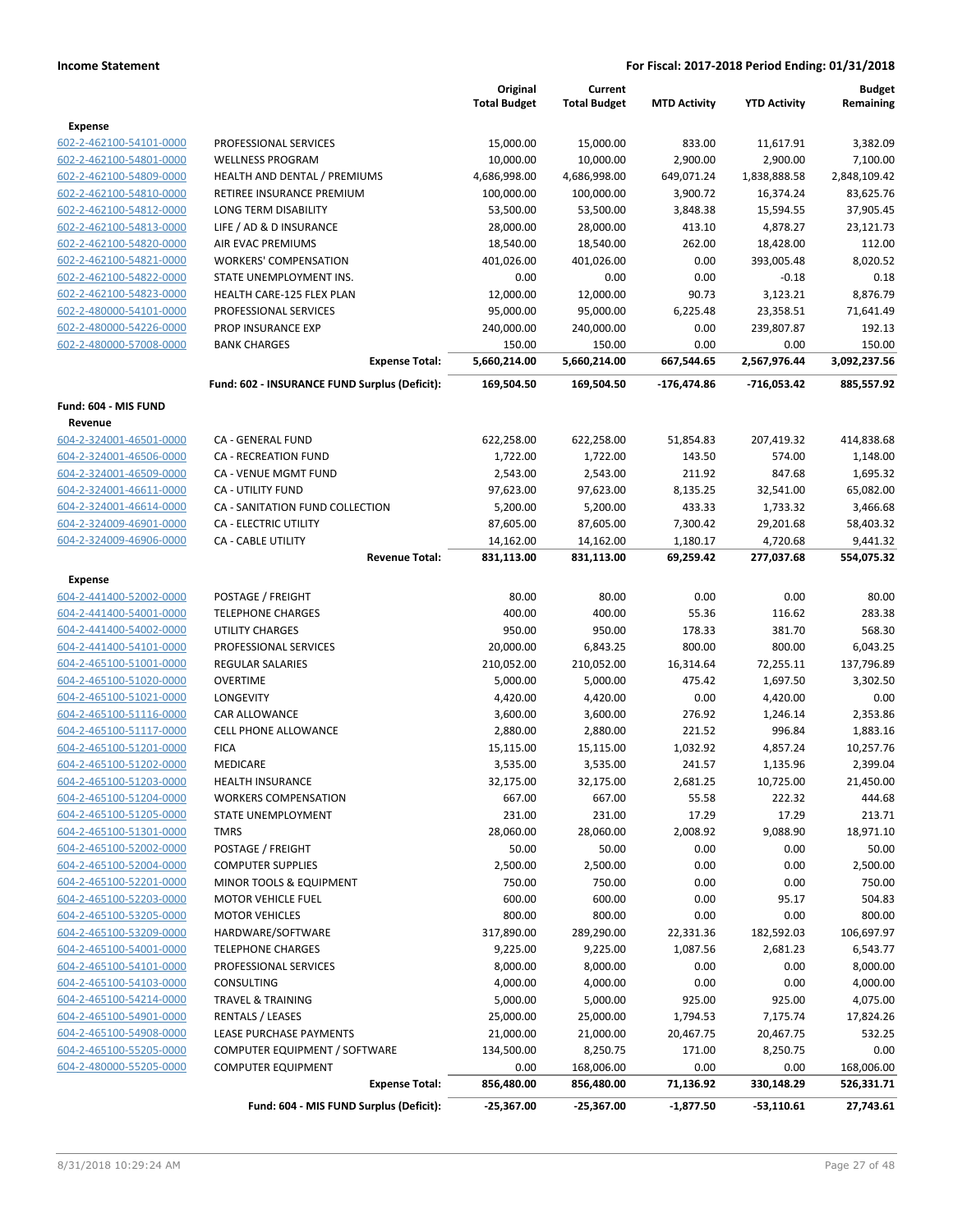| | | Original Total Budget | Current Total Budget | MTD Activity | YTD Activity | Budget Remaining |
|---|---|---|---|---|---|---|
| **Expense** | | | | | | |
| 602-2-462100-54101-0000 | PROFESSIONAL SERVICES | 15,000.00 | 15,000.00 | 833.00 | 11,617.91 | 3,382.09 |
| 602-2-462100-54801-0000 | WELLNESS PROGRAM | 10,000.00 | 10,000.00 | 2,900.00 | 2,900.00 | 7,100.00 |
| 602-2-462100-54809-0000 | HEALTH AND DENTAL / PREMIUMS | 4,686,998.00 | 4,686,998.00 | 649,071.24 | 1,838,888.58 | 2,848,109.42 |
| 602-2-462100-54810-0000 | RETIREE INSURANCE PREMIUM | 100,000.00 | 100,000.00 | 3,900.72 | 16,374.24 | 83,625.76 |
| 602-2-462100-54812-0000 | LONG TERM DISABILITY | 53,500.00 | 53,500.00 | 3,848.38 | 15,594.55 | 37,905.45 |
| 602-2-462100-54813-0000 | LIFE / AD & D INSURANCE | 28,000.00 | 28,000.00 | 413.10 | 4,878.27 | 23,121.73 |
| 602-2-462100-54820-0000 | AIR EVAC PREMIUMS | 18,540.00 | 18,540.00 | 262.00 | 18,428.00 | 112.00 |
| 602-2-462100-54821-0000 | WORKERS' COMPENSATION | 401,026.00 | 401,026.00 | 0.00 | 393,005.48 | 8,020.52 |
| 602-2-462100-54822-0000 | STATE UNEMPLOYMENT INS. | 0.00 | 0.00 | 0.00 | -0.18 | 0.18 |
| 602-2-462100-54823-0000 | HEALTH CARE-125 FLEX PLAN | 12,000.00 | 12,000.00 | 90.73 | 3,123.21 | 8,876.79 |
| 602-2-480000-54101-0000 | PROFESSIONAL SERVICES | 95,000.00 | 95,000.00 | 6,225.48 | 23,358.51 | 71,641.49 |
| 602-2-480000-54226-0000 | PROP INSURANCE EXP | 240,000.00 | 240,000.00 | 0.00 | 239,807.87 | 192.13 |
| 602-2-480000-57008-0000 | BANK CHARGES | 150.00 | 150.00 | 0.00 | 0.00 | 150.00 |
| | **Expense Total:** | **5,660,214.00** | **5,660,214.00** | **667,544.65** | **2,567,976.44** | **3,092,237.56** |
| | **Fund: 602 - INSURANCE FUND Surplus (Deficit):** | **169,504.50** | **169,504.50** | **-176,474.86** | **-716,053.42** | **885,557.92** |
| **Fund: 604 - MIS FUND** | | | | | | |
| **Revenue** | | | | | | |
| 604-2-324001-46501-0000 | CA - GENERAL FUND | 622,258.00 | 622,258.00 | 51,854.83 | 207,419.32 | 414,838.68 |
| 604-2-324001-46506-0000 | CA - RECREATION FUND | 1,722.00 | 1,722.00 | 143.50 | 574.00 | 1,148.00 |
| 604-2-324001-46509-0000 | CA - VENUE MGMT FUND | 2,543.00 | 2,543.00 | 211.92 | 847.68 | 1,695.32 |
| 604-2-324001-46611-0000 | CA - UTILITY FUND | 97,623.00 | 97,623.00 | 8,135.25 | 32,541.00 | 65,082.00 |
| 604-2-324001-46614-0000 | CA - SANITATION FUND COLLECTION | 5,200.00 | 5,200.00 | 433.33 | 1,733.32 | 3,466.68 |
| 604-2-324009-46901-0000 | CA - ELECTRIC UTILITY | 87,605.00 | 87,605.00 | 7,300.42 | 29,201.68 | 58,403.32 |
| 604-2-324009-46906-0000 | CA - CABLE UTILITY | 14,162.00 | 14,162.00 | 1,180.17 | 4,720.68 | 9,441.32 |
| | **Revenue Total:** | **831,113.00** | **831,113.00** | **69,259.42** | **277,037.68** | **554,075.32** |
| **Expense** | | | | | | |
| 604-2-441400-52002-0000 | POSTAGE / FREIGHT | 80.00 | 80.00 | 0.00 | 0.00 | 80.00 |
| 604-2-441400-54001-0000 | TELEPHONE CHARGES | 400.00 | 400.00 | 55.36 | 116.62 | 283.38 |
| 604-2-441400-54002-0000 | UTILITY CHARGES | 950.00 | 950.00 | 178.33 | 381.70 | 568.30 |
| 604-2-441400-54101-0000 | PROFESSIONAL SERVICES | 20,000.00 | 6,843.25 | 800.00 | 800.00 | 6,043.25 |
| 604-2-465100-51001-0000 | REGULAR SALARIES | 210,052.00 | 210,052.00 | 16,314.64 | 72,255.11 | 137,796.89 |
| 604-2-465100-51020-0000 | OVERTIME | 5,000.00 | 5,000.00 | 475.42 | 1,697.50 | 3,302.50 |
| 604-2-465100-51021-0000 | LONGEVITY | 4,420.00 | 4,420.00 | 0.00 | 4,420.00 | 0.00 |
| 604-2-465100-51116-0000 | CAR ALLOWANCE | 3,600.00 | 3,600.00 | 276.92 | 1,246.14 | 2,353.86 |
| 604-2-465100-51117-0000 | CELL PHONE ALLOWANCE | 2,880.00 | 2,880.00 | 221.52 | 996.84 | 1,883.16 |
| 604-2-465100-51201-0000 | FICA | 15,115.00 | 15,115.00 | 1,032.92 | 4,857.24 | 10,257.76 |
| 604-2-465100-51202-0000 | MEDICARE | 3,535.00 | 3,535.00 | 241.57 | 1,135.96 | 2,399.04 |
| 604-2-465100-51203-0000 | HEALTH INSURANCE | 32,175.00 | 32,175.00 | 2,681.25 | 10,725.00 | 21,450.00 |
| 604-2-465100-51204-0000 | WORKERS COMPENSATION | 667.00 | 667.00 | 55.58 | 222.32 | 444.68 |
| 604-2-465100-51205-0000 | STATE UNEMPLOYMENT | 231.00 | 231.00 | 17.29 | 17.29 | 213.71 |
| 604-2-465100-51301-0000 | TMRS | 28,060.00 | 28,060.00 | 2,008.92 | 9,088.90 | 18,971.10 |
| 604-2-465100-52002-0000 | POSTAGE / FREIGHT | 50.00 | 50.00 | 0.00 | 0.00 | 50.00 |
| 604-2-465100-52004-0000 | COMPUTER SUPPLIES | 2,500.00 | 2,500.00 | 0.00 | 0.00 | 2,500.00 |
| 604-2-465100-52201-0000 | MINOR TOOLS & EQUIPMENT | 750.00 | 750.00 | 0.00 | 0.00 | 750.00 |
| 604-2-465100-52203-0000 | MOTOR VEHICLE FUEL | 600.00 | 600.00 | 0.00 | 95.17 | 504.83 |
| 604-2-465100-53205-0000 | MOTOR VEHICLES | 800.00 | 800.00 | 0.00 | 0.00 | 800.00 |
| 604-2-465100-53209-0000 | HARDWARE/SOFTWARE | 317,890.00 | 289,290.00 | 22,331.36 | 182,592.03 | 106,697.97 |
| 604-2-465100-54001-0000 | TELEPHONE CHARGES | 9,225.00 | 9,225.00 | 1,087.56 | 2,681.23 | 6,543.77 |
| 604-2-465100-54101-0000 | PROFESSIONAL SERVICES | 8,000.00 | 8,000.00 | 0.00 | 0.00 | 8,000.00 |
| 604-2-465100-54103-0000 | CONSULTING | 4,000.00 | 4,000.00 | 0.00 | 0.00 | 4,000.00 |
| 604-2-465100-54214-0000 | TRAVEL & TRAINING | 5,000.00 | 5,000.00 | 925.00 | 925.00 | 4,075.00 |
| 604-2-465100-54901-0000 | RENTALS / LEASES | 25,000.00 | 25,000.00 | 1,794.53 | 7,175.74 | 17,824.26 |
| 604-2-465100-54908-0000 | LEASE PURCHASE PAYMENTS | 21,000.00 | 21,000.00 | 20,467.75 | 20,467.75 | 532.25 |
| 604-2-465100-55205-0000 | COMPUTER EQUIPMENT / SOFTWARE | 134,500.00 | 8,250.75 | 171.00 | 8,250.75 | 0.00 |
| 604-2-480000-55205-0000 | COMPUTER EQUIPMENT | 0.00 | 168,006.00 | 0.00 | 0.00 | 168,006.00 |
| | **Expense Total:** | **856,480.00** | **856,480.00** | **71,136.92** | **330,148.29** | **526,331.71** |
| | **Fund: 604 - MIS FUND Surplus (Deficit):** | **-25,367.00** | **-25,367.00** | **-1,877.50** | **-53,110.61** | **27,743.61** |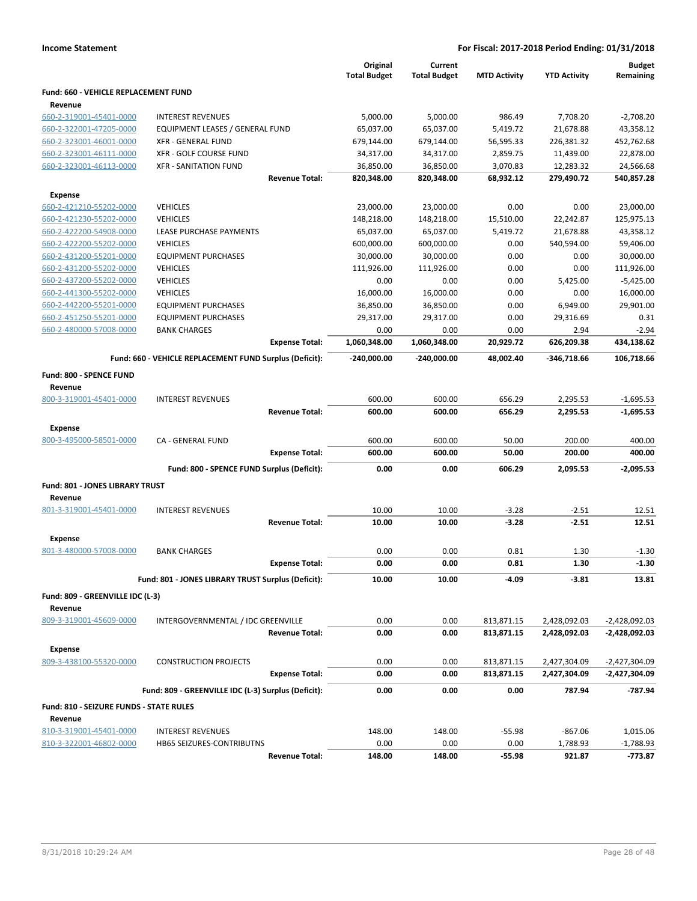**Income Statement** | **For Fiscal: 2017-2018 Period Ending: 01/31/2018**

| | | Original Total Budget | Current Total Budget | MTD Activity | YTD Activity | Budget Remaining |
|---|---|---|---|---|---|---|
| **Fund: 660 - VEHICLE REPLACEMENT FUND** | | | | | | |
| **Revenue** | | | | | | |
| 660-2-319001-45401-0000 | INTEREST REVENUES | 5,000.00 | 5,000.00 | 986.49 | 7,708.20 | -2,708.20 |
| 660-2-322001-47205-0000 | EQUIPMENT LEASES / GENERAL FUND | 65,037.00 | 65,037.00 | 5,419.72 | 21,678.88 | 43,358.12 |
| 660-2-323001-46001-0000 | XFR - GENERAL FUND | 679,144.00 | 679,144.00 | 56,595.33 | 226,381.32 | 452,762.68 |
| 660-2-323001-46111-0000 | XFR - GOLF COURSE FUND | 34,317.00 | 34,317.00 | 2,859.75 | 11,439.00 | 22,878.00 |
| 660-2-323001-46113-0000 | XFR - SANITATION FUND | 36,850.00 | 36,850.00 | 3,070.83 | 12,283.32 | 24,566.68 |
| | **Revenue Total:** | **820,348.00** | **820,348.00** | **68,932.12** | **279,490.72** | **540,857.28** |
| **Expense** | | | | | | |
| 660-2-421210-55202-0000 | VEHICLES | 23,000.00 | 23,000.00 | 0.00 | 0.00 | 23,000.00 |
| 660-2-421230-55202-0000 | VEHICLES | 148,218.00 | 148,218.00 | 15,510.00 | 22,242.87 | 125,975.13 |
| 660-2-422200-54908-0000 | LEASE PURCHASE PAYMENTS | 65,037.00 | 65,037.00 | 5,419.72 | 21,678.88 | 43,358.12 |
| 660-2-422200-55202-0000 | VEHICLES | 600,000.00 | 600,000.00 | 0.00 | 540,594.00 | 59,406.00 |
| 660-2-431200-55201-0000 | EQUIPMENT PURCHASES | 30,000.00 | 30,000.00 | 0.00 | 0.00 | 30,000.00 |
| 660-2-431200-55202-0000 | VEHICLES | 111,926.00 | 111,926.00 | 0.00 | 0.00 | 111,926.00 |
| 660-2-437200-55202-0000 | VEHICLES | 0.00 | 0.00 | 0.00 | 5,425.00 | -5,425.00 |
| 660-2-441300-55202-0000 | VEHICLES | 16,000.00 | 16,000.00 | 0.00 | 0.00 | 16,000.00 |
| 660-2-442200-55201-0000 | EQUIPMENT PURCHASES | 36,850.00 | 36,850.00 | 0.00 | 6,949.00 | 29,901.00 |
| 660-2-451250-55201-0000 | EQUIPMENT PURCHASES | 29,317.00 | 29,317.00 | 0.00 | 29,316.69 | 0.31 |
| 660-2-480000-57008-0000 | BANK CHARGES | 0.00 | 0.00 | 0.00 | 2.94 | -2.94 |
| | **Expense Total:** | **1,060,348.00** | **1,060,348.00** | **20,929.72** | **626,209.38** | **434,138.62** |
| | **Fund: 660 - VEHICLE REPLACEMENT FUND Surplus (Deficit):** | **-240,000.00** | **-240,000.00** | **48,002.40** | **-346,718.66** | **106,718.66** |
| **Fund: 800 - SPENCE FUND** | | | | | | |
| **Revenue** | | | | | | |
| 800-3-319001-45401-0000 | INTEREST REVENUES | 600.00 | 600.00 | 656.29 | 2,295.53 | -1,695.53 |
| | **Revenue Total:** | **600.00** | **600.00** | **656.29** | **2,295.53** | **-1,695.53** |
| **Expense** | | | | | | |
| 800-3-495000-58501-0000 | CA - GENERAL FUND | 600.00 | 600.00 | 50.00 | 200.00 | 400.00 |
| | **Expense Total:** | **600.00** | **600.00** | **50.00** | **200.00** | **400.00** |
| | **Fund: 800 - SPENCE FUND Surplus (Deficit):** | **0.00** | **0.00** | **606.29** | **2,095.53** | **-2,095.53** |
| **Fund: 801 - JONES LIBRARY TRUST** | | | | | | |
| **Revenue** | | | | | | |
| 801-3-319001-45401-0000 | INTEREST REVENUES | 10.00 | 10.00 | -3.28 | -2.51 | 12.51 |
| | **Revenue Total:** | **10.00** | **10.00** | **-3.28** | **-2.51** | **12.51** |
| **Expense** | | | | | | |
| 801-3-480000-57008-0000 | BANK CHARGES | 0.00 | 0.00 | 0.81 | 1.30 | -1.30 |
| | **Expense Total:** | **0.00** | **0.00** | **0.81** | **1.30** | **-1.30** |
| | **Fund: 801 - JONES LIBRARY TRUST Surplus (Deficit):** | **10.00** | **10.00** | **-4.09** | **-3.81** | **13.81** |
| **Fund: 809 - GREENVILLE IDC (L-3)** | | | | | | |
| **Revenue** | | | | | | |
| 809-3-319001-45609-0000 | INTERGOVERNMENTAL / IDC GREENVILLE | 0.00 | 0.00 | 813,871.15 | 2,428,092.03 | -2,428,092.03 |
| | **Revenue Total:** | **0.00** | **0.00** | **813,871.15** | **2,428,092.03** | **-2,428,092.03** |
| **Expense** | | | | | | |
| 809-3-438100-55320-0000 | CONSTRUCTION PROJECTS | 0.00 | 0.00 | 813,871.15 | 2,427,304.09 | -2,427,304.09 |
| | **Expense Total:** | **0.00** | **0.00** | **813,871.15** | **2,427,304.09** | **-2,427,304.09** |
| | **Fund: 809 - GREENVILLE IDC (L-3) Surplus (Deficit):** | **0.00** | **0.00** | **0.00** | **787.94** | **-787.94** |
| **Fund: 810 - SEIZURE FUNDS - STATE RULES** | | | | | | |
| **Revenue** | | | | | | |
| 810-3-319001-45401-0000 | INTEREST REVENUES | 148.00 | 148.00 | -55.98 | -867.06 | 1,015.06 |
| 810-3-322001-46802-0000 | HB65 SEIZURES-CONTRIBUTNS | 0.00 | 0.00 | 0.00 | 1,788.93 | -1,788.93 |
| | **Revenue Total:** | **148.00** | **148.00** | **-55.98** | **921.87** | **-773.87** |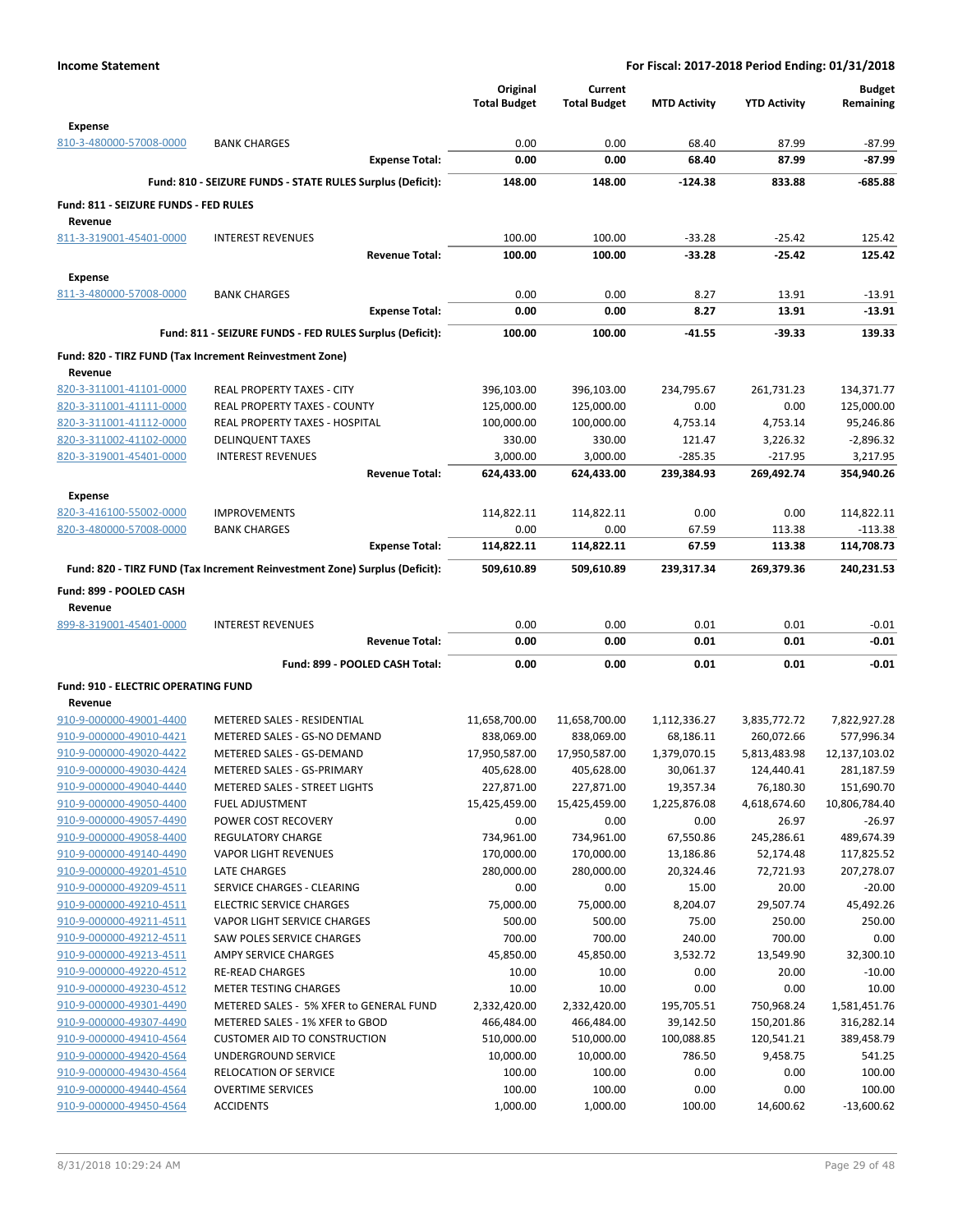| | | Original Total Budget | Current Total Budget | MTD Activity | YTD Activity | Budget Remaining |
|---|---|---|---|---|---|---|
| **Expense** | | | | | | |
| 810-3-480000-57008-0000 | BANK CHARGES | 0.00 | 0.00 | 68.40 | 87.99 | -87.99 |
| | **Expense Total:** | **0.00** | **0.00** | **68.40** | **87.99** | **-87.99** |
| | **Fund: 810 - SEIZURE FUNDS - STATE RULES Surplus (Deficit):** | **148.00** | **148.00** | **-124.38** | **833.88** | **-685.88** |
| **Fund: 811 - SEIZURE FUNDS - FED RULES** | | | | | | |
| **Revenue** | | | | | | |
| 811-3-319001-45401-0000 | INTEREST REVENUES | 100.00 | 100.00 | -33.28 | -25.42 | 125.42 |
| | **Revenue Total:** | **100.00** | **100.00** | **-33.28** | **-25.42** | **125.42** |
| **Expense** | | | | | | |
| 811-3-480000-57008-0000 | BANK CHARGES | 0.00 | 0.00 | 8.27 | 13.91 | -13.91 |
| | **Expense Total:** | **0.00** | **0.00** | **8.27** | **13.91** | **-13.91** |
| | **Fund: 811 - SEIZURE FUNDS - FED RULES Surplus (Deficit):** | **100.00** | **100.00** | **-41.55** | **-39.33** | **139.33** |
| **Fund: 820 - TIRZ FUND (Tax Increment Reinvestment Zone)** | | | | | | |
| **Revenue** | | | | | | |
| 820-3-311001-41101-0000 | REAL PROPERTY TAXES - CITY | 396,103.00 | 396,103.00 | 234,795.67 | 261,731.23 | 134,371.77 |
| 820-3-311001-41111-0000 | REAL PROPERTY TAXES - COUNTY | 125,000.00 | 125,000.00 | 0.00 | 0.00 | 125,000.00 |
| 820-3-311001-41112-0000 | REAL PROPERTY TAXES - HOSPITAL | 100,000.00 | 100,000.00 | 4,753.14 | 4,753.14 | 95,246.86 |
| 820-3-311002-41102-0000 | DELINQUENT TAXES | 330.00 | 330.00 | 121.47 | 3,226.32 | -2,896.32 |
| 820-3-319001-45401-0000 | INTEREST REVENUES | 3,000.00 | 3,000.00 | -285.35 | -217.95 | 3,217.95 |
| | **Revenue Total:** | **624,433.00** | **624,433.00** | **239,384.93** | **269,492.74** | **354,940.26** |
| **Expense** | | | | | | |
| 820-3-416100-55002-0000 | IMPROVEMENTS | 114,822.11 | 114,822.11 | 0.00 | 0.00 | 114,822.11 |
| 820-3-480000-57008-0000 | BANK CHARGES | 0.00 | 0.00 | 67.59 | 113.38 | -113.38 |
| | **Expense Total:** | **114,822.11** | **114,822.11** | **67.59** | **113.38** | **114,708.73** |
| | **Fund: 820 - TIRZ FUND (Tax Increment Reinvestment Zone) Surplus (Deficit):** | **509,610.89** | **509,610.89** | **239,317.34** | **269,379.36** | **240,231.53** |
| **Fund: 899 - POOLED CASH** | | | | | | |
| **Revenue** | | | | | | |
| 899-8-319001-45401-0000 | INTEREST REVENUES | 0.00 | 0.00 | 0.01 | 0.01 | -0.01 |
| | **Revenue Total:** | **0.00** | **0.00** | **0.01** | **0.01** | **-0.01** |
| | **Fund: 899 - POOLED CASH Total:** | **0.00** | **0.00** | **0.01** | **0.01** | **-0.01** |
| **Fund: 910 - ELECTRIC OPERATING FUND** | | | | | | |
| **Revenue** | | | | | | |
| 910-9-000000-49001-4400 | METERED SALES - RESIDENTIAL | 11,658,700.00 | 11,658,700.00 | 1,112,336.27 | 3,835,772.72 | 7,822,927.28 |
| 910-9-000000-49010-4421 | METERED SALES - GS-NO DEMAND | 838,069.00 | 838,069.00 | 68,186.11 | 260,072.66 | 577,996.34 |
| 910-9-000000-49020-4422 | METERED SALES - GS-DEMAND | 17,950,587.00 | 17,950,587.00 | 1,379,070.15 | 5,813,483.98 | 12,137,103.02 |
| 910-9-000000-49030-4424 | METERED SALES - GS-PRIMARY | 405,628.00 | 405,628.00 | 30,061.37 | 124,440.41 | 281,187.59 |
| 910-9-000000-49040-4440 | METERED SALES - STREET LIGHTS | 227,871.00 | 227,871.00 | 19,357.34 | 76,180.30 | 151,690.70 |
| 910-9-000000-49050-4400 | FUEL ADJUSTMENT | 15,425,459.00 | 15,425,459.00 | 1,225,876.08 | 4,618,674.60 | 10,806,784.40 |
| 910-9-000000-49057-4490 | POWER COST RECOVERY | 0.00 | 0.00 | 0.00 | 26.97 | -26.97 |
| 910-9-000000-49058-4400 | REGULATORY CHARGE | 734,961.00 | 734,961.00 | 67,550.86 | 245,286.61 | 489,674.39 |
| 910-9-000000-49140-4490 | VAPOR LIGHT REVENUES | 170,000.00 | 170,000.00 | 13,186.86 | 52,174.48 | 117,825.52 |
| 910-9-000000-49201-4510 | LATE CHARGES | 280,000.00 | 280,000.00 | 20,324.46 | 72,721.93 | 207,278.07 |
| 910-9-000000-49209-4511 | SERVICE CHARGES - CLEARING | 0.00 | 0.00 | 15.00 | 20.00 | -20.00 |
| 910-9-000000-49210-4511 | ELECTRIC SERVICE CHARGES | 75,000.00 | 75,000.00 | 8,204.07 | 29,507.74 | 45,492.26 |
| 910-9-000000-49211-4511 | VAPOR LIGHT SERVICE CHARGES | 500.00 | 500.00 | 75.00 | 250.00 | 250.00 |
| 910-9-000000-49212-4511 | SAW POLES SERVICE CHARGES | 700.00 | 700.00 | 240.00 | 700.00 | 0.00 |
| 910-9-000000-49213-4511 | AMPY SERVICE CHARGES | 45,850.00 | 45,850.00 | 3,532.72 | 13,549.90 | 32,300.10 |
| 910-9-000000-49220-4512 | RE-READ CHARGES | 10.00 | 10.00 | 0.00 | 20.00 | -10.00 |
| 910-9-000000-49230-4512 | METER TESTING CHARGES | 10.00 | 10.00 | 0.00 | 0.00 | 10.00 |
| 910-9-000000-49301-4490 | METERED SALES - 5% XFER to GENERAL FUND | 2,332,420.00 | 2,332,420.00 | 195,705.51 | 750,968.24 | 1,581,451.76 |
| 910-9-000000-49307-4490 | METERED SALES - 1% XFER to GBOD | 466,484.00 | 466,484.00 | 39,142.50 | 150,201.86 | 316,282.14 |
| 910-9-000000-49410-4564 | CUSTOMER AID TO CONSTRUCTION | 510,000.00 | 510,000.00 | 100,088.85 | 120,541.21 | 389,458.79 |
| 910-9-000000-49420-4564 | UNDERGROUND SERVICE | 10,000.00 | 10,000.00 | 786.50 | 9,458.75 | 541.25 |
| 910-9-000000-49430-4564 | RELOCATION OF SERVICE | 100.00 | 100.00 | 0.00 | 0.00 | 100.00 |
| 910-9-000000-49440-4564 | OVERTIME SERVICES | 100.00 | 100.00 | 0.00 | 0.00 | 100.00 |
| 910-9-000000-49450-4564 | ACCIDENTS | 1,000.00 | 1,000.00 | 100.00 | 14,600.62 | -13,600.62 |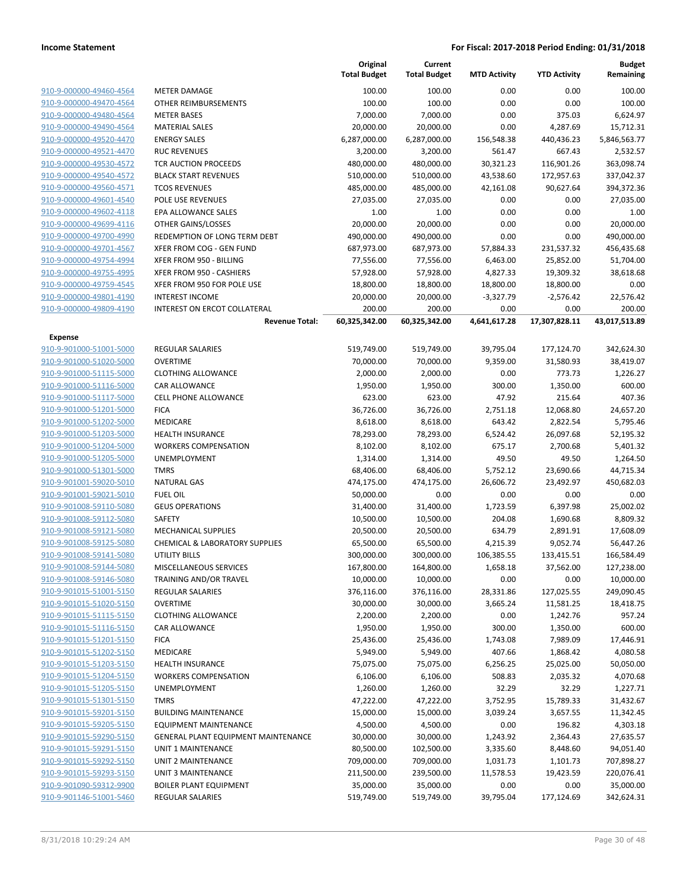| | | Original Total Budget | Current Total Budget | MTD Activity | YTD Activity | Budget Remaining |
|---|---|---|---|---|---|---|
| 910-9-000000-49460-4564 | METER DAMAGE | 100.00 | 100.00 | 0.00 | 0.00 | 100.00 |
| 910-9-000000-49470-4564 | OTHER REIMBURSEMENTS | 100.00 | 100.00 | 0.00 | 0.00 | 100.00 |
| 910-9-000000-49480-4564 | METER BASES | 7,000.00 | 7,000.00 | 0.00 | 375.03 | 6,624.97 |
| 910-9-000000-49490-4564 | MATERIAL SALES | 20,000.00 | 20,000.00 | 0.00 | 4,287.69 | 15,712.31 |
| 910-9-000000-49520-4470 | ENERGY SALES | 6,287,000.00 | 6,287,000.00 | 156,548.38 | 440,436.23 | 5,846,563.77 |
| 910-9-000000-49521-4470 | RUC REVENUES | 3,200.00 | 3,200.00 | 561.47 | 667.43 | 2,532.57 |
| 910-9-000000-49530-4572 | TCR AUCTION PROCEEDS | 480,000.00 | 480,000.00 | 30,321.23 | 116,901.26 | 363,098.74 |
| 910-9-000000-49540-4572 | BLACK START REVENUES | 510,000.00 | 510,000.00 | 43,538.60 | 172,957.63 | 337,042.37 |
| 910-9-000000-49560-4571 | TCOS REVENUES | 485,000.00 | 485,000.00 | 42,161.08 | 90,627.64 | 394,372.36 |
| 910-9-000000-49601-4540 | POLE USE REVENUES | 27,035.00 | 27,035.00 | 0.00 | 0.00 | 27,035.00 |
| 910-9-000000-49602-4118 | EPA ALLOWANCE SALES | 1.00 | 1.00 | 0.00 | 0.00 | 1.00 |
| 910-9-000000-49699-4116 | OTHER GAINS/LOSSES | 20,000.00 | 20,000.00 | 0.00 | 0.00 | 20,000.00 |
| 910-9-000000-49700-4990 | REDEMPTION OF LONG TERM DEBT | 490,000.00 | 490,000.00 | 0.00 | 0.00 | 490,000.00 |
| 910-9-000000-49701-4567 | XFER FROM COG - GEN FUND | 687,973.00 | 687,973.00 | 57,884.33 | 231,537.32 | 456,435.68 |
| 910-9-000000-49754-4994 | XFER FROM 950 - BILLING | 77,556.00 | 77,556.00 | 6,463.00 | 25,852.00 | 51,704.00 |
| 910-9-000000-49755-4995 | XFER FROM 950 - CASHIERS | 57,928.00 | 57,928.00 | 4,827.33 | 19,309.32 | 38,618.68 |
| 910-9-000000-49759-4545 | XFER FROM 950 FOR POLE USE | 18,800.00 | 18,800.00 | 18,800.00 | 18,800.00 | 0.00 |
| 910-9-000000-49801-4190 | INTEREST INCOME | 20,000.00 | 20,000.00 | -3,327.79 | -2,576.42 | 22,576.42 |
| 910-9-000000-49809-4190 | INTEREST ON ERCOT COLLATERAL | 200.00 | 200.00 | 0.00 | 0.00 | 200.00 |
| | **Revenue Total:** | **60,325,342.00** | **60,325,342.00** | **4,641,617.28** | **17,307,828.11** | **43,017,513.89** |
| **Expense** | | | | | | |
| 910-9-901000-51001-5000 | REGULAR SALARIES | 519,749.00 | 519,749.00 | 39,795.04 | 177,124.70 | 342,624.30 |
| 910-9-901000-51020-5000 | OVERTIME | 70,000.00 | 70,000.00 | 9,359.00 | 31,580.93 | 38,419.07 |
| 910-9-901000-51115-5000 | CLOTHING ALLOWANCE | 2,000.00 | 2,000.00 | 0.00 | 773.73 | 1,226.27 |
| 910-9-901000-51116-5000 | CAR ALLOWANCE | 1,950.00 | 1,950.00 | 300.00 | 1,350.00 | 600.00 |
| 910-9-901000-51117-5000 | CELL PHONE ALLOWANCE | 623.00 | 623.00 | 47.92 | 215.64 | 407.36 |
| 910-9-901000-51201-5000 | FICA | 36,726.00 | 36,726.00 | 2,751.18 | 12,068.80 | 24,657.20 |
| 910-9-901000-51202-5000 | MEDICARE | 8,618.00 | 8,618.00 | 643.42 | 2,822.54 | 5,795.46 |
| 910-9-901000-51203-5000 | HEALTH INSURANCE | 78,293.00 | 78,293.00 | 6,524.42 | 26,097.68 | 52,195.32 |
| 910-9-901000-51204-5000 | WORKERS COMPENSATION | 8,102.00 | 8,102.00 | 675.17 | 2,700.68 | 5,401.32 |
| 910-9-901000-51205-5000 | UNEMPLOYMENT | 1,314.00 | 1,314.00 | 49.50 | 49.50 | 1,264.50 |
| 910-9-901000-51301-5000 | TMRS | 68,406.00 | 68,406.00 | 5,752.12 | 23,690.66 | 44,715.34 |
| 910-9-901001-59020-5010 | NATURAL GAS | 474,175.00 | 474,175.00 | 26,606.72 | 23,492.97 | 450,682.03 |
| 910-9-901001-59021-5010 | FUEL OIL | 50,000.00 | 0.00 | 0.00 | 0.00 | 0.00 |
| 910-9-901008-59110-5080 | GEUS OPERATIONS | 31,400.00 | 31,400.00 | 1,723.59 | 6,397.98 | 25,002.02 |
| 910-9-901008-59112-5080 | SAFETY | 10,500.00 | 10,500.00 | 204.08 | 1,690.68 | 8,809.32 |
| 910-9-901008-59121-5080 | MECHANICAL SUPPLIES | 20,500.00 | 20,500.00 | 634.79 | 2,891.91 | 17,608.09 |
| 910-9-901008-59125-5080 | CHEMICAL & LABORATORY SUPPLIES | 65,500.00 | 65,500.00 | 4,215.39 | 9,052.74 | 56,447.26 |
| 910-9-901008-59141-5080 | UTILITY BILLS | 300,000.00 | 300,000.00 | 106,385.55 | 133,415.51 | 166,584.49 |
| 910-9-901008-59144-5080 | MISCELLANEOUS SERVICES | 167,800.00 | 164,800.00 | 1,658.18 | 37,562.00 | 127,238.00 |
| 910-9-901008-59146-5080 | TRAINING AND/OR TRAVEL | 10,000.00 | 10,000.00 | 0.00 | 0.00 | 10,000.00 |
| 910-9-901015-51001-5150 | REGULAR SALARIES | 376,116.00 | 376,116.00 | 28,331.86 | 127,025.55 | 249,090.45 |
| 910-9-901015-51020-5150 | OVERTIME | 30,000.00 | 30,000.00 | 3,665.24 | 11,581.25 | 18,418.75 |
| 910-9-901015-51115-5150 | CLOTHING ALLOWANCE | 2,200.00 | 2,200.00 | 0.00 | 1,242.76 | 957.24 |
| 910-9-901015-51116-5150 | CAR ALLOWANCE | 1,950.00 | 1,950.00 | 300.00 | 1,350.00 | 600.00 |
| 910-9-901015-51201-5150 | FICA | 25,436.00 | 25,436.00 | 1,743.08 | 7,989.09 | 17,446.91 |
| 910-9-901015-51202-5150 | MEDICARE | 5,949.00 | 5,949.00 | 407.66 | 1,868.42 | 4,080.58 |
| 910-9-901015-51203-5150 | HEALTH INSURANCE | 75,075.00 | 75,075.00 | 6,256.25 | 25,025.00 | 50,050.00 |
| 910-9-901015-51204-5150 | WORKERS COMPENSATION | 6,106.00 | 6,106.00 | 508.83 | 2,035.32 | 4,070.68 |
| 910-9-901015-51205-5150 | UNEMPLOYMENT | 1,260.00 | 1,260.00 | 32.29 | 32.29 | 1,227.71 |
| 910-9-901015-51301-5150 | TMRS | 47,222.00 | 47,222.00 | 3,752.95 | 15,789.33 | 31,432.67 |
| 910-9-901015-59201-5150 | BUILDING MAINTENANCE | 15,000.00 | 15,000.00 | 3,039.24 | 3,657.55 | 11,342.45 |
| 910-9-901015-59205-5150 | EQUIPMENT MAINTENANCE | 4,500.00 | 4,500.00 | 0.00 | 196.82 | 4,303.18 |
| 910-9-901015-59290-5150 | GENERAL PLANT EQUIPMENT MAINTENANCE | 30,000.00 | 30,000.00 | 1,243.92 | 2,364.43 | 27,635.57 |
| 910-9-901015-59291-5150 | UNIT 1 MAINTENANCE | 80,500.00 | 102,500.00 | 3,335.60 | 8,448.60 | 94,051.40 |
| 910-9-901015-59292-5150 | UNIT 2 MAINTENANCE | 709,000.00 | 709,000.00 | 1,031.73 | 1,101.73 | 707,898.27 |
| 910-9-901015-59293-5150 | UNIT 3 MAINTENANCE | 211,500.00 | 239,500.00 | 11,578.53 | 19,423.59 | 220,076.41 |
| 910-9-901090-59312-9900 | BOILER PLANT EQUIPMENT | 35,000.00 | 35,000.00 | 0.00 | 0.00 | 35,000.00 |
| 910-9-901146-51001-5460 | REGULAR SALARIES | 519,749.00 | 519,749.00 | 39,795.04 | 177,124.69 | 342,624.31 |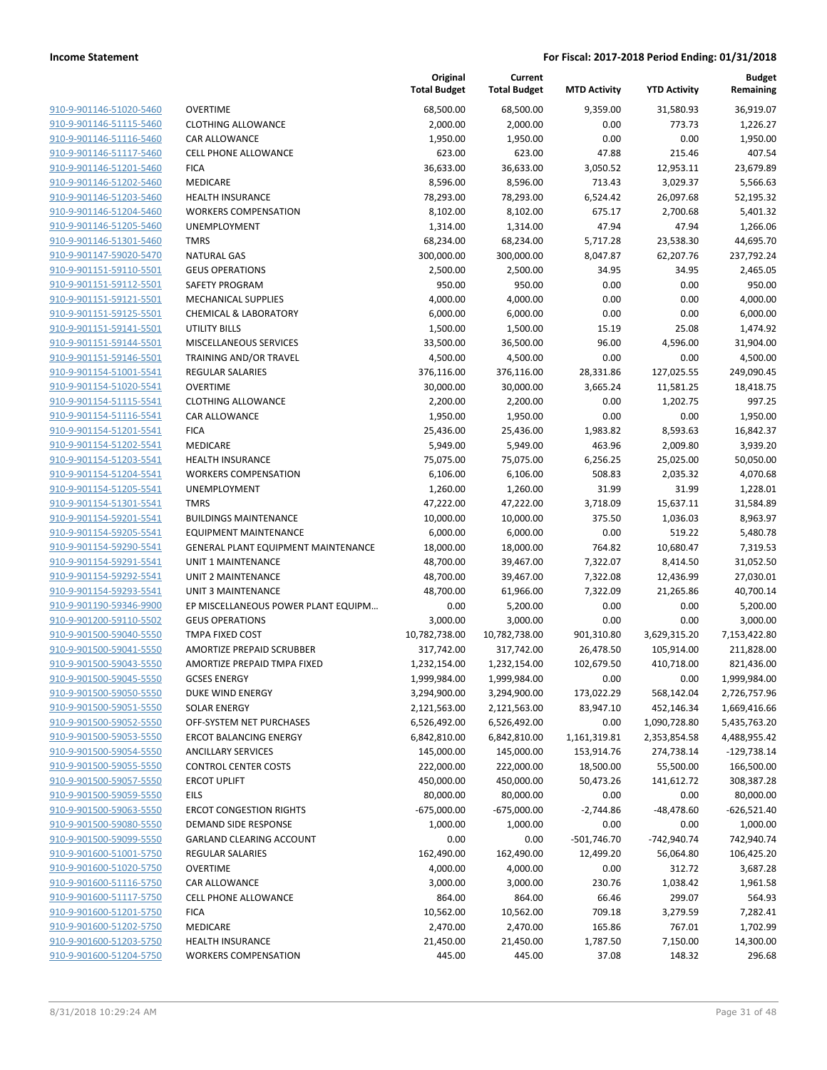**Income Statement** | **For Fiscal: 2017-2018 Period Ending: 01/31/2018**

| | | Original Total Budget | Current Total Budget | MTD Activity | YTD Activity | Budget Remaining |
|---|---|---|---|---|---|---|
| 910-9-901146-51020-5460 | OVERTIME | 68,500.00 | 68,500.00 | 9,359.00 | 31,580.93 | 36,919.07 |
| 910-9-901146-51115-5460 | CLOTHING ALLOWANCE | 2,000.00 | 2,000.00 | 0.00 | 773.73 | 1,226.27 |
| 910-9-901146-51116-5460 | CAR ALLOWANCE | 1,950.00 | 1,950.00 | 0.00 | 0.00 | 1,950.00 |
| 910-9-901146-51117-5460 | CELL PHONE ALLOWANCE | 623.00 | 623.00 | 47.88 | 215.46 | 407.54 |
| 910-9-901146-51201-5460 | FICA | 36,633.00 | 36,633.00 | 3,050.52 | 12,953.11 | 23,679.89 |
| 910-9-901146-51202-5460 | MEDICARE | 8,596.00 | 8,596.00 | 713.43 | 3,029.37 | 5,566.63 |
| 910-9-901146-51203-5460 | HEALTH INSURANCE | 78,293.00 | 78,293.00 | 6,524.42 | 26,097.68 | 52,195.32 |
| 910-9-901146-51204-5460 | WORKERS COMPENSATION | 8,102.00 | 8,102.00 | 675.17 | 2,700.68 | 5,401.32 |
| 910-9-901146-51205-5460 | UNEMPLOYMENT | 1,314.00 | 1,314.00 | 47.94 | 47.94 | 1,266.06 |
| 910-9-901146-51301-5460 | TMRS | 68,234.00 | 68,234.00 | 5,717.28 | 23,538.30 | 44,695.70 |
| 910-9-901147-59020-5470 | NATURAL GAS | 300,000.00 | 300,000.00 | 8,047.87 | 62,207.76 | 237,792.24 |
| 910-9-901151-59110-5501 | GEUS OPERATIONS | 2,500.00 | 2,500.00 | 34.95 | 34.95 | 2,465.05 |
| 910-9-901151-59112-5501 | SAFETY PROGRAM | 950.00 | 950.00 | 0.00 | 0.00 | 950.00 |
| 910-9-901151-59121-5501 | MECHANICAL SUPPLIES | 4,000.00 | 4,000.00 | 0.00 | 0.00 | 4,000.00 |
| 910-9-901151-59125-5501 | CHEMICAL & LABORATORY | 6,000.00 | 6,000.00 | 0.00 | 0.00 | 6,000.00 |
| 910-9-901151-59141-5501 | UTILITY BILLS | 1,500.00 | 1,500.00 | 15.19 | 25.08 | 1,474.92 |
| 910-9-901151-59144-5501 | MISCELLANEOUS SERVICES | 33,500.00 | 36,500.00 | 96.00 | 4,596.00 | 31,904.00 |
| 910-9-901151-59146-5501 | TRAINING AND/OR TRAVEL | 4,500.00 | 4,500.00 | 0.00 | 0.00 | 4,500.00 |
| 910-9-901154-51001-5541 | REGULAR SALARIES | 376,116.00 | 376,116.00 | 28,331.86 | 127,025.55 | 249,090.45 |
| 910-9-901154-51020-5541 | OVERTIME | 30,000.00 | 30,000.00 | 3,665.24 | 11,581.25 | 18,418.75 |
| 910-9-901154-51115-5541 | CLOTHING ALLOWANCE | 2,200.00 | 2,200.00 | 0.00 | 1,202.75 | 997.25 |
| 910-9-901154-51116-5541 | CAR ALLOWANCE | 1,950.00 | 1,950.00 | 0.00 | 0.00 | 1,950.00 |
| 910-9-901154-51201-5541 | FICA | 25,436.00 | 25,436.00 | 1,983.82 | 8,593.63 | 16,842.37 |
| 910-9-901154-51202-5541 | MEDICARE | 5,949.00 | 5,949.00 | 463.96 | 2,009.80 | 3,939.20 |
| 910-9-901154-51203-5541 | HEALTH INSURANCE | 75,075.00 | 75,075.00 | 6,256.25 | 25,025.00 | 50,050.00 |
| 910-9-901154-51204-5541 | WORKERS COMPENSATION | 6,106.00 | 6,106.00 | 508.83 | 2,035.32 | 4,070.68 |
| 910-9-901154-51205-5541 | UNEMPLOYMENT | 1,260.00 | 1,260.00 | 31.99 | 31.99 | 1,228.01 |
| 910-9-901154-51301-5541 | TMRS | 47,222.00 | 47,222.00 | 3,718.09 | 15,637.11 | 31,584.89 |
| 910-9-901154-59201-5541 | BUILDINGS MAINTENANCE | 10,000.00 | 10,000.00 | 375.50 | 1,036.03 | 8,963.97 |
| 910-9-901154-59205-5541 | EQUIPMENT MAINTENANCE | 6,000.00 | 6,000.00 | 0.00 | 519.22 | 5,480.78 |
| 910-9-901154-59290-5541 | GENERAL PLANT EQUIPMENT MAINTENANCE | 18,000.00 | 18,000.00 | 764.82 | 10,680.47 | 7,319.53 |
| 910-9-901154-59291-5541 | UNIT 1 MAINTENANCE | 48,700.00 | 39,467.00 | 7,322.07 | 8,414.50 | 31,052.50 |
| 910-9-901154-59292-5541 | UNIT 2 MAINTENANCE | 48,700.00 | 39,467.00 | 7,322.08 | 12,436.99 | 27,030.01 |
| 910-9-901154-59293-5541 | UNIT 3 MAINTENANCE | 48,700.00 | 61,966.00 | 7,322.09 | 21,265.86 | 40,700.14 |
| 910-9-901190-59346-9900 | EP MISCELLANEOUS POWER PLANT EQUIPM... | 0.00 | 5,200.00 | 0.00 | 0.00 | 5,200.00 |
| 910-9-901200-59110-5502 | GEUS OPERATIONS | 3,000.00 | 3,000.00 | 0.00 | 0.00 | 3,000.00 |
| 910-9-901500-59040-5550 | TMPA FIXED COST | 10,782,738.00 | 10,782,738.00 | 901,310.80 | 3,629,315.20 | 7,153,422.80 |
| 910-9-901500-59041-5550 | AMORTIZE PREPAID SCRUBBER | 317,742.00 | 317,742.00 | 26,478.50 | 105,914.00 | 211,828.00 |
| 910-9-901500-59043-5550 | AMORTIZE PREPAID TMPA FIXED | 1,232,154.00 | 1,232,154.00 | 102,679.50 | 410,718.00 | 821,436.00 |
| 910-9-901500-59045-5550 | GCSES ENERGY | 1,999,984.00 | 1,999,984.00 | 0.00 | 0.00 | 1,999,984.00 |
| 910-9-901500-59050-5550 | DUKE WIND ENERGY | 3,294,900.00 | 3,294,900.00 | 173,022.29 | 568,142.04 | 2,726,757.96 |
| 910-9-901500-59051-5550 | SOLAR ENERGY | 2,121,563.00 | 2,121,563.00 | 83,947.10 | 452,146.34 | 1,669,416.66 |
| 910-9-901500-59052-5550 | OFF-SYSTEM NET PURCHASES | 6,526,492.00 | 6,526,492.00 | 0.00 | 1,090,728.80 | 5,435,763.20 |
| 910-9-901500-59053-5550 | ERCOT BALANCING ENERGY | 6,842,810.00 | 6,842,810.00 | 1,161,319.81 | 2,353,854.58 | 4,488,955.42 |
| 910-9-901500-59054-5550 | ANCILLARY SERVICES | 145,000.00 | 145,000.00 | 153,914.76 | 274,738.14 | -129,738.14 |
| 910-9-901500-59055-5550 | CONTROL CENTER COSTS | 222,000.00 | 222,000.00 | 18,500.00 | 55,500.00 | 166,500.00 |
| 910-9-901500-59057-5550 | ERCOT UPLIFT | 450,000.00 | 450,000.00 | 50,473.26 | 141,612.72 | 308,387.28 |
| 910-9-901500-59059-5550 | EILS | 80,000.00 | 80,000.00 | 0.00 | 0.00 | 80,000.00 |
| 910-9-901500-59063-5550 | ERCOT CONGESTION RIGHTS | -675,000.00 | -675,000.00 | -2,744.86 | -48,478.60 | -626,521.40 |
| 910-9-901500-59080-5550 | DEMAND SIDE RESPONSE | 1,000.00 | 1,000.00 | 0.00 | 0.00 | 1,000.00 |
| 910-9-901500-59099-5550 | GARLAND CLEARING ACCOUNT | 0.00 | 0.00 | -501,746.70 | -742,940.74 | 742,940.74 |
| 910-9-901600-51001-5750 | REGULAR SALARIES | 162,490.00 | 162,490.00 | 12,499.20 | 56,064.80 | 106,425.20 |
| 910-9-901600-51020-5750 | OVERTIME | 4,000.00 | 4,000.00 | 0.00 | 312.72 | 3,687.28 |
| 910-9-901600-51116-5750 | CAR ALLOWANCE | 3,000.00 | 3,000.00 | 230.76 | 1,038.42 | 1,961.58 |
| 910-9-901600-51117-5750 | CELL PHONE ALLOWANCE | 864.00 | 864.00 | 66.46 | 299.07 | 564.93 |
| 910-9-901600-51201-5750 | FICA | 10,562.00 | 10,562.00 | 709.18 | 3,279.59 | 7,282.41 |
| 910-9-901600-51202-5750 | MEDICARE | 2,470.00 | 2,470.00 | 165.86 | 767.01 | 1,702.99 |
| 910-9-901600-51203-5750 | HEALTH INSURANCE | 21,450.00 | 21,450.00 | 1,787.50 | 7,150.00 | 14,300.00 |
| 910-9-901600-51204-5750 | WORKERS COMPENSATION | 445.00 | 445.00 | 37.08 | 148.32 | 296.68 |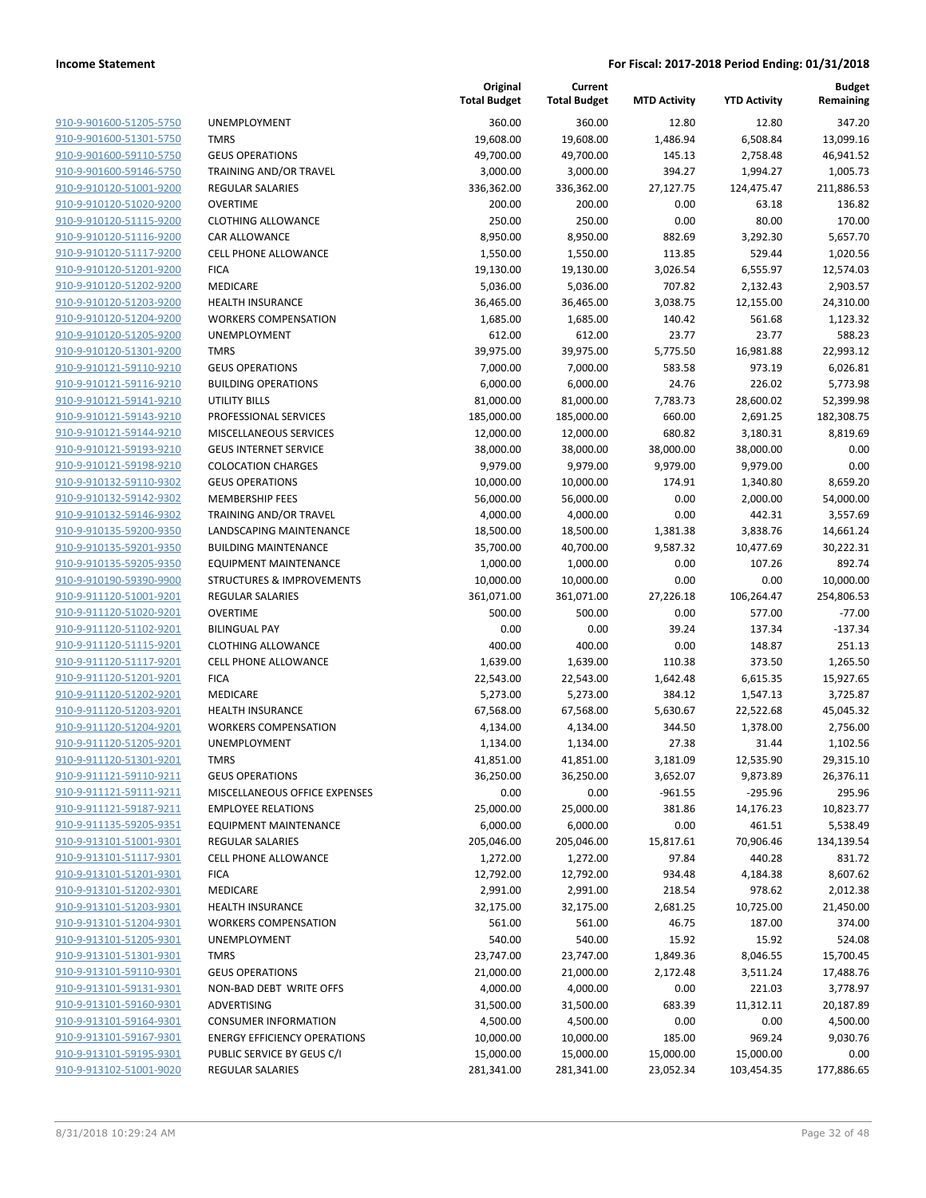| | | Original Total Budget | Current Total Budget | MTD Activity | YTD Activity | Budget Remaining |
|---|---|---|---|---|---|---|
| 910-9-901600-51205-5750 | UNEMPLOYMENT | 360.00 | 360.00 | 12.80 | 12.80 | 347.20 |
| 910-9-901600-51301-5750 | TMRS | 19,608.00 | 19,608.00 | 1,486.94 | 6,508.84 | 13,099.16 |
| 910-9-901600-59110-5750 | GEUS OPERATIONS | 49,700.00 | 49,700.00 | 145.13 | 2,758.48 | 46,941.52 |
| 910-9-901600-59146-5750 | TRAINING AND/OR TRAVEL | 3,000.00 | 3,000.00 | 394.27 | 1,994.27 | 1,005.73 |
| 910-9-910120-51001-9200 | REGULAR SALARIES | 336,362.00 | 336,362.00 | 27,127.75 | 124,475.47 | 211,886.53 |
| 910-9-910120-51020-9200 | OVERTIME | 200.00 | 200.00 | 0.00 | 63.18 | 136.82 |
| 910-9-910120-51115-9200 | CLOTHING ALLOWANCE | 250.00 | 250.00 | 0.00 | 80.00 | 170.00 |
| 910-9-910120-51116-9200 | CAR ALLOWANCE | 8,950.00 | 8,950.00 | 882.69 | 3,292.30 | 5,657.70 |
| 910-9-910120-51117-9200 | CELL PHONE ALLOWANCE | 1,550.00 | 1,550.00 | 113.85 | 529.44 | 1,020.56 |
| 910-9-910120-51201-9200 | FICA | 19,130.00 | 19,130.00 | 3,026.54 | 6,555.97 | 12,574.03 |
| 910-9-910120-51202-9200 | MEDICARE | 5,036.00 | 5,036.00 | 707.82 | 2,132.43 | 2,903.57 |
| 910-9-910120-51203-9200 | HEALTH INSURANCE | 36,465.00 | 36,465.00 | 3,038.75 | 12,155.00 | 24,310.00 |
| 910-9-910120-51204-9200 | WORKERS COMPENSATION | 1,685.00 | 1,685.00 | 140.42 | 561.68 | 1,123.32 |
| 910-9-910120-51205-9200 | UNEMPLOYMENT | 612.00 | 612.00 | 23.77 | 23.77 | 588.23 |
| 910-9-910120-51301-9200 | TMRS | 39,975.00 | 39,975.00 | 5,775.50 | 16,981.88 | 22,993.12 |
| 910-9-910121-59110-9210 | GEUS OPERATIONS | 7,000.00 | 7,000.00 | 583.58 | 973.19 | 6,026.81 |
| 910-9-910121-59116-9210 | BUILDING OPERATIONS | 6,000.00 | 6,000.00 | 24.76 | 226.02 | 5,773.98 |
| 910-9-910121-59141-9210 | UTILITY BILLS | 81,000.00 | 81,000.00 | 7,783.73 | 28,600.02 | 52,399.98 |
| 910-9-910121-59143-9210 | PROFESSIONAL SERVICES | 185,000.00 | 185,000.00 | 660.00 | 2,691.25 | 182,308.75 |
| 910-9-910121-59144-9210 | MISCELLANEOUS SERVICES | 12,000.00 | 12,000.00 | 680.82 | 3,180.31 | 8,819.69 |
| 910-9-910121-59193-9210 | GEUS INTERNET SERVICE | 38,000.00 | 38,000.00 | 38,000.00 | 38,000.00 | 0.00 |
| 910-9-910121-59198-9210 | COLOCATION CHARGES | 9,979.00 | 9,979.00 | 9,979.00 | 9,979.00 | 0.00 |
| 910-9-910132-59110-9302 | GEUS OPERATIONS | 10,000.00 | 10,000.00 | 174.91 | 1,340.80 | 8,659.20 |
| 910-9-910132-59142-9302 | MEMBERSHIP FEES | 56,000.00 | 56,000.00 | 0.00 | 2,000.00 | 54,000.00 |
| 910-9-910132-59146-9302 | TRAINING AND/OR TRAVEL | 4,000.00 | 4,000.00 | 0.00 | 442.31 | 3,557.69 |
| 910-9-910135-59200-9350 | LANDSCAPING MAINTENANCE | 18,500.00 | 18,500.00 | 1,381.38 | 3,838.76 | 14,661.24 |
| 910-9-910135-59201-9350 | BUILDING MAINTENANCE | 35,700.00 | 40,700.00 | 9,587.32 | 10,477.69 | 30,222.31 |
| 910-9-910135-59205-9350 | EQUIPMENT MAINTENANCE | 1,000.00 | 1,000.00 | 0.00 | 107.26 | 892.74 |
| 910-9-910190-59390-9900 | STRUCTURES & IMPROVEMENTS | 10,000.00 | 10,000.00 | 0.00 | 0.00 | 10,000.00 |
| 910-9-911120-51001-9201 | REGULAR SALARIES | 361,071.00 | 361,071.00 | 27,226.18 | 106,264.47 | 254,806.53 |
| 910-9-911120-51020-9201 | OVERTIME | 500.00 | 500.00 | 0.00 | 577.00 | -77.00 |
| 910-9-911120-51102-9201 | BILINGUAL PAY | 0.00 | 0.00 | 39.24 | 137.34 | -137.34 |
| 910-9-911120-51115-9201 | CLOTHING ALLOWANCE | 400.00 | 400.00 | 0.00 | 148.87 | 251.13 |
| 910-9-911120-51117-9201 | CELL PHONE ALLOWANCE | 1,639.00 | 1,639.00 | 110.38 | 373.50 | 1,265.50 |
| 910-9-911120-51201-9201 | FICA | 22,543.00 | 22,543.00 | 1,642.48 | 6,615.35 | 15,927.65 |
| 910-9-911120-51202-9201 | MEDICARE | 5,273.00 | 5,273.00 | 384.12 | 1,547.13 | 3,725.87 |
| 910-9-911120-51203-9201 | HEALTH INSURANCE | 67,568.00 | 67,568.00 | 5,630.67 | 22,522.68 | 45,045.32 |
| 910-9-911120-51204-9201 | WORKERS COMPENSATION | 4,134.00 | 4,134.00 | 344.50 | 1,378.00 | 2,756.00 |
| 910-9-911120-51205-9201 | UNEMPLOYMENT | 1,134.00 | 1,134.00 | 27.38 | 31.44 | 1,102.56 |
| 910-9-911120-51301-9201 | TMRS | 41,851.00 | 41,851.00 | 3,181.09 | 12,535.90 | 29,315.10 |
| 910-9-911121-59110-9211 | GEUS OPERATIONS | 36,250.00 | 36,250.00 | 3,652.07 | 9,873.89 | 26,376.11 |
| 910-9-911121-59111-9211 | MISCELLANEOUS OFFICE EXPENSES | 0.00 | 0.00 | -961.55 | -295.96 | 295.96 |
| 910-9-911121-59187-9211 | EMPLOYEE RELATIONS | 25,000.00 | 25,000.00 | 381.86 | 14,176.23 | 10,823.77 |
| 910-9-911135-59205-9351 | EQUIPMENT MAINTENANCE | 6,000.00 | 6,000.00 | 0.00 | 461.51 | 5,538.49 |
| 910-9-913101-51001-9301 | REGULAR SALARIES | 205,046.00 | 205,046.00 | 15,817.61 | 70,906.46 | 134,139.54 |
| 910-9-913101-51117-9301 | CELL PHONE ALLOWANCE | 1,272.00 | 1,272.00 | 97.84 | 440.28 | 831.72 |
| 910-9-913101-51201-9301 | FICA | 12,792.00 | 12,792.00 | 934.48 | 4,184.38 | 8,607.62 |
| 910-9-913101-51202-9301 | MEDICARE | 2,991.00 | 2,991.00 | 218.54 | 978.62 | 2,012.38 |
| 910-9-913101-51203-9301 | HEALTH INSURANCE | 32,175.00 | 32,175.00 | 2,681.25 | 10,725.00 | 21,450.00 |
| 910-9-913101-51204-9301 | WORKERS COMPENSATION | 561.00 | 561.00 | 46.75 | 187.00 | 374.00 |
| 910-9-913101-51205-9301 | UNEMPLOYMENT | 540.00 | 540.00 | 15.92 | 15.92 | 524.08 |
| 910-9-913101-51301-9301 | TMRS | 23,747.00 | 23,747.00 | 1,849.36 | 8,046.55 | 15,700.45 |
| 910-9-913101-59110-9301 | GEUS OPERATIONS | 21,000.00 | 21,000.00 | 2,172.48 | 3,511.24 | 17,488.76 |
| 910-9-913101-59131-9301 | NON-BAD DEBT WRITE OFFS | 4,000.00 | 4,000.00 | 0.00 | 221.03 | 3,778.97 |
| 910-9-913101-59160-9301 | ADVERTISING | 31,500.00 | 31,500.00 | 683.39 | 11,312.11 | 20,187.89 |
| 910-9-913101-59164-9301 | CONSUMER INFORMATION | 4,500.00 | 4,500.00 | 0.00 | 0.00 | 4,500.00 |
| 910-9-913101-59167-9301 | ENERGY EFFICIENCY OPERATIONS | 10,000.00 | 10,000.00 | 185.00 | 969.24 | 9,030.76 |
| 910-9-913101-59195-9301 | PUBLIC SERVICE BY GEUS C/I | 15,000.00 | 15,000.00 | 15,000.00 | 15,000.00 | 0.00 |
| 910-9-913102-51001-9020 | REGULAR SALARIES | 281,341.00 | 281,341.00 | 23,052.34 | 103,454.35 | 177,886.65 |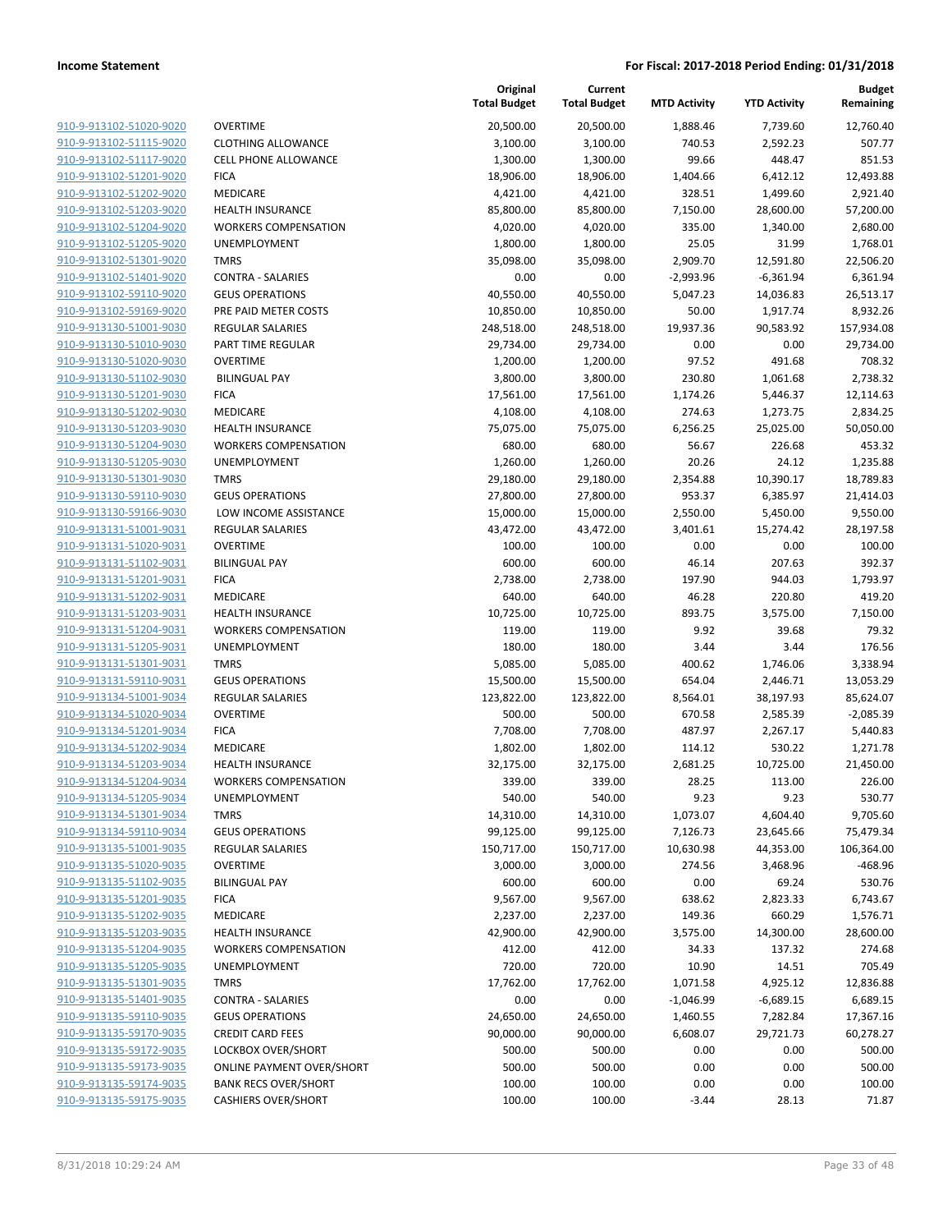**Income Statement** — **For Fiscal: 2017-2018 Period Ending: 01/31/2018**

| | | Original Total Budget | Current Total Budget | MTD Activity | YTD Activity | Budget Remaining |
|---|---|---|---|---|---|---|
| 910-9-913102-51020-9020 | OVERTIME | 20,500.00 | 20,500.00 | 1,888.46 | 7,739.60 | 12,760.40 |
| 910-9-913102-51115-9020 | CLOTHING ALLOWANCE | 3,100.00 | 3,100.00 | 740.53 | 2,592.23 | 507.77 |
| 910-9-913102-51117-9020 | CELL PHONE ALLOWANCE | 1,300.00 | 1,300.00 | 99.66 | 448.47 | 851.53 |
| 910-9-913102-51201-9020 | FICA | 18,906.00 | 18,906.00 | 1,404.66 | 6,412.12 | 12,493.88 |
| 910-9-913102-51202-9020 | MEDICARE | 4,421.00 | 4,421.00 | 328.51 | 1,499.60 | 2,921.40 |
| 910-9-913102-51203-9020 | HEALTH INSURANCE | 85,800.00 | 85,800.00 | 7,150.00 | 28,600.00 | 57,200.00 |
| 910-9-913102-51204-9020 | WORKERS COMPENSATION | 4,020.00 | 4,020.00 | 335.00 | 1,340.00 | 2,680.00 |
| 910-9-913102-51205-9020 | UNEMPLOYMENT | 1,800.00 | 1,800.00 | 25.05 | 31.99 | 1,768.01 |
| 910-9-913102-51301-9020 | TMRS | 35,098.00 | 35,098.00 | 2,909.70 | 12,591.80 | 22,506.20 |
| 910-9-913102-51401-9020 | CONTRA - SALARIES | 0.00 | 0.00 | -2,993.96 | -6,361.94 | 6,361.94 |
| 910-9-913102-59110-9020 | GEUS OPERATIONS | 40,550.00 | 40,550.00 | 5,047.23 | 14,036.83 | 26,513.17 |
| 910-9-913102-59169-9020 | PRE PAID METER COSTS | 10,850.00 | 10,850.00 | 50.00 | 1,917.74 | 8,932.26 |
| 910-9-913130-51001-9030 | REGULAR SALARIES | 248,518.00 | 248,518.00 | 19,937.36 | 90,583.92 | 157,934.08 |
| 910-9-913130-51010-9030 | PART TIME REGULAR | 29,734.00 | 29,734.00 | 0.00 | 0.00 | 29,734.00 |
| 910-9-913130-51020-9030 | OVERTIME | 1,200.00 | 1,200.00 | 97.52 | 491.68 | 708.32 |
| 910-9-913130-51102-9030 | BILINGUAL PAY | 3,800.00 | 3,800.00 | 230.80 | 1,061.68 | 2,738.32 |
| 910-9-913130-51201-9030 | FICA | 17,561.00 | 17,561.00 | 1,174.26 | 5,446.37 | 12,114.63 |
| 910-9-913130-51202-9030 | MEDICARE | 4,108.00 | 4,108.00 | 274.63 | 1,273.75 | 2,834.25 |
| 910-9-913130-51203-9030 | HEALTH INSURANCE | 75,075.00 | 75,075.00 | 6,256.25 | 25,025.00 | 50,050.00 |
| 910-9-913130-51204-9030 | WORKERS COMPENSATION | 680.00 | 680.00 | 56.67 | 226.68 | 453.32 |
| 910-9-913130-51205-9030 | UNEMPLOYMENT | 1,260.00 | 1,260.00 | 20.26 | 24.12 | 1,235.88 |
| 910-9-913130-51301-9030 | TMRS | 29,180.00 | 29,180.00 | 2,354.88 | 10,390.17 | 18,789.83 |
| 910-9-913130-59110-9030 | GEUS OPERATIONS | 27,800.00 | 27,800.00 | 953.37 | 6,385.97 | 21,414.03 |
| 910-9-913130-59166-9030 | LOW INCOME ASSISTANCE | 15,000.00 | 15,000.00 | 2,550.00 | 5,450.00 | 9,550.00 |
| 910-9-913131-51001-9031 | REGULAR SALARIES | 43,472.00 | 43,472.00 | 3,401.61 | 15,274.42 | 28,197.58 |
| 910-9-913131-51020-9031 | OVERTIME | 100.00 | 100.00 | 0.00 | 0.00 | 100.00 |
| 910-9-913131-51102-9031 | BILINGUAL PAY | 600.00 | 600.00 | 46.14 | 207.63 | 392.37 |
| 910-9-913131-51201-9031 | FICA | 2,738.00 | 2,738.00 | 197.90 | 944.03 | 1,793.97 |
| 910-9-913131-51202-9031 | MEDICARE | 640.00 | 640.00 | 46.28 | 220.80 | 419.20 |
| 910-9-913131-51203-9031 | HEALTH INSURANCE | 10,725.00 | 10,725.00 | 893.75 | 3,575.00 | 7,150.00 |
| 910-9-913131-51204-9031 | WORKERS COMPENSATION | 119.00 | 119.00 | 9.92 | 39.68 | 79.32 |
| 910-9-913131-51205-9031 | UNEMPLOYMENT | 180.00 | 180.00 | 3.44 | 3.44 | 176.56 |
| 910-9-913131-51301-9031 | TMRS | 5,085.00 | 5,085.00 | 400.62 | 1,746.06 | 3,338.94 |
| 910-9-913131-59110-9031 | GEUS OPERATIONS | 15,500.00 | 15,500.00 | 654.04 | 2,446.71 | 13,053.29 |
| 910-9-913134-51001-9034 | REGULAR SALARIES | 123,822.00 | 123,822.00 | 8,564.01 | 38,197.93 | 85,624.07 |
| 910-9-913134-51020-9034 | OVERTIME | 500.00 | 500.00 | 670.58 | 2,585.39 | -2,085.39 |
| 910-9-913134-51201-9034 | FICA | 7,708.00 | 7,708.00 | 487.97 | 2,267.17 | 5,440.83 |
| 910-9-913134-51202-9034 | MEDICARE | 1,802.00 | 1,802.00 | 114.12 | 530.22 | 1,271.78 |
| 910-9-913134-51203-9034 | HEALTH INSURANCE | 32,175.00 | 32,175.00 | 2,681.25 | 10,725.00 | 21,450.00 |
| 910-9-913134-51204-9034 | WORKERS COMPENSATION | 339.00 | 339.00 | 28.25 | 113.00 | 226.00 |
| 910-9-913134-51205-9034 | UNEMPLOYMENT | 540.00 | 540.00 | 9.23 | 9.23 | 530.77 |
| 910-9-913134-51301-9034 | TMRS | 14,310.00 | 14,310.00 | 1,073.07 | 4,604.40 | 9,705.60 |
| 910-9-913134-59110-9034 | GEUS OPERATIONS | 99,125.00 | 99,125.00 | 7,126.73 | 23,645.66 | 75,479.34 |
| 910-9-913135-51001-9035 | REGULAR SALARIES | 150,717.00 | 150,717.00 | 10,630.98 | 44,353.00 | 106,364.00 |
| 910-9-913135-51020-9035 | OVERTIME | 3,000.00 | 3,000.00 | 274.56 | 3,468.96 | -468.96 |
| 910-9-913135-51102-9035 | BILINGUAL PAY | 600.00 | 600.00 | 0.00 | 69.24 | 530.76 |
| 910-9-913135-51201-9035 | FICA | 9,567.00 | 9,567.00 | 638.62 | 2,823.33 | 6,743.67 |
| 910-9-913135-51202-9035 | MEDICARE | 2,237.00 | 2,237.00 | 149.36 | 660.29 | 1,576.71 |
| 910-9-913135-51203-9035 | HEALTH INSURANCE | 42,900.00 | 42,900.00 | 3,575.00 | 14,300.00 | 28,600.00 |
| 910-9-913135-51204-9035 | WORKERS COMPENSATION | 412.00 | 412.00 | 34.33 | 137.32 | 274.68 |
| 910-9-913135-51205-9035 | UNEMPLOYMENT | 720.00 | 720.00 | 10.90 | 14.51 | 705.49 |
| 910-9-913135-51301-9035 | TMRS | 17,762.00 | 17,762.00 | 1,071.58 | 4,925.12 | 12,836.88 |
| 910-9-913135-51401-9035 | CONTRA - SALARIES | 0.00 | 0.00 | -1,046.99 | -6,689.15 | 6,689.15 |
| 910-9-913135-59110-9035 | GEUS OPERATIONS | 24,650.00 | 24,650.00 | 1,460.55 | 7,282.84 | 17,367.16 |
| 910-9-913135-59170-9035 | CREDIT CARD FEES | 90,000.00 | 90,000.00 | 6,608.07 | 29,721.73 | 60,278.27 |
| 910-9-913135-59172-9035 | LOCKBOX OVER/SHORT | 500.00 | 500.00 | 0.00 | 0.00 | 500.00 |
| 910-9-913135-59173-9035 | ONLINE PAYMENT OVER/SHORT | 500.00 | 500.00 | 0.00 | 0.00 | 500.00 |
| 910-9-913135-59174-9035 | BANK RECS OVER/SHORT | 100.00 | 100.00 | 0.00 | 0.00 | 100.00 |
| 910-9-913135-59175-9035 | CASHIERS OVER/SHORT | 100.00 | 100.00 | -3.44 | 28.13 | 71.87 |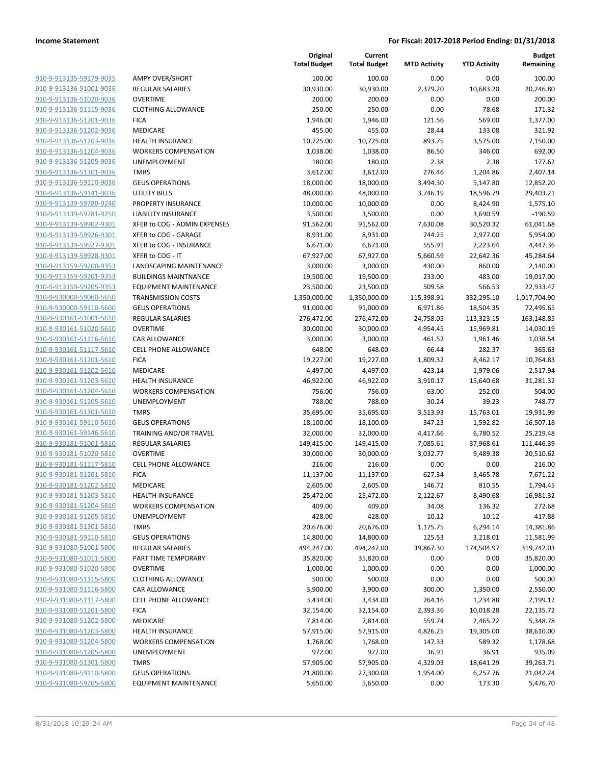| | | Original Total Budget | Current Total Budget | MTD Activity | YTD Activity | Budget Remaining |
|---|---|---|---|---|---|---|
| 910-9-913135-59179-9035 | AMPY OVER/SHORT | 100.00 | 100.00 | 0.00 | 0.00 | 100.00 |
| 910-9-913136-51001-9036 | REGULAR SALARIES | 30,930.00 | 30,930.00 | 2,379.20 | 10,683.20 | 20,246.80 |
| 910-9-913136-51020-9036 | OVERTIME | 200.00 | 200.00 | 0.00 | 0.00 | 200.00 |
| 910-9-913136-51115-9036 | CLOTHING ALLOWANCE | 250.00 | 250.00 | 0.00 | 78.68 | 171.32 |
| 910-9-913136-51201-9036 | FICA | 1,946.00 | 1,946.00 | 121.56 | 569.00 | 1,377.00 |
| 910-9-913136-51202-9036 | MEDICARE | 455.00 | 455.00 | 28.44 | 133.08 | 321.92 |
| 910-9-913136-51203-9036 | HEALTH INSURANCE | 10,725.00 | 10,725.00 | 893.75 | 3,575.00 | 7,150.00 |
| 910-9-913136-51204-9036 | WORKERS COMPENSATION | 1,038.00 | 1,038.00 | 86.50 | 346.00 | 692.00 |
| 910-9-913136-51205-9036 | UNEMPLOYMENT | 180.00 | 180.00 | 2.38 | 2.38 | 177.62 |
| 910-9-913136-51301-9036 | TMRS | 3,612.00 | 3,612.00 | 276.46 | 1,204.86 | 2,407.14 |
| 910-9-913136-59110-9036 | GEUS OPERATIONS | 18,000.00 | 18,000.00 | 3,494.30 | 5,147.80 | 12,852.20 |
| 910-9-913136-59141-9036 | UTILITY BILLS | 48,000.00 | 48,000.00 | 3,746.19 | 18,596.79 | 29,403.21 |
| 910-9-913139-59780-9240 | PROPERTY INSURANCE | 10,000.00 | 10,000.00 | 0.00 | 8,424.90 | 1,575.10 |
| 910-9-913139-59781-9250 | LIABILITY INSURANCE | 3,500.00 | 3,500.00 | 0.00 | 3,690.59 | -190.59 |
| 910-9-913139-59902-9301 | XFER to COG - ADMIN EXPENSES | 91,562.00 | 91,562.00 | 7,630.08 | 30,520.32 | 61,041.68 |
| 910-9-913139-59926-9301 | XFER to COG - GARAGE | 8,931.00 | 8,931.00 | 744.25 | 2,977.00 | 5,954.00 |
| 910-9-913139-59927-9301 | XFER to COG - INSURANCE | 6,671.00 | 6,671.00 | 555.91 | 2,223.64 | 4,447.36 |
| 910-9-913139-59928-9301 | XFER to COG - IT | 67,927.00 | 67,927.00 | 5,660.59 | 22,642.36 | 45,284.64 |
| 910-9-913159-59200-9353 | LANDSCAPING MAINTENANCE | 3,000.00 | 3,000.00 | 430.00 | 860.00 | 2,140.00 |
| 910-9-913159-59201-9353 | BUILDINGS MAINTNANCE | 19,500.00 | 19,500.00 | 233.00 | 483.00 | 19,017.00 |
| 910-9-913159-59205-9353 | EQUIPMENT MAINTENANCE | 23,500.00 | 23,500.00 | 509.58 | 566.53 | 22,933.47 |
| 910-9-930000-59060-5650 | TRANSMISSION COSTS | 1,350,000.00 | 1,350,000.00 | 115,398.91 | 332,295.10 | 1,017,704.90 |
| 910-9-930000-59110-5600 | GEUS OPERATIONS | 91,000.00 | 91,000.00 | 6,971.86 | 18,504.35 | 72,495.65 |
| 910-9-930161-51001-5610 | REGULAR SALARIES | 276,472.00 | 276,472.00 | 24,758.05 | 113,323.15 | 163,148.85 |
| 910-9-930161-51020-5610 | OVERTIME | 30,000.00 | 30,000.00 | 4,954.45 | 15,969.81 | 14,030.19 |
| 910-9-930161-51116-5610 | CAR ALLOWANCE | 3,000.00 | 3,000.00 | 461.52 | 1,961.46 | 1,038.54 |
| 910-9-930161-51117-5610 | CELL PHONE ALLOWANCE | 648.00 | 648.00 | 66.44 | 282.37 | 365.63 |
| 910-9-930161-51201-5610 | FICA | 19,227.00 | 19,227.00 | 1,809.32 | 8,462.17 | 10,764.83 |
| 910-9-930161-51202-5610 | MEDICARE | 4,497.00 | 4,497.00 | 423.14 | 1,979.06 | 2,517.94 |
| 910-9-930161-51203-5610 | HEALTH INSURANCE | 46,922.00 | 46,922.00 | 3,910.17 | 15,640.68 | 31,281.32 |
| 910-9-930161-51204-5610 | WORKERS COMPENSATION | 756.00 | 756.00 | 63.00 | 252.00 | 504.00 |
| 910-9-930161-51205-5610 | UNEMPLOYMENT | 788.00 | 788.00 | 30.24 | 39.23 | 748.77 |
| 910-9-930161-51301-5610 | TMRS | 35,695.00 | 35,695.00 | 3,513.93 | 15,763.01 | 19,931.99 |
| 910-9-930161-59110-5610 | GEUS OPERATIONS | 18,100.00 | 18,100.00 | 347.23 | 1,592.82 | 16,507.18 |
| 910-9-930161-59146-5610 | TRAINING AND/OR TRAVEL | 32,000.00 | 32,000.00 | 4,417.66 | 6,780.52 | 25,219.48 |
| 910-9-930181-51001-5810 | REGULAR SALARIES | 149,415.00 | 149,415.00 | 7,085.61 | 37,968.61 | 111,446.39 |
| 910-9-930181-51020-5810 | OVERTIME | 30,000.00 | 30,000.00 | 3,032.77 | 9,489.38 | 20,510.62 |
| 910-9-930181-51117-5810 | CELL PHONE ALLOWANCE | 216.00 | 216.00 | 0.00 | 0.00 | 216.00 |
| 910-9-930181-51201-5810 | FICA | 11,137.00 | 11,137.00 | 627.34 | 3,465.78 | 7,671.22 |
| 910-9-930181-51202-5810 | MEDICARE | 2,605.00 | 2,605.00 | 146.72 | 810.55 | 1,794.45 |
| 910-9-930181-51203-5810 | HEALTH INSURANCE | 25,472.00 | 25,472.00 | 2,122.67 | 8,490.68 | 16,981.32 |
| 910-9-930181-51204-5810 | WORKERS COMPENSATION | 409.00 | 409.00 | 34.08 | 136.32 | 272.68 |
| 910-9-930181-51205-5810 | UNEMPLOYMENT | 428.00 | 428.00 | 10.12 | 10.12 | 417.88 |
| 910-9-930181-51301-5810 | TMRS | 20,676.00 | 20,676.00 | 1,175.75 | 6,294.14 | 14,381.86 |
| 910-9-930181-59110-5810 | GEUS OPERATIONS | 14,800.00 | 14,800.00 | 125.53 | 3,218.01 | 11,581.99 |
| 910-9-931080-51001-5800 | REGULAR SALARIES | 494,247.00 | 494,247.00 | 39,867.30 | 174,504.97 | 319,742.03 |
| 910-9-931080-51011-5800 | PART TIME TEMPORARY | 35,820.00 | 35,820.00 | 0.00 | 0.00 | 35,820.00 |
| 910-9-931080-51020-5800 | OVERTIME | 1,000.00 | 1,000.00 | 0.00 | 0.00 | 1,000.00 |
| 910-9-931080-51115-5800 | CLOTHING ALLOWANCE | 500.00 | 500.00 | 0.00 | 0.00 | 500.00 |
| 910-9-931080-51116-5800 | CAR ALLOWANCE | 3,900.00 | 3,900.00 | 300.00 | 1,350.00 | 2,550.00 |
| 910-9-931080-51117-5800 | CELL PHONE ALLOWANCE | 3,434.00 | 3,434.00 | 264.16 | 1,234.88 | 2,199.12 |
| 910-9-931080-51201-5800 | FICA | 32,154.00 | 32,154.00 | 2,393.36 | 10,018.28 | 22,135.72 |
| 910-9-931080-51202-5800 | MEDICARE | 7,814.00 | 7,814.00 | 559.74 | 2,465.22 | 5,348.78 |
| 910-9-931080-51203-5800 | HEALTH INSURANCE | 57,915.00 | 57,915.00 | 4,826.25 | 19,305.00 | 38,610.00 |
| 910-9-931080-51204-5800 | WORKERS COMPENSATION | 1,768.00 | 1,768.00 | 147.33 | 589.32 | 1,178.68 |
| 910-9-931080-51205-5800 | UNEMPLOYMENT | 972.00 | 972.00 | 36.91 | 36.91 | 935.09 |
| 910-9-931080-51301-5800 | TMRS | 57,905.00 | 57,905.00 | 4,329.03 | 18,641.29 | 39,263.71 |
| 910-9-931080-59110-5800 | GEUS OPERATIONS | 21,800.00 | 27,300.00 | 1,954.00 | 6,257.76 | 21,042.24 |
| 910-9-931080-59205-5800 | EQUIPMENT MAINTENANCE | 5,650.00 | 5,650.00 | 0.00 | 173.30 | 5,476.70 |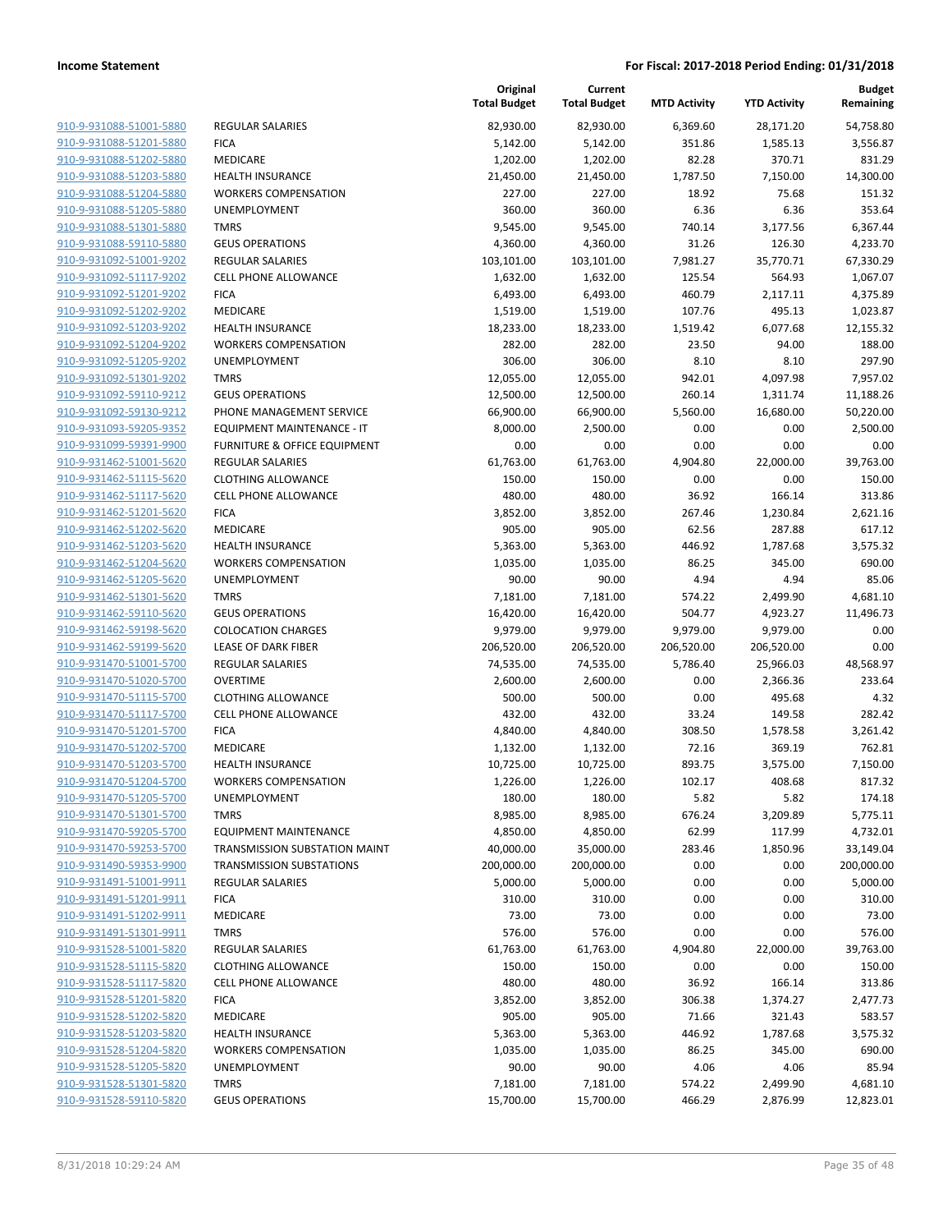**Income Statement** | **For Fiscal: 2017-2018 Period Ending: 01/31/2018**

| | | Original Total Budget | Current Total Budget | MTD Activity | YTD Activity | Budget Remaining |
|---|---|---|---|---|---|---|
| 910-9-931088-51001-5880 | REGULAR SALARIES | 82,930.00 | 82,930.00 | 6,369.60 | 28,171.20 | 54,758.80 |
| 910-9-931088-51201-5880 | FICA | 5,142.00 | 5,142.00 | 351.86 | 1,585.13 | 3,556.87 |
| 910-9-931088-51202-5880 | MEDICARE | 1,202.00 | 1,202.00 | 82.28 | 370.71 | 831.29 |
| 910-9-931088-51203-5880 | HEALTH INSURANCE | 21,450.00 | 21,450.00 | 1,787.50 | 7,150.00 | 14,300.00 |
| 910-9-931088-51204-5880 | WORKERS COMPENSATION | 227.00 | 227.00 | 18.92 | 75.68 | 151.32 |
| 910-9-931088-51205-5880 | UNEMPLOYMENT | 360.00 | 360.00 | 6.36 | 6.36 | 353.64 |
| 910-9-931088-51301-5880 | TMRS | 9,545.00 | 9,545.00 | 740.14 | 3,177.56 | 6,367.44 |
| 910-9-931088-59110-5880 | GEUS OPERATIONS | 4,360.00 | 4,360.00 | 31.26 | 126.30 | 4,233.70 |
| 910-9-931092-51001-9202 | REGULAR SALARIES | 103,101.00 | 103,101.00 | 7,981.27 | 35,770.71 | 67,330.29 |
| 910-9-931092-51117-9202 | CELL PHONE ALLOWANCE | 1,632.00 | 1,632.00 | 125.54 | 564.93 | 1,067.07 |
| 910-9-931092-51201-9202 | FICA | 6,493.00 | 6,493.00 | 460.79 | 2,117.11 | 4,375.89 |
| 910-9-931092-51202-9202 | MEDICARE | 1,519.00 | 1,519.00 | 107.76 | 495.13 | 1,023.87 |
| 910-9-931092-51203-9202 | HEALTH INSURANCE | 18,233.00 | 18,233.00 | 1,519.42 | 6,077.68 | 12,155.32 |
| 910-9-931092-51204-9202 | WORKERS COMPENSATION | 282.00 | 282.00 | 23.50 | 94.00 | 188.00 |
| 910-9-931092-51205-9202 | UNEMPLOYMENT | 306.00 | 306.00 | 8.10 | 8.10 | 297.90 |
| 910-9-931092-51301-9202 | TMRS | 12,055.00 | 12,055.00 | 942.01 | 4,097.98 | 7,957.02 |
| 910-9-931092-59110-9212 | GEUS OPERATIONS | 12,500.00 | 12,500.00 | 260.14 | 1,311.74 | 11,188.26 |
| 910-9-931092-59130-9212 | PHONE MANAGEMENT SERVICE | 66,900.00 | 66,900.00 | 5,560.00 | 16,680.00 | 50,220.00 |
| 910-9-931093-59205-9352 | EQUIPMENT MAINTENANCE - IT | 8,000.00 | 2,500.00 | 0.00 | 0.00 | 2,500.00 |
| 910-9-931099-59391-9900 | FURNITURE & OFFICE EQUIPMENT | 0.00 | 0.00 | 0.00 | 0.00 | 0.00 |
| 910-9-931462-51001-5620 | REGULAR SALARIES | 61,763.00 | 61,763.00 | 4,904.80 | 22,000.00 | 39,763.00 |
| 910-9-931462-51115-5620 | CLOTHING ALLOWANCE | 150.00 | 150.00 | 0.00 | 0.00 | 150.00 |
| 910-9-931462-51117-5620 | CELL PHONE ALLOWANCE | 480.00 | 480.00 | 36.92 | 166.14 | 313.86 |
| 910-9-931462-51201-5620 | FICA | 3,852.00 | 3,852.00 | 267.46 | 1,230.84 | 2,621.16 |
| 910-9-931462-51202-5620 | MEDICARE | 905.00 | 905.00 | 62.56 | 287.88 | 617.12 |
| 910-9-931462-51203-5620 | HEALTH INSURANCE | 5,363.00 | 5,363.00 | 446.92 | 1,787.68 | 3,575.32 |
| 910-9-931462-51204-5620 | WORKERS COMPENSATION | 1,035.00 | 1,035.00 | 86.25 | 345.00 | 690.00 |
| 910-9-931462-51205-5620 | UNEMPLOYMENT | 90.00 | 90.00 | 4.94 | 4.94 | 85.06 |
| 910-9-931462-51301-5620 | TMRS | 7,181.00 | 7,181.00 | 574.22 | 2,499.90 | 4,681.10 |
| 910-9-931462-59110-5620 | GEUS OPERATIONS | 16,420.00 | 16,420.00 | 504.77 | 4,923.27 | 11,496.73 |
| 910-9-931462-59198-5620 | COLOCATION CHARGES | 9,979.00 | 9,979.00 | 9,979.00 | 9,979.00 | 0.00 |
| 910-9-931462-59199-5620 | LEASE OF DARK FIBER | 206,520.00 | 206,520.00 | 206,520.00 | 206,520.00 | 0.00 |
| 910-9-931470-51001-5700 | REGULAR SALARIES | 74,535.00 | 74,535.00 | 5,786.40 | 25,966.03 | 48,568.97 |
| 910-9-931470-51020-5700 | OVERTIME | 2,600.00 | 2,600.00 | 0.00 | 2,366.36 | 233.64 |
| 910-9-931470-51115-5700 | CLOTHING ALLOWANCE | 500.00 | 500.00 | 0.00 | 495.68 | 4.32 |
| 910-9-931470-51117-5700 | CELL PHONE ALLOWANCE | 432.00 | 432.00 | 33.24 | 149.58 | 282.42 |
| 910-9-931470-51201-5700 | FICA | 4,840.00 | 4,840.00 | 308.50 | 1,578.58 | 3,261.42 |
| 910-9-931470-51202-5700 | MEDICARE | 1,132.00 | 1,132.00 | 72.16 | 369.19 | 762.81 |
| 910-9-931470-51203-5700 | HEALTH INSURANCE | 10,725.00 | 10,725.00 | 893.75 | 3,575.00 | 7,150.00 |
| 910-9-931470-51204-5700 | WORKERS COMPENSATION | 1,226.00 | 1,226.00 | 102.17 | 408.68 | 817.32 |
| 910-9-931470-51205-5700 | UNEMPLOYMENT | 180.00 | 180.00 | 5.82 | 5.82 | 174.18 |
| 910-9-931470-51301-5700 | TMRS | 8,985.00 | 8,985.00 | 676.24 | 3,209.89 | 5,775.11 |
| 910-9-931470-59205-5700 | EQUIPMENT MAINTENANCE | 4,850.00 | 4,850.00 | 62.99 | 117.99 | 4,732.01 |
| 910-9-931470-59253-5700 | TRANSMISSION SUBSTATION MAINT | 40,000.00 | 35,000.00 | 283.46 | 1,850.96 | 33,149.04 |
| 910-9-931490-59353-9900 | TRANSMISSION SUBSTATIONS | 200,000.00 | 200,000.00 | 0.00 | 0.00 | 200,000.00 |
| 910-9-931491-51001-9911 | REGULAR SALARIES | 5,000.00 | 5,000.00 | 0.00 | 0.00 | 5,000.00 |
| 910-9-931491-51201-9911 | FICA | 310.00 | 310.00 | 0.00 | 0.00 | 310.00 |
| 910-9-931491-51202-9911 | MEDICARE | 73.00 | 73.00 | 0.00 | 0.00 | 73.00 |
| 910-9-931491-51301-9911 | TMRS | 576.00 | 576.00 | 0.00 | 0.00 | 576.00 |
| 910-9-931528-51001-5820 | REGULAR SALARIES | 61,763.00 | 61,763.00 | 4,904.80 | 22,000.00 | 39,763.00 |
| 910-9-931528-51115-5820 | CLOTHING ALLOWANCE | 150.00 | 150.00 | 0.00 | 0.00 | 150.00 |
| 910-9-931528-51117-5820 | CELL PHONE ALLOWANCE | 480.00 | 480.00 | 36.92 | 166.14 | 313.86 |
| 910-9-931528-51201-5820 | FICA | 3,852.00 | 3,852.00 | 306.38 | 1,374.27 | 2,477.73 |
| 910-9-931528-51202-5820 | MEDICARE | 905.00 | 905.00 | 71.66 | 321.43 | 583.57 |
| 910-9-931528-51203-5820 | HEALTH INSURANCE | 5,363.00 | 5,363.00 | 446.92 | 1,787.68 | 3,575.32 |
| 910-9-931528-51204-5820 | WORKERS COMPENSATION | 1,035.00 | 1,035.00 | 86.25 | 345.00 | 690.00 |
| 910-9-931528-51205-5820 | UNEMPLOYMENT | 90.00 | 90.00 | 4.06 | 4.06 | 85.94 |
| 910-9-931528-51301-5820 | TMRS | 7,181.00 | 7,181.00 | 574.22 | 2,499.90 | 4,681.10 |
| 910-9-931528-59110-5820 | GEUS OPERATIONS | 15,700.00 | 15,700.00 | 466.29 | 2,876.99 | 12,823.01 |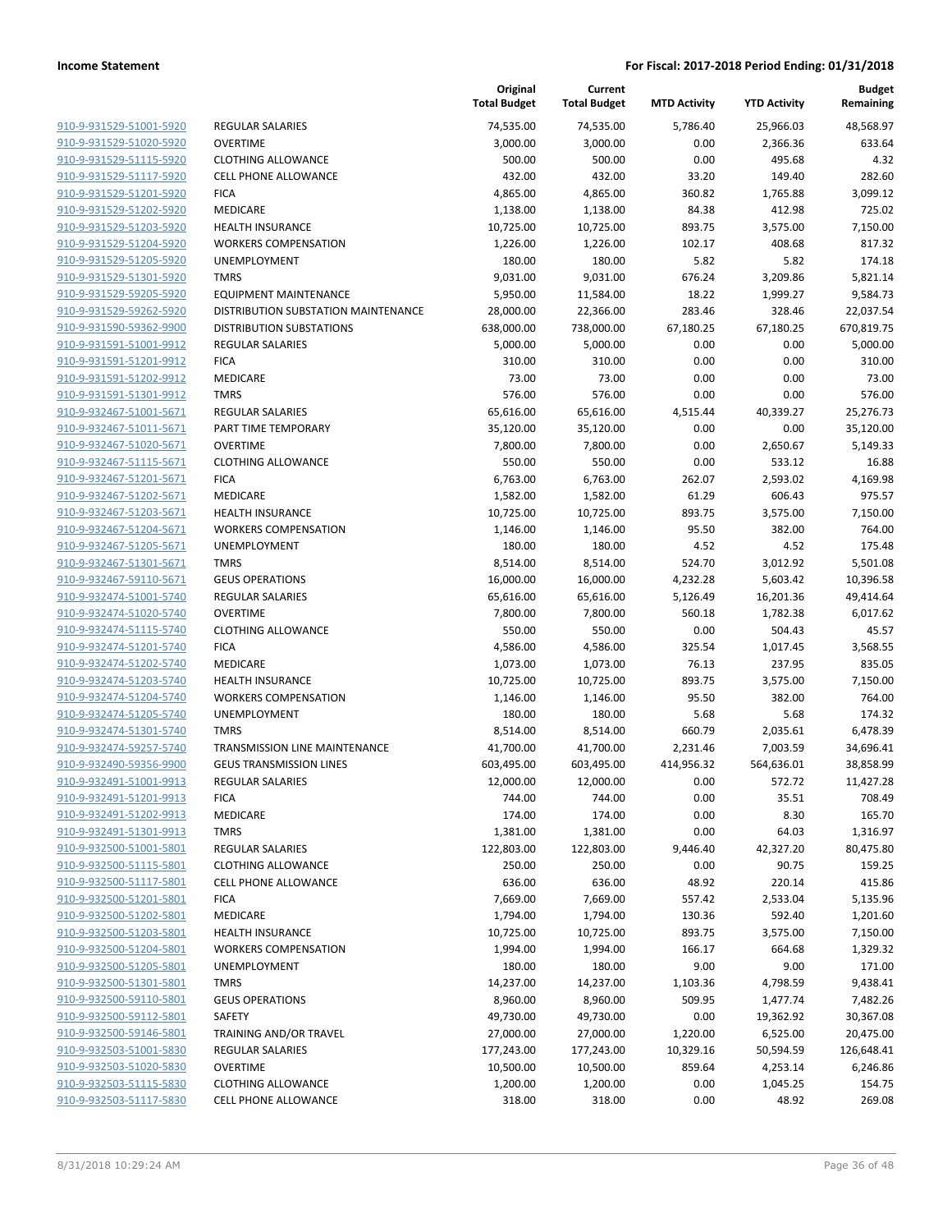| | | Original Total Budget | Current Total Budget | MTD Activity | YTD Activity | Budget Remaining |
|---|---|---|---|---|---|---|
| 910-9-931529-51001-5920 | REGULAR SALARIES | 74,535.00 | 74,535.00 | 5,786.40 | 25,966.03 | 48,568.97 |
| 910-9-931529-51020-5920 | OVERTIME | 3,000.00 | 3,000.00 | 0.00 | 2,366.36 | 633.64 |
| 910-9-931529-51115-5920 | CLOTHING ALLOWANCE | 500.00 | 500.00 | 0.00 | 495.68 | 4.32 |
| 910-9-931529-51117-5920 | CELL PHONE ALLOWANCE | 432.00 | 432.00 | 33.20 | 149.40 | 282.60 |
| 910-9-931529-51201-5920 | FICA | 4,865.00 | 4,865.00 | 360.82 | 1,765.88 | 3,099.12 |
| 910-9-931529-51202-5920 | MEDICARE | 1,138.00 | 1,138.00 | 84.38 | 412.98 | 725.02 |
| 910-9-931529-51203-5920 | HEALTH INSURANCE | 10,725.00 | 10,725.00 | 893.75 | 3,575.00 | 7,150.00 |
| 910-9-931529-51204-5920 | WORKERS COMPENSATION | 1,226.00 | 1,226.00 | 102.17 | 408.68 | 817.32 |
| 910-9-931529-51205-5920 | UNEMPLOYMENT | 180.00 | 180.00 | 5.82 | 5.82 | 174.18 |
| 910-9-931529-51301-5920 | TMRS | 9,031.00 | 9,031.00 | 676.24 | 3,209.86 | 5,821.14 |
| 910-9-931529-59205-5920 | EQUIPMENT MAINTENANCE | 5,950.00 | 11,584.00 | 18.22 | 1,999.27 | 9,584.73 |
| 910-9-931529-59262-5920 | DISTRIBUTION SUBSTATION MAINTENANCE | 28,000.00 | 22,366.00 | 283.46 | 328.46 | 22,037.54 |
| 910-9-931590-59362-9900 | DISTRIBUTION SUBSTATIONS | 638,000.00 | 738,000.00 | 67,180.25 | 67,180.25 | 670,819.75 |
| 910-9-931591-51001-9912 | REGULAR SALARIES | 5,000.00 | 5,000.00 | 0.00 | 0.00 | 5,000.00 |
| 910-9-931591-51201-9912 | FICA | 310.00 | 310.00 | 0.00 | 0.00 | 310.00 |
| 910-9-931591-51202-9912 | MEDICARE | 73.00 | 73.00 | 0.00 | 0.00 | 73.00 |
| 910-9-931591-51301-9912 | TMRS | 576.00 | 576.00 | 0.00 | 0.00 | 576.00 |
| 910-9-932467-51001-5671 | REGULAR SALARIES | 65,616.00 | 65,616.00 | 4,515.44 | 40,339.27 | 25,276.73 |
| 910-9-932467-51011-5671 | PART TIME TEMPORARY | 35,120.00 | 35,120.00 | 0.00 | 0.00 | 35,120.00 |
| 910-9-932467-51020-5671 | OVERTIME | 7,800.00 | 7,800.00 | 0.00 | 2,650.67 | 5,149.33 |
| 910-9-932467-51115-5671 | CLOTHING ALLOWANCE | 550.00 | 550.00 | 0.00 | 533.12 | 16.88 |
| 910-9-932467-51201-5671 | FICA | 6,763.00 | 6,763.00 | 262.07 | 2,593.02 | 4,169.98 |
| 910-9-932467-51202-5671 | MEDICARE | 1,582.00 | 1,582.00 | 61.29 | 606.43 | 975.57 |
| 910-9-932467-51203-5671 | HEALTH INSURANCE | 10,725.00 | 10,725.00 | 893.75 | 3,575.00 | 7,150.00 |
| 910-9-932467-51204-5671 | WORKERS COMPENSATION | 1,146.00 | 1,146.00 | 95.50 | 382.00 | 764.00 |
| 910-9-932467-51205-5671 | UNEMPLOYMENT | 180.00 | 180.00 | 4.52 | 4.52 | 175.48 |
| 910-9-932467-51301-5671 | TMRS | 8,514.00 | 8,514.00 | 524.70 | 3,012.92 | 5,501.08 |
| 910-9-932467-59110-5671 | GEUS OPERATIONS | 16,000.00 | 16,000.00 | 4,232.28 | 5,603.42 | 10,396.58 |
| 910-9-932474-51001-5740 | REGULAR SALARIES | 65,616.00 | 65,616.00 | 5,126.49 | 16,201.36 | 49,414.64 |
| 910-9-932474-51020-5740 | OVERTIME | 7,800.00 | 7,800.00 | 560.18 | 1,782.38 | 6,017.62 |
| 910-9-932474-51115-5740 | CLOTHING ALLOWANCE | 550.00 | 550.00 | 0.00 | 504.43 | 45.57 |
| 910-9-932474-51201-5740 | FICA | 4,586.00 | 4,586.00 | 325.54 | 1,017.45 | 3,568.55 |
| 910-9-932474-51202-5740 | MEDICARE | 1,073.00 | 1,073.00 | 76.13 | 237.95 | 835.05 |
| 910-9-932474-51203-5740 | HEALTH INSURANCE | 10,725.00 | 10,725.00 | 893.75 | 3,575.00 | 7,150.00 |
| 910-9-932474-51204-5740 | WORKERS COMPENSATION | 1,146.00 | 1,146.00 | 95.50 | 382.00 | 764.00 |
| 910-9-932474-51205-5740 | UNEMPLOYMENT | 180.00 | 180.00 | 5.68 | 5.68 | 174.32 |
| 910-9-932474-51301-5740 | TMRS | 8,514.00 | 8,514.00 | 660.79 | 2,035.61 | 6,478.39 |
| 910-9-932474-59257-5740 | TRANSMISSION LINE MAINTENANCE | 41,700.00 | 41,700.00 | 2,231.46 | 7,003.59 | 34,696.41 |
| 910-9-932490-59356-9900 | GEUS TRANSMISSION LINES | 603,495.00 | 603,495.00 | 414,956.32 | 564,636.01 | 38,858.99 |
| 910-9-932491-51001-9913 | REGULAR SALARIES | 12,000.00 | 12,000.00 | 0.00 | 572.72 | 11,427.28 |
| 910-9-932491-51201-9913 | FICA | 744.00 | 744.00 | 0.00 | 35.51 | 708.49 |
| 910-9-932491-51202-9913 | MEDICARE | 174.00 | 174.00 | 0.00 | 8.30 | 165.70 |
| 910-9-932491-51301-9913 | TMRS | 1,381.00 | 1,381.00 | 0.00 | 64.03 | 1,316.97 |
| 910-9-932500-51001-5801 | REGULAR SALARIES | 122,803.00 | 122,803.00 | 9,446.40 | 42,327.20 | 80,475.80 |
| 910-9-932500-51115-5801 | CLOTHING ALLOWANCE | 250.00 | 250.00 | 0.00 | 90.75 | 159.25 |
| 910-9-932500-51117-5801 | CELL PHONE ALLOWANCE | 636.00 | 636.00 | 48.92 | 220.14 | 415.86 |
| 910-9-932500-51201-5801 | FICA | 7,669.00 | 7,669.00 | 557.42 | 2,533.04 | 5,135.96 |
| 910-9-932500-51202-5801 | MEDICARE | 1,794.00 | 1,794.00 | 130.36 | 592.40 | 1,201.60 |
| 910-9-932500-51203-5801 | HEALTH INSURANCE | 10,725.00 | 10,725.00 | 893.75 | 3,575.00 | 7,150.00 |
| 910-9-932500-51204-5801 | WORKERS COMPENSATION | 1,994.00 | 1,994.00 | 166.17 | 664.68 | 1,329.32 |
| 910-9-932500-51205-5801 | UNEMPLOYMENT | 180.00 | 180.00 | 9.00 | 9.00 | 171.00 |
| 910-9-932500-51301-5801 | TMRS | 14,237.00 | 14,237.00 | 1,103.36 | 4,798.59 | 9,438.41 |
| 910-9-932500-59110-5801 | GEUS OPERATIONS | 8,960.00 | 8,960.00 | 509.95 | 1,477.74 | 7,482.26 |
| 910-9-932500-59112-5801 | SAFETY | 49,730.00 | 49,730.00 | 0.00 | 19,362.92 | 30,367.08 |
| 910-9-932500-59146-5801 | TRAINING AND/OR TRAVEL | 27,000.00 | 27,000.00 | 1,220.00 | 6,525.00 | 20,475.00 |
| 910-9-932503-51001-5830 | REGULAR SALARIES | 177,243.00 | 177,243.00 | 10,329.16 | 50,594.59 | 126,648.41 |
| 910-9-932503-51020-5830 | OVERTIME | 10,500.00 | 10,500.00 | 859.64 | 4,253.14 | 6,246.86 |
| 910-9-932503-51115-5830 | CLOTHING ALLOWANCE | 1,200.00 | 1,200.00 | 0.00 | 1,045.25 | 154.75 |
| 910-9-932503-51117-5830 | CELL PHONE ALLOWANCE | 318.00 | 318.00 | 0.00 | 48.92 | 269.08 |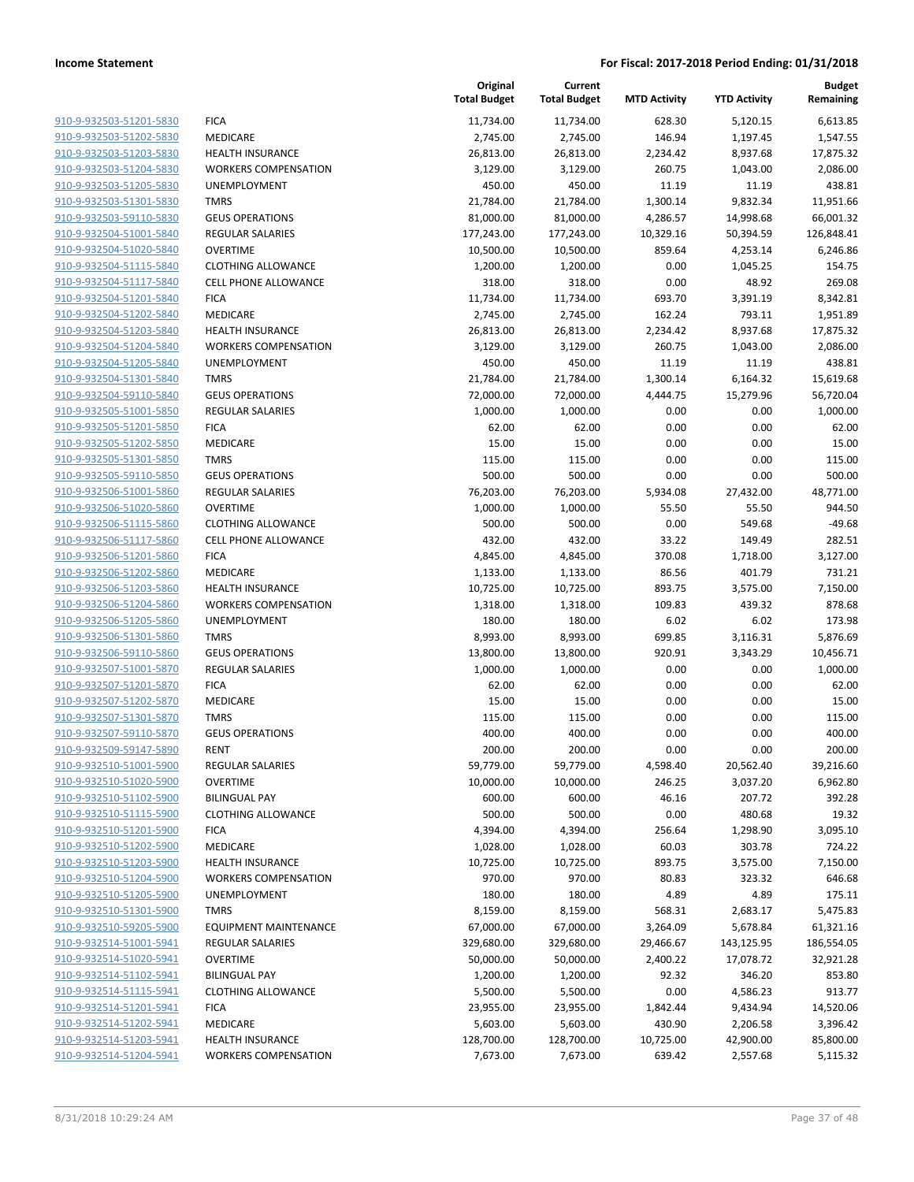**Income Statement** **For Fiscal: 2017-2018 Period Ending: 01/31/2018**

| | | Original Total Budget | Current Total Budget | MTD Activity | YTD Activity | Budget Remaining |
|---|---|---|---|---|---|---|
| 910-9-932503-51201-5830 | FICA | 11,734.00 | 11,734.00 | 628.30 | 5,120.15 | 6,613.85 |
| 910-9-932503-51202-5830 | MEDICARE | 2,745.00 | 2,745.00 | 146.94 | 1,197.45 | 1,547.55 |
| 910-9-932503-51203-5830 | HEALTH INSURANCE | 26,813.00 | 26,813.00 | 2,234.42 | 8,937.68 | 17,875.32 |
| 910-9-932503-51204-5830 | WORKERS COMPENSATION | 3,129.00 | 3,129.00 | 260.75 | 1,043.00 | 2,086.00 |
| 910-9-932503-51205-5830 | UNEMPLOYMENT | 450.00 | 450.00 | 11.19 | 11.19 | 438.81 |
| 910-9-932503-51301-5830 | TMRS | 21,784.00 | 21,784.00 | 1,300.14 | 9,832.34 | 11,951.66 |
| 910-9-932503-59110-5830 | GEUS OPERATIONS | 81,000.00 | 81,000.00 | 4,286.57 | 14,998.68 | 66,001.32 |
| 910-9-932504-51001-5840 | REGULAR SALARIES | 177,243.00 | 177,243.00 | 10,329.16 | 50,394.59 | 126,848.41 |
| 910-9-932504-51020-5840 | OVERTIME | 10,500.00 | 10,500.00 | 859.64 | 4,253.14 | 6,246.86 |
| 910-9-932504-51115-5840 | CLOTHING ALLOWANCE | 1,200.00 | 1,200.00 | 0.00 | 1,045.25 | 154.75 |
| 910-9-932504-51117-5840 | CELL PHONE ALLOWANCE | 318.00 | 318.00 | 0.00 | 48.92 | 269.08 |
| 910-9-932504-51201-5840 | FICA | 11,734.00 | 11,734.00 | 693.70 | 3,391.19 | 8,342.81 |
| 910-9-932504-51202-5840 | MEDICARE | 2,745.00 | 2,745.00 | 162.24 | 793.11 | 1,951.89 |
| 910-9-932504-51203-5840 | HEALTH INSURANCE | 26,813.00 | 26,813.00 | 2,234.42 | 8,937.68 | 17,875.32 |
| 910-9-932504-51204-5840 | WORKERS COMPENSATION | 3,129.00 | 3,129.00 | 260.75 | 1,043.00 | 2,086.00 |
| 910-9-932504-51205-5840 | UNEMPLOYMENT | 450.00 | 450.00 | 11.19 | 11.19 | 438.81 |
| 910-9-932504-51301-5840 | TMRS | 21,784.00 | 21,784.00 | 1,300.14 | 6,164.32 | 15,619.68 |
| 910-9-932504-59110-5840 | GEUS OPERATIONS | 72,000.00 | 72,000.00 | 4,444.75 | 15,279.96 | 56,720.04 |
| 910-9-932505-51001-5850 | REGULAR SALARIES | 1,000.00 | 1,000.00 | 0.00 | 0.00 | 1,000.00 |
| 910-9-932505-51201-5850 | FICA | 62.00 | 62.00 | 0.00 | 0.00 | 62.00 |
| 910-9-932505-51202-5850 | MEDICARE | 15.00 | 15.00 | 0.00 | 0.00 | 15.00 |
| 910-9-932505-51301-5850 | TMRS | 115.00 | 115.00 | 0.00 | 0.00 | 115.00 |
| 910-9-932505-59110-5850 | GEUS OPERATIONS | 500.00 | 500.00 | 0.00 | 0.00 | 500.00 |
| 910-9-932506-51001-5860 | REGULAR SALARIES | 76,203.00 | 76,203.00 | 5,934.08 | 27,432.00 | 48,771.00 |
| 910-9-932506-51020-5860 | OVERTIME | 1,000.00 | 1,000.00 | 55.50 | 55.50 | 944.50 |
| 910-9-932506-51115-5860 | CLOTHING ALLOWANCE | 500.00 | 500.00 | 0.00 | 549.68 | -49.68 |
| 910-9-932506-51117-5860 | CELL PHONE ALLOWANCE | 432.00 | 432.00 | 33.22 | 149.49 | 282.51 |
| 910-9-932506-51201-5860 | FICA | 4,845.00 | 4,845.00 | 370.08 | 1,718.00 | 3,127.00 |
| 910-9-932506-51202-5860 | MEDICARE | 1,133.00 | 1,133.00 | 86.56 | 401.79 | 731.21 |
| 910-9-932506-51203-5860 | HEALTH INSURANCE | 10,725.00 | 10,725.00 | 893.75 | 3,575.00 | 7,150.00 |
| 910-9-932506-51204-5860 | WORKERS COMPENSATION | 1,318.00 | 1,318.00 | 109.83 | 439.32 | 878.68 |
| 910-9-932506-51205-5860 | UNEMPLOYMENT | 180.00 | 180.00 | 6.02 | 6.02 | 173.98 |
| 910-9-932506-51301-5860 | TMRS | 8,993.00 | 8,993.00 | 699.85 | 3,116.31 | 5,876.69 |
| 910-9-932506-59110-5860 | GEUS OPERATIONS | 13,800.00 | 13,800.00 | 920.91 | 3,343.29 | 10,456.71 |
| 910-9-932507-51001-5870 | REGULAR SALARIES | 1,000.00 | 1,000.00 | 0.00 | 0.00 | 1,000.00 |
| 910-9-932507-51201-5870 | FICA | 62.00 | 62.00 | 0.00 | 0.00 | 62.00 |
| 910-9-932507-51202-5870 | MEDICARE | 15.00 | 15.00 | 0.00 | 0.00 | 15.00 |
| 910-9-932507-51301-5870 | TMRS | 115.00 | 115.00 | 0.00 | 0.00 | 115.00 |
| 910-9-932507-59110-5870 | GEUS OPERATIONS | 400.00 | 400.00 | 0.00 | 0.00 | 400.00 |
| 910-9-932509-59147-5890 | RENT | 200.00 | 200.00 | 0.00 | 0.00 | 200.00 |
| 910-9-932510-51001-5900 | REGULAR SALARIES | 59,779.00 | 59,779.00 | 4,598.40 | 20,562.40 | 39,216.60 |
| 910-9-932510-51020-5900 | OVERTIME | 10,000.00 | 10,000.00 | 246.25 | 3,037.20 | 6,962.80 |
| 910-9-932510-51102-5900 | BILINGUAL PAY | 600.00 | 600.00 | 46.16 | 207.72 | 392.28 |
| 910-9-932510-51115-5900 | CLOTHING ALLOWANCE | 500.00 | 500.00 | 0.00 | 480.68 | 19.32 |
| 910-9-932510-51201-5900 | FICA | 4,394.00 | 4,394.00 | 256.64 | 1,298.90 | 3,095.10 |
| 910-9-932510-51202-5900 | MEDICARE | 1,028.00 | 1,028.00 | 60.03 | 303.78 | 724.22 |
| 910-9-932510-51203-5900 | HEALTH INSURANCE | 10,725.00 | 10,725.00 | 893.75 | 3,575.00 | 7,150.00 |
| 910-9-932510-51204-5900 | WORKERS COMPENSATION | 970.00 | 970.00 | 80.83 | 323.32 | 646.68 |
| 910-9-932510-51205-5900 | UNEMPLOYMENT | 180.00 | 180.00 | 4.89 | 4.89 | 175.11 |
| 910-9-932510-51301-5900 | TMRS | 8,159.00 | 8,159.00 | 568.31 | 2,683.17 | 5,475.83 |
| 910-9-932510-59205-5900 | EQUIPMENT MAINTENANCE | 67,000.00 | 67,000.00 | 3,264.09 | 5,678.84 | 61,321.16 |
| 910-9-932514-51001-5941 | REGULAR SALARIES | 329,680.00 | 329,680.00 | 29,466.67 | 143,125.95 | 186,554.05 |
| 910-9-932514-51020-5941 | OVERTIME | 50,000.00 | 50,000.00 | 2,400.22 | 17,078.72 | 32,921.28 |
| 910-9-932514-51102-5941 | BILINGUAL PAY | 1,200.00 | 1,200.00 | 92.32 | 346.20 | 853.80 |
| 910-9-932514-51115-5941 | CLOTHING ALLOWANCE | 5,500.00 | 5,500.00 | 0.00 | 4,586.23 | 913.77 |
| 910-9-932514-51201-5941 | FICA | 23,955.00 | 23,955.00 | 1,842.44 | 9,434.94 | 14,520.06 |
| 910-9-932514-51202-5941 | MEDICARE | 5,603.00 | 5,603.00 | 430.90 | 2,206.58 | 3,396.42 |
| 910-9-932514-51203-5941 | HEALTH INSURANCE | 128,700.00 | 128,700.00 | 10,725.00 | 42,900.00 | 85,800.00 |
| 910-9-932514-51204-5941 | WORKERS COMPENSATION | 7,673.00 | 7,673.00 | 639.42 | 2,557.68 | 5,115.32 |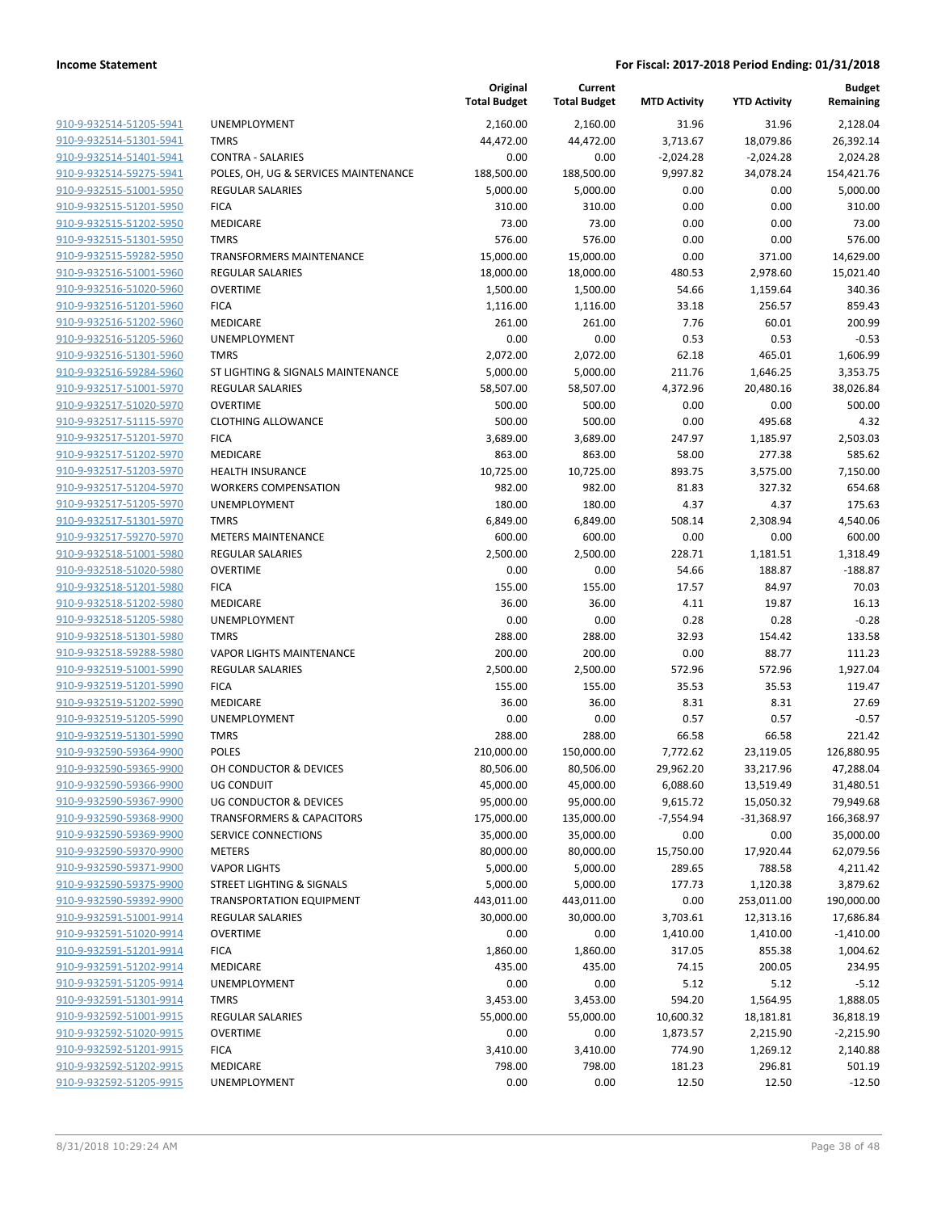**Income Statement** **For Fiscal: 2017-2018 Period Ending: 01/31/2018**

| | | Original Total Budget | Current Total Budget | MTD Activity | YTD Activity | Budget Remaining |
|---|---|---|---|---|---|---|
| 910-9-932514-51205-5941 | UNEMPLOYMENT | 2,160.00 | 2,160.00 | 31.96 | 31.96 | 2,128.04 |
| 910-9-932514-51301-5941 | TMRS | 44,472.00 | 44,472.00 | 3,713.67 | 18,079.86 | 26,392.14 |
| 910-9-932514-51401-5941 | CONTRA - SALARIES | 0.00 | 0.00 | -2,024.28 | -2,024.28 | 2,024.28 |
| 910-9-932514-59275-5941 | POLES, OH, UG & SERVICES MAINTENANCE | 188,500.00 | 188,500.00 | 9,997.82 | 34,078.24 | 154,421.76 |
| 910-9-932515-51001-5950 | REGULAR SALARIES | 5,000.00 | 5,000.00 | 0.00 | 0.00 | 5,000.00 |
| 910-9-932515-51201-5950 | FICA | 310.00 | 310.00 | 0.00 | 0.00 | 310.00 |
| 910-9-932515-51202-5950 | MEDICARE | 73.00 | 73.00 | 0.00 | 0.00 | 73.00 |
| 910-9-932515-51301-5950 | TMRS | 576.00 | 576.00 | 0.00 | 0.00 | 576.00 |
| 910-9-932515-59282-5950 | TRANSFORMERS MAINTENANCE | 15,000.00 | 15,000.00 | 0.00 | 371.00 | 14,629.00 |
| 910-9-932516-51001-5960 | REGULAR SALARIES | 18,000.00 | 18,000.00 | 480.53 | 2,978.60 | 15,021.40 |
| 910-9-932516-51020-5960 | OVERTIME | 1,500.00 | 1,500.00 | 54.66 | 1,159.64 | 340.36 |
| 910-9-932516-51201-5960 | FICA | 1,116.00 | 1,116.00 | 33.18 | 256.57 | 859.43 |
| 910-9-932516-51202-5960 | MEDICARE | 261.00 | 261.00 | 7.76 | 60.01 | 200.99 |
| 910-9-932516-51205-5960 | UNEMPLOYMENT | 0.00 | 0.00 | 0.53 | 0.53 | -0.53 |
| 910-9-932516-51301-5960 | TMRS | 2,072.00 | 2,072.00 | 62.18 | 465.01 | 1,606.99 |
| 910-9-932516-59284-5960 | ST LIGHTING & SIGNALS MAINTENANCE | 5,000.00 | 5,000.00 | 211.76 | 1,646.25 | 3,353.75 |
| 910-9-932517-51001-5970 | REGULAR SALARIES | 58,507.00 | 58,507.00 | 4,372.96 | 20,480.16 | 38,026.84 |
| 910-9-932517-51020-5970 | OVERTIME | 500.00 | 500.00 | 0.00 | 0.00 | 500.00 |
| 910-9-932517-51115-5970 | CLOTHING ALLOWANCE | 500.00 | 500.00 | 0.00 | 495.68 | 4.32 |
| 910-9-932517-51201-5970 | FICA | 3,689.00 | 3,689.00 | 247.97 | 1,185.97 | 2,503.03 |
| 910-9-932517-51202-5970 | MEDICARE | 863.00 | 863.00 | 58.00 | 277.38 | 585.62 |
| 910-9-932517-51203-5970 | HEALTH INSURANCE | 10,725.00 | 10,725.00 | 893.75 | 3,575.00 | 7,150.00 |
| 910-9-932517-51204-5970 | WORKERS COMPENSATION | 982.00 | 982.00 | 81.83 | 327.32 | 654.68 |
| 910-9-932517-51205-5970 | UNEMPLOYMENT | 180.00 | 180.00 | 4.37 | 4.37 | 175.63 |
| 910-9-932517-51301-5970 | TMRS | 6,849.00 | 6,849.00 | 508.14 | 2,308.94 | 4,540.06 |
| 910-9-932517-59270-5970 | METERS MAINTENANCE | 600.00 | 600.00 | 0.00 | 0.00 | 600.00 |
| 910-9-932518-51001-5980 | REGULAR SALARIES | 2,500.00 | 2,500.00 | 228.71 | 1,181.51 | 1,318.49 |
| 910-9-932518-51020-5980 | OVERTIME | 0.00 | 0.00 | 54.66 | 188.87 | -188.87 |
| 910-9-932518-51201-5980 | FICA | 155.00 | 155.00 | 17.57 | 84.97 | 70.03 |
| 910-9-932518-51202-5980 | MEDICARE | 36.00 | 36.00 | 4.11 | 19.87 | 16.13 |
| 910-9-932518-51205-5980 | UNEMPLOYMENT | 0.00 | 0.00 | 0.28 | 0.28 | -0.28 |
| 910-9-932518-51301-5980 | TMRS | 288.00 | 288.00 | 32.93 | 154.42 | 133.58 |
| 910-9-932518-59288-5980 | VAPOR LIGHTS MAINTENANCE | 200.00 | 200.00 | 0.00 | 88.77 | 111.23 |
| 910-9-932519-51001-5990 | REGULAR SALARIES | 2,500.00 | 2,500.00 | 572.96 | 572.96 | 1,927.04 |
| 910-9-932519-51201-5990 | FICA | 155.00 | 155.00 | 35.53 | 35.53 | 119.47 |
| 910-9-932519-51202-5990 | MEDICARE | 36.00 | 36.00 | 8.31 | 8.31 | 27.69 |
| 910-9-932519-51205-5990 | UNEMPLOYMENT | 0.00 | 0.00 | 0.57 | 0.57 | -0.57 |
| 910-9-932519-51301-5990 | TMRS | 288.00 | 288.00 | 66.58 | 66.58 | 221.42 |
| 910-9-932590-59364-9900 | POLES | 210,000.00 | 150,000.00 | 7,772.62 | 23,119.05 | 126,880.95 |
| 910-9-932590-59365-9900 | OH CONDUCTOR & DEVICES | 80,506.00 | 80,506.00 | 29,962.20 | 33,217.96 | 47,288.04 |
| 910-9-932590-59366-9900 | UG CONDUIT | 45,000.00 | 45,000.00 | 6,088.60 | 13,519.49 | 31,480.51 |
| 910-9-932590-59367-9900 | UG CONDUCTOR & DEVICES | 95,000.00 | 95,000.00 | 9,615.72 | 15,050.32 | 79,949.68 |
| 910-9-932590-59368-9900 | TRANSFORMERS & CAPACITORS | 175,000.00 | 135,000.00 | -7,554.94 | -31,368.97 | 166,368.97 |
| 910-9-932590-59369-9900 | SERVICE CONNECTIONS | 35,000.00 | 35,000.00 | 0.00 | 0.00 | 35,000.00 |
| 910-9-932590-59370-9900 | METERS | 80,000.00 | 80,000.00 | 15,750.00 | 17,920.44 | 62,079.56 |
| 910-9-932590-59371-9900 | VAPOR LIGHTS | 5,000.00 | 5,000.00 | 289.65 | 788.58 | 4,211.42 |
| 910-9-932590-59375-9900 | STREET LIGHTING & SIGNALS | 5,000.00 | 5,000.00 | 177.73 | 1,120.38 | 3,879.62 |
| 910-9-932590-59392-9900 | TRANSPORTATION EQUIPMENT | 443,011.00 | 443,011.00 | 0.00 | 253,011.00 | 190,000.00 |
| 910-9-932591-51001-9914 | REGULAR SALARIES | 30,000.00 | 30,000.00 | 3,703.61 | 12,313.16 | 17,686.84 |
| 910-9-932591-51020-9914 | OVERTIME | 0.00 | 0.00 | 1,410.00 | 1,410.00 | -1,410.00 |
| 910-9-932591-51201-9914 | FICA | 1,860.00 | 1,860.00 | 317.05 | 855.38 | 1,004.62 |
| 910-9-932591-51202-9914 | MEDICARE | 435.00 | 435.00 | 74.15 | 200.05 | 234.95 |
| 910-9-932591-51205-9914 | UNEMPLOYMENT | 0.00 | 0.00 | 5.12 | 5.12 | -5.12 |
| 910-9-932591-51301-9914 | TMRS | 3,453.00 | 3,453.00 | 594.20 | 1,564.95 | 1,888.05 |
| 910-9-932592-51001-9915 | REGULAR SALARIES | 55,000.00 | 55,000.00 | 10,600.32 | 18,181.81 | 36,818.19 |
| 910-9-932592-51020-9915 | OVERTIME | 0.00 | 0.00 | 1,873.57 | 2,215.90 | -2,215.90 |
| 910-9-932592-51201-9915 | FICA | 3,410.00 | 3,410.00 | 774.90 | 1,269.12 | 2,140.88 |
| 910-9-932592-51202-9915 | MEDICARE | 798.00 | 798.00 | 181.23 | 296.81 | 501.19 |
| 910-9-932592-51205-9915 | UNEMPLOYMENT | 0.00 | 0.00 | 12.50 | 12.50 | -12.50 |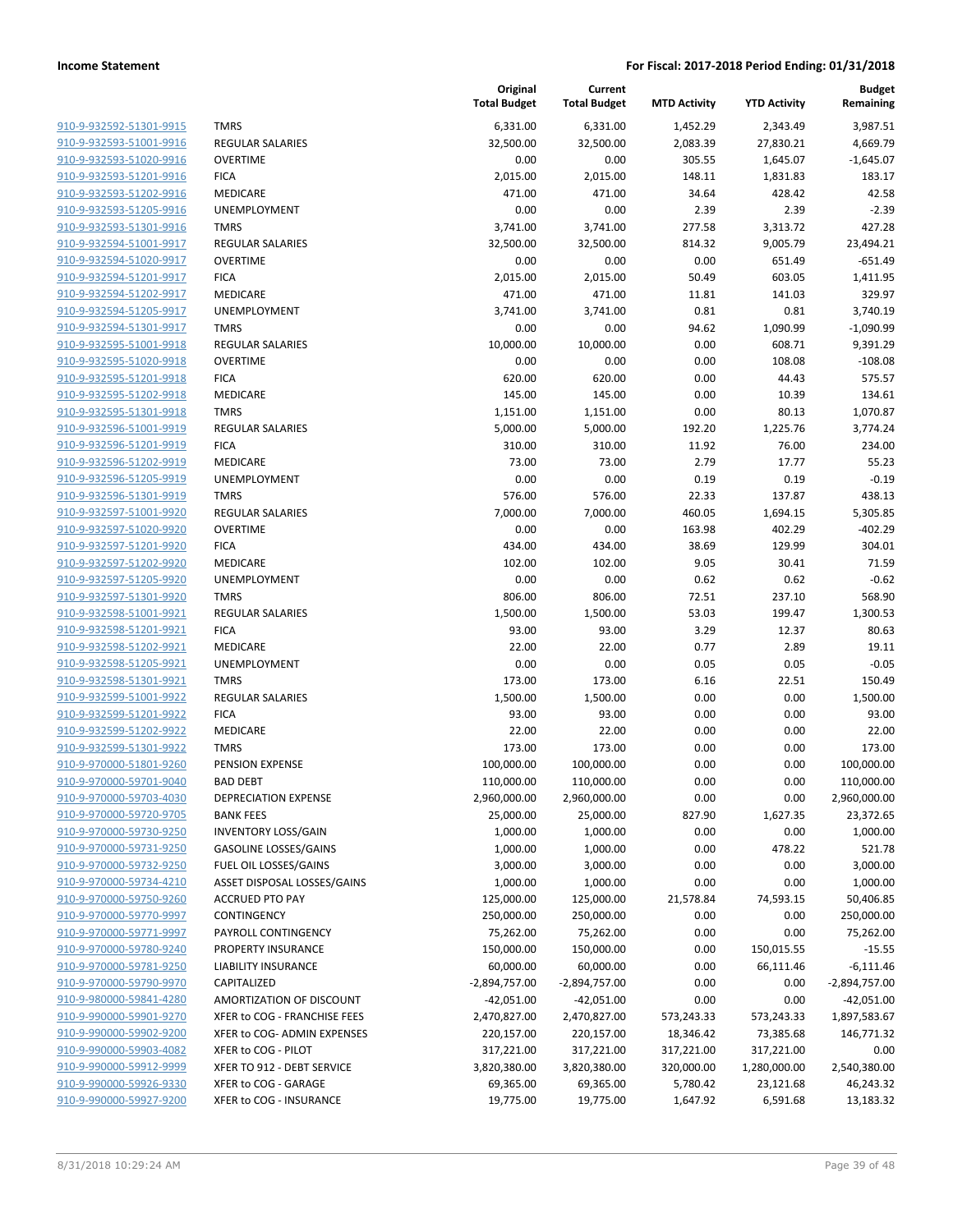**Income Statement** — **For Fiscal: 2017-2018 Period Ending: 01/31/2018**

| | | Original Total Budget | Current Total Budget | MTD Activity | YTD Activity | Budget Remaining |
|---|---|---|---|---|---|---|
| 910-9-932592-51301-9915 | TMRS | 6,331.00 | 6,331.00 | 1,452.29 | 2,343.49 | 3,987.51 |
| 910-9-932593-51001-9916 | REGULAR SALARIES | 32,500.00 | 32,500.00 | 2,083.39 | 27,830.21 | 4,669.79 |
| 910-9-932593-51020-9916 | OVERTIME | 0.00 | 0.00 | 305.55 | 1,645.07 | -1,645.07 |
| 910-9-932593-51201-9916 | FICA | 2,015.00 | 2,015.00 | 148.11 | 1,831.83 | 183.17 |
| 910-9-932593-51202-9916 | MEDICARE | 471.00 | 471.00 | 34.64 | 428.42 | 42.58 |
| 910-9-932593-51205-9916 | UNEMPLOYMENT | 0.00 | 0.00 | 2.39 | 2.39 | -2.39 |
| 910-9-932593-51301-9916 | TMRS | 3,741.00 | 3,741.00 | 277.58 | 3,313.72 | 427.28 |
| 910-9-932594-51001-9917 | REGULAR SALARIES | 32,500.00 | 32,500.00 | 814.32 | 9,005.79 | 23,494.21 |
| 910-9-932594-51020-9917 | OVERTIME | 0.00 | 0.00 | 0.00 | 651.49 | -651.49 |
| 910-9-932594-51201-9917 | FICA | 2,015.00 | 2,015.00 | 50.49 | 603.05 | 1,411.95 |
| 910-9-932594-51202-9917 | MEDICARE | 471.00 | 471.00 | 11.81 | 141.03 | 329.97 |
| 910-9-932594-51205-9917 | UNEMPLOYMENT | 3,741.00 | 3,741.00 | 0.81 | 0.81 | 3,740.19 |
| 910-9-932594-51301-9917 | TMRS | 0.00 | 0.00 | 94.62 | 1,090.99 | -1,090.99 |
| 910-9-932595-51001-9918 | REGULAR SALARIES | 10,000.00 | 10,000.00 | 0.00 | 608.71 | 9,391.29 |
| 910-9-932595-51020-9918 | OVERTIME | 0.00 | 0.00 | 0.00 | 108.08 | -108.08 |
| 910-9-932595-51201-9918 | FICA | 620.00 | 620.00 | 0.00 | 44.43 | 575.57 |
| 910-9-932595-51202-9918 | MEDICARE | 145.00 | 145.00 | 0.00 | 10.39 | 134.61 |
| 910-9-932595-51301-9918 | TMRS | 1,151.00 | 1,151.00 | 0.00 | 80.13 | 1,070.87 |
| 910-9-932596-51001-9919 | REGULAR SALARIES | 5,000.00 | 5,000.00 | 192.20 | 1,225.76 | 3,774.24 |
| 910-9-932596-51201-9919 | FICA | 310.00 | 310.00 | 11.92 | 76.00 | 234.00 |
| 910-9-932596-51202-9919 | MEDICARE | 73.00 | 73.00 | 2.79 | 17.77 | 55.23 |
| 910-9-932596-51205-9919 | UNEMPLOYMENT | 0.00 | 0.00 | 0.19 | 0.19 | -0.19 |
| 910-9-932596-51301-9919 | TMRS | 576.00 | 576.00 | 22.33 | 137.87 | 438.13 |
| 910-9-932597-51001-9920 | REGULAR SALARIES | 7,000.00 | 7,000.00 | 460.05 | 1,694.15 | 5,305.85 |
| 910-9-932597-51020-9920 | OVERTIME | 0.00 | 0.00 | 163.98 | 402.29 | -402.29 |
| 910-9-932597-51201-9920 | FICA | 434.00 | 434.00 | 38.69 | 129.99 | 304.01 |
| 910-9-932597-51202-9920 | MEDICARE | 102.00 | 102.00 | 9.05 | 30.41 | 71.59 |
| 910-9-932597-51205-9920 | UNEMPLOYMENT | 0.00 | 0.00 | 0.62 | 0.62 | -0.62 |
| 910-9-932597-51301-9920 | TMRS | 806.00 | 806.00 | 72.51 | 237.10 | 568.90 |
| 910-9-932598-51001-9921 | REGULAR SALARIES | 1,500.00 | 1,500.00 | 53.03 | 199.47 | 1,300.53 |
| 910-9-932598-51201-9921 | FICA | 93.00 | 93.00 | 3.29 | 12.37 | 80.63 |
| 910-9-932598-51202-9921 | MEDICARE | 22.00 | 22.00 | 0.77 | 2.89 | 19.11 |
| 910-9-932598-51205-9921 | UNEMPLOYMENT | 0.00 | 0.00 | 0.05 | 0.05 | -0.05 |
| 910-9-932598-51301-9921 | TMRS | 173.00 | 173.00 | 6.16 | 22.51 | 150.49 |
| 910-9-932599-51001-9922 | REGULAR SALARIES | 1,500.00 | 1,500.00 | 0.00 | 0.00 | 1,500.00 |
| 910-9-932599-51201-9922 | FICA | 93.00 | 93.00 | 0.00 | 0.00 | 93.00 |
| 910-9-932599-51202-9922 | MEDICARE | 22.00 | 22.00 | 0.00 | 0.00 | 22.00 |
| 910-9-932599-51301-9922 | TMRS | 173.00 | 173.00 | 0.00 | 0.00 | 173.00 |
| 910-9-970000-51801-9260 | PENSION EXPENSE | 100,000.00 | 100,000.00 | 0.00 | 0.00 | 100,000.00 |
| 910-9-970000-59701-9040 | BAD DEBT | 110,000.00 | 110,000.00 | 0.00 | 0.00 | 110,000.00 |
| 910-9-970000-59703-4030 | DEPRECIATION EXPENSE | 2,960,000.00 | 2,960,000.00 | 0.00 | 0.00 | 2,960,000.00 |
| 910-9-970000-59720-9705 | BANK FEES | 25,000.00 | 25,000.00 | 827.90 | 1,627.35 | 23,372.65 |
| 910-9-970000-59730-9250 | INVENTORY LOSS/GAIN | 1,000.00 | 1,000.00 | 0.00 | 0.00 | 1,000.00 |
| 910-9-970000-59731-9250 | GASOLINE LOSSES/GAINS | 1,000.00 | 1,000.00 | 0.00 | 478.22 | 521.78 |
| 910-9-970000-59732-9250 | FUEL OIL LOSSES/GAINS | 3,000.00 | 3,000.00 | 0.00 | 0.00 | 3,000.00 |
| 910-9-970000-59734-4210 | ASSET DISPOSAL LOSSES/GAINS | 1,000.00 | 1,000.00 | 0.00 | 0.00 | 1,000.00 |
| 910-9-970000-59750-9260 | ACCRUED PTO PAY | 125,000.00 | 125,000.00 | 21,578.84 | 74,593.15 | 50,406.85 |
| 910-9-970000-59770-9997 | CONTINGENCY | 250,000.00 | 250,000.00 | 0.00 | 0.00 | 250,000.00 |
| 910-9-970000-59771-9997 | PAYROLL CONTINGENCY | 75,262.00 | 75,262.00 | 0.00 | 0.00 | 75,262.00 |
| 910-9-970000-59780-9240 | PROPERTY INSURANCE | 150,000.00 | 150,000.00 | 0.00 | 150,015.55 | -15.55 |
| 910-9-970000-59781-9250 | LIABILITY INSURANCE | 60,000.00 | 60,000.00 | 0.00 | 66,111.46 | -6,111.46 |
| 910-9-970000-59790-9970 | CAPITALIZED | -2,894,757.00 | -2,894,757.00 | 0.00 | 0.00 | -2,894,757.00 |
| 910-9-980000-59841-4280 | AMORTIZATION OF DISCOUNT | -42,051.00 | -42,051.00 | 0.00 | 0.00 | -42,051.00 |
| 910-9-990000-59901-9270 | XFER to COG - FRANCHISE FEES | 2,470,827.00 | 2,470,827.00 | 573,243.33 | 573,243.33 | 1,897,583.67 |
| 910-9-990000-59902-9200 | XFER to COG- ADMIN EXPENSES | 220,157.00 | 220,157.00 | 18,346.42 | 73,385.68 | 146,771.32 |
| 910-9-990000-59903-4082 | XFER to COG - PILOT | 317,221.00 | 317,221.00 | 317,221.00 | 317,221.00 | 0.00 |
| 910-9-990000-59912-9999 | XFER TO 912 - DEBT SERVICE | 3,820,380.00 | 3,820,380.00 | 320,000.00 | 1,280,000.00 | 2,540,380.00 |
| 910-9-990000-59926-9330 | XFER to COG - GARAGE | 69,365.00 | 69,365.00 | 5,780.42 | 23,121.68 | 46,243.32 |
| 910-9-990000-59927-9200 | XFER to COG - INSURANCE | 19,775.00 | 19,775.00 | 1,647.92 | 6,591.68 | 13,183.32 |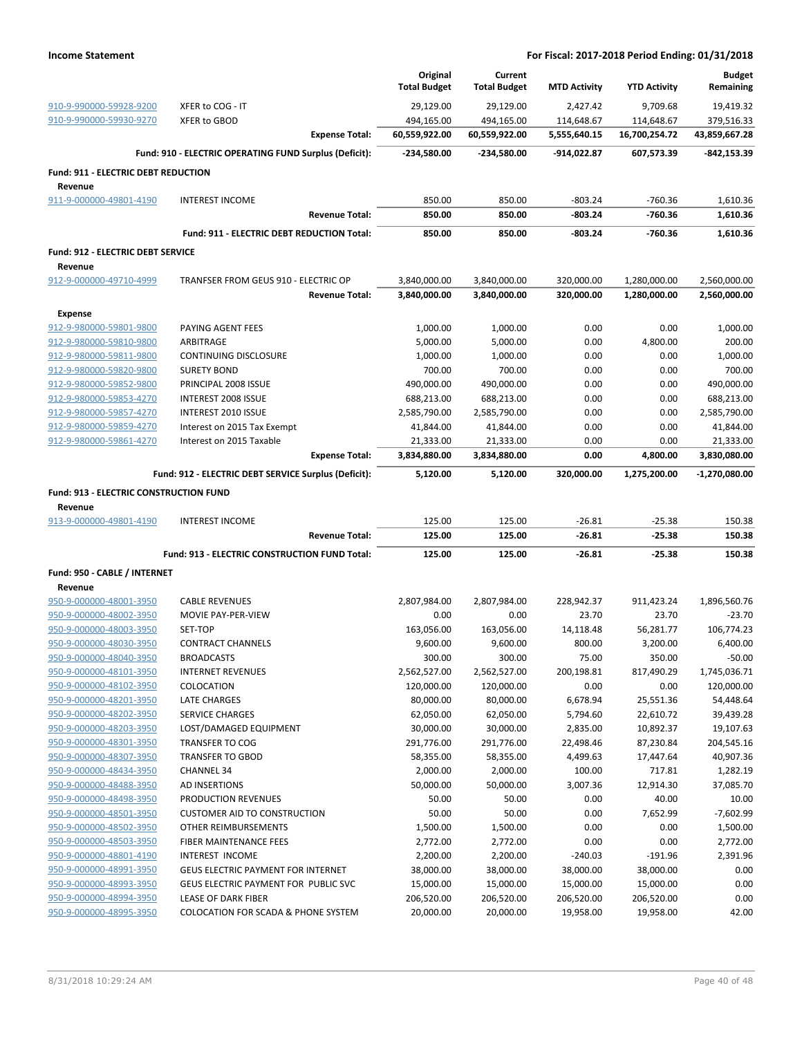**Income Statement** — For Fiscal: 2017-2018 Period Ending: 01/31/2018

| | | Original Total Budget | Current Total Budget | MTD Activity | YTD Activity | Budget Remaining |
|---|---|---|---|---|---|---|
| 910-9-990000-59928-9200 | XFER to COG - IT | 29,129.00 | 29,129.00 | 2,427.42 | 9,709.68 | 19,419.32 |
| 910-9-990000-59930-9270 | XFER to GBOD | 494,165.00 | 494,165.00 | 114,648.67 | 114,648.67 | 379,516.33 |
| | **Expense Total:** | **60,559,922.00** | **60,559,922.00** | **5,555,640.15** | **16,700,254.72** | **43,859,667.28** |
| | **Fund: 910 - ELECTRIC OPERATING FUND Surplus (Deficit):** | **-234,580.00** | **-234,580.00** | **-914,022.87** | **607,573.39** | **-842,153.39** |
| **Fund: 911 - ELECTRIC DEBT REDUCTION** | | | | | | |
| **Revenue** | | | | | | |
| 911-9-000000-49801-4190 | INTEREST INCOME | 850.00 | 850.00 | -803.24 | -760.36 | 1,610.36 |
| | **Revenue Total:** | **850.00** | **850.00** | **-803.24** | **-760.36** | **1,610.36** |
| | **Fund: 911 - ELECTRIC DEBT REDUCTION Total:** | **850.00** | **850.00** | **-803.24** | **-760.36** | **1,610.36** |
| **Fund: 912 - ELECTRIC DEBT SERVICE** | | | | | | |
| **Revenue** | | | | | | |
| 912-9-000000-49710-4999 | TRANFSER FROM GEUS 910 - ELECTRIC OP | 3,840,000.00 | 3,840,000.00 | 320,000.00 | 1,280,000.00 | 2,560,000.00 |
| | **Revenue Total:** | **3,840,000.00** | **3,840,000.00** | **320,000.00** | **1,280,000.00** | **2,560,000.00** |
| **Expense** | | | | | | |
| 912-9-980000-59801-9800 | PAYING AGENT FEES | 1,000.00 | 1,000.00 | 0.00 | 0.00 | 1,000.00 |
| 912-9-980000-59810-9800 | ARBITRAGE | 5,000.00 | 5,000.00 | 0.00 | 4,800.00 | 200.00 |
| 912-9-980000-59811-9800 | CONTINUING DISCLOSURE | 1,000.00 | 1,000.00 | 0.00 | 0.00 | 1,000.00 |
| 912-9-980000-59820-9800 | SURETY BOND | 700.00 | 700.00 | 0.00 | 0.00 | 700.00 |
| 912-9-980000-59852-9800 | PRINCIPAL 2008 ISSUE | 490,000.00 | 490,000.00 | 0.00 | 0.00 | 490,000.00 |
| 912-9-980000-59853-4270 | INTEREST 2008 ISSUE | 688,213.00 | 688,213.00 | 0.00 | 0.00 | 688,213.00 |
| 912-9-980000-59857-4270 | INTEREST 2010 ISSUE | 2,585,790.00 | 2,585,790.00 | 0.00 | 0.00 | 2,585,790.00 |
| 912-9-980000-59859-4270 | Interest on 2015 Tax Exempt | 41,844.00 | 41,844.00 | 0.00 | 0.00 | 41,844.00 |
| 912-9-980000-59861-4270 | Interest on 2015 Taxable | 21,333.00 | 21,333.00 | 0.00 | 0.00 | 21,333.00 |
| | **Expense Total:** | **3,834,880.00** | **3,834,880.00** | **0.00** | **4,800.00** | **3,830,080.00** |
| | **Fund: 912 - ELECTRIC DEBT SERVICE Surplus (Deficit):** | **5,120.00** | **5,120.00** | **320,000.00** | **1,275,200.00** | **-1,270,080.00** |
| **Fund: 913 - ELECTRIC CONSTRUCTION FUND** | | | | | | |
| **Revenue** | | | | | | |
| 913-9-000000-49801-4190 | INTEREST INCOME | 125.00 | 125.00 | -26.81 | -25.38 | 150.38 |
| | **Revenue Total:** | **125.00** | **125.00** | **-26.81** | **-25.38** | **150.38** |
| | **Fund: 913 - ELECTRIC CONSTRUCTION FUND Total:** | **125.00** | **125.00** | **-26.81** | **-25.38** | **150.38** |
| **Fund: 950 - CABLE / INTERNET** | | | | | | |
| **Revenue** | | | | | | |
| 950-9-000000-48001-3950 | CABLE REVENUES | 2,807,984.00 | 2,807,984.00 | 228,942.37 | 911,423.24 | 1,896,560.76 |
| 950-9-000000-48002-3950 | MOVIE PAY-PER-VIEW | 0.00 | 0.00 | 23.70 | 23.70 | -23.70 |
| 950-9-000000-48003-3950 | SET-TOP | 163,056.00 | 163,056.00 | 14,118.48 | 56,281.77 | 106,774.23 |
| 950-9-000000-48030-3950 | CONTRACT CHANNELS | 9,600.00 | 9,600.00 | 800.00 | 3,200.00 | 6,400.00 |
| 950-9-000000-48040-3950 | BROADCASTS | 300.00 | 300.00 | 75.00 | 350.00 | -50.00 |
| 950-9-000000-48101-3950 | INTERNET REVENUES | 2,562,527.00 | 2,562,527.00 | 200,198.81 | 817,490.29 | 1,745,036.71 |
| 950-9-000000-48102-3950 | COLOCATION | 120,000.00 | 120,000.00 | 0.00 | 0.00 | 120,000.00 |
| 950-9-000000-48201-3950 | LATE CHARGES | 80,000.00 | 80,000.00 | 6,678.94 | 25,551.36 | 54,448.64 |
| 950-9-000000-48202-3950 | SERVICE CHARGES | 62,050.00 | 62,050.00 | 5,794.60 | 22,610.72 | 39,439.28 |
| 950-9-000000-48203-3950 | LOST/DAMAGED EQUIPMENT | 30,000.00 | 30,000.00 | 2,835.00 | 10,892.37 | 19,107.63 |
| 950-9-000000-48301-3950 | TRANSFER TO COG | 291,776.00 | 291,776.00 | 22,498.46 | 87,230.84 | 204,545.16 |
| 950-9-000000-48307-3950 | TRANSFER TO GBOD | 58,355.00 | 58,355.00 | 4,499.63 | 17,447.64 | 40,907.36 |
| 950-9-000000-48434-3950 | CHANNEL 34 | 2,000.00 | 2,000.00 | 100.00 | 717.81 | 1,282.19 |
| 950-9-000000-48488-3950 | AD INSERTIONS | 50,000.00 | 50,000.00 | 3,007.36 | 12,914.30 | 37,085.70 |
| 950-9-000000-48498-3950 | PRODUCTION REVENUES | 50.00 | 50.00 | 0.00 | 40.00 | 10.00 |
| 950-9-000000-48501-3950 | CUSTOMER AID TO CONSTRUCTION | 50.00 | 50.00 | 0.00 | 7,652.99 | -7,602.99 |
| 950-9-000000-48502-3950 | OTHER REIMBURSEMENTS | 1,500.00 | 1,500.00 | 0.00 | 0.00 | 1,500.00 |
| 950-9-000000-48503-3950 | FIBER MAINTENANCE FEES | 2,772.00 | 2,772.00 | 0.00 | 0.00 | 2,772.00 |
| 950-9-000000-48801-4190 | INTEREST INCOME | 2,200.00 | 2,200.00 | -240.03 | -191.96 | 2,391.96 |
| 950-9-000000-48991-3950 | GEUS ELECTRIC PAYMENT FOR INTERNET | 38,000.00 | 38,000.00 | 38,000.00 | 38,000.00 | 0.00 |
| 950-9-000000-48993-3950 | GEUS ELECTRIC PAYMENT FOR PUBLIC SVC | 15,000.00 | 15,000.00 | 15,000.00 | 15,000.00 | 0.00 |
| 950-9-000000-48994-3950 | LEASE OF DARK FIBER | 206,520.00 | 206,520.00 | 206,520.00 | 206,520.00 | 0.00 |
| 950-9-000000-48995-3950 | COLOCATION FOR SCADA & PHONE SYSTEM | 20,000.00 | 20,000.00 | 19,958.00 | 19,958.00 | 42.00 |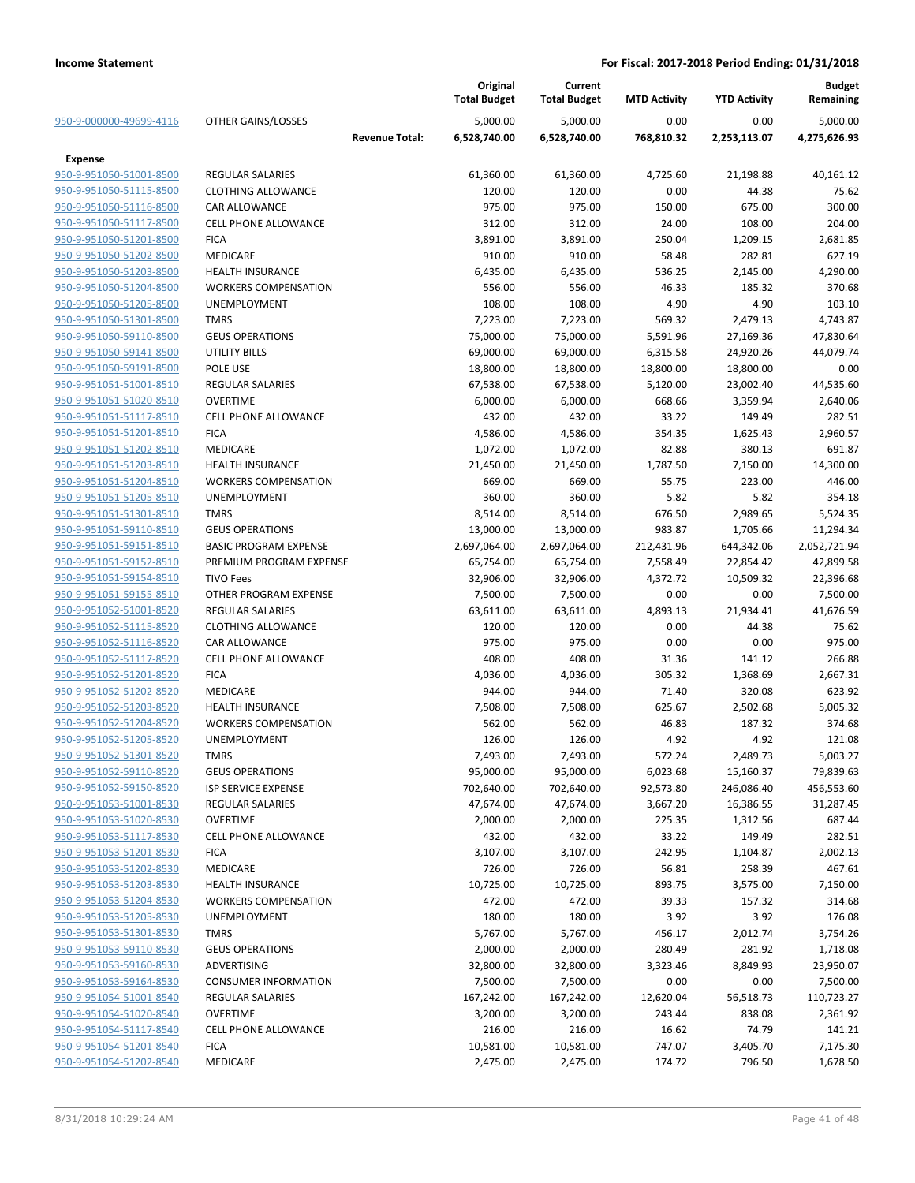**Income Statement** — **For Fiscal: 2017-2018 Period Ending: 01/31/2018**

| | | Original Total Budget | Current Total Budget | MTD Activity | YTD Activity | Budget Remaining |
|---|---|---|---|---|---|---|
| 950-9-000000-49699-4116 | OTHER GAINS/LOSSES | 5,000.00 | 5,000.00 | 0.00 | 0.00 | 5,000.00 |
| | **Revenue Total:** | **6,528,740.00** | **6,528,740.00** | **768,810.32** | **2,253,113.07** | **4,275,626.93** |
| **Expense** | | | | | | |
| 950-9-951050-51001-8500 | REGULAR SALARIES | 61,360.00 | 61,360.00 | 4,725.60 | 21,198.88 | 40,161.12 |
| 950-9-951050-51115-8500 | CLOTHING ALLOWANCE | 120.00 | 120.00 | 0.00 | 44.38 | 75.62 |
| 950-9-951050-51116-8500 | CAR ALLOWANCE | 975.00 | 975.00 | 150.00 | 675.00 | 300.00 |
| 950-9-951050-51117-8500 | CELL PHONE ALLOWANCE | 312.00 | 312.00 | 24.00 | 108.00 | 204.00 |
| 950-9-951050-51201-8500 | FICA | 3,891.00 | 3,891.00 | 250.04 | 1,209.15 | 2,681.85 |
| 950-9-951050-51202-8500 | MEDICARE | 910.00 | 910.00 | 58.48 | 282.81 | 627.19 |
| 950-9-951050-51203-8500 | HEALTH INSURANCE | 6,435.00 | 6,435.00 | 536.25 | 2,145.00 | 4,290.00 |
| 950-9-951050-51204-8500 | WORKERS COMPENSATION | 556.00 | 556.00 | 46.33 | 185.32 | 370.68 |
| 950-9-951050-51205-8500 | UNEMPLOYMENT | 108.00 | 108.00 | 4.90 | 4.90 | 103.10 |
| 950-9-951050-51301-8500 | TMRS | 7,223.00 | 7,223.00 | 569.32 | 2,479.13 | 4,743.87 |
| 950-9-951050-59110-8500 | GEUS OPERATIONS | 75,000.00 | 75,000.00 | 5,591.96 | 27,169.36 | 47,830.64 |
| 950-9-951050-59141-8500 | UTILITY BILLS | 69,000.00 | 69,000.00 | 6,315.58 | 24,920.26 | 44,079.74 |
| 950-9-951050-59191-8500 | POLE USE | 18,800.00 | 18,800.00 | 18,800.00 | 18,800.00 | 0.00 |
| 950-9-951051-51001-8510 | REGULAR SALARIES | 67,538.00 | 67,538.00 | 5,120.00 | 23,002.40 | 44,535.60 |
| 950-9-951051-51020-8510 | OVERTIME | 6,000.00 | 6,000.00 | 668.66 | 3,359.94 | 2,640.06 |
| 950-9-951051-51117-8510 | CELL PHONE ALLOWANCE | 432.00 | 432.00 | 33.22 | 149.49 | 282.51 |
| 950-9-951051-51201-8510 | FICA | 4,586.00 | 4,586.00 | 354.35 | 1,625.43 | 2,960.57 |
| 950-9-951051-51202-8510 | MEDICARE | 1,072.00 | 1,072.00 | 82.88 | 380.13 | 691.87 |
| 950-9-951051-51203-8510 | HEALTH INSURANCE | 21,450.00 | 21,450.00 | 1,787.50 | 7,150.00 | 14,300.00 |
| 950-9-951051-51204-8510 | WORKERS COMPENSATION | 669.00 | 669.00 | 55.75 | 223.00 | 446.00 |
| 950-9-951051-51205-8510 | UNEMPLOYMENT | 360.00 | 360.00 | 5.82 | 5.82 | 354.18 |
| 950-9-951051-51301-8510 | TMRS | 8,514.00 | 8,514.00 | 676.50 | 2,989.65 | 5,524.35 |
| 950-9-951051-59110-8510 | GEUS OPERATIONS | 13,000.00 | 13,000.00 | 983.87 | 1,705.66 | 11,294.34 |
| 950-9-951051-59151-8510 | BASIC PROGRAM EXPENSE | 2,697,064.00 | 2,697,064.00 | 212,431.96 | 644,342.06 | 2,052,721.94 |
| 950-9-951051-59152-8510 | PREMIUM PROGRAM EXPENSE | 65,754.00 | 65,754.00 | 7,558.49 | 22,854.42 | 42,899.58 |
| 950-9-951051-59154-8510 | TIVO Fees | 32,906.00 | 32,906.00 | 4,372.72 | 10,509.32 | 22,396.68 |
| 950-9-951051-59155-8510 | OTHER PROGRAM EXPENSE | 7,500.00 | 7,500.00 | 0.00 | 0.00 | 7,500.00 |
| 950-9-951052-51001-8520 | REGULAR SALARIES | 63,611.00 | 63,611.00 | 4,893.13 | 21,934.41 | 41,676.59 |
| 950-9-951052-51115-8520 | CLOTHING ALLOWANCE | 120.00 | 120.00 | 0.00 | 44.38 | 75.62 |
| 950-9-951052-51116-8520 | CAR ALLOWANCE | 975.00 | 975.00 | 0.00 | 0.00 | 975.00 |
| 950-9-951052-51117-8520 | CELL PHONE ALLOWANCE | 408.00 | 408.00 | 31.36 | 141.12 | 266.88 |
| 950-9-951052-51201-8520 | FICA | 4,036.00 | 4,036.00 | 305.32 | 1,368.69 | 2,667.31 |
| 950-9-951052-51202-8520 | MEDICARE | 944.00 | 944.00 | 71.40 | 320.08 | 623.92 |
| 950-9-951052-51203-8520 | HEALTH INSURANCE | 7,508.00 | 7,508.00 | 625.67 | 2,502.68 | 5,005.32 |
| 950-9-951052-51204-8520 | WORKERS COMPENSATION | 562.00 | 562.00 | 46.83 | 187.32 | 374.68 |
| 950-9-951052-51205-8520 | UNEMPLOYMENT | 126.00 | 126.00 | 4.92 | 4.92 | 121.08 |
| 950-9-951052-51301-8520 | TMRS | 7,493.00 | 7,493.00 | 572.24 | 2,489.73 | 5,003.27 |
| 950-9-951052-59110-8520 | GEUS OPERATIONS | 95,000.00 | 95,000.00 | 6,023.68 | 15,160.37 | 79,839.63 |
| 950-9-951052-59150-8520 | ISP SERVICE EXPENSE | 702,640.00 | 702,640.00 | 92,573.80 | 246,086.40 | 456,553.60 |
| 950-9-951053-51001-8530 | REGULAR SALARIES | 47,674.00 | 47,674.00 | 3,667.20 | 16,386.55 | 31,287.45 |
| 950-9-951053-51020-8530 | OVERTIME | 2,000.00 | 2,000.00 | 225.35 | 1,312.56 | 687.44 |
| 950-9-951053-51117-8530 | CELL PHONE ALLOWANCE | 432.00 | 432.00 | 33.22 | 149.49 | 282.51 |
| 950-9-951053-51201-8530 | FICA | 3,107.00 | 3,107.00 | 242.95 | 1,104.87 | 2,002.13 |
| 950-9-951053-51202-8530 | MEDICARE | 726.00 | 726.00 | 56.81 | 258.39 | 467.61 |
| 950-9-951053-51203-8530 | HEALTH INSURANCE | 10,725.00 | 10,725.00 | 893.75 | 3,575.00 | 7,150.00 |
| 950-9-951053-51204-8530 | WORKERS COMPENSATION | 472.00 | 472.00 | 39.33 | 157.32 | 314.68 |
| 950-9-951053-51205-8530 | UNEMPLOYMENT | 180.00 | 180.00 | 3.92 | 3.92 | 176.08 |
| 950-9-951053-51301-8530 | TMRS | 5,767.00 | 5,767.00 | 456.17 | 2,012.74 | 3,754.26 |
| 950-9-951053-59110-8530 | GEUS OPERATIONS | 2,000.00 | 2,000.00 | 280.49 | 281.92 | 1,718.08 |
| 950-9-951053-59160-8530 | ADVERTISING | 32,800.00 | 32,800.00 | 3,323.46 | 8,849.93 | 23,950.07 |
| 950-9-951053-59164-8530 | CONSUMER INFORMATION | 7,500.00 | 7,500.00 | 0.00 | 0.00 | 7,500.00 |
| 950-9-951054-51001-8540 | REGULAR SALARIES | 167,242.00 | 167,242.00 | 12,620.04 | 56,518.73 | 110,723.27 |
| 950-9-951054-51020-8540 | OVERTIME | 3,200.00 | 3,200.00 | 243.44 | 838.08 | 2,361.92 |
| 950-9-951054-51117-8540 | CELL PHONE ALLOWANCE | 216.00 | 216.00 | 16.62 | 74.79 | 141.21 |
| 950-9-951054-51201-8540 | FICA | 10,581.00 | 10,581.00 | 747.07 | 3,405.70 | 7,175.30 |
| 950-9-951054-51202-8540 | MEDICARE | 2,475.00 | 2,475.00 | 174.72 | 796.50 | 1,678.50 |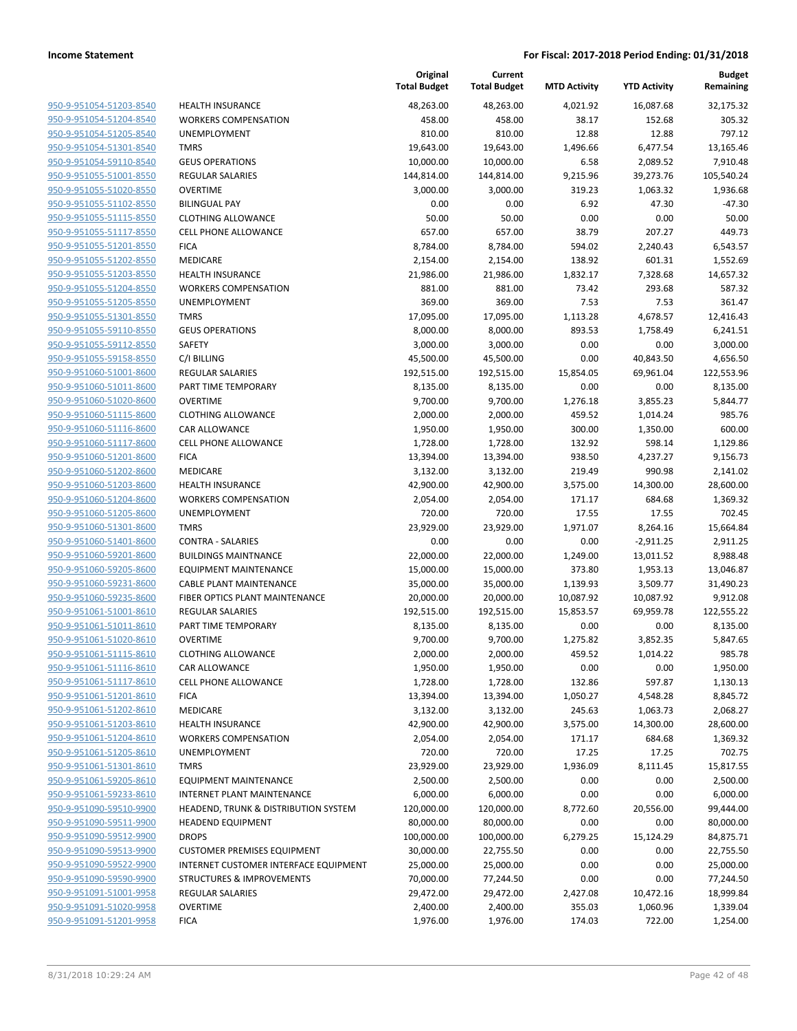**Income Statement** **For Fiscal: 2017-2018 Period Ending: 01/31/2018**

| | | Original Total Budget | Current Total Budget | MTD Activity | YTD Activity | Budget Remaining |
|---|---|---|---|---|---|---|
| 950-9-951054-51203-8540 | HEALTH INSURANCE | 48,263.00 | 48,263.00 | 4,021.92 | 16,087.68 | 32,175.32 |
| 950-9-951054-51204-8540 | WORKERS COMPENSATION | 458.00 | 458.00 | 38.17 | 152.68 | 305.32 |
| 950-9-951054-51205-8540 | UNEMPLOYMENT | 810.00 | 810.00 | 12.88 | 12.88 | 797.12 |
| 950-9-951054-51301-8540 | TMRS | 19,643.00 | 19,643.00 | 1,496.66 | 6,477.54 | 13,165.46 |
| 950-9-951054-59110-8540 | GEUS OPERATIONS | 10,000.00 | 10,000.00 | 6.58 | 2,089.52 | 7,910.48 |
| 950-9-951055-51001-8550 | REGULAR SALARIES | 144,814.00 | 144,814.00 | 9,215.96 | 39,273.76 | 105,540.24 |
| 950-9-951055-51020-8550 | OVERTIME | 3,000.00 | 3,000.00 | 319.23 | 1,063.32 | 1,936.68 |
| 950-9-951055-51102-8550 | BILINGUAL PAY | 0.00 | 0.00 | 6.92 | 47.30 | -47.30 |
| 950-9-951055-51115-8550 | CLOTHING ALLOWANCE | 50.00 | 50.00 | 0.00 | 0.00 | 50.00 |
| 950-9-951055-51117-8550 | CELL PHONE ALLOWANCE | 657.00 | 657.00 | 38.79 | 207.27 | 449.73 |
| 950-9-951055-51201-8550 | FICA | 8,784.00 | 8,784.00 | 594.02 | 2,240.43 | 6,543.57 |
| 950-9-951055-51202-8550 | MEDICARE | 2,154.00 | 2,154.00 | 138.92 | 601.31 | 1,552.69 |
| 950-9-951055-51203-8550 | HEALTH INSURANCE | 21,986.00 | 21,986.00 | 1,832.17 | 7,328.68 | 14,657.32 |
| 950-9-951055-51204-8550 | WORKERS COMPENSATION | 881.00 | 881.00 | 73.42 | 293.68 | 587.32 |
| 950-9-951055-51205-8550 | UNEMPLOYMENT | 369.00 | 369.00 | 7.53 | 7.53 | 361.47 |
| 950-9-951055-51301-8550 | TMRS | 17,095.00 | 17,095.00 | 1,113.28 | 4,678.57 | 12,416.43 |
| 950-9-951055-59110-8550 | GEUS OPERATIONS | 8,000.00 | 8,000.00 | 893.53 | 1,758.49 | 6,241.51 |
| 950-9-951055-59112-8550 | SAFETY | 3,000.00 | 3,000.00 | 0.00 | 0.00 | 3,000.00 |
| 950-9-951055-59158-8550 | C/I BILLING | 45,500.00 | 45,500.00 | 0.00 | 40,843.50 | 4,656.50 |
| 950-9-951060-51001-8600 | REGULAR SALARIES | 192,515.00 | 192,515.00 | 15,854.05 | 69,961.04 | 122,553.96 |
| 950-9-951060-51011-8600 | PART TIME TEMPORARY | 8,135.00 | 8,135.00 | 0.00 | 0.00 | 8,135.00 |
| 950-9-951060-51020-8600 | OVERTIME | 9,700.00 | 9,700.00 | 1,276.18 | 3,855.23 | 5,844.77 |
| 950-9-951060-51115-8600 | CLOTHING ALLOWANCE | 2,000.00 | 2,000.00 | 459.52 | 1,014.24 | 985.76 |
| 950-9-951060-51116-8600 | CAR ALLOWANCE | 1,950.00 | 1,950.00 | 300.00 | 1,350.00 | 600.00 |
| 950-9-951060-51117-8600 | CELL PHONE ALLOWANCE | 1,728.00 | 1,728.00 | 132.92 | 598.14 | 1,129.86 |
| 950-9-951060-51201-8600 | FICA | 13,394.00 | 13,394.00 | 938.50 | 4,237.27 | 9,156.73 |
| 950-9-951060-51202-8600 | MEDICARE | 3,132.00 | 3,132.00 | 219.49 | 990.98 | 2,141.02 |
| 950-9-951060-51203-8600 | HEALTH INSURANCE | 42,900.00 | 42,900.00 | 3,575.00 | 14,300.00 | 28,600.00 |
| 950-9-951060-51204-8600 | WORKERS COMPENSATION | 2,054.00 | 2,054.00 | 171.17 | 684.68 | 1,369.32 |
| 950-9-951060-51205-8600 | UNEMPLOYMENT | 720.00 | 720.00 | 17.55 | 17.55 | 702.45 |
| 950-9-951060-51301-8600 | TMRS | 23,929.00 | 23,929.00 | 1,971.07 | 8,264.16 | 15,664.84 |
| 950-9-951060-51401-8600 | CONTRA - SALARIES | 0.00 | 0.00 | 0.00 | -2,911.25 | 2,911.25 |
| 950-9-951060-59201-8600 | BUILDINGS MAINTNANCE | 22,000.00 | 22,000.00 | 1,249.00 | 13,011.52 | 8,988.48 |
| 950-9-951060-59205-8600 | EQUIPMENT MAINTENANCE | 15,000.00 | 15,000.00 | 373.80 | 1,953.13 | 13,046.87 |
| 950-9-951060-59231-8600 | CABLE PLANT MAINTENANCE | 35,000.00 | 35,000.00 | 1,139.93 | 3,509.77 | 31,490.23 |
| 950-9-951060-59235-8600 | FIBER OPTICS PLANT MAINTENANCE | 20,000.00 | 20,000.00 | 10,087.92 | 10,087.92 | 9,912.08 |
| 950-9-951061-51001-8610 | REGULAR SALARIES | 192,515.00 | 192,515.00 | 15,853.57 | 69,959.78 | 122,555.22 |
| 950-9-951061-51011-8610 | PART TIME TEMPORARY | 8,135.00 | 8,135.00 | 0.00 | 0.00 | 8,135.00 |
| 950-9-951061-51020-8610 | OVERTIME | 9,700.00 | 9,700.00 | 1,275.82 | 3,852.35 | 5,847.65 |
| 950-9-951061-51115-8610 | CLOTHING ALLOWANCE | 2,000.00 | 2,000.00 | 459.52 | 1,014.22 | 985.78 |
| 950-9-951061-51116-8610 | CAR ALLOWANCE | 1,950.00 | 1,950.00 | 0.00 | 0.00 | 1,950.00 |
| 950-9-951061-51117-8610 | CELL PHONE ALLOWANCE | 1,728.00 | 1,728.00 | 132.86 | 597.87 | 1,130.13 |
| 950-9-951061-51201-8610 | FICA | 13,394.00 | 13,394.00 | 1,050.27 | 4,548.28 | 8,845.72 |
| 950-9-951061-51202-8610 | MEDICARE | 3,132.00 | 3,132.00 | 245.63 | 1,063.73 | 2,068.27 |
| 950-9-951061-51203-8610 | HEALTH INSURANCE | 42,900.00 | 42,900.00 | 3,575.00 | 14,300.00 | 28,600.00 |
| 950-9-951061-51204-8610 | WORKERS COMPENSATION | 2,054.00 | 2,054.00 | 171.17 | 684.68 | 1,369.32 |
| 950-9-951061-51205-8610 | UNEMPLOYMENT | 720.00 | 720.00 | 17.25 | 17.25 | 702.75 |
| 950-9-951061-51301-8610 | TMRS | 23,929.00 | 23,929.00 | 1,936.09 | 8,111.45 | 15,817.55 |
| 950-9-951061-59205-8610 | EQUIPMENT MAINTENANCE | 2,500.00 | 2,500.00 | 0.00 | 0.00 | 2,500.00 |
| 950-9-951061-59233-8610 | INTERNET PLANT MAINTENANCE | 6,000.00 | 6,000.00 | 0.00 | 0.00 | 6,000.00 |
| 950-9-951090-59510-9900 | HEADEND, TRUNK & DISTRIBUTION SYSTEM | 120,000.00 | 120,000.00 | 8,772.60 | 20,556.00 | 99,444.00 |
| 950-9-951090-59511-9900 | HEADEND EQUIPMENT | 80,000.00 | 80,000.00 | 0.00 | 0.00 | 80,000.00 |
| 950-9-951090-59512-9900 | DROPS | 100,000.00 | 100,000.00 | 6,279.25 | 15,124.29 | 84,875.71 |
| 950-9-951090-59513-9900 | CUSTOMER PREMISES EQUIPMENT | 30,000.00 | 22,755.50 | 0.00 | 0.00 | 22,755.50 |
| 950-9-951090-59522-9900 | INTERNET CUSTOMER INTERFACE EQUIPMENT | 25,000.00 | 25,000.00 | 0.00 | 0.00 | 25,000.00 |
| 950-9-951090-59590-9900 | STRUCTURES & IMPROVEMENTS | 70,000.00 | 77,244.50 | 0.00 | 0.00 | 77,244.50 |
| 950-9-951091-51001-9958 | REGULAR SALARIES | 29,472.00 | 29,472.00 | 2,427.08 | 10,472.16 | 18,999.84 |
| 950-9-951091-51020-9958 | OVERTIME | 2,400.00 | 2,400.00 | 355.03 | 1,060.96 | 1,339.04 |
| 950-9-951091-51201-9958 | FICA | 1,976.00 | 1,976.00 | 174.03 | 722.00 | 1,254.00 |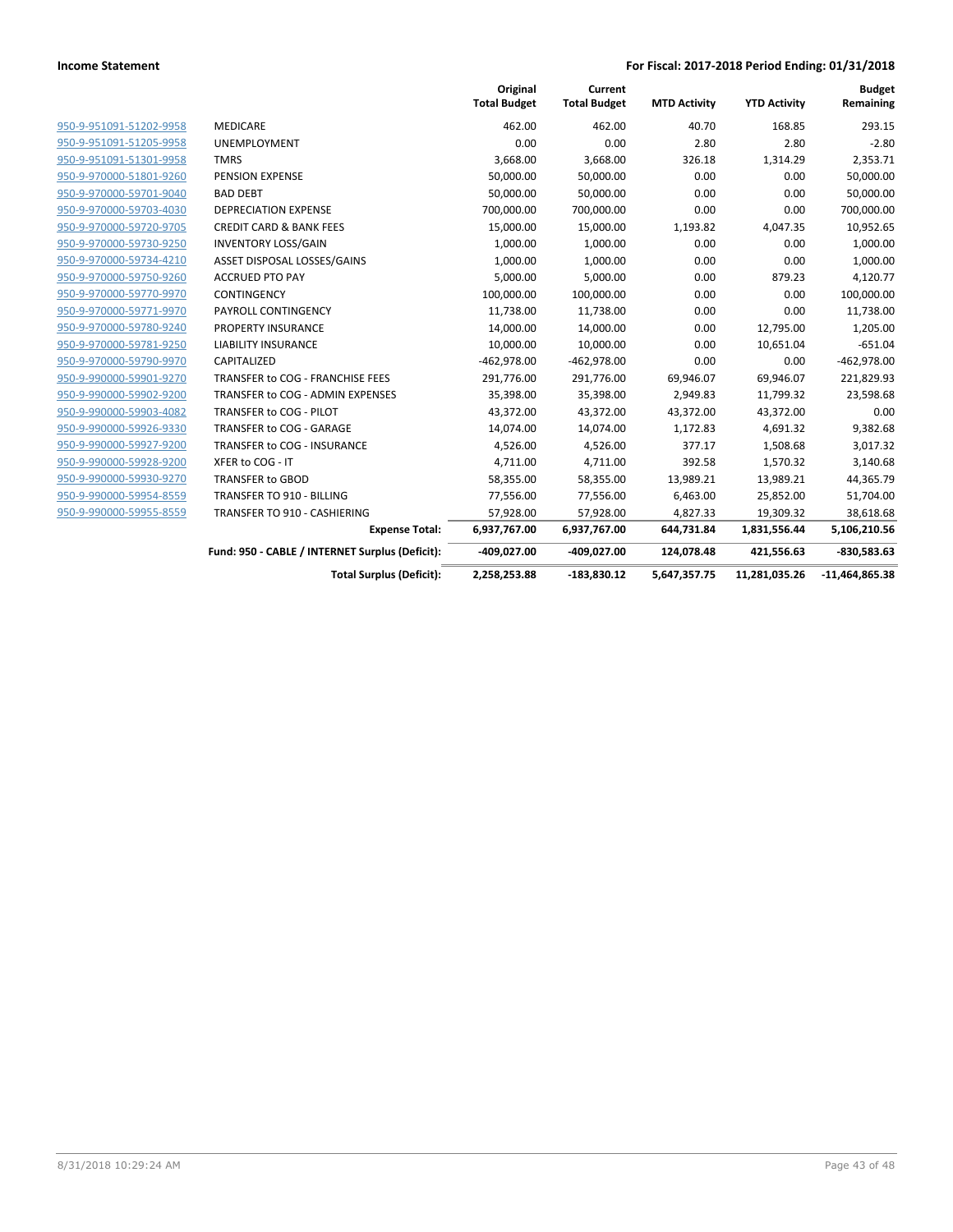| | | Original Total Budget | Current Total Budget | MTD Activity | YTD Activity | Budget Remaining |
|---|---|---|---|---|---|---|
| 950-9-951091-51202-9958 | MEDICARE | 462.00 | 462.00 | 40.70 | 168.85 | 293.15 |
| 950-9-951091-51205-9958 | UNEMPLOYMENT | 0.00 | 0.00 | 2.80 | 2.80 | -2.80 |
| 950-9-951091-51301-9958 | TMRS | 3,668.00 | 3,668.00 | 326.18 | 1,314.29 | 2,353.71 |
| 950-9-970000-51801-9260 | PENSION EXPENSE | 50,000.00 | 50,000.00 | 0.00 | 0.00 | 50,000.00 |
| 950-9-970000-59701-9040 | BAD DEBT | 50,000.00 | 50,000.00 | 0.00 | 0.00 | 50,000.00 |
| 950-9-970000-59703-4030 | DEPRECIATION EXPENSE | 700,000.00 | 700,000.00 | 0.00 | 0.00 | 700,000.00 |
| 950-9-970000-59720-9705 | CREDIT CARD & BANK FEES | 15,000.00 | 15,000.00 | 1,193.82 | 4,047.35 | 10,952.65 |
| 950-9-970000-59730-9250 | INVENTORY LOSS/GAIN | 1,000.00 | 1,000.00 | 0.00 | 0.00 | 1,000.00 |
| 950-9-970000-59734-4210 | ASSET DISPOSAL LOSSES/GAINS | 1,000.00 | 1,000.00 | 0.00 | 0.00 | 1,000.00 |
| 950-9-970000-59750-9260 | ACCRUED PTO PAY | 5,000.00 | 5,000.00 | 0.00 | 879.23 | 4,120.77 |
| 950-9-970000-59770-9970 | CONTINGENCY | 100,000.00 | 100,000.00 | 0.00 | 0.00 | 100,000.00 |
| 950-9-970000-59771-9970 | PAYROLL CONTINGENCY | 11,738.00 | 11,738.00 | 0.00 | 0.00 | 11,738.00 |
| 950-9-970000-59780-9240 | PROPERTY INSURANCE | 14,000.00 | 14,000.00 | 0.00 | 12,795.00 | 1,205.00 |
| 950-9-970000-59781-9250 | LIABILITY INSURANCE | 10,000.00 | 10,000.00 | 0.00 | 10,651.04 | -651.04 |
| 950-9-970000-59790-9970 | CAPITALIZED | -462,978.00 | -462,978.00 | 0.00 | 0.00 | -462,978.00 |
| 950-9-990000-59901-9270 | TRANSFER to COG - FRANCHISE FEES | 291,776.00 | 291,776.00 | 69,946.07 | 69,946.07 | 221,829.93 |
| 950-9-990000-59902-9200 | TRANSFER to COG - ADMIN EXPENSES | 35,398.00 | 35,398.00 | 2,949.83 | 11,799.32 | 23,598.68 |
| 950-9-990000-59903-4082 | TRANSFER to COG - PILOT | 43,372.00 | 43,372.00 | 43,372.00 | 43,372.00 | 0.00 |
| 950-9-990000-59926-9330 | TRANSFER to COG - GARAGE | 14,074.00 | 14,074.00 | 1,172.83 | 4,691.32 | 9,382.68 |
| 950-9-990000-59927-9200 | TRANSFER to COG - INSURANCE | 4,526.00 | 4,526.00 | 377.17 | 1,508.68 | 3,017.32 |
| 950-9-990000-59928-9200 | XFER to COG - IT | 4,711.00 | 4,711.00 | 392.58 | 1,570.32 | 3,140.68 |
| 950-9-990000-59930-9270 | TRANSFER to GBOD | 58,355.00 | 58,355.00 | 13,989.21 | 13,989.21 | 44,365.79 |
| 950-9-990000-59954-8559 | TRANSFER TO 910 - BILLING | 77,556.00 | 77,556.00 | 6,463.00 | 25,852.00 | 51,704.00 |
| 950-9-990000-59955-8559 | TRANSFER TO 910 - CASHIERING | 57,928.00 | 57,928.00 | 4,827.33 | 19,309.32 | 38,618.68 |
| | **Expense Total:** | **6,937,767.00** | **6,937,767.00** | **644,731.84** | **1,831,556.44** | **5,106,210.56** |
| | **Fund: 950 - CABLE / INTERNET Surplus (Deficit):** | **-409,027.00** | **-409,027.00** | **124,078.48** | **421,556.63** | **-830,583.63** |
| | **Total Surplus (Deficit):** | **2,258,253.88** | **-183,830.12** | **5,647,357.75** | **11,281,035.26** | **-11,464,865.38** |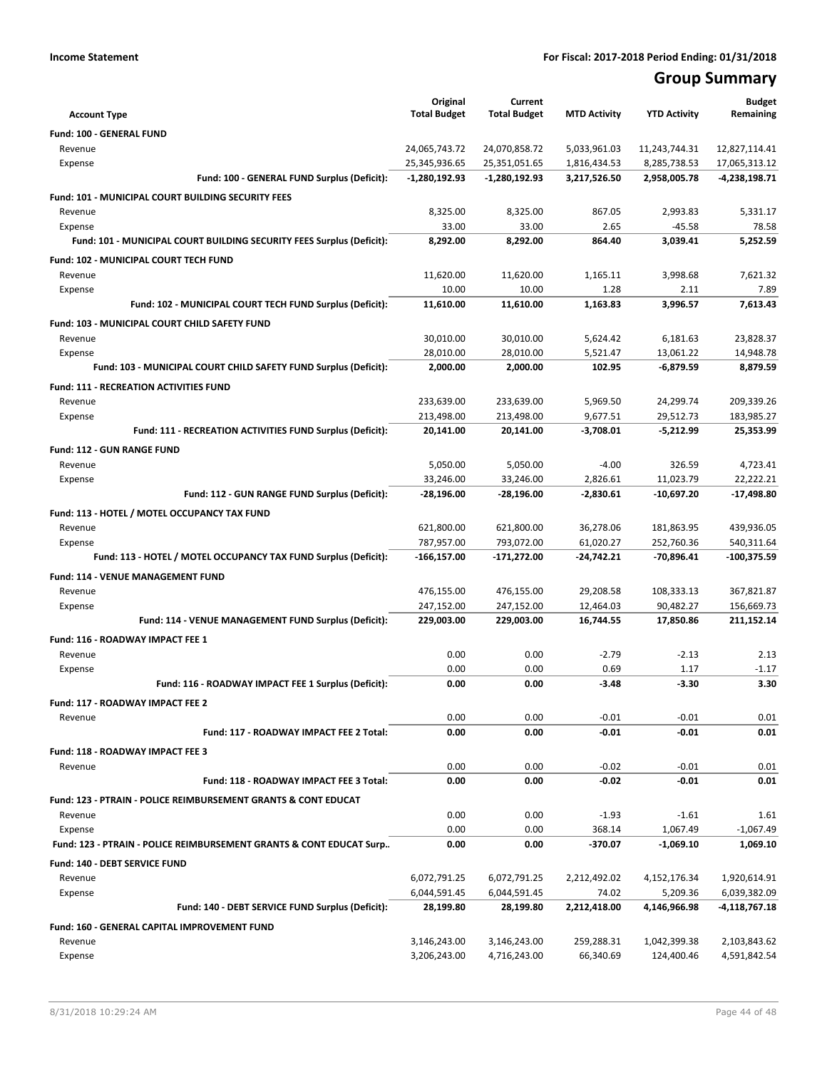**Income Statement** | **For Fiscal: 2017-2018 Period Ending: 01/31/2018**

# Group Summary

| Account Type | Original Total Budget | Current Total Budget | MTD Activity | YTD Activity | Budget Remaining |
|---|---|---|---|---|---|
| **Fund: 100 - GENERAL FUND** | | | | | |
| Revenue | 24,065,743.72 | 24,070,858.72 | 5,033,961.03 | 11,243,744.31 | 12,827,114.41 |
| Expense | 25,345,936.65 | 25,351,051.65 | 1,816,434.53 | 8,285,738.53 | 17,065,313.12 |
| **Fund: 100 - GENERAL FUND Surplus (Deficit):** | **-1,280,192.93** | **-1,280,192.93** | **3,217,526.50** | **2,958,005.78** | **-4,238,198.71** |
| **Fund: 101 - MUNICIPAL COURT BUILDING SECURITY FEES** | | | | | |
| Revenue | 8,325.00 | 8,325.00 | 867.05 | 2,993.83 | 5,331.17 |
| Expense | 33.00 | 33.00 | 2.65 | -45.58 | 78.58 |
| **Fund: 101 - MUNICIPAL COURT BUILDING SECURITY FEES Surplus (Deficit):** | **8,292.00** | **8,292.00** | **864.40** | **3,039.41** | **5,252.59** |
| **Fund: 102 - MUNICIPAL COURT TECH FUND** | | | | | |
| Revenue | 11,620.00 | 11,620.00 | 1,165.11 | 3,998.68 | 7,621.32 |
| Expense | 10.00 | 10.00 | 1.28 | 2.11 | 7.89 |
| **Fund: 102 - MUNICIPAL COURT TECH FUND Surplus (Deficit):** | **11,610.00** | **11,610.00** | **1,163.83** | **3,996.57** | **7,613.43** |
| **Fund: 103 - MUNICIPAL COURT CHILD SAFETY FUND** | | | | | |
| Revenue | 30,010.00 | 30,010.00 | 5,624.42 | 6,181.63 | 23,828.37 |
| Expense | 28,010.00 | 28,010.00 | 5,521.47 | 13,061.22 | 14,948.78 |
| **Fund: 103 - MUNICIPAL COURT CHILD SAFETY FUND Surplus (Deficit):** | **2,000.00** | **2,000.00** | **102.95** | **-6,879.59** | **8,879.59** |
| **Fund: 111 - RECREATION ACTIVITIES FUND** | | | | | |
| Revenue | 233,639.00 | 233,639.00 | 5,969.50 | 24,299.74 | 209,339.26 |
| Expense | 213,498.00 | 213,498.00 | 9,677.51 | 29,512.73 | 183,985.27 |
| **Fund: 111 - RECREATION ACTIVITIES FUND Surplus (Deficit):** | **20,141.00** | **20,141.00** | **-3,708.01** | **-5,212.99** | **25,353.99** |
| **Fund: 112 - GUN RANGE FUND** | | | | | |
| Revenue | 5,050.00 | 5,050.00 | -4.00 | 326.59 | 4,723.41 |
| Expense | 33,246.00 | 33,246.00 | 2,826.61 | 11,023.79 | 22,222.21 |
| **Fund: 112 - GUN RANGE FUND Surplus (Deficit):** | **-28,196.00** | **-28,196.00** | **-2,830.61** | **-10,697.20** | **-17,498.80** |
| **Fund: 113 - HOTEL / MOTEL OCCUPANCY TAX FUND** | | | | | |
| Revenue | 621,800.00 | 621,800.00 | 36,278.06 | 181,863.95 | 439,936.05 |
| Expense | 787,957.00 | 793,072.00 | 61,020.27 | 252,760.36 | 540,311.64 |
| **Fund: 113 - HOTEL / MOTEL OCCUPANCY TAX FUND Surplus (Deficit):** | **-166,157.00** | **-171,272.00** | **-24,742.21** | **-70,896.41** | **-100,375.59** |
| **Fund: 114 - VENUE MANAGEMENT FUND** | | | | | |
| Revenue | 476,155.00 | 476,155.00 | 29,208.58 | 108,333.13 | 367,821.87 |
| Expense | 247,152.00 | 247,152.00 | 12,464.03 | 90,482.27 | 156,669.73 |
| **Fund: 114 - VENUE MANAGEMENT FUND Surplus (Deficit):** | **229,003.00** | **229,003.00** | **16,744.55** | **17,850.86** | **211,152.14** |
| **Fund: 116 - ROADWAY IMPACT FEE 1** | | | | | |
| Revenue | 0.00 | 0.00 | -2.79 | -2.13 | 2.13 |
| Expense | 0.00 | 0.00 | 0.69 | 1.17 | -1.17 |
| **Fund: 116 - ROADWAY IMPACT FEE 1 Surplus (Deficit):** | **0.00** | **0.00** | **-3.48** | **-3.30** | **3.30** |
| **Fund: 117 - ROADWAY IMPACT FEE 2** | | | | | |
| Revenue | 0.00 | 0.00 | -0.01 | -0.01 | 0.01 |
| **Fund: 117 - ROADWAY IMPACT FEE 2 Total:** | **0.00** | **0.00** | **-0.01** | **-0.01** | **0.01** |
| **Fund: 118 - ROADWAY IMPACT FEE 3** | | | | | |
| Revenue | 0.00 | 0.00 | -0.02 | -0.01 | 0.01 |
| **Fund: 118 - ROADWAY IMPACT FEE 3 Total:** | **0.00** | **0.00** | **-0.02** | **-0.01** | **0.01** |
| **Fund: 123 - PTRAIN - POLICE REIMBURSEMENT GRANTS & CONT EDUCAT** | | | | | |
| Revenue | 0.00 | 0.00 | -1.93 | -1.61 | 1.61 |
| Expense | 0.00 | 0.00 | 368.14 | 1,067.49 | -1,067.49 |
| **Fund: 123 - PTRAIN - POLICE REIMBURSEMENT GRANTS & CONT EDUCAT Surp..** | **0.00** | **0.00** | **-370.07** | **-1,069.10** | **1,069.10** |
| **Fund: 140 - DEBT SERVICE FUND** | | | | | |
| Revenue | 6,072,791.25 | 6,072,791.25 | 2,212,492.02 | 4,152,176.34 | 1,920,614.91 |
| Expense | 6,044,591.45 | 6,044,591.45 | 74.02 | 5,209.36 | 6,039,382.09 |
| **Fund: 140 - DEBT SERVICE FUND Surplus (Deficit):** | **28,199.80** | **28,199.80** | **2,212,418.00** | **4,146,966.98** | **-4,118,767.18** |
| **Fund: 160 - GENERAL CAPITAL IMPROVEMENT FUND** | | | | | |
| Revenue | 3,146,243.00 | 3,146,243.00 | 259,288.31 | 1,042,399.38 | 2,103,843.62 |
| Expense | 3,206,243.00 | 4,716,243.00 | 66,340.69 | 124,400.46 | 4,591,842.54 |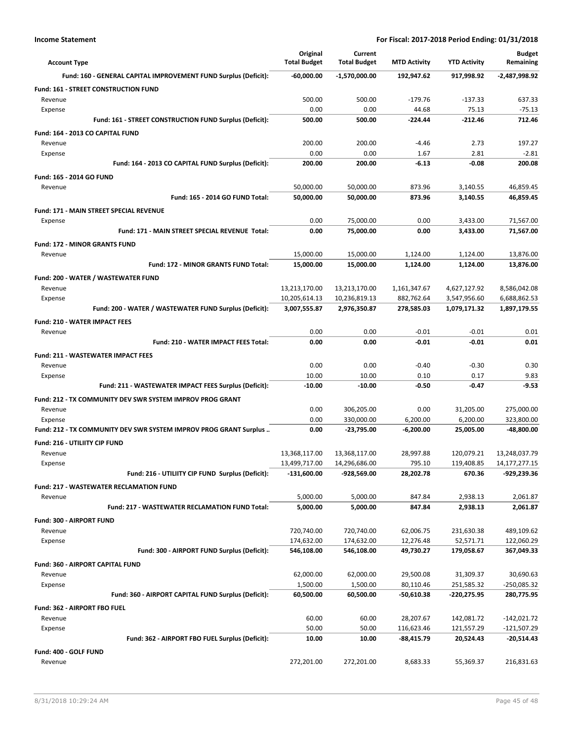| Account Type | Original Total Budget | Current Total Budget | MTD Activity | YTD Activity | Budget Remaining |
|---|---|---|---|---|---|
| **Fund: 160 - GENERAL CAPITAL IMPROVEMENT FUND Surplus (Deficit):** | **-60,000.00** | **-1,570,000.00** | **192,947.62** | **917,998.92** | **-2,487,998.92** |
| **Fund: 161 - STREET CONSTRUCTION FUND** | | | | | |
| Revenue | 500.00 | 500.00 | -179.76 | -137.33 | 637.33 |
| Expense | 0.00 | 0.00 | 44.68 | 75.13 | -75.13 |
| **Fund: 161 - STREET CONSTRUCTION FUND Surplus (Deficit):** | **500.00** | **500.00** | **-224.44** | **-212.46** | **712.46** |
| **Fund: 164 - 2013 CO CAPITAL FUND** | | | | | |
| Revenue | 200.00 | 200.00 | -4.46 | 2.73 | 197.27 |
| Expense | 0.00 | 0.00 | 1.67 | 2.81 | -2.81 |
| **Fund: 164 - 2013 CO CAPITAL FUND Surplus (Deficit):** | **200.00** | **200.00** | **-6.13** | **-0.08** | **200.08** |
| **Fund: 165 - 2014 GO FUND** | | | | | |
| Revenue | 50,000.00 | 50,000.00 | 873.96 | 3,140.55 | 46,859.45 |
| **Fund: 165 - 2014 GO FUND Total:** | **50,000.00** | **50,000.00** | **873.96** | **3,140.55** | **46,859.45** |
| **Fund: 171 - MAIN STREET SPECIAL REVENUE** | | | | | |
| Expense | 0.00 | 75,000.00 | 0.00 | 3,433.00 | 71,567.00 |
| **Fund: 171 - MAIN STREET SPECIAL REVENUE Total:** | **0.00** | **75,000.00** | **0.00** | **3,433.00** | **71,567.00** |
| **Fund: 172 - MINOR GRANTS FUND** | | | | | |
| Revenue | 15,000.00 | 15,000.00 | 1,124.00 | 1,124.00 | 13,876.00 |
| **Fund: 172 - MINOR GRANTS FUND Total:** | **15,000.00** | **15,000.00** | **1,124.00** | **1,124.00** | **13,876.00** |
| **Fund: 200 - WATER / WASTEWATER FUND** | | | | | |
| Revenue | 13,213,170.00 | 13,213,170.00 | 1,161,347.67 | 4,627,127.92 | 8,586,042.08 |
| Expense | 10,205,614.13 | 10,236,819.13 | 882,762.64 | 3,547,956.60 | 6,688,862.53 |
| **Fund: 200 - WATER / WASTEWATER FUND Surplus (Deficit):** | **3,007,555.87** | **2,976,350.87** | **278,585.03** | **1,079,171.32** | **1,897,179.55** |
| **Fund: 210 - WATER IMPACT FEES** | | | | | |
| Revenue | 0.00 | 0.00 | -0.01 | -0.01 | 0.01 |
| **Fund: 210 - WATER IMPACT FEES Total:** | **0.00** | **0.00** | **-0.01** | **-0.01** | **0.01** |
| **Fund: 211 - WASTEWATER IMPACT FEES** | | | | | |
| Revenue | 0.00 | 0.00 | -0.40 | -0.30 | 0.30 |
| Expense | 10.00 | 10.00 | 0.10 | 0.17 | 9.83 |
| **Fund: 211 - WASTEWATER IMPACT FEES Surplus (Deficit):** | **-10.00** | **-10.00** | **-0.50** | **-0.47** | **-9.53** |
| **Fund: 212 - TX COMMUNITY DEV SWR SYSTEM IMPROV PROG GRANT** | | | | | |
| Revenue | 0.00 | 306,205.00 | 0.00 | 31,205.00 | 275,000.00 |
| Expense | 0.00 | 330,000.00 | 6,200.00 | 6,200.00 | 323,800.00 |
| **Fund: 212 - TX COMMUNITY DEV SWR SYSTEM IMPROV PROG GRANT Surplus ..** | **0.00** | **-23,795.00** | **-6,200.00** | **25,005.00** | **-48,800.00** |
| **Fund: 216 - UTILIITY CIP FUND** | | | | | |
| Revenue | 13,368,117.00 | 13,368,117.00 | 28,997.88 | 120,079.21 | 13,248,037.79 |
| Expense | 13,499,717.00 | 14,296,686.00 | 795.10 | 119,408.85 | 14,177,277.15 |
| **Fund: 216 - UTILIITY CIP FUND Surplus (Deficit):** | **-131,600.00** | **-928,569.00** | **28,202.78** | **670.36** | **-929,239.36** |
| **Fund: 217 - WASTEWATER RECLAMATION FUND** | | | | | |
| Revenue | 5,000.00 | 5,000.00 | 847.84 | 2,938.13 | 2,061.87 |
| **Fund: 217 - WASTEWATER RECLAMATION FUND Total:** | **5,000.00** | **5,000.00** | **847.84** | **2,938.13** | **2,061.87** |
| **Fund: 300 - AIRPORT FUND** | | | | | |
| Revenue | 720,740.00 | 720,740.00 | 62,006.75 | 231,630.38 | 489,109.62 |
| Expense | 174,632.00 | 174,632.00 | 12,276.48 | 52,571.71 | 122,060.29 |
| **Fund: 300 - AIRPORT FUND Surplus (Deficit):** | **546,108.00** | **546,108.00** | **49,730.27** | **179,058.67** | **367,049.33** |
| **Fund: 360 - AIRPORT CAPITAL FUND** | | | | | |
| Revenue | 62,000.00 | 62,000.00 | 29,500.08 | 31,309.37 | 30,690.63 |
| Expense | 1,500.00 | 1,500.00 | 80,110.46 | 251,585.32 | -250,085.32 |
| **Fund: 360 - AIRPORT CAPITAL FUND Surplus (Deficit):** | **60,500.00** | **60,500.00** | **-50,610.38** | **-220,275.95** | **280,775.95** |
| **Fund: 362 - AIRPORT FBO FUEL** | | | | | |
| Revenue | 60.00 | 60.00 | 28,207.67 | 142,081.72 | -142,021.72 |
| Expense | 50.00 | 50.00 | 116,623.46 | 121,557.29 | -121,507.29 |
| **Fund: 362 - AIRPORT FBO FUEL Surplus (Deficit):** | **10.00** | **10.00** | **-88,415.79** | **20,524.43** | **-20,514.43** |
| **Fund: 400 - GOLF FUND** | | | | | |
| Revenue | 272,201.00 | 272,201.00 | 8,683.33 | 55,369.37 | 216,831.63 |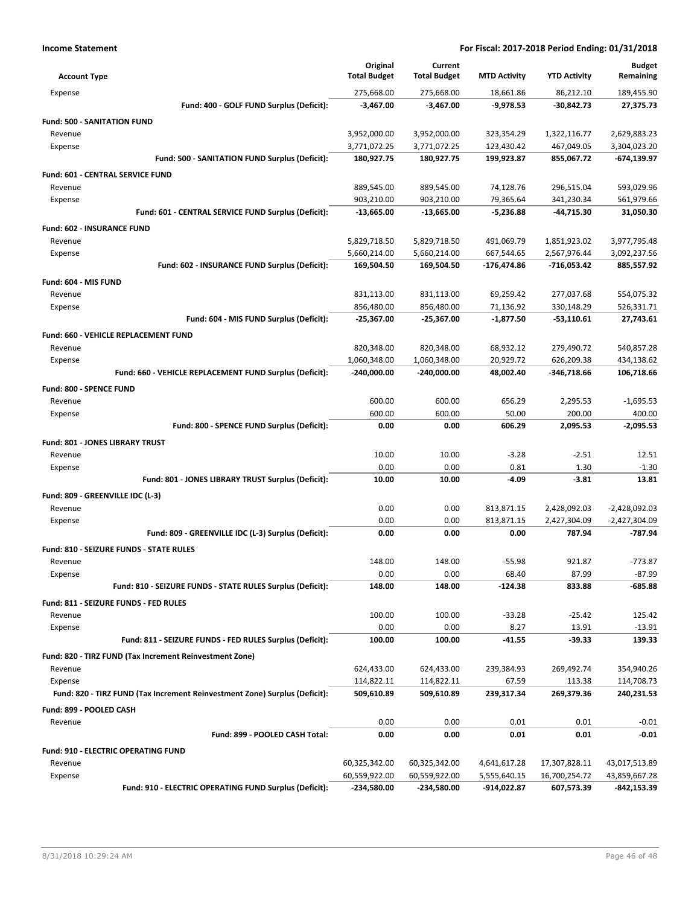**Income Statement** — **For Fiscal: 2017-2018 Period Ending: 01/31/2018**

| Account Type | Original Total Budget | Current Total Budget | MTD Activity | YTD Activity | Budget Remaining |
|---|---|---|---|---|---|
| Expense | 275,668.00 | 275,668.00 | 18,661.86 | 86,212.10 | 189,455.90 |
| **Fund: 400 - GOLF FUND Surplus (Deficit):** | **-3,467.00** | **-3,467.00** | **-9,978.53** | **-30,842.73** | **27,375.73** |
| **Fund: 500 - SANITATION FUND** | | | | | |
| Revenue | 3,952,000.00 | 3,952,000.00 | 323,354.29 | 1,322,116.77 | 2,629,883.23 |
| Expense | 3,771,072.25 | 3,771,072.25 | 123,430.42 | 467,049.05 | 3,304,023.20 |
| **Fund: 500 - SANITATION FUND Surplus (Deficit):** | **180,927.75** | **180,927.75** | **199,923.87** | **855,067.72** | **-674,139.97** |
| **Fund: 601 - CENTRAL SERVICE FUND** | | | | | |
| Revenue | 889,545.00 | 889,545.00 | 74,128.76 | 296,515.04 | 593,029.96 |
| Expense | 903,210.00 | 903,210.00 | 79,365.64 | 341,230.34 | 561,979.66 |
| **Fund: 601 - CENTRAL SERVICE FUND Surplus (Deficit):** | **-13,665.00** | **-13,665.00** | **-5,236.88** | **-44,715.30** | **31,050.30** |
| **Fund: 602 - INSURANCE FUND** | | | | | |
| Revenue | 5,829,718.50 | 5,829,718.50 | 491,069.79 | 1,851,923.02 | 3,977,795.48 |
| Expense | 5,660,214.00 | 5,660,214.00 | 667,544.65 | 2,567,976.44 | 3,092,237.56 |
| **Fund: 602 - INSURANCE FUND Surplus (Deficit):** | **169,504.50** | **169,504.50** | **-176,474.86** | **-716,053.42** | **885,557.92** |
| **Fund: 604 - MIS FUND** | | | | | |
| Revenue | 831,113.00 | 831,113.00 | 69,259.42 | 277,037.68 | 554,075.32 |
| Expense | 856,480.00 | 856,480.00 | 71,136.92 | 330,148.29 | 526,331.71 |
| **Fund: 604 - MIS FUND Surplus (Deficit):** | **-25,367.00** | **-25,367.00** | **-1,877.50** | **-53,110.61** | **27,743.61** |
| **Fund: 660 - VEHICLE REPLACEMENT FUND** | | | | | |
| Revenue | 820,348.00 | 820,348.00 | 68,932.12 | 279,490.72 | 540,857.28 |
| Expense | 1,060,348.00 | 1,060,348.00 | 20,929.72 | 626,209.38 | 434,138.62 |
| **Fund: 660 - VEHICLE REPLACEMENT FUND Surplus (Deficit):** | **-240,000.00** | **-240,000.00** | **48,002.40** | **-346,718.66** | **106,718.66** |
| **Fund: 800 - SPENCE FUND** | | | | | |
| Revenue | 600.00 | 600.00 | 656.29 | 2,295.53 | -1,695.53 |
| Expense | 600.00 | 600.00 | 50.00 | 200.00 | 400.00 |
| **Fund: 800 - SPENCE FUND Surplus (Deficit):** | **0.00** | **0.00** | **606.29** | **2,095.53** | **-2,095.53** |
| **Fund: 801 - JONES LIBRARY TRUST** | | | | | |
| Revenue | 10.00 | 10.00 | -3.28 | -2.51 | 12.51 |
| Expense | 0.00 | 0.00 | 0.81 | 1.30 | -1.30 |
| **Fund: 801 - JONES LIBRARY TRUST Surplus (Deficit):** | **10.00** | **10.00** | **-4.09** | **-3.81** | **13.81** |
| **Fund: 809 - GREENVILLE IDC (L-3)** | | | | | |
| Revenue | 0.00 | 0.00 | 813,871.15 | 2,428,092.03 | -2,428,092.03 |
| Expense | 0.00 | 0.00 | 813,871.15 | 2,427,304.09 | -2,427,304.09 |
| **Fund: 809 - GREENVILLE IDC (L-3) Surplus (Deficit):** | **0.00** | **0.00** | **0.00** | **787.94** | **-787.94** |
| **Fund: 810 - SEIZURE FUNDS - STATE RULES** | | | | | |
| Revenue | 148.00 | 148.00 | -55.98 | 921.87 | -773.87 |
| Expense | 0.00 | 0.00 | 68.40 | 87.99 | -87.99 |
| **Fund: 810 - SEIZURE FUNDS - STATE RULES Surplus (Deficit):** | **148.00** | **148.00** | **-124.38** | **833.88** | **-685.88** |
| **Fund: 811 - SEIZURE FUNDS - FED RULES** | | | | | |
| Revenue | 100.00 | 100.00 | -33.28 | -25.42 | 125.42 |
| Expense | 0.00 | 0.00 | 8.27 | 13.91 | -13.91 |
| **Fund: 811 - SEIZURE FUNDS - FED RULES Surplus (Deficit):** | **100.00** | **100.00** | **-41.55** | **-39.33** | **139.33** |
| **Fund: 820 - TIRZ FUND (Tax Increment Reinvestment Zone)** | | | | | |
| Revenue | 624,433.00 | 624,433.00 | 239,384.93 | 269,492.74 | 354,940.26 |
| Expense | 114,822.11 | 114,822.11 | 67.59 | 113.38 | 114,708.73 |
| **Fund: 820 - TIRZ FUND (Tax Increment Reinvestment Zone) Surplus (Deficit):** | **509,610.89** | **509,610.89** | **239,317.34** | **269,379.36** | **240,231.53** |
| **Fund: 899 - POOLED CASH** | | | | | |
| Revenue | 0.00 | 0.00 | 0.01 | 0.01 | -0.01 |
| **Fund: 899 - POOLED CASH Total:** | **0.00** | **0.00** | **0.01** | **0.01** | **-0.01** |
| **Fund: 910 - ELECTRIC OPERATING FUND** | | | | | |
| Revenue | 60,325,342.00 | 60,325,342.00 | 4,641,617.28 | 17,307,828.11 | 43,017,513.89 |
| Expense | 60,559,922.00 | 60,559,922.00 | 5,555,640.15 | 16,700,254.72 | 43,859,667.28 |
| **Fund: 910 - ELECTRIC OPERATING FUND Surplus (Deficit):** | **-234,580.00** | **-234,580.00** | **-914,022.87** | **607,573.39** | **-842,153.39** |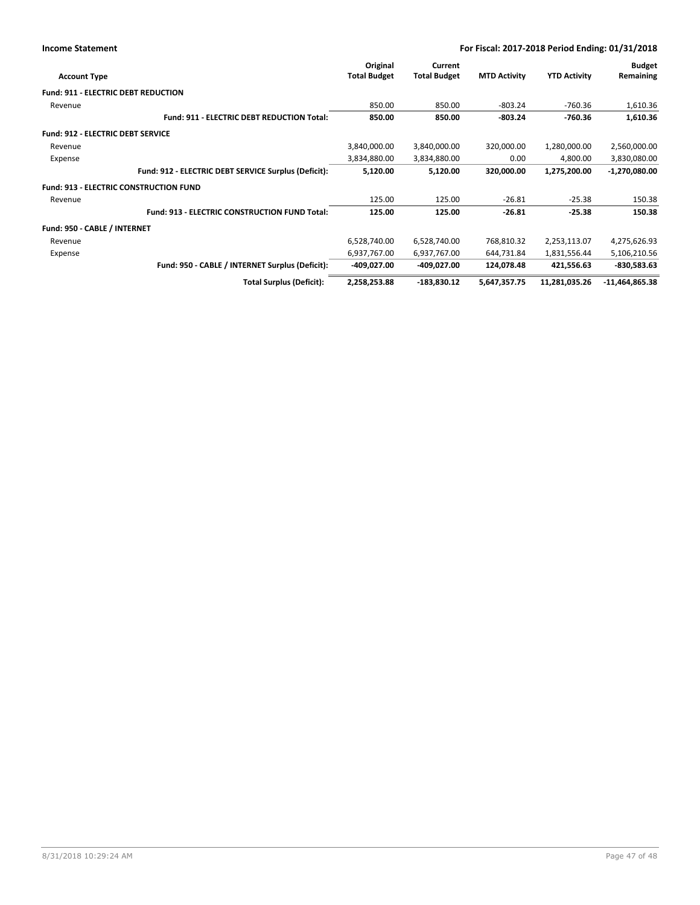| Account Type | Original Total Budget | Current Total Budget | MTD Activity | YTD Activity | Budget Remaining |
|---|---|---|---|---|---|
| **Fund: 911 - ELECTRIC DEBT REDUCTION** | | | | | |
| Revenue | 850.00 | 850.00 | -803.24 | -760.36 | 1,610.36 |
| **Fund: 911 - ELECTRIC DEBT REDUCTION Total:** | **850.00** | **850.00** | **-803.24** | **-760.36** | **1,610.36** |
| **Fund: 912 - ELECTRIC DEBT SERVICE** | | | | | |
| Revenue | 3,840,000.00 | 3,840,000.00 | 320,000.00 | 1,280,000.00 | 2,560,000.00 |
| Expense | 3,834,880.00 | 3,834,880.00 | 0.00 | 4,800.00 | 3,830,080.00 |
| **Fund: 912 - ELECTRIC DEBT SERVICE Surplus (Deficit):** | **5,120.00** | **5,120.00** | **320,000.00** | **1,275,200.00** | **-1,270,080.00** |
| **Fund: 913 - ELECTRIC CONSTRUCTION FUND** | | | | | |
| Revenue | 125.00 | 125.00 | -26.81 | -25.38 | 150.38 |
| **Fund: 913 - ELECTRIC CONSTRUCTION FUND Total:** | **125.00** | **125.00** | **-26.81** | **-25.38** | **150.38** |
| **Fund: 950 - CABLE / INTERNET** | | | | | |
| Revenue | 6,528,740.00 | 6,528,740.00 | 768,810.32 | 2,253,113.07 | 4,275,626.93 |
| Expense | 6,937,767.00 | 6,937,767.00 | 644,731.84 | 1,831,556.44 | 5,106,210.56 |
| **Fund: 950 - CABLE / INTERNET Surplus (Deficit):** | **-409,027.00** | **-409,027.00** | **124,078.48** | **421,556.63** | **-830,583.63** |
| **Total Surplus (Deficit):** | **2,258,253.88** | **-183,830.12** | **5,647,357.75** | **11,281,035.26** | **-11,464,865.38** |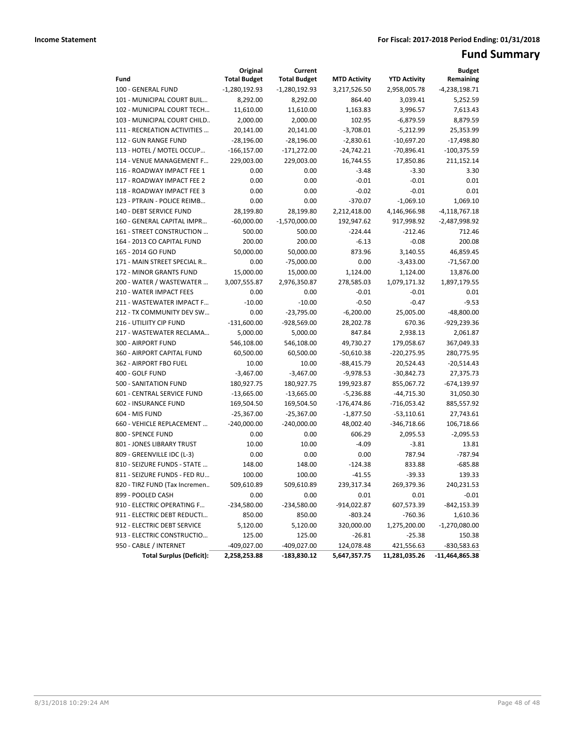**Income Statement** **For Fiscal: 2017-2018 Period Ending: 01/31/2018**

# Fund Summary

| Fund | Original Total Budget | Current Total Budget | MTD Activity | YTD Activity | Budget Remaining |
|---|---|---|---|---|---|
| 100 - GENERAL FUND | -1,280,192.93 | -1,280,192.93 | 3,217,526.50 | 2,958,005.78 | -4,238,198.71 |
| 101 - MUNICIPAL COURT BUIL… | 8,292.00 | 8,292.00 | 864.40 | 3,039.41 | 5,252.59 |
| 102 - MUNICIPAL COURT TECH… | 11,610.00 | 11,610.00 | 1,163.83 | 3,996.57 | 7,613.43 |
| 103 - MUNICIPAL COURT CHILD.. | 2,000.00 | 2,000.00 | 102.95 | -6,879.59 | 8,879.59 |
| 111 - RECREATION ACTIVITIES … | 20,141.00 | 20,141.00 | -3,708.01 | -5,212.99 | 25,353.99 |
| 112 - GUN RANGE FUND | -28,196.00 | -28,196.00 | -2,830.61 | -10,697.20 | -17,498.80 |
| 113 - HOTEL / MOTEL OCCUP… | -166,157.00 | -171,272.00 | -24,742.21 | -70,896.41 | -100,375.59 |
| 114 - VENUE MANAGEMENT F… | 229,003.00 | 229,003.00 | 16,744.55 | 17,850.86 | 211,152.14 |
| 116 - ROADWAY IMPACT FEE 1 | 0.00 | 0.00 | -3.48 | -3.30 | 3.30 |
| 117 - ROADWAY IMPACT FEE 2 | 0.00 | 0.00 | -0.01 | -0.01 | 0.01 |
| 118 - ROADWAY IMPACT FEE 3 | 0.00 | 0.00 | -0.02 | -0.01 | 0.01 |
| 123 - PTRAIN - POLICE REIMB… | 0.00 | 0.00 | -370.07 | -1,069.10 | 1,069.10 |
| 140 - DEBT SERVICE FUND | 28,199.80 | 28,199.80 | 2,212,418.00 | 4,146,966.98 | -4,118,767.18 |
| 160 - GENERAL CAPITAL IMPR… | -60,000.00 | -1,570,000.00 | 192,947.62 | 917,998.92 | -2,487,998.92 |
| 161 - STREET CONSTRUCTION … | 500.00 | 500.00 | -224.44 | -212.46 | 712.46 |
| 164 - 2013 CO CAPITAL FUND | 200.00 | 200.00 | -6.13 | -0.08 | 200.08 |
| 165 - 2014 GO FUND | 50,000.00 | 50,000.00 | 873.96 | 3,140.55 | 46,859.45 |
| 171 - MAIN STREET SPECIAL R… | 0.00 | -75,000.00 | 0.00 | -3,433.00 | -71,567.00 |
| 172 - MINOR GRANTS FUND | 15,000.00 | 15,000.00 | 1,124.00 | 1,124.00 | 13,876.00 |
| 200 - WATER / WASTEWATER … | 3,007,555.87 | 2,976,350.87 | 278,585.03 | 1,079,171.32 | 1,897,179.55 |
| 210 - WATER IMPACT FEES | 0.00 | 0.00 | -0.01 | -0.01 | 0.01 |
| 211 - WASTEWATER IMPACT F… | -10.00 | -10.00 | -0.50 | -0.47 | -9.53 |
| 212 - TX COMMUNITY DEV SW… | 0.00 | -23,795.00 | -6,200.00 | 25,005.00 | -48,800.00 |
| 216 - UTILIITY CIP FUND | -131,600.00 | -928,569.00 | 28,202.78 | 670.36 | -929,239.36 |
| 217 - WASTEWATER RECLAMA… | 5,000.00 | 5,000.00 | 847.84 | 2,938.13 | 2,061.87 |
| 300 - AIRPORT FUND | 546,108.00 | 546,108.00 | 49,730.27 | 179,058.67 | 367,049.33 |
| 360 - AIRPORT CAPITAL FUND | 60,500.00 | 60,500.00 | -50,610.38 | -220,275.95 | 280,775.95 |
| 362 - AIRPORT FBO FUEL | 10.00 | 10.00 | -88,415.79 | 20,524.43 | -20,514.43 |
| 400 - GOLF FUND | -3,467.00 | -3,467.00 | -9,978.53 | -30,842.73 | 27,375.73 |
| 500 - SANITATION FUND | 180,927.75 | 180,927.75 | 199,923.87 | 855,067.72 | -674,139.97 |
| 601 - CENTRAL SERVICE FUND | -13,665.00 | -13,665.00 | -5,236.88 | -44,715.30 | 31,050.30 |
| 602 - INSURANCE FUND | 169,504.50 | 169,504.50 | -176,474.86 | -716,053.42 | 885,557.92 |
| 604 - MIS FUND | -25,367.00 | -25,367.00 | -1,877.50 | -53,110.61 | 27,743.61 |
| 660 - VEHICLE REPLACEMENT … | -240,000.00 | -240,000.00 | 48,002.40 | -346,718.66 | 106,718.66 |
| 800 - SPENCE FUND | 0.00 | 0.00 | 606.29 | 2,095.53 | -2,095.53 |
| 801 - JONES LIBRARY TRUST | 10.00 | 10.00 | -4.09 | -3.81 | 13.81 |
| 809 - GREENVILLE IDC (L-3) | 0.00 | 0.00 | 0.00 | 787.94 | -787.94 |
| 810 - SEIZURE FUNDS - STATE … | 148.00 | 148.00 | -124.38 | 833.88 | -685.88 |
| 811 - SEIZURE FUNDS - FED RU… | 100.00 | 100.00 | -41.55 | -39.33 | 139.33 |
| 820 - TIRZ FUND (Tax Incremen.. | 509,610.89 | 509,610.89 | 239,317.34 | 269,379.36 | 240,231.53 |
| 899 - POOLED CASH | 0.00 | 0.00 | 0.01 | 0.01 | -0.01 |
| 910 - ELECTRIC OPERATING F… | -234,580.00 | -234,580.00 | -914,022.87 | 607,573.39 | -842,153.39 |
| 911 - ELECTRIC DEBT REDUCTI… | 850.00 | 850.00 | -803.24 | -760.36 | 1,610.36 |
| 912 - ELECTRIC DEBT SERVICE | 5,120.00 | 5,120.00 | 320,000.00 | 1,275,200.00 | -1,270,080.00 |
| 913 - ELECTRIC CONSTRUCTIO… | 125.00 | 125.00 | -26.81 | -25.38 | 150.38 |
| 950 - CABLE / INTERNET | -409,027.00 | -409,027.00 | 124,078.48 | 421,556.63 | -830,583.63 |
| **Total Surplus (Deficit):** | **2,258,253.88** | **-183,830.12** | **5,647,357.75** | **11,281,035.26** | **-11,464,865.38** |